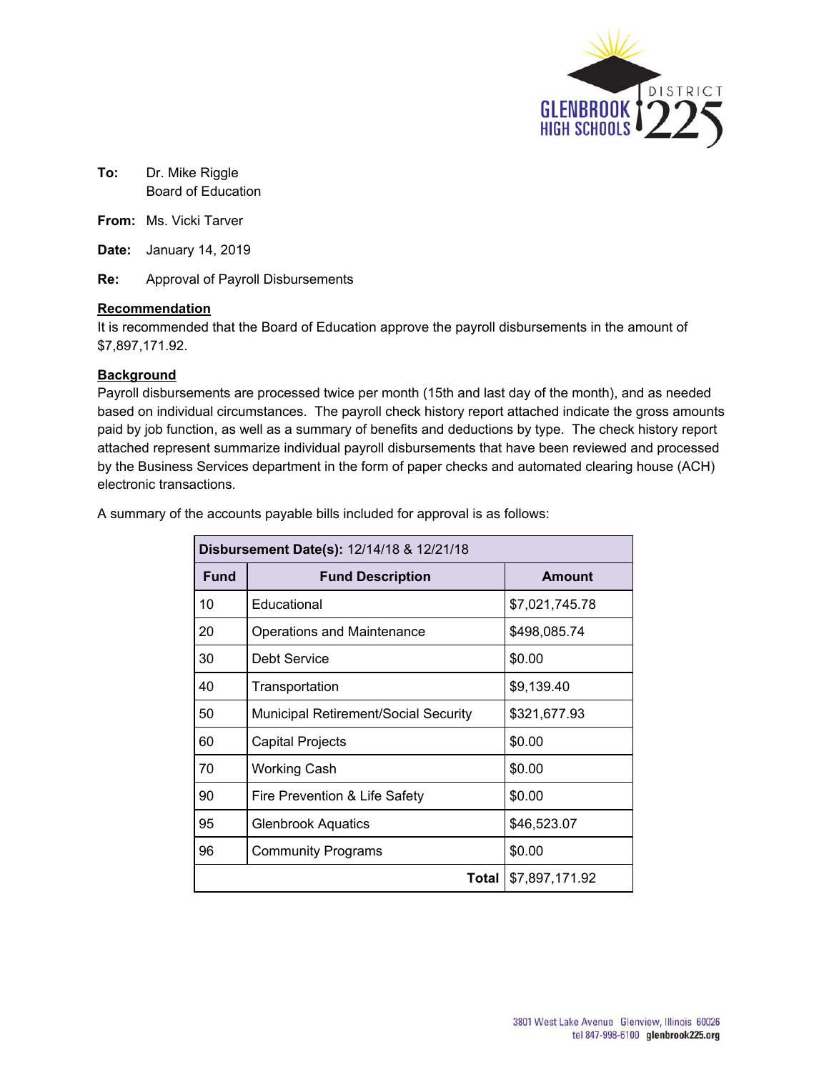GLENBROOK HIGH SCHOOLS DISTRICT 225

**To:** Dr. Mike Riggle
Board of Education

**From:** Ms. Vicki Tarver

**Date:** January 14, 2019

**Re:** Approval of Payroll Disbursements

**Recommendation**

It is recommended that the Board of Education approve the payroll disbursements in the amount of $7,897,171.92.

**Background**

Payroll disbursements are processed twice per month (15th and last day of the month), and as needed based on individual circumstances. The payroll check history report attached indicate the gross amounts paid by job function, as well as a summary of benefits and deductions by type. The check history report attached represent summarize individual payroll disbursements that have been reviewed and processed by the Business Services department in the form of paper checks and automated clearing house (ACH) electronic transactions.

A summary of the accounts payable bills included for approval is as follows:

| **Disbursement Date(s):** 12/14/18 & 12/21/18 | | |
|---|---|---|
| **Fund** | **Fund Description** | **Amount** |
| 10 | Educational | $7,021,745.78 |
| 20 | Operations and Maintenance | $498,085.74 |
| 30 | Debt Service | $0.00 |
| 40 | Transportation | $9,139.40 |
| 50 | Municipal Retirement/Social Security | $321,677.93 |
| 60 | Capital Projects | $0.00 |
| 70 | Working Cash | $0.00 |
| 90 | Fire Prevention & Life Safety | $0.00 |
| 95 | Glenbrook Aquatics | $46,523.07 |
| 96 | Community Programs | $0.00 |
| | **Total** | $7,897,171.92 |

3801 West Lake Avenue Glenview, Illinois 60026
tel 847-998-6100 glenbrook225.org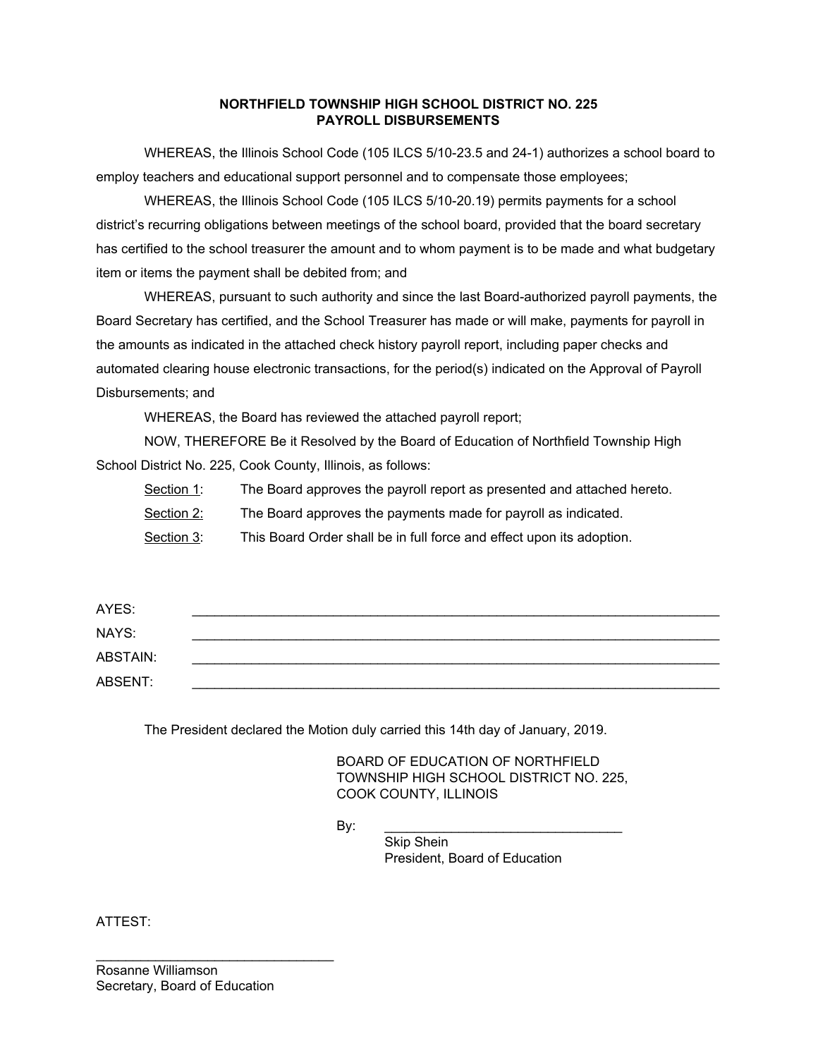**NORTHFIELD TOWNSHIP HIGH SCHOOL DISTRICT NO. 225**
**PAYROLL DISBURSEMENTS**

WHEREAS, the Illinois School Code (105 ILCS 5/10-23.5 and 24-1) authorizes a school board to employ teachers and educational support personnel and to compensate those employees;

WHEREAS, the Illinois School Code (105 ILCS 5/10-20.19) permits payments for a school district's recurring obligations between meetings of the school board, provided that the board secretary has certified to the school treasurer the amount and to whom payment is to be made and what budgetary item or items the payment shall be debited from; and

WHEREAS, pursuant to such authority and since the last Board-authorized payroll payments, the Board Secretary has certified, and the School Treasurer has made or will make, payments for payroll in the amounts as indicated in the attached check history payroll report, including paper checks and automated clearing house electronic transactions, for the period(s) indicated on the Approval of Payroll Disbursements; and

WHEREAS, the Board has reviewed the attached payroll report;

NOW, THEREFORE Be it Resolved by the Board of Education of Northfield Township High School District No. 225, Cook County, Illinois, as follows:

Section 1: The Board approves the payroll report as presented and attached hereto.

Section 2: The Board approves the payments made for payroll as indicated.

Section 3: This Board Order shall be in full force and effect upon its adoption.

AYES: ___________________________________________

NAYS: ___________________________________________

ABSTAIN: ___________________________________________

ABSENT: ___________________________________________

The President declared the Motion duly carried this 14th day of January, 2019.

BOARD OF EDUCATION OF NORTHFIELD TOWNSHIP HIGH SCHOOL DISTRICT NO. 225, COOK COUNTY, ILLINOIS

By: ________________________________
Skip Shein
President, Board of Education

ATTEST:

________________________________
Rosanne Williamson
Secretary, Board of Education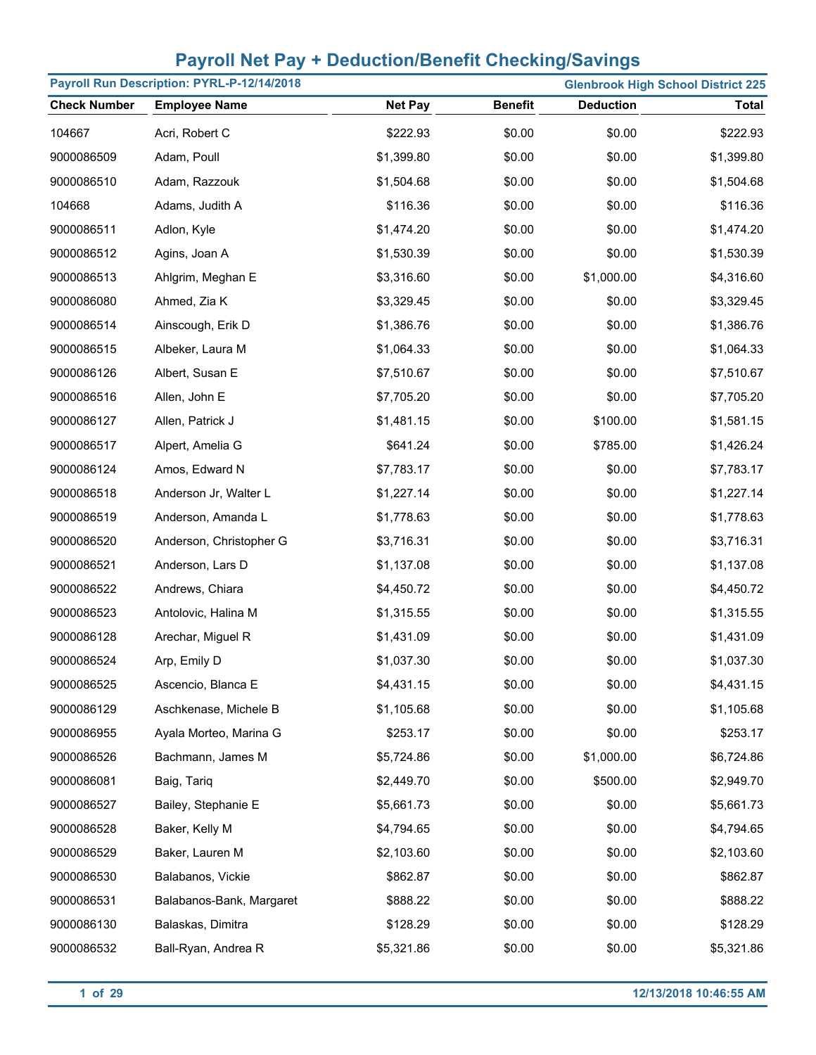# Payroll Net Pay + Deduction/Benefit Checking/Savings

**Payroll Run Description: PYRL-P-12/14/2018** — **Glenbrook High School District 225**

| Check Number | Employee Name | Net Pay | Benefit | Deduction | Total |
|---|---|---|---|---|---|
| 104667 | Acri, Robert C | $222.93 | $0.00 | $0.00 | $222.93 |
| 9000086509 | Adam, Poull | $1,399.80 | $0.00 | $0.00 | $1,399.80 |
| 9000086510 | Adam, Razzouk | $1,504.68 | $0.00 | $0.00 | $1,504.68 |
| 104668 | Adams, Judith A | $116.36 | $0.00 | $0.00 | $116.36 |
| 9000086511 | Adlon, Kyle | $1,474.20 | $0.00 | $0.00 | $1,474.20 |
| 9000086512 | Agins, Joan A | $1,530.39 | $0.00 | $0.00 | $1,530.39 |
| 9000086513 | Ahlgrim, Meghan E | $3,316.60 | $0.00 | $1,000.00 | $4,316.60 |
| 9000086080 | Ahmed, Zia K | $3,329.45 | $0.00 | $0.00 | $3,329.45 |
| 9000086514 | Ainscough, Erik D | $1,386.76 | $0.00 | $0.00 | $1,386.76 |
| 9000086515 | Albeker, Laura M | $1,064.33 | $0.00 | $0.00 | $1,064.33 |
| 9000086126 | Albert, Susan E | $7,510.67 | $0.00 | $0.00 | $7,510.67 |
| 9000086516 | Allen, John E | $7,705.20 | $0.00 | $0.00 | $7,705.20 |
| 9000086127 | Allen, Patrick J | $1,481.15 | $0.00 | $100.00 | $1,581.15 |
| 9000086517 | Alpert, Amelia G | $641.24 | $0.00 | $785.00 | $1,426.24 |
| 9000086124 | Amos, Edward N | $7,783.17 | $0.00 | $0.00 | $7,783.17 |
| 9000086518 | Anderson Jr, Walter L | $1,227.14 | $0.00 | $0.00 | $1,227.14 |
| 9000086519 | Anderson, Amanda L | $1,778.63 | $0.00 | $0.00 | $1,778.63 |
| 9000086520 | Anderson, Christopher G | $3,716.31 | $0.00 | $0.00 | $3,716.31 |
| 9000086521 | Anderson, Lars D | $1,137.08 | $0.00 | $0.00 | $1,137.08 |
| 9000086522 | Andrews, Chiara | $4,450.72 | $0.00 | $0.00 | $4,450.72 |
| 9000086523 | Antolovic, Halina M | $1,315.55 | $0.00 | $0.00 | $1,315.55 |
| 9000086128 | Arechar, Miguel R | $1,431.09 | $0.00 | $0.00 | $1,431.09 |
| 9000086524 | Arp, Emily D | $1,037.30 | $0.00 | $0.00 | $1,037.30 |
| 9000086525 | Ascencio, Blanca E | $4,431.15 | $0.00 | $0.00 | $4,431.15 |
| 9000086129 | Aschkenase, Michele B | $1,105.68 | $0.00 | $0.00 | $1,105.68 |
| 9000086955 | Ayala Morteo, Marina G | $253.17 | $0.00 | $0.00 | $253.17 |
| 9000086526 | Bachmann, James M | $5,724.86 | $0.00 | $1,000.00 | $6,724.86 |
| 9000086081 | Baig, Tariq | $2,449.70 | $0.00 | $500.00 | $2,949.70 |
| 9000086527 | Bailey, Stephanie E | $5,661.73 | $0.00 | $0.00 | $5,661.73 |
| 9000086528 | Baker, Kelly M | $4,794.65 | $0.00 | $0.00 | $4,794.65 |
| 9000086529 | Baker, Lauren M | $2,103.60 | $0.00 | $0.00 | $2,103.60 |
| 9000086530 | Balabanos, Vickie | $862.87 | $0.00 | $0.00 | $862.87 |
| 9000086531 | Balabanos-Bank, Margaret | $888.22 | $0.00 | $0.00 | $888.22 |
| 9000086130 | Balaskas, Dimitra | $128.29 | $0.00 | $0.00 | $128.29 |
| 9000086532 | Ball-Ryan, Andrea R | $5,321.86 | $0.00 | $0.00 | $5,321.86 |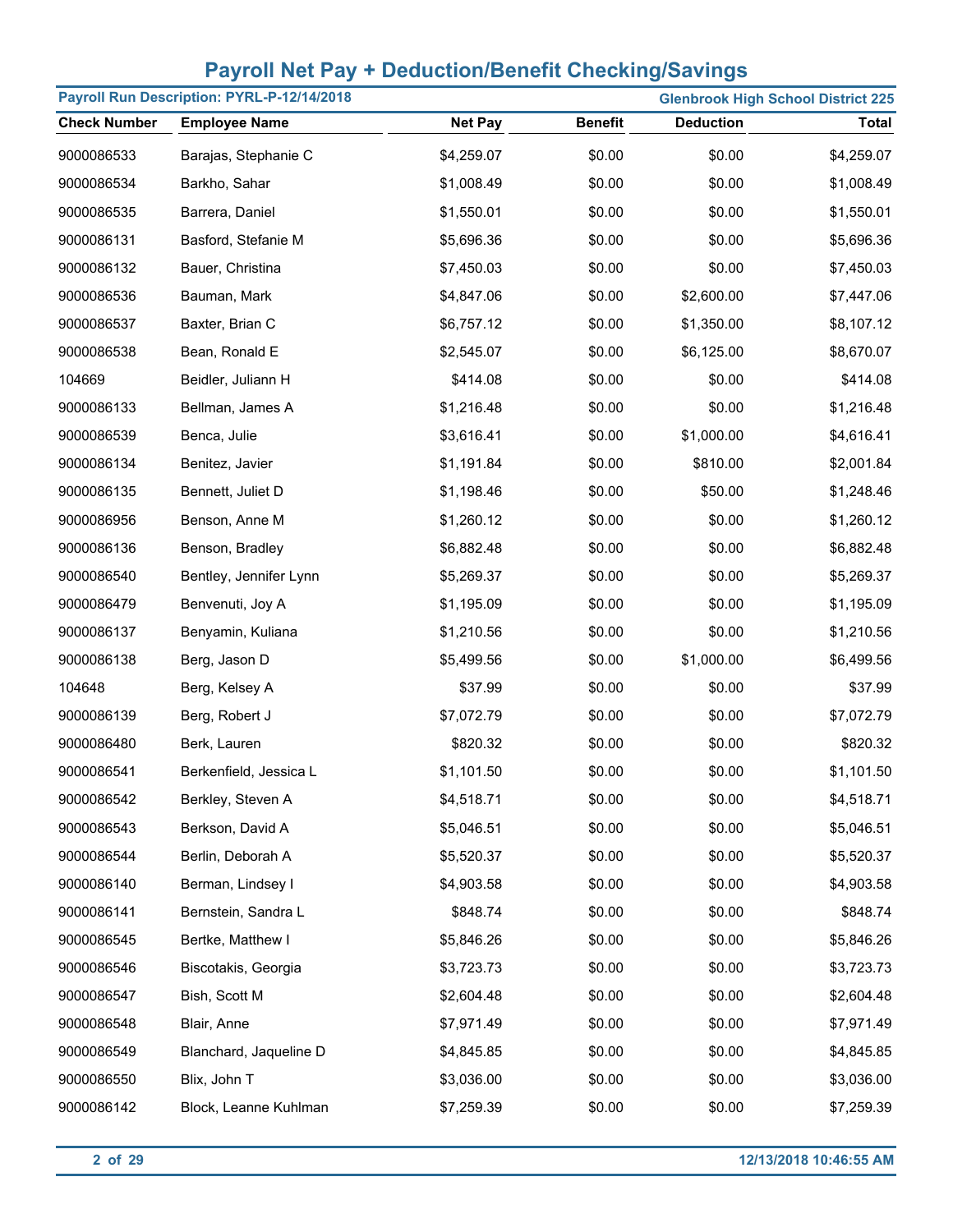# Payroll Net Pay + Deduction/Benefit Checking/Savings

**Payroll Run Description: PYRL-P-12/14/2018** | **Glenbrook High School District 225**

| Check Number | Employee Name | Net Pay | Benefit | Deduction | Total |
|---|---|---|---|---|---|
| 9000086533 | Barajas, Stephanie C | $4,259.07 | $0.00 | $0.00 | $4,259.07 |
| 9000086534 | Barkho, Sahar | $1,008.49 | $0.00 | $0.00 | $1,008.49 |
| 9000086535 | Barrera, Daniel | $1,550.01 | $0.00 | $0.00 | $1,550.01 |
| 9000086131 | Basford, Stefanie M | $5,696.36 | $0.00 | $0.00 | $5,696.36 |
| 9000086132 | Bauer, Christina | $7,450.03 | $0.00 | $0.00 | $7,450.03 |
| 9000086536 | Bauman, Mark | $4,847.06 | $0.00 | $2,600.00 | $7,447.06 |
| 9000086537 | Baxter, Brian C | $6,757.12 | $0.00 | $1,350.00 | $8,107.12 |
| 9000086538 | Bean, Ronald E | $2,545.07 | $0.00 | $6,125.00 | $8,670.07 |
| 104669 | Beidler, Juliann H | $414.08 | $0.00 | $0.00 | $414.08 |
| 9000086133 | Bellman, James A | $1,216.48 | $0.00 | $0.00 | $1,216.48 |
| 9000086539 | Benca, Julie | $3,616.41 | $0.00 | $1,000.00 | $4,616.41 |
| 9000086134 | Benitez, Javier | $1,191.84 | $0.00 | $810.00 | $2,001.84 |
| 9000086135 | Bennett, Juliet D | $1,198.46 | $0.00 | $50.00 | $1,248.46 |
| 9000086956 | Benson, Anne M | $1,260.12 | $0.00 | $0.00 | $1,260.12 |
| 9000086136 | Benson, Bradley | $6,882.48 | $0.00 | $0.00 | $6,882.48 |
| 9000086540 | Bentley, Jennifer Lynn | $5,269.37 | $0.00 | $0.00 | $5,269.37 |
| 9000086479 | Benvenuti, Joy A | $1,195.09 | $0.00 | $0.00 | $1,195.09 |
| 9000086137 | Benyamin, Kuliana | $1,210.56 | $0.00 | $0.00 | $1,210.56 |
| 9000086138 | Berg, Jason D | $5,499.56 | $0.00 | $1,000.00 | $6,499.56 |
| 104648 | Berg, Kelsey A | $37.99 | $0.00 | $0.00 | $37.99 |
| 9000086139 | Berg, Robert J | $7,072.79 | $0.00 | $0.00 | $7,072.79 |
| 9000086480 | Berk, Lauren | $820.32 | $0.00 | $0.00 | $820.32 |
| 9000086541 | Berkenfield, Jessica L | $1,101.50 | $0.00 | $0.00 | $1,101.50 |
| 9000086542 | Berkley, Steven A | $4,518.71 | $0.00 | $0.00 | $4,518.71 |
| 9000086543 | Berkson, David A | $5,046.51 | $0.00 | $0.00 | $5,046.51 |
| 9000086544 | Berlin, Deborah A | $5,520.37 | $0.00 | $0.00 | $5,520.37 |
| 9000086140 | Berman, Lindsey I | $4,903.58 | $0.00 | $0.00 | $4,903.58 |
| 9000086141 | Bernstein, Sandra L | $848.74 | $0.00 | $0.00 | $848.74 |
| 9000086545 | Bertke, Matthew I | $5,846.26 | $0.00 | $0.00 | $5,846.26 |
| 9000086546 | Biscotakis, Georgia | $3,723.73 | $0.00 | $0.00 | $3,723.73 |
| 9000086547 | Bish, Scott M | $2,604.48 | $0.00 | $0.00 | $2,604.48 |
| 9000086548 | Blair, Anne | $7,971.49 | $0.00 | $0.00 | $7,971.49 |
| 9000086549 | Blanchard, Jaqueline D | $4,845.85 | $0.00 | $0.00 | $4,845.85 |
| 9000086550 | Blix, John T | $3,036.00 | $0.00 | $0.00 | $3,036.00 |
| 9000086142 | Block, Leanne Kuhlman | $7,259.39 | $0.00 | $0.00 | $7,259.39 |

12/13/2018 10:46:55 AM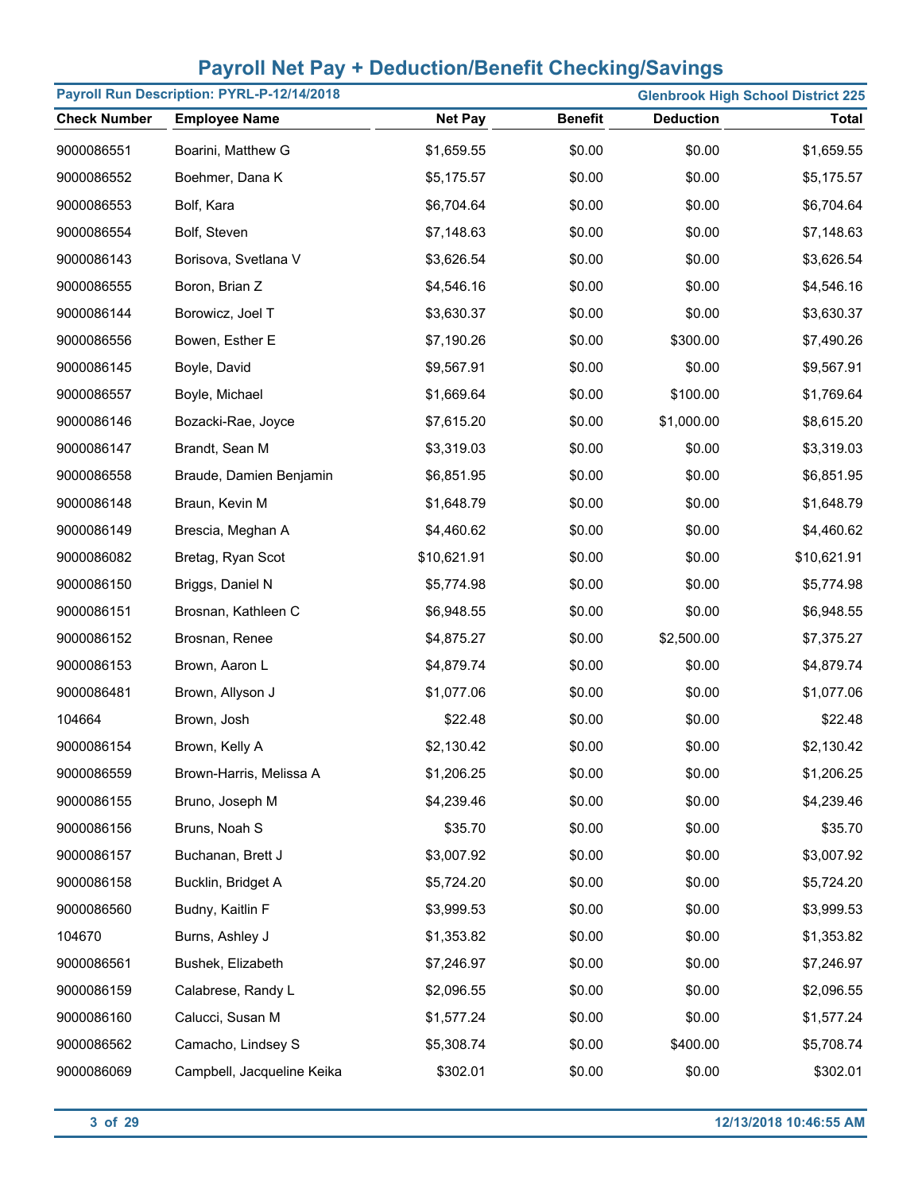# Payroll Net Pay + Deduction/Benefit Checking/Savings

**Payroll Run Description: PYRL-P-12/14/2018** | **Glenbrook High School District 225**

| Check Number | Employee Name | Net Pay | Benefit | Deduction | Total |
|---|---|---|---|---|---|
| 9000086551 | Boarini, Matthew G | $1,659.55 | $0.00 | $0.00 | $1,659.55 |
| 9000086552 | Boehmer, Dana K | $5,175.57 | $0.00 | $0.00 | $5,175.57 |
| 9000086553 | Bolf, Kara | $6,704.64 | $0.00 | $0.00 | $6,704.64 |
| 9000086554 | Bolf, Steven | $7,148.63 | $0.00 | $0.00 | $7,148.63 |
| 9000086143 | Borisova, Svetlana V | $3,626.54 | $0.00 | $0.00 | $3,626.54 |
| 9000086555 | Boron, Brian Z | $4,546.16 | $0.00 | $0.00 | $4,546.16 |
| 9000086144 | Borowicz, Joel T | $3,630.37 | $0.00 | $0.00 | $3,630.37 |
| 9000086556 | Bowen, Esther E | $7,190.26 | $0.00 | $300.00 | $7,490.26 |
| 9000086145 | Boyle, David | $9,567.91 | $0.00 | $0.00 | $9,567.91 |
| 9000086557 | Boyle, Michael | $1,669.64 | $0.00 | $100.00 | $1,769.64 |
| 9000086146 | Bozacki-Rae, Joyce | $7,615.20 | $0.00 | $1,000.00 | $8,615.20 |
| 9000086147 | Brandt, Sean M | $3,319.03 | $0.00 | $0.00 | $3,319.03 |
| 9000086558 | Braude, Damien Benjamin | $6,851.95 | $0.00 | $0.00 | $6,851.95 |
| 9000086148 | Braun, Kevin M | $1,648.79 | $0.00 | $0.00 | $1,648.79 |
| 9000086149 | Brescia, Meghan A | $4,460.62 | $0.00 | $0.00 | $4,460.62 |
| 9000086082 | Bretag, Ryan Scot | $10,621.91 | $0.00 | $0.00 | $10,621.91 |
| 9000086150 | Briggs, Daniel N | $5,774.98 | $0.00 | $0.00 | $5,774.98 |
| 9000086151 | Brosnan, Kathleen C | $6,948.55 | $0.00 | $0.00 | $6,948.55 |
| 9000086152 | Brosnan, Renee | $4,875.27 | $0.00 | $2,500.00 | $7,375.27 |
| 9000086153 | Brown, Aaron L | $4,879.74 | $0.00 | $0.00 | $4,879.74 |
| 9000086481 | Brown, Allyson J | $1,077.06 | $0.00 | $0.00 | $1,077.06 |
| 104664 | Brown, Josh | $22.48 | $0.00 | $0.00 | $22.48 |
| 9000086154 | Brown, Kelly A | $2,130.42 | $0.00 | $0.00 | $2,130.42 |
| 9000086559 | Brown-Harris, Melissa A | $1,206.25 | $0.00 | $0.00 | $1,206.25 |
| 9000086155 | Bruno, Joseph M | $4,239.46 | $0.00 | $0.00 | $4,239.46 |
| 9000086156 | Bruns, Noah S | $35.70 | $0.00 | $0.00 | $35.70 |
| 9000086157 | Buchanan, Brett J | $3,007.92 | $0.00 | $0.00 | $3,007.92 |
| 9000086158 | Bucklin, Bridget A | $5,724.20 | $0.00 | $0.00 | $5,724.20 |
| 9000086560 | Budny, Kaitlin F | $3,999.53 | $0.00 | $0.00 | $3,999.53 |
| 104670 | Burns, Ashley J | $1,353.82 | $0.00 | $0.00 | $1,353.82 |
| 9000086561 | Bushek, Elizabeth | $7,246.97 | $0.00 | $0.00 | $7,246.97 |
| 9000086159 | Calabrese, Randy L | $2,096.55 | $0.00 | $0.00 | $2,096.55 |
| 9000086160 | Calucci, Susan M | $1,577.24 | $0.00 | $0.00 | $1,577.24 |
| 9000086562 | Camacho, Lindsey S | $5,308.74 | $0.00 | $400.00 | $5,708.74 |
| 9000086069 | Campbell, Jacqueline Keika | $302.01 | $0.00 | $0.00 | $302.01 |

12/13/2018 10:46:55 AM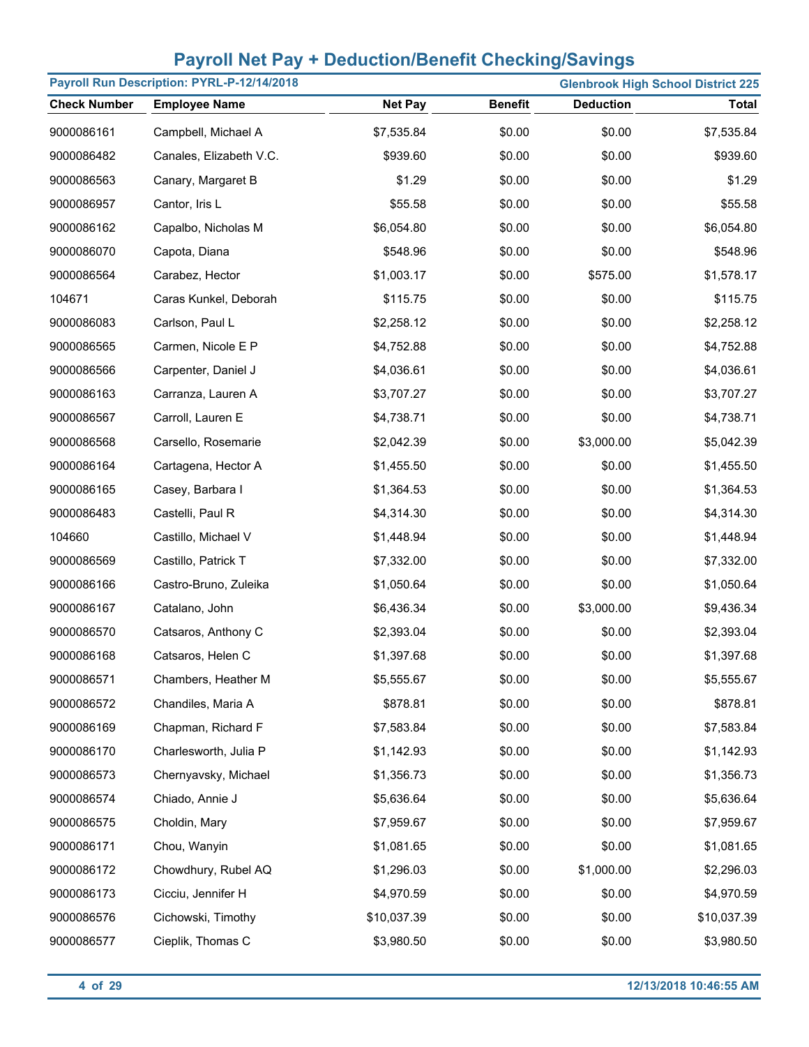# Payroll Net Pay + Deduction/Benefit Checking/Savings

**Payroll Run Description: PYRL-P-12/14/2018** | **Glenbrook High School District 225**

| Check Number | Employee Name | Net Pay | Benefit | Deduction | Total |
|---|---|---|---|---|---|
| 9000086161 | Campbell, Michael A | $7,535.84 | $0.00 | $0.00 | $7,535.84 |
| 9000086482 | Canales, Elizabeth V.C. | $939.60 | $0.00 | $0.00 | $939.60 |
| 9000086563 | Canary, Margaret B | $1.29 | $0.00 | $0.00 | $1.29 |
| 9000086957 | Cantor, Iris L | $55.58 | $0.00 | $0.00 | $55.58 |
| 9000086162 | Capalbo, Nicholas M | $6,054.80 | $0.00 | $0.00 | $6,054.80 |
| 9000086070 | Capota, Diana | $548.96 | $0.00 | $0.00 | $548.96 |
| 9000086564 | Carabez, Hector | $1,003.17 | $0.00 | $575.00 | $1,578.17 |
| 104671 | Caras Kunkel, Deborah | $115.75 | $0.00 | $0.00 | $115.75 |
| 9000086083 | Carlson, Paul L | $2,258.12 | $0.00 | $0.00 | $2,258.12 |
| 9000086565 | Carmen, Nicole E P | $4,752.88 | $0.00 | $0.00 | $4,752.88 |
| 9000086566 | Carpenter, Daniel J | $4,036.61 | $0.00 | $0.00 | $4,036.61 |
| 9000086163 | Carranza, Lauren A | $3,707.27 | $0.00 | $0.00 | $3,707.27 |
| 9000086567 | Carroll, Lauren E | $4,738.71 | $0.00 | $0.00 | $4,738.71 |
| 9000086568 | Carsello, Rosemarie | $2,042.39 | $0.00 | $3,000.00 | $5,042.39 |
| 9000086164 | Cartagena, Hector A | $1,455.50 | $0.00 | $0.00 | $1,455.50 |
| 9000086165 | Casey, Barbara I | $1,364.53 | $0.00 | $0.00 | $1,364.53 |
| 9000086483 | Castelli, Paul R | $4,314.30 | $0.00 | $0.00 | $4,314.30 |
| 104660 | Castillo, Michael V | $1,448.94 | $0.00 | $0.00 | $1,448.94 |
| 9000086569 | Castillo, Patrick T | $7,332.00 | $0.00 | $0.00 | $7,332.00 |
| 9000086166 | Castro-Bruno, Zuleika | $1,050.64 | $0.00 | $0.00 | $1,050.64 |
| 9000086167 | Catalano, John | $6,436.34 | $0.00 | $3,000.00 | $9,436.34 |
| 9000086570 | Catsaros, Anthony C | $2,393.04 | $0.00 | $0.00 | $2,393.04 |
| 9000086168 | Catsaros, Helen C | $1,397.68 | $0.00 | $0.00 | $1,397.68 |
| 9000086571 | Chambers, Heather M | $5,555.67 | $0.00 | $0.00 | $5,555.67 |
| 9000086572 | Chandiles, Maria A | $878.81 | $0.00 | $0.00 | $878.81 |
| 9000086169 | Chapman, Richard F | $7,583.84 | $0.00 | $0.00 | $7,583.84 |
| 9000086170 | Charlesworth, Julia P | $1,142.93 | $0.00 | $0.00 | $1,142.93 |
| 9000086573 | Chernyavsky, Michael | $1,356.73 | $0.00 | $0.00 | $1,356.73 |
| 9000086574 | Chiado, Annie J | $5,636.64 | $0.00 | $0.00 | $5,636.64 |
| 9000086575 | Choldin, Mary | $7,959.67 | $0.00 | $0.00 | $7,959.67 |
| 9000086171 | Chou, Wanyin | $1,081.65 | $0.00 | $0.00 | $1,081.65 |
| 9000086172 | Chowdhury, Rubel AQ | $1,296.03 | $0.00 | $1,000.00 | $2,296.03 |
| 9000086173 | Cicciu, Jennifer H | $4,970.59 | $0.00 | $0.00 | $4,970.59 |
| 9000086576 | Cichowski, Timothy | $10,037.39 | $0.00 | $0.00 | $10,037.39 |
| 9000086577 | Cieplik, Thomas C | $3,980.50 | $0.00 | $0.00 | $3,980.50 |

12/13/2018 10:46:55 AM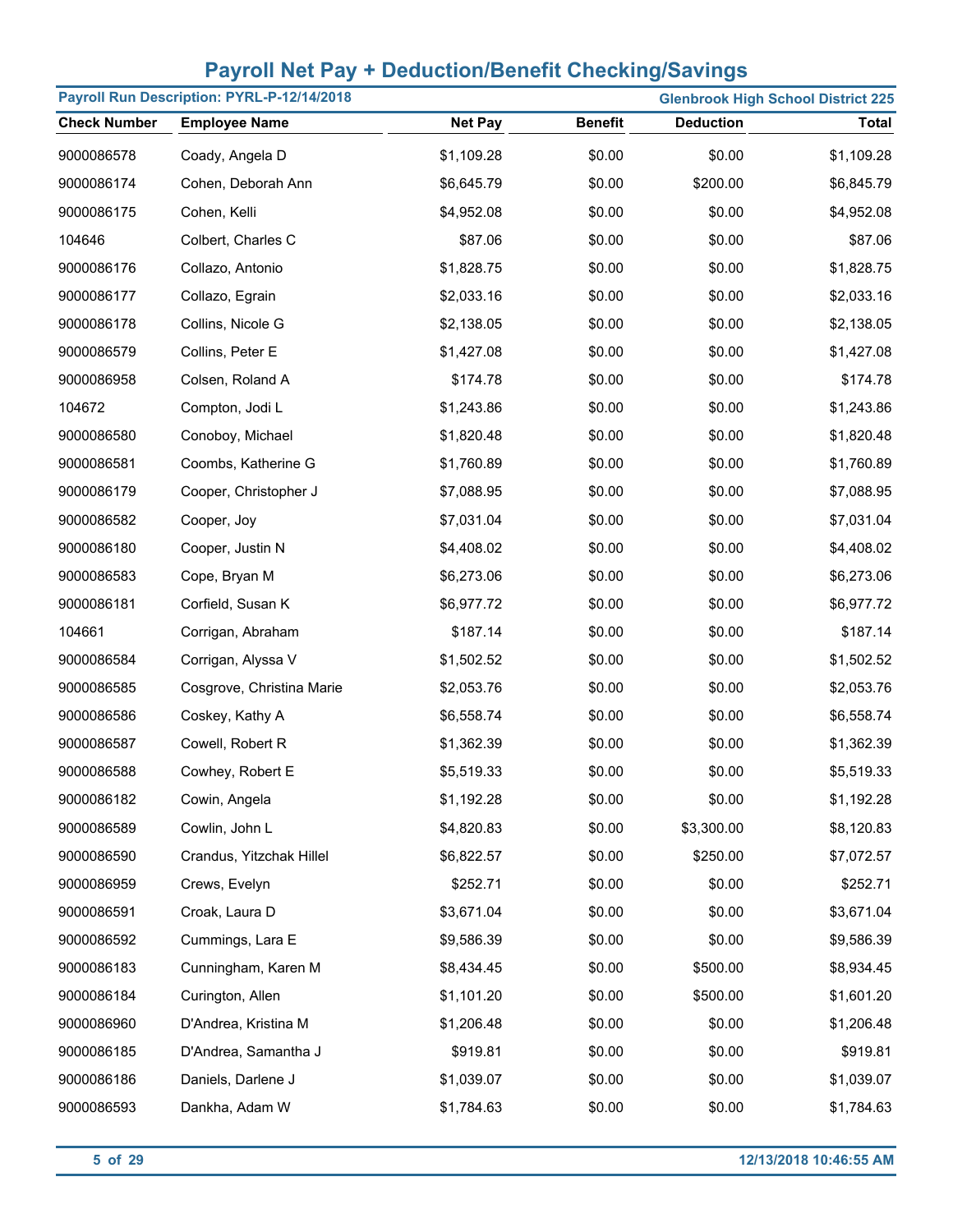# Payroll Net Pay + Deduction/Benefit Checking/Savings

**Payroll Run Description: PYRL-P-12/14/2018** — **Glenbrook High School District 225**

| Check Number | Employee Name | Net Pay | Benefit | Deduction | Total |
|---|---|---|---|---|---|
| 9000086578 | Coady, Angela D | $1,109.28 | $0.00 | $0.00 | $1,109.28 |
| 9000086174 | Cohen, Deborah Ann | $6,645.79 | $0.00 | $200.00 | $6,845.79 |
| 9000086175 | Cohen, Kelli | $4,952.08 | $0.00 | $0.00 | $4,952.08 |
| 104646 | Colbert, Charles C | $87.06 | $0.00 | $0.00 | $87.06 |
| 9000086176 | Collazo, Antonio | $1,828.75 | $0.00 | $0.00 | $1,828.75 |
| 9000086177 | Collazo, Egrain | $2,033.16 | $0.00 | $0.00 | $2,033.16 |
| 9000086178 | Collins, Nicole G | $2,138.05 | $0.00 | $0.00 | $2,138.05 |
| 9000086579 | Collins, Peter E | $1,427.08 | $0.00 | $0.00 | $1,427.08 |
| 9000086958 | Colsen, Roland A | $174.78 | $0.00 | $0.00 | $174.78 |
| 104672 | Compton, Jodi L | $1,243.86 | $0.00 | $0.00 | $1,243.86 |
| 9000086580 | Conoboy, Michael | $1,820.48 | $0.00 | $0.00 | $1,820.48 |
| 9000086581 | Coombs, Katherine G | $1,760.89 | $0.00 | $0.00 | $1,760.89 |
| 9000086179 | Cooper, Christopher J | $7,088.95 | $0.00 | $0.00 | $7,088.95 |
| 9000086582 | Cooper, Joy | $7,031.04 | $0.00 | $0.00 | $7,031.04 |
| 9000086180 | Cooper, Justin N | $4,408.02 | $0.00 | $0.00 | $4,408.02 |
| 9000086583 | Cope, Bryan M | $6,273.06 | $0.00 | $0.00 | $6,273.06 |
| 9000086181 | Corfield, Susan K | $6,977.72 | $0.00 | $0.00 | $6,977.72 |
| 104661 | Corrigan, Abraham | $187.14 | $0.00 | $0.00 | $187.14 |
| 9000086584 | Corrigan, Alyssa V | $1,502.52 | $0.00 | $0.00 | $1,502.52 |
| 9000086585 | Cosgrove, Christina Marie | $2,053.76 | $0.00 | $0.00 | $2,053.76 |
| 9000086586 | Coskey, Kathy A | $6,558.74 | $0.00 | $0.00 | $6,558.74 |
| 9000086587 | Cowell, Robert R | $1,362.39 | $0.00 | $0.00 | $1,362.39 |
| 9000086588 | Cowhey, Robert E | $5,519.33 | $0.00 | $0.00 | $5,519.33 |
| 9000086182 | Cowin, Angela | $1,192.28 | $0.00 | $0.00 | $1,192.28 |
| 9000086589 | Cowlin, John L | $4,820.83 | $0.00 | $3,300.00 | $8,120.83 |
| 9000086590 | Crandus, Yitzchak Hillel | $6,822.57 | $0.00 | $250.00 | $7,072.57 |
| 9000086959 | Crews, Evelyn | $252.71 | $0.00 | $0.00 | $252.71 |
| 9000086591 | Croak, Laura D | $3,671.04 | $0.00 | $0.00 | $3,671.04 |
| 9000086592 | Cummings, Lara E | $9,586.39 | $0.00 | $0.00 | $9,586.39 |
| 9000086183 | Cunningham, Karen M | $8,434.45 | $0.00 | $500.00 | $8,934.45 |
| 9000086184 | Curington, Allen | $1,101.20 | $0.00 | $500.00 | $1,601.20 |
| 9000086960 | D'Andrea, Kristina M | $1,206.48 | $0.00 | $0.00 | $1,206.48 |
| 9000086185 | D'Andrea, Samantha J | $919.81 | $0.00 | $0.00 | $919.81 |
| 9000086186 | Daniels, Darlene J | $1,039.07 | $0.00 | $0.00 | $1,039.07 |
| 9000086593 | Dankha, Adam W | $1,784.63 | $0.00 | $0.00 | $1,784.63 |

12/13/2018 10:46:55 AM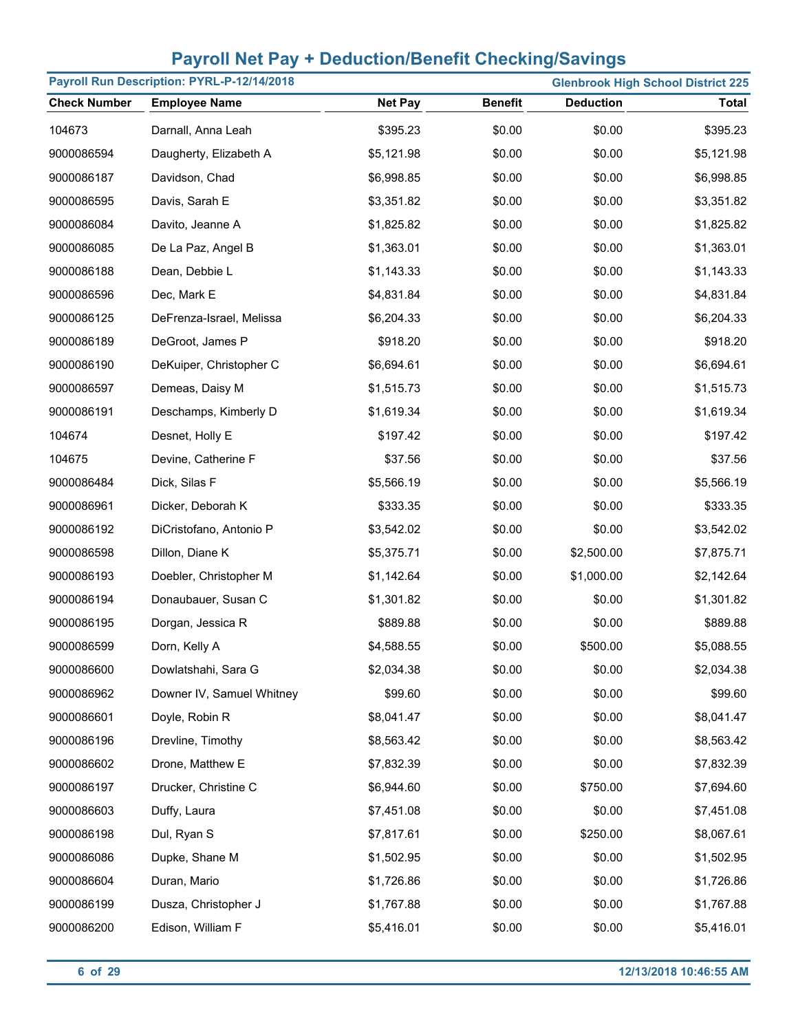# Payroll Net Pay + Deduction/Benefit Checking/Savings

**Payroll Run Description: PYRL-P-12/14/2018** | **Glenbrook High School District 225**

| Check Number | Employee Name | Net Pay | Benefit | Deduction | Total |
|---|---|---|---|---|---|
| 104673 | Darnall, Anna Leah | $395.23 | $0.00 | $0.00 | $395.23 |
| 9000086594 | Daugherty, Elizabeth A | $5,121.98 | $0.00 | $0.00 | $5,121.98 |
| 9000086187 | Davidson, Chad | $6,998.85 | $0.00 | $0.00 | $6,998.85 |
| 9000086595 | Davis, Sarah E | $3,351.82 | $0.00 | $0.00 | $3,351.82 |
| 9000086084 | Davito, Jeanne A | $1,825.82 | $0.00 | $0.00 | $1,825.82 |
| 9000086085 | De La Paz, Angel B | $1,363.01 | $0.00 | $0.00 | $1,363.01 |
| 9000086188 | Dean, Debbie L | $1,143.33 | $0.00 | $0.00 | $1,143.33 |
| 9000086596 | Dec, Mark E | $4,831.84 | $0.00 | $0.00 | $4,831.84 |
| 9000086125 | DeFrenza-Israel, Melissa | $6,204.33 | $0.00 | $0.00 | $6,204.33 |
| 9000086189 | DeGroot, James P | $918.20 | $0.00 | $0.00 | $918.20 |
| 9000086190 | DeKuiper, Christopher C | $6,694.61 | $0.00 | $0.00 | $6,694.61 |
| 9000086597 | Demeas, Daisy M | $1,515.73 | $0.00 | $0.00 | $1,515.73 |
| 9000086191 | Deschamps, Kimberly D | $1,619.34 | $0.00 | $0.00 | $1,619.34 |
| 104674 | Desnet, Holly E | $197.42 | $0.00 | $0.00 | $197.42 |
| 104675 | Devine, Catherine F | $37.56 | $0.00 | $0.00 | $37.56 |
| 9000086484 | Dick, Silas F | $5,566.19 | $0.00 | $0.00 | $5,566.19 |
| 9000086961 | Dicker, Deborah K | $333.35 | $0.00 | $0.00 | $333.35 |
| 9000086192 | DiCristofano, Antonio P | $3,542.02 | $0.00 | $0.00 | $3,542.02 |
| 9000086598 | Dillon, Diane K | $5,375.71 | $0.00 | $2,500.00 | $7,875.71 |
| 9000086193 | Doebler, Christopher M | $1,142.64 | $0.00 | $1,000.00 | $2,142.64 |
| 9000086194 | Donaubauer, Susan C | $1,301.82 | $0.00 | $0.00 | $1,301.82 |
| 9000086195 | Dorgan, Jessica R | $889.88 | $0.00 | $0.00 | $889.88 |
| 9000086599 | Dorn, Kelly A | $4,588.55 | $0.00 | $500.00 | $5,088.55 |
| 9000086600 | Dowlatshahi, Sara G | $2,034.38 | $0.00 | $0.00 | $2,034.38 |
| 9000086962 | Downer IV, Samuel Whitney | $99.60 | $0.00 | $0.00 | $99.60 |
| 9000086601 | Doyle, Robin R | $8,041.47 | $0.00 | $0.00 | $8,041.47 |
| 9000086196 | Drevline, Timothy | $8,563.42 | $0.00 | $0.00 | $8,563.42 |
| 9000086602 | Drone, Matthew E | $7,832.39 | $0.00 | $0.00 | $7,832.39 |
| 9000086197 | Drucker, Christine C | $6,944.60 | $0.00 | $750.00 | $7,694.60 |
| 9000086603 | Duffy, Laura | $7,451.08 | $0.00 | $0.00 | $7,451.08 |
| 9000086198 | Dul, Ryan S | $7,817.61 | $0.00 | $250.00 | $8,067.61 |
| 9000086086 | Dupke, Shane M | $1,502.95 | $0.00 | $0.00 | $1,502.95 |
| 9000086604 | Duran, Mario | $1,726.86 | $0.00 | $0.00 | $1,726.86 |
| 9000086199 | Dusza, Christopher J | $1,767.88 | $0.00 | $0.00 | $1,767.88 |
| 9000086200 | Edison, William F | $5,416.01 | $0.00 | $0.00 | $5,416.01 |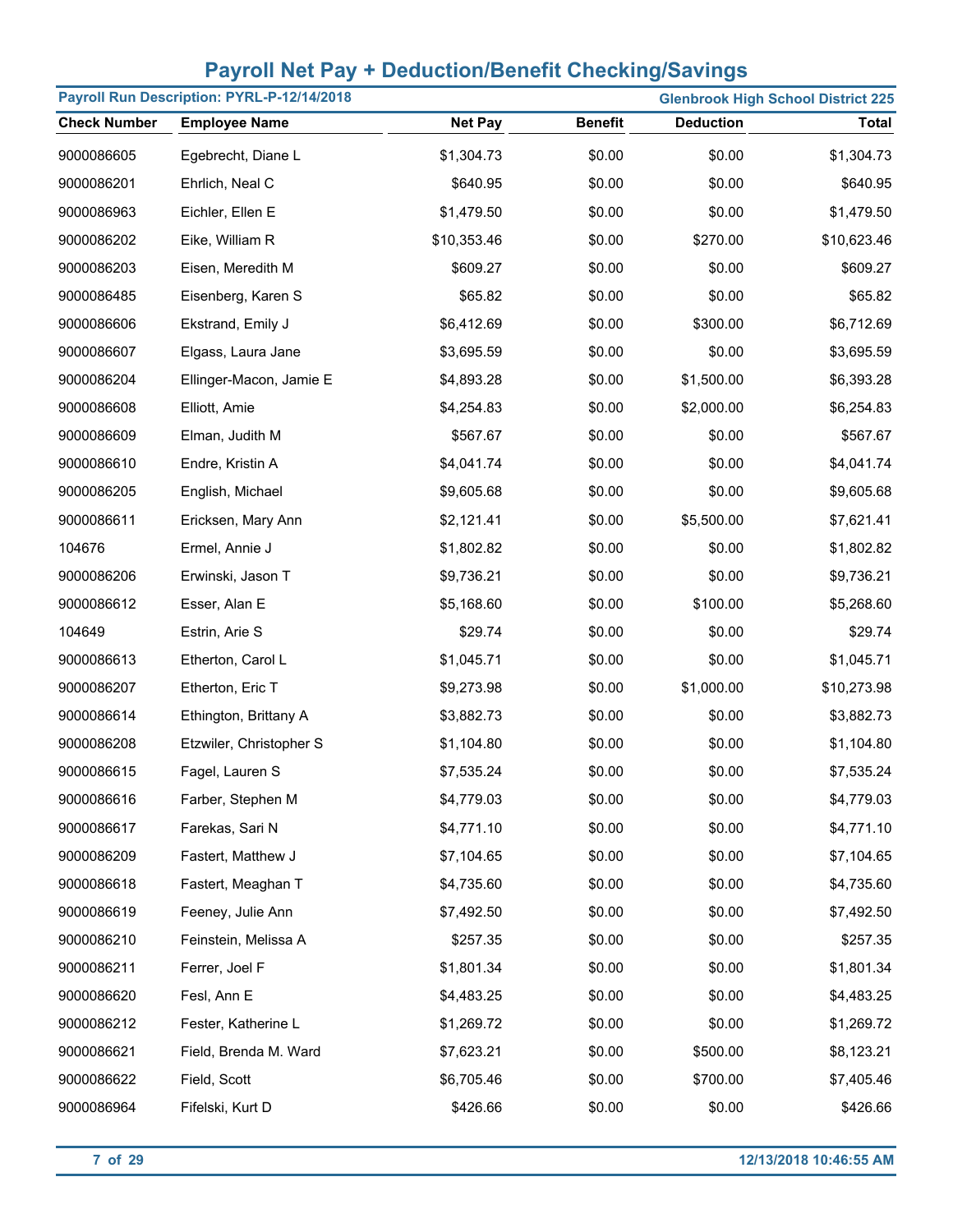# Payroll Net Pay + Deduction/Benefit Checking/Savings

**Payroll Run Description: PYRL-P-12/14/2018** | **Glenbrook High School District 225**

| Check Number | Employee Name | Net Pay | Benefit | Deduction | Total |
|---|---|---|---|---|---|
| 9000086605 | Egebrecht, Diane L | $1,304.73 | $0.00 | $0.00 | $1,304.73 |
| 9000086201 | Ehrlich, Neal C | $640.95 | $0.00 | $0.00 | $640.95 |
| 9000086963 | Eichler, Ellen E | $1,479.50 | $0.00 | $0.00 | $1,479.50 |
| 9000086202 | Eike, William R | $10,353.46 | $0.00 | $270.00 | $10,623.46 |
| 9000086203 | Eisen, Meredith M | $609.27 | $0.00 | $0.00 | $609.27 |
| 9000086485 | Eisenberg, Karen S | $65.82 | $0.00 | $0.00 | $65.82 |
| 9000086606 | Ekstrand, Emily J | $6,412.69 | $0.00 | $300.00 | $6,712.69 |
| 9000086607 | Elgass, Laura Jane | $3,695.59 | $0.00 | $0.00 | $3,695.59 |
| 9000086204 | Ellinger-Macon, Jamie E | $4,893.28 | $0.00 | $1,500.00 | $6,393.28 |
| 9000086608 | Elliott, Amie | $4,254.83 | $0.00 | $2,000.00 | $6,254.83 |
| 9000086609 | Elman, Judith M | $567.67 | $0.00 | $0.00 | $567.67 |
| 9000086610 | Endre, Kristin A | $4,041.74 | $0.00 | $0.00 | $4,041.74 |
| 9000086205 | English, Michael | $9,605.68 | $0.00 | $0.00 | $9,605.68 |
| 9000086611 | Ericksen, Mary Ann | $2,121.41 | $0.00 | $5,500.00 | $7,621.41 |
| 104676 | Ermel, Annie J | $1,802.82 | $0.00 | $0.00 | $1,802.82 |
| 9000086206 | Erwinski, Jason T | $9,736.21 | $0.00 | $0.00 | $9,736.21 |
| 9000086612 | Esser, Alan E | $5,168.60 | $0.00 | $100.00 | $5,268.60 |
| 104649 | Estrin, Arie S | $29.74 | $0.00 | $0.00 | $29.74 |
| 9000086613 | Etherton, Carol L | $1,045.71 | $0.00 | $0.00 | $1,045.71 |
| 9000086207 | Etherton, Eric T | $9,273.98 | $0.00 | $1,000.00 | $10,273.98 |
| 9000086614 | Ethington, Brittany A | $3,882.73 | $0.00 | $0.00 | $3,882.73 |
| 9000086208 | Etzwiler, Christopher S | $1,104.80 | $0.00 | $0.00 | $1,104.80 |
| 9000086615 | Fagel, Lauren S | $7,535.24 | $0.00 | $0.00 | $7,535.24 |
| 9000086616 | Farber, Stephen M | $4,779.03 | $0.00 | $0.00 | $4,779.03 |
| 9000086617 | Farekas, Sari N | $4,771.10 | $0.00 | $0.00 | $4,771.10 |
| 9000086209 | Fastert, Matthew J | $7,104.65 | $0.00 | $0.00 | $7,104.65 |
| 9000086618 | Fastert, Meaghan T | $4,735.60 | $0.00 | $0.00 | $4,735.60 |
| 9000086619 | Feeney, Julie Ann | $7,492.50 | $0.00 | $0.00 | $7,492.50 |
| 9000086210 | Feinstein, Melissa A | $257.35 | $0.00 | $0.00 | $257.35 |
| 9000086211 | Ferrer, Joel F | $1,801.34 | $0.00 | $0.00 | $1,801.34 |
| 9000086620 | Fesl, Ann E | $4,483.25 | $0.00 | $0.00 | $4,483.25 |
| 9000086212 | Fester, Katherine L | $1,269.72 | $0.00 | $0.00 | $1,269.72 |
| 9000086621 | Field, Brenda M. Ward | $7,623.21 | $0.00 | $500.00 | $8,123.21 |
| 9000086622 | Field, Scott | $6,705.46 | $0.00 | $700.00 | $7,405.46 |
| 9000086964 | Fifelski, Kurt D | $426.66 | $0.00 | $0.00 | $426.66 |

12/13/2018 10:46:55 AM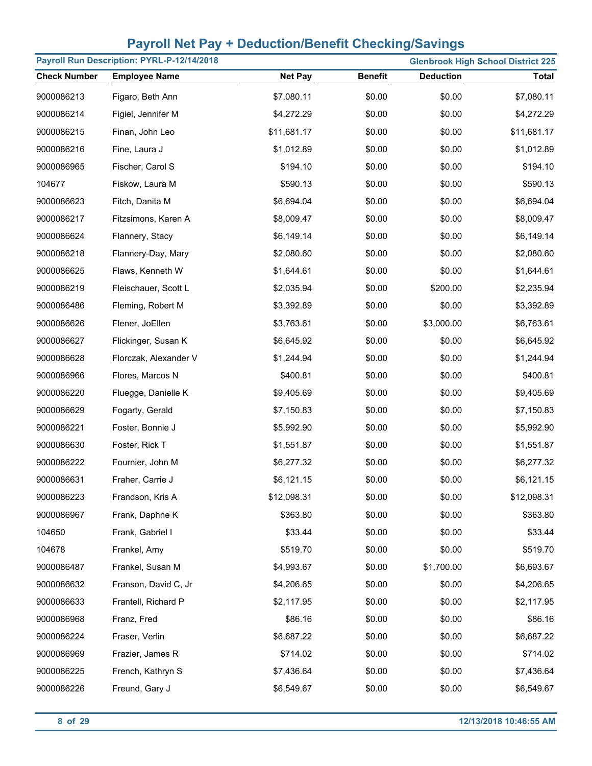# Payroll Net Pay + Deduction/Benefit Checking/Savings

**Payroll Run Description: PYRL-P-12/14/2018** | **Glenbrook High School District 225**

| Check Number | Employee Name | Net Pay | Benefit | Deduction | Total |
|---|---|---|---|---|---|
| 9000086213 | Figaro, Beth Ann | $7,080.11 | $0.00 | $0.00 | $7,080.11 |
| 9000086214 | Figiel, Jennifer M | $4,272.29 | $0.00 | $0.00 | $4,272.29 |
| 9000086215 | Finan, John Leo | $11,681.17 | $0.00 | $0.00 | $11,681.17 |
| 9000086216 | Fine, Laura J | $1,012.89 | $0.00 | $0.00 | $1,012.89 |
| 9000086965 | Fischer, Carol S | $194.10 | $0.00 | $0.00 | $194.10 |
| 104677 | Fiskow, Laura M | $590.13 | $0.00 | $0.00 | $590.13 |
| 9000086623 | Fitch, Danita M | $6,694.04 | $0.00 | $0.00 | $6,694.04 |
| 9000086217 | Fitzsimons, Karen A | $8,009.47 | $0.00 | $0.00 | $8,009.47 |
| 9000086624 | Flannery, Stacy | $6,149.14 | $0.00 | $0.00 | $6,149.14 |
| 9000086218 | Flannery-Day, Mary | $2,080.60 | $0.00 | $0.00 | $2,080.60 |
| 9000086625 | Flaws, Kenneth W | $1,644.61 | $0.00 | $0.00 | $1,644.61 |
| 9000086219 | Fleischauer, Scott L | $2,035.94 | $0.00 | $200.00 | $2,235.94 |
| 9000086486 | Fleming, Robert M | $3,392.89 | $0.00 | $0.00 | $3,392.89 |
| 9000086626 | Flener, JoEllen | $3,763.61 | $0.00 | $3,000.00 | $6,763.61 |
| 9000086627 | Flickinger, Susan K | $6,645.92 | $0.00 | $0.00 | $6,645.92 |
| 9000086628 | Florczak, Alexander V | $1,244.94 | $0.00 | $0.00 | $1,244.94 |
| 9000086966 | Flores, Marcos N | $400.81 | $0.00 | $0.00 | $400.81 |
| 9000086220 | Fluegge, Danielle K | $9,405.69 | $0.00 | $0.00 | $9,405.69 |
| 9000086629 | Fogarty, Gerald | $7,150.83 | $0.00 | $0.00 | $7,150.83 |
| 9000086221 | Foster, Bonnie J | $5,992.90 | $0.00 | $0.00 | $5,992.90 |
| 9000086630 | Foster, Rick T | $1,551.87 | $0.00 | $0.00 | $1,551.87 |
| 9000086222 | Fournier, John M | $6,277.32 | $0.00 | $0.00 | $6,277.32 |
| 9000086631 | Fraher, Carrie J | $6,121.15 | $0.00 | $0.00 | $6,121.15 |
| 9000086223 | Frandson, Kris A | $12,098.31 | $0.00 | $0.00 | $12,098.31 |
| 9000086967 | Frank, Daphne K | $363.80 | $0.00 | $0.00 | $363.80 |
| 104650 | Frank, Gabriel I | $33.44 | $0.00 | $0.00 | $33.44 |
| 104678 | Frankel, Amy | $519.70 | $0.00 | $0.00 | $519.70 |
| 9000086487 | Frankel, Susan M | $4,993.67 | $0.00 | $1,700.00 | $6,693.67 |
| 9000086632 | Franson, David C, Jr | $4,206.65 | $0.00 | $0.00 | $4,206.65 |
| 9000086633 | Frantell, Richard P | $2,117.95 | $0.00 | $0.00 | $2,117.95 |
| 9000086968 | Franz, Fred | $86.16 | $0.00 | $0.00 | $86.16 |
| 9000086224 | Fraser, Verlin | $6,687.22 | $0.00 | $0.00 | $6,687.22 |
| 9000086969 | Frazier, James R | $714.02 | $0.00 | $0.00 | $714.02 |
| 9000086225 | French, Kathryn S | $7,436.64 | $0.00 | $0.00 | $7,436.64 |
| 9000086226 | Freund, Gary J | $6,549.67 | $0.00 | $0.00 | $6,549.67 |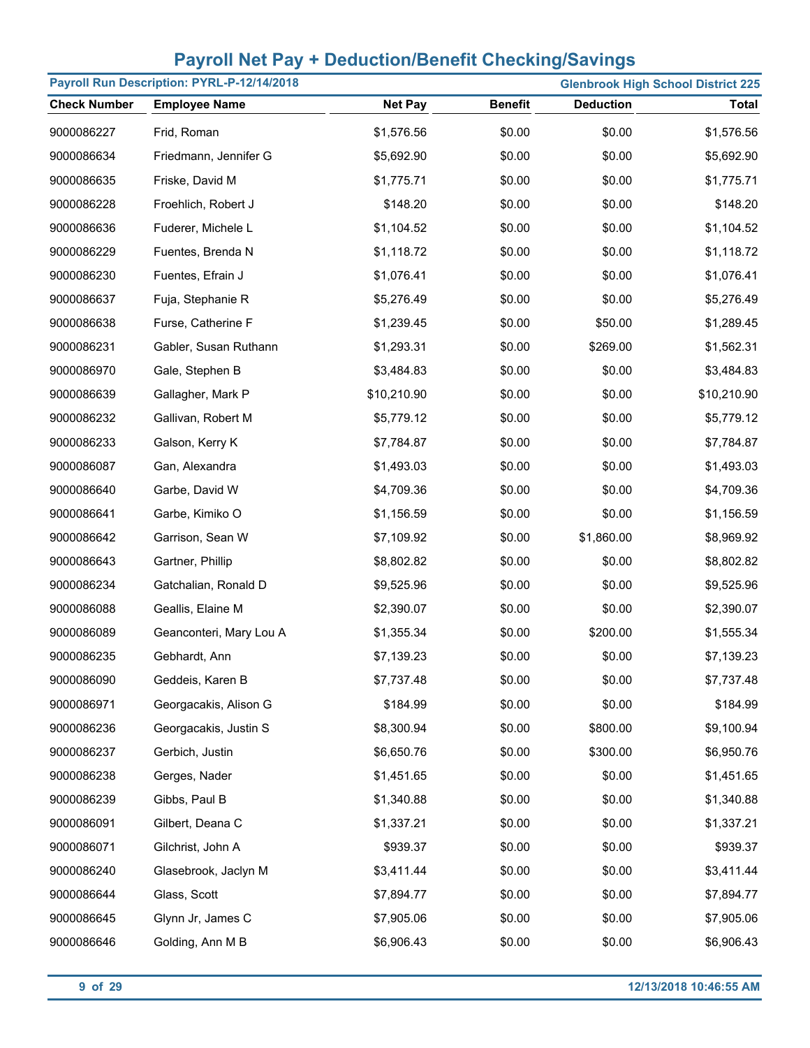# Payroll Net Pay + Deduction/Benefit Checking/Savings

**Payroll Run Description: PYRL-P-12/14/2018** | **Glenbrook High School District 225**

| Check Number | Employee Name | Net Pay | Benefit | Deduction | Total |
|---|---|---|---|---|---|
| 9000086227 | Frid, Roman | $1,576.56 | $0.00 | $0.00 | $1,576.56 |
| 9000086634 | Friedmann, Jennifer G | $5,692.90 | $0.00 | $0.00 | $5,692.90 |
| 9000086635 | Friske, David M | $1,775.71 | $0.00 | $0.00 | $1,775.71 |
| 9000086228 | Froehlich, Robert J | $148.20 | $0.00 | $0.00 | $148.20 |
| 9000086636 | Fuderer, Michele L | $1,104.52 | $0.00 | $0.00 | $1,104.52 |
| 9000086229 | Fuentes, Brenda N | $1,118.72 | $0.00 | $0.00 | $1,118.72 |
| 9000086230 | Fuentes, Efrain J | $1,076.41 | $0.00 | $0.00 | $1,076.41 |
| 9000086637 | Fuja, Stephanie R | $5,276.49 | $0.00 | $0.00 | $5,276.49 |
| 9000086638 | Furse, Catherine F | $1,239.45 | $0.00 | $50.00 | $1,289.45 |
| 9000086231 | Gabler, Susan Ruthann | $1,293.31 | $0.00 | $269.00 | $1,562.31 |
| 9000086970 | Gale, Stephen B | $3,484.83 | $0.00 | $0.00 | $3,484.83 |
| 9000086639 | Gallagher, Mark P | $10,210.90 | $0.00 | $0.00 | $10,210.90 |
| 9000086232 | Gallivan, Robert M | $5,779.12 | $0.00 | $0.00 | $5,779.12 |
| 9000086233 | Galson, Kerry K | $7,784.87 | $0.00 | $0.00 | $7,784.87 |
| 9000086087 | Gan, Alexandra | $1,493.03 | $0.00 | $0.00 | $1,493.03 |
| 9000086640 | Garbe, David W | $4,709.36 | $0.00 | $0.00 | $4,709.36 |
| 9000086641 | Garbe, Kimiko O | $1,156.59 | $0.00 | $0.00 | $1,156.59 |
| 9000086642 | Garrison, Sean W | $7,109.92 | $0.00 | $1,860.00 | $8,969.92 |
| 9000086643 | Gartner, Phillip | $8,802.82 | $0.00 | $0.00 | $8,802.82 |
| 9000086234 | Gatchalian, Ronald D | $9,525.96 | $0.00 | $0.00 | $9,525.96 |
| 9000086088 | Geallis, Elaine M | $2,390.07 | $0.00 | $0.00 | $2,390.07 |
| 9000086089 | Geanconteri, Mary Lou A | $1,355.34 | $0.00 | $200.00 | $1,555.34 |
| 9000086235 | Gebhardt, Ann | $7,139.23 | $0.00 | $0.00 | $7,139.23 |
| 9000086090 | Geddeis, Karen B | $7,737.48 | $0.00 | $0.00 | $7,737.48 |
| 9000086971 | Georgacakis, Alison G | $184.99 | $0.00 | $0.00 | $184.99 |
| 9000086236 | Georgacakis, Justin S | $8,300.94 | $0.00 | $800.00 | $9,100.94 |
| 9000086237 | Gerbich, Justin | $6,650.76 | $0.00 | $300.00 | $6,950.76 |
| 9000086238 | Gerges, Nader | $1,451.65 | $0.00 | $0.00 | $1,451.65 |
| 9000086239 | Gibbs, Paul B | $1,340.88 | $0.00 | $0.00 | $1,340.88 |
| 9000086091 | Gilbert, Deana C | $1,337.21 | $0.00 | $0.00 | $1,337.21 |
| 9000086071 | Gilchrist, John A | $939.37 | $0.00 | $0.00 | $939.37 |
| 9000086240 | Glasebrook, Jaclyn M | $3,411.44 | $0.00 | $0.00 | $3,411.44 |
| 9000086644 | Glass, Scott | $7,894.77 | $0.00 | $0.00 | $7,894.77 |
| 9000086645 | Glynn Jr, James C | $7,905.06 | $0.00 | $0.00 | $7,905.06 |
| 9000086646 | Golding, Ann M B | $6,906.43 | $0.00 | $0.00 | $6,906.43 |

12/13/2018 10:46:55 AM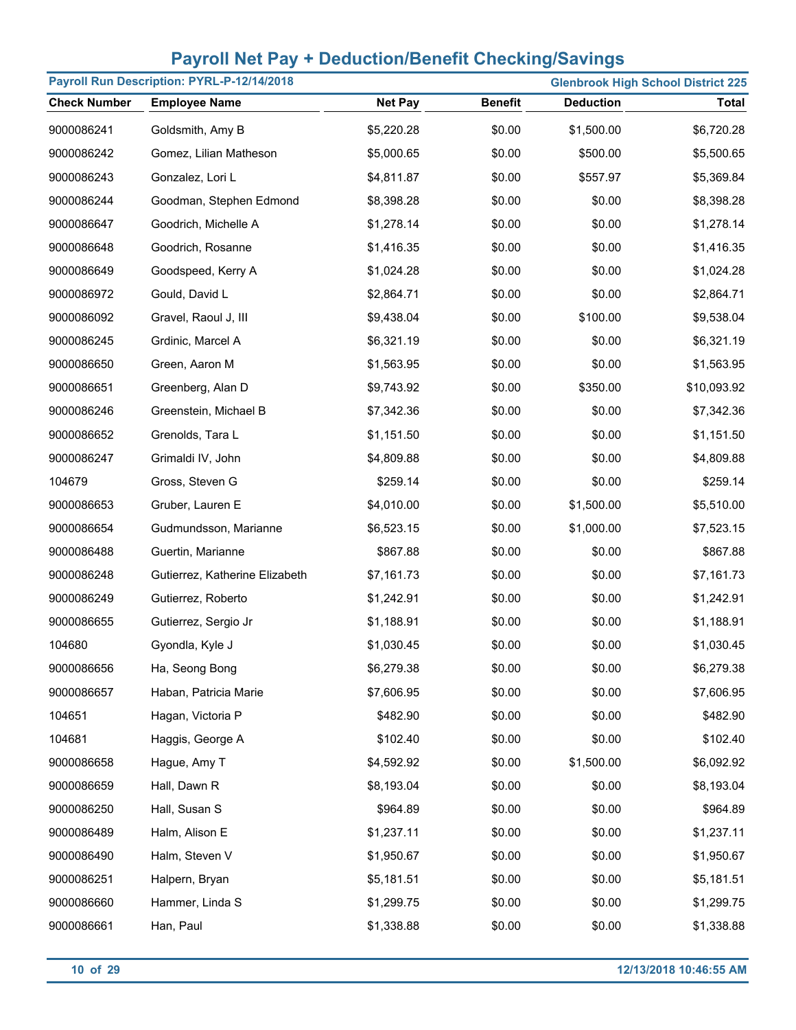# Payroll Net Pay + Deduction/Benefit Checking/Savings

**Payroll Run Description: PYRL-P-12/14/2018** | **Glenbrook High School District 225**

| Check Number | Employee Name | Net Pay | Benefit | Deduction | Total |
|---|---|---|---|---|---|
| 9000086241 | Goldsmith, Amy B | $5,220.28 | $0.00 | $1,500.00 | $6,720.28 |
| 9000086242 | Gomez, Lilian Matheson | $5,000.65 | $0.00 | $500.00 | $5,500.65 |
| 9000086243 | Gonzalez, Lori L | $4,811.87 | $0.00 | $557.97 | $5,369.84 |
| 9000086244 | Goodman, Stephen Edmond | $8,398.28 | $0.00 | $0.00 | $8,398.28 |
| 9000086647 | Goodrich, Michelle A | $1,278.14 | $0.00 | $0.00 | $1,278.14 |
| 9000086648 | Goodrich, Rosanne | $1,416.35 | $0.00 | $0.00 | $1,416.35 |
| 9000086649 | Goodspeed, Kerry A | $1,024.28 | $0.00 | $0.00 | $1,024.28 |
| 9000086972 | Gould, David L | $2,864.71 | $0.00 | $0.00 | $2,864.71 |
| 9000086092 | Gravel, Raoul J, III | $9,438.04 | $0.00 | $100.00 | $9,538.04 |
| 9000086245 | Grdinic, Marcel A | $6,321.19 | $0.00 | $0.00 | $6,321.19 |
| 9000086650 | Green, Aaron M | $1,563.95 | $0.00 | $0.00 | $1,563.95 |
| 9000086651 | Greenberg, Alan D | $9,743.92 | $0.00 | $350.00 | $10,093.92 |
| 9000086246 | Greenstein, Michael B | $7,342.36 | $0.00 | $0.00 | $7,342.36 |
| 9000086652 | Grenolds, Tara L | $1,151.50 | $0.00 | $0.00 | $1,151.50 |
| 9000086247 | Grimaldi IV, John | $4,809.88 | $0.00 | $0.00 | $4,809.88 |
| 104679 | Gross, Steven G | $259.14 | $0.00 | $0.00 | $259.14 |
| 9000086653 | Gruber, Lauren E | $4,010.00 | $0.00 | $1,500.00 | $5,510.00 |
| 9000086654 | Gudmundsson, Marianne | $6,523.15 | $0.00 | $1,000.00 | $7,523.15 |
| 9000086488 | Guertin, Marianne | $867.88 | $0.00 | $0.00 | $867.88 |
| 9000086248 | Gutierrez, Katherine Elizabeth | $7,161.73 | $0.00 | $0.00 | $7,161.73 |
| 9000086249 | Gutierrez, Roberto | $1,242.91 | $0.00 | $0.00 | $1,242.91 |
| 9000086655 | Gutierrez, Sergio Jr | $1,188.91 | $0.00 | $0.00 | $1,188.91 |
| 104680 | Gyondla, Kyle J | $1,030.45 | $0.00 | $0.00 | $1,030.45 |
| 9000086656 | Ha, Seong Bong | $6,279.38 | $0.00 | $0.00 | $6,279.38 |
| 9000086657 | Haban, Patricia Marie | $7,606.95 | $0.00 | $0.00 | $7,606.95 |
| 104651 | Hagan, Victoria P | $482.90 | $0.00 | $0.00 | $482.90 |
| 104681 | Haggis, George A | $102.40 | $0.00 | $0.00 | $102.40 |
| 9000086658 | Hague, Amy T | $4,592.92 | $0.00 | $1,500.00 | $6,092.92 |
| 9000086659 | Hall, Dawn R | $8,193.04 | $0.00 | $0.00 | $8,193.04 |
| 9000086250 | Hall, Susan S | $964.89 | $0.00 | $0.00 | $964.89 |
| 9000086489 | Halm, Alison E | $1,237.11 | $0.00 | $0.00 | $1,237.11 |
| 9000086490 | Halm, Steven V | $1,950.67 | $0.00 | $0.00 | $1,950.67 |
| 9000086251 | Halpern, Bryan | $5,181.51 | $0.00 | $0.00 | $5,181.51 |
| 9000086660 | Hammer, Linda S | $1,299.75 | $0.00 | $0.00 | $1,299.75 |
| 9000086661 | Han, Paul | $1,338.88 | $0.00 | $0.00 | $1,338.88 |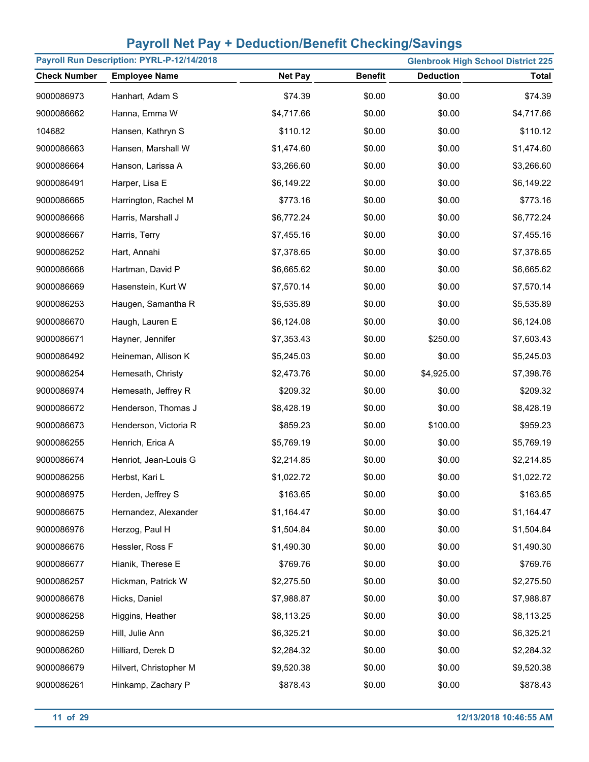# Payroll Net Pay + Deduction/Benefit Checking/Savings

**Payroll Run Description: PYRL-P-12/14/2018** — **Glenbrook High School District 225**

| Check Number | Employee Name | Net Pay | Benefit | Deduction | Total |
|---|---|---|---|---|---|
| 9000086973 | Hanhart, Adam S | $74.39 | $0.00 | $0.00 | $74.39 |
| 9000086662 | Hanna, Emma W | $4,717.66 | $0.00 | $0.00 | $4,717.66 |
| 104682 | Hansen, Kathryn S | $110.12 | $0.00 | $0.00 | $110.12 |
| 9000086663 | Hansen, Marshall W | $1,474.60 | $0.00 | $0.00 | $1,474.60 |
| 9000086664 | Hanson, Larissa A | $3,266.60 | $0.00 | $0.00 | $3,266.60 |
| 9000086491 | Harper, Lisa E | $6,149.22 | $0.00 | $0.00 | $6,149.22 |
| 9000086665 | Harrington, Rachel M | $773.16 | $0.00 | $0.00 | $773.16 |
| 9000086666 | Harris, Marshall J | $6,772.24 | $0.00 | $0.00 | $6,772.24 |
| 9000086667 | Harris, Terry | $7,455.16 | $0.00 | $0.00 | $7,455.16 |
| 9000086252 | Hart, Annahi | $7,378.65 | $0.00 | $0.00 | $7,378.65 |
| 9000086668 | Hartman, David P | $6,665.62 | $0.00 | $0.00 | $6,665.62 |
| 9000086669 | Hasenstein, Kurt W | $7,570.14 | $0.00 | $0.00 | $7,570.14 |
| 9000086253 | Haugen, Samantha R | $5,535.89 | $0.00 | $0.00 | $5,535.89 |
| 9000086670 | Haugh, Lauren E | $6,124.08 | $0.00 | $0.00 | $6,124.08 |
| 9000086671 | Hayner, Jennifer | $7,353.43 | $0.00 | $250.00 | $7,603.43 |
| 9000086492 | Heineman, Allison K | $5,245.03 | $0.00 | $0.00 | $5,245.03 |
| 9000086254 | Hemesath, Christy | $2,473.76 | $0.00 | $4,925.00 | $7,398.76 |
| 9000086974 | Hemesath, Jeffrey R | $209.32 | $0.00 | $0.00 | $209.32 |
| 9000086672 | Henderson, Thomas J | $8,428.19 | $0.00 | $0.00 | $8,428.19 |
| 9000086673 | Henderson, Victoria R | $859.23 | $0.00 | $100.00 | $959.23 |
| 9000086255 | Henrich, Erica A | $5,769.19 | $0.00 | $0.00 | $5,769.19 |
| 9000086674 | Henriot, Jean-Louis G | $2,214.85 | $0.00 | $0.00 | $2,214.85 |
| 9000086256 | Herbst, Kari L | $1,022.72 | $0.00 | $0.00 | $1,022.72 |
| 9000086975 | Herden, Jeffrey S | $163.65 | $0.00 | $0.00 | $163.65 |
| 9000086675 | Hernandez, Alexander | $1,164.47 | $0.00 | $0.00 | $1,164.47 |
| 9000086976 | Herzog, Paul H | $1,504.84 | $0.00 | $0.00 | $1,504.84 |
| 9000086676 | Hessler, Ross F | $1,490.30 | $0.00 | $0.00 | $1,490.30 |
| 9000086677 | Hianik, Therese E | $769.76 | $0.00 | $0.00 | $769.76 |
| 9000086257 | Hickman, Patrick W | $2,275.50 | $0.00 | $0.00 | $2,275.50 |
| 9000086678 | Hicks, Daniel | $7,988.87 | $0.00 | $0.00 | $7,988.87 |
| 9000086258 | Higgins, Heather | $8,113.25 | $0.00 | $0.00 | $8,113.25 |
| 9000086259 | Hill, Julie Ann | $6,325.21 | $0.00 | $0.00 | $6,325.21 |
| 9000086260 | Hilliard, Derek D | $2,284.32 | $0.00 | $0.00 | $2,284.32 |
| 9000086679 | Hilvert, Christopher M | $9,520.38 | $0.00 | $0.00 | $9,520.38 |
| 9000086261 | Hinkamp, Zachary P | $878.43 | $0.00 | $0.00 | $878.43 |

12/13/2018 10:46:55 AM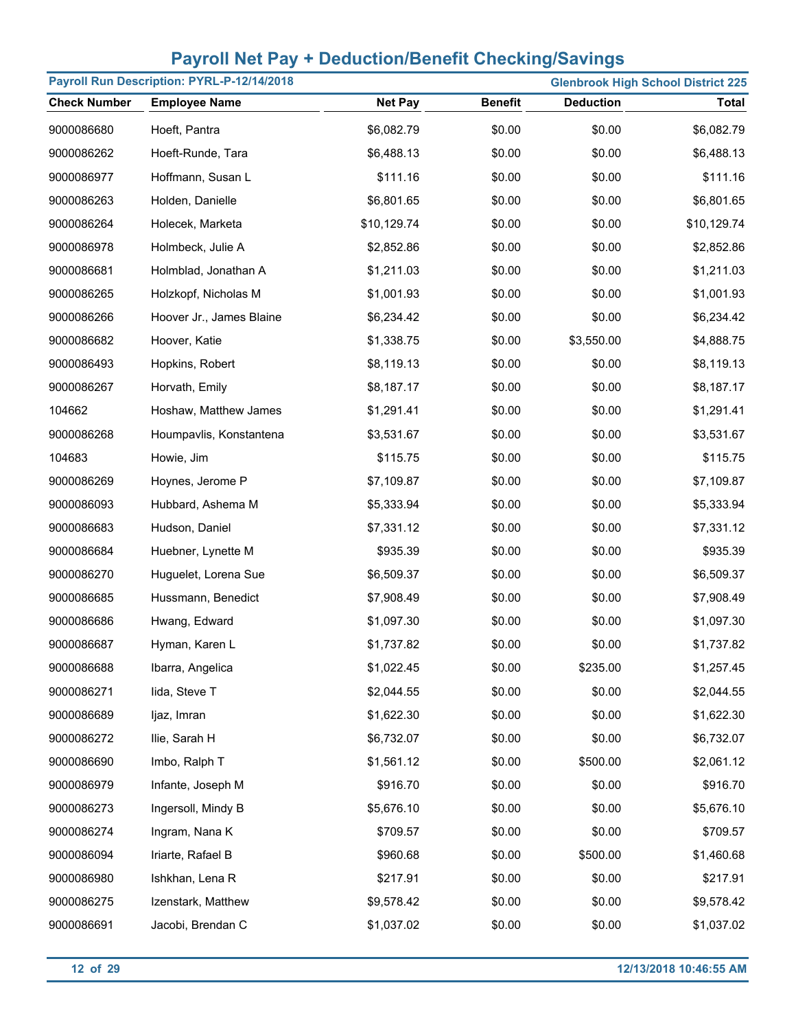# Payroll Net Pay + Deduction/Benefit Checking/Savings

**Payroll Run Description: PYRL-P-12/14/2018** — **Glenbrook High School District 225**

| Check Number | Employee Name | Net Pay | Benefit | Deduction | Total |
|---|---|---|---|---|---|
| 9000086680 | Hoeft, Pantra | $6,082.79 | $0.00 | $0.00 | $6,082.79 |
| 9000086262 | Hoeft-Runde, Tara | $6,488.13 | $0.00 | $0.00 | $6,488.13 |
| 9000086977 | Hoffmann, Susan L | $111.16 | $0.00 | $0.00 | $111.16 |
| 9000086263 | Holden, Danielle | $6,801.65 | $0.00 | $0.00 | $6,801.65 |
| 9000086264 | Holecek, Marketa | $10,129.74 | $0.00 | $0.00 | $10,129.74 |
| 9000086978 | Holmbeck, Julie A | $2,852.86 | $0.00 | $0.00 | $2,852.86 |
| 9000086681 | Holmblad, Jonathan A | $1,211.03 | $0.00 | $0.00 | $1,211.03 |
| 9000086265 | Holzkopf, Nicholas M | $1,001.93 | $0.00 | $0.00 | $1,001.93 |
| 9000086266 | Hoover Jr., James Blaine | $6,234.42 | $0.00 | $0.00 | $6,234.42 |
| 9000086682 | Hoover, Katie | $1,338.75 | $0.00 | $3,550.00 | $4,888.75 |
| 9000086493 | Hopkins, Robert | $8,119.13 | $0.00 | $0.00 | $8,119.13 |
| 9000086267 | Horvath, Emily | $8,187.17 | $0.00 | $0.00 | $8,187.17 |
| 104662 | Hoshaw, Matthew James | $1,291.41 | $0.00 | $0.00 | $1,291.41 |
| 9000086268 | Houmpavlis, Konstantena | $3,531.67 | $0.00 | $0.00 | $3,531.67 |
| 104683 | Howie, Jim | $115.75 | $0.00 | $0.00 | $115.75 |
| 9000086269 | Hoynes, Jerome P | $7,109.87 | $0.00 | $0.00 | $7,109.87 |
| 9000086093 | Hubbard, Ashema M | $5,333.94 | $0.00 | $0.00 | $5,333.94 |
| 9000086683 | Hudson, Daniel | $7,331.12 | $0.00 | $0.00 | $7,331.12 |
| 9000086684 | Huebner, Lynette M | $935.39 | $0.00 | $0.00 | $935.39 |
| 9000086270 | Huguelet, Lorena Sue | $6,509.37 | $0.00 | $0.00 | $6,509.37 |
| 9000086685 | Hussmann, Benedict | $7,908.49 | $0.00 | $0.00 | $7,908.49 |
| 9000086686 | Hwang, Edward | $1,097.30 | $0.00 | $0.00 | $1,097.30 |
| 9000086687 | Hyman, Karen L | $1,737.82 | $0.00 | $0.00 | $1,737.82 |
| 9000086688 | Ibarra, Angelica | $1,022.45 | $0.00 | $235.00 | $1,257.45 |
| 9000086271 | Iida, Steve T | $2,044.55 | $0.00 | $0.00 | $2,044.55 |
| 9000086689 | Ijaz, Imran | $1,622.30 | $0.00 | $0.00 | $1,622.30 |
| 9000086272 | Ilie, Sarah H | $6,732.07 | $0.00 | $0.00 | $6,732.07 |
| 9000086690 | Imbo, Ralph T | $1,561.12 | $0.00 | $500.00 | $2,061.12 |
| 9000086979 | Infante, Joseph M | $916.70 | $0.00 | $0.00 | $916.70 |
| 9000086273 | Ingersoll, Mindy B | $5,676.10 | $0.00 | $0.00 | $5,676.10 |
| 9000086274 | Ingram, Nana K | $709.57 | $0.00 | $0.00 | $709.57 |
| 9000086094 | Iriarte, Rafael B | $960.68 | $0.00 | $500.00 | $1,460.68 |
| 9000086980 | Ishkhan, Lena R | $217.91 | $0.00 | $0.00 | $217.91 |
| 9000086275 | Izenstark, Matthew | $9,578.42 | $0.00 | $0.00 | $9,578.42 |
| 9000086691 | Jacobi, Brendan C | $1,037.02 | $0.00 | $0.00 | $1,037.02 |

12/13/2018 10:46:55 AM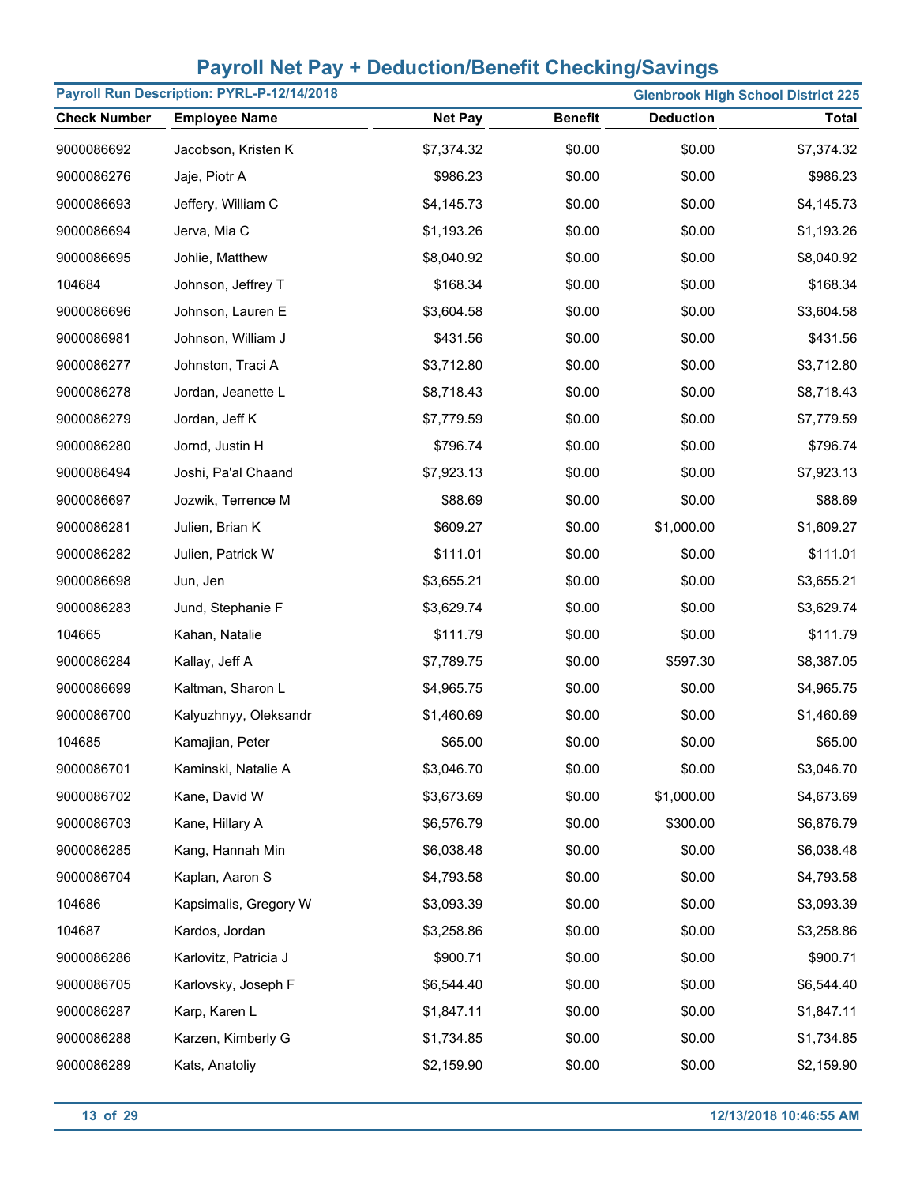# Payroll Net Pay + Deduction/Benefit Checking/Savings

**Payroll Run Description: PYRL-P-12/14/2018** | **Glenbrook High School District 225**

| Check Number | Employee Name | Net Pay | Benefit | Deduction | Total |
|---|---|---|---|---|---|
| 9000086692 | Jacobson, Kristen K | $7,374.32 | $0.00 | $0.00 | $7,374.32 |
| 9000086276 | Jaje, Piotr A | $986.23 | $0.00 | $0.00 | $986.23 |
| 9000086693 | Jeffery, William C | $4,145.73 | $0.00 | $0.00 | $4,145.73 |
| 9000086694 | Jerva, Mia C | $1,193.26 | $0.00 | $0.00 | $1,193.26 |
| 9000086695 | Johlie, Matthew | $8,040.92 | $0.00 | $0.00 | $8,040.92 |
| 104684 | Johnson, Jeffrey T | $168.34 | $0.00 | $0.00 | $168.34 |
| 9000086696 | Johnson, Lauren E | $3,604.58 | $0.00 | $0.00 | $3,604.58 |
| 9000086981 | Johnson, William J | $431.56 | $0.00 | $0.00 | $431.56 |
| 9000086277 | Johnston, Traci A | $3,712.80 | $0.00 | $0.00 | $3,712.80 |
| 9000086278 | Jordan, Jeanette L | $8,718.43 | $0.00 | $0.00 | $8,718.43 |
| 9000086279 | Jordan, Jeff K | $7,779.59 | $0.00 | $0.00 | $7,779.59 |
| 9000086280 | Jornd, Justin H | $796.74 | $0.00 | $0.00 | $796.74 |
| 9000086494 | Joshi, Pa'al Chaand | $7,923.13 | $0.00 | $0.00 | $7,923.13 |
| 9000086697 | Jozwik, Terrence M | $88.69 | $0.00 | $0.00 | $88.69 |
| 9000086281 | Julien, Brian K | $609.27 | $0.00 | $1,000.00 | $1,609.27 |
| 9000086282 | Julien, Patrick W | $111.01 | $0.00 | $0.00 | $111.01 |
| 9000086698 | Jun, Jen | $3,655.21 | $0.00 | $0.00 | $3,655.21 |
| 9000086283 | Jund, Stephanie F | $3,629.74 | $0.00 | $0.00 | $3,629.74 |
| 104665 | Kahan, Natalie | $111.79 | $0.00 | $0.00 | $111.79 |
| 9000086284 | Kallay, Jeff A | $7,789.75 | $0.00 | $597.30 | $8,387.05 |
| 9000086699 | Kaltman, Sharon L | $4,965.75 | $0.00 | $0.00 | $4,965.75 |
| 9000086700 | Kalyuzhnyy, Oleksandr | $1,460.69 | $0.00 | $0.00 | $1,460.69 |
| 104685 | Kamajian, Peter | $65.00 | $0.00 | $0.00 | $65.00 |
| 9000086701 | Kaminski, Natalie A | $3,046.70 | $0.00 | $0.00 | $3,046.70 |
| 9000086702 | Kane, David W | $3,673.69 | $0.00 | $1,000.00 | $4,673.69 |
| 9000086703 | Kane, Hillary A | $6,576.79 | $0.00 | $300.00 | $6,876.79 |
| 9000086285 | Kang, Hannah Min | $6,038.48 | $0.00 | $0.00 | $6,038.48 |
| 9000086704 | Kaplan, Aaron S | $4,793.58 | $0.00 | $0.00 | $4,793.58 |
| 104686 | Kapsimalis, Gregory W | $3,093.39 | $0.00 | $0.00 | $3,093.39 |
| 104687 | Kardos, Jordan | $3,258.86 | $0.00 | $0.00 | $3,258.86 |
| 9000086286 | Karlovitz, Patricia J | $900.71 | $0.00 | $0.00 | $900.71 |
| 9000086705 | Karlovsky, Joseph F | $6,544.40 | $0.00 | $0.00 | $6,544.40 |
| 9000086287 | Karp, Karen L | $1,847.11 | $0.00 | $0.00 | $1,847.11 |
| 9000086288 | Karzen, Kimberly G | $1,734.85 | $0.00 | $0.00 | $1,734.85 |
| 9000086289 | Kats, Anatoliy | $2,159.90 | $0.00 | $0.00 | $2,159.90 |

12/13/2018 10:46:55 AM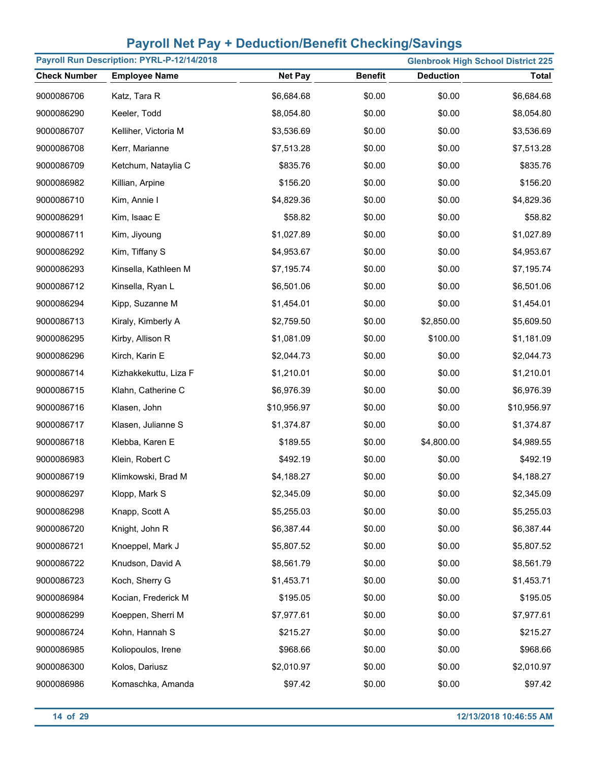# Payroll Net Pay + Deduction/Benefit Checking/Savings

**Payroll Run Description: PYRL-P-12/14/2018** | **Glenbrook High School District 225**

| Check Number | Employee Name | Net Pay | Benefit | Deduction | Total |
|---|---|---|---|---|---|
| 9000086706 | Katz, Tara R | $6,684.68 | $0.00 | $0.00 | $6,684.68 |
| 9000086290 | Keeler, Todd | $8,054.80 | $0.00 | $0.00 | $8,054.80 |
| 9000086707 | Kelliher, Victoria M | $3,536.69 | $0.00 | $0.00 | $3,536.69 |
| 9000086708 | Kerr, Marianne | $7,513.28 | $0.00 | $0.00 | $7,513.28 |
| 9000086709 | Ketchum, Nataylia C | $835.76 | $0.00 | $0.00 | $835.76 |
| 9000086982 | Killian, Arpine | $156.20 | $0.00 | $0.00 | $156.20 |
| 9000086710 | Kim, Annie I | $4,829.36 | $0.00 | $0.00 | $4,829.36 |
| 9000086291 | Kim, Isaac E | $58.82 | $0.00 | $0.00 | $58.82 |
| 9000086711 | Kim, Jiyoung | $1,027.89 | $0.00 | $0.00 | $1,027.89 |
| 9000086292 | Kim, Tiffany S | $4,953.67 | $0.00 | $0.00 | $4,953.67 |
| 9000086293 | Kinsella, Kathleen M | $7,195.74 | $0.00 | $0.00 | $7,195.74 |
| 9000086712 | Kinsella, Ryan L | $6,501.06 | $0.00 | $0.00 | $6,501.06 |
| 9000086294 | Kipp, Suzanne M | $1,454.01 | $0.00 | $0.00 | $1,454.01 |
| 9000086713 | Kiraly, Kimberly A | $2,759.50 | $0.00 | $2,850.00 | $5,609.50 |
| 9000086295 | Kirby, Allison R | $1,081.09 | $0.00 | $100.00 | $1,181.09 |
| 9000086296 | Kirch, Karin E | $2,044.73 | $0.00 | $0.00 | $2,044.73 |
| 9000086714 | Kizhakkekuttu, Liza F | $1,210.01 | $0.00 | $0.00 | $1,210.01 |
| 9000086715 | Klahn, Catherine C | $6,976.39 | $0.00 | $0.00 | $6,976.39 |
| 9000086716 | Klasen, John | $10,956.97 | $0.00 | $0.00 | $10,956.97 |
| 9000086717 | Klasen, Julianne S | $1,374.87 | $0.00 | $0.00 | $1,374.87 |
| 9000086718 | Klebba, Karen E | $189.55 | $0.00 | $4,800.00 | $4,989.55 |
| 9000086983 | Klein, Robert C | $492.19 | $0.00 | $0.00 | $492.19 |
| 9000086719 | Klimkowski, Brad M | $4,188.27 | $0.00 | $0.00 | $4,188.27 |
| 9000086297 | Klopp, Mark S | $2,345.09 | $0.00 | $0.00 | $2,345.09 |
| 9000086298 | Knapp, Scott A | $5,255.03 | $0.00 | $0.00 | $5,255.03 |
| 9000086720 | Knight, John R | $6,387.44 | $0.00 | $0.00 | $6,387.44 |
| 9000086721 | Knoeppel, Mark J | $5,807.52 | $0.00 | $0.00 | $5,807.52 |
| 9000086722 | Knudson, David A | $8,561.79 | $0.00 | $0.00 | $8,561.79 |
| 9000086723 | Koch, Sherry G | $1,453.71 | $0.00 | $0.00 | $1,453.71 |
| 9000086984 | Kocian, Frederick M | $195.05 | $0.00 | $0.00 | $195.05 |
| 9000086299 | Koeppen, Sherri M | $7,977.61 | $0.00 | $0.00 | $7,977.61 |
| 9000086724 | Kohn, Hannah S | $215.27 | $0.00 | $0.00 | $215.27 |
| 9000086985 | Koliopoulos, Irene | $968.66 | $0.00 | $0.00 | $968.66 |
| 9000086300 | Kolos, Dariusz | $2,010.97 | $0.00 | $0.00 | $2,010.97 |
| 9000086986 | Komaschka, Amanda | $97.42 | $0.00 | $0.00 | $97.42 |

12/13/2018 10:46:55 AM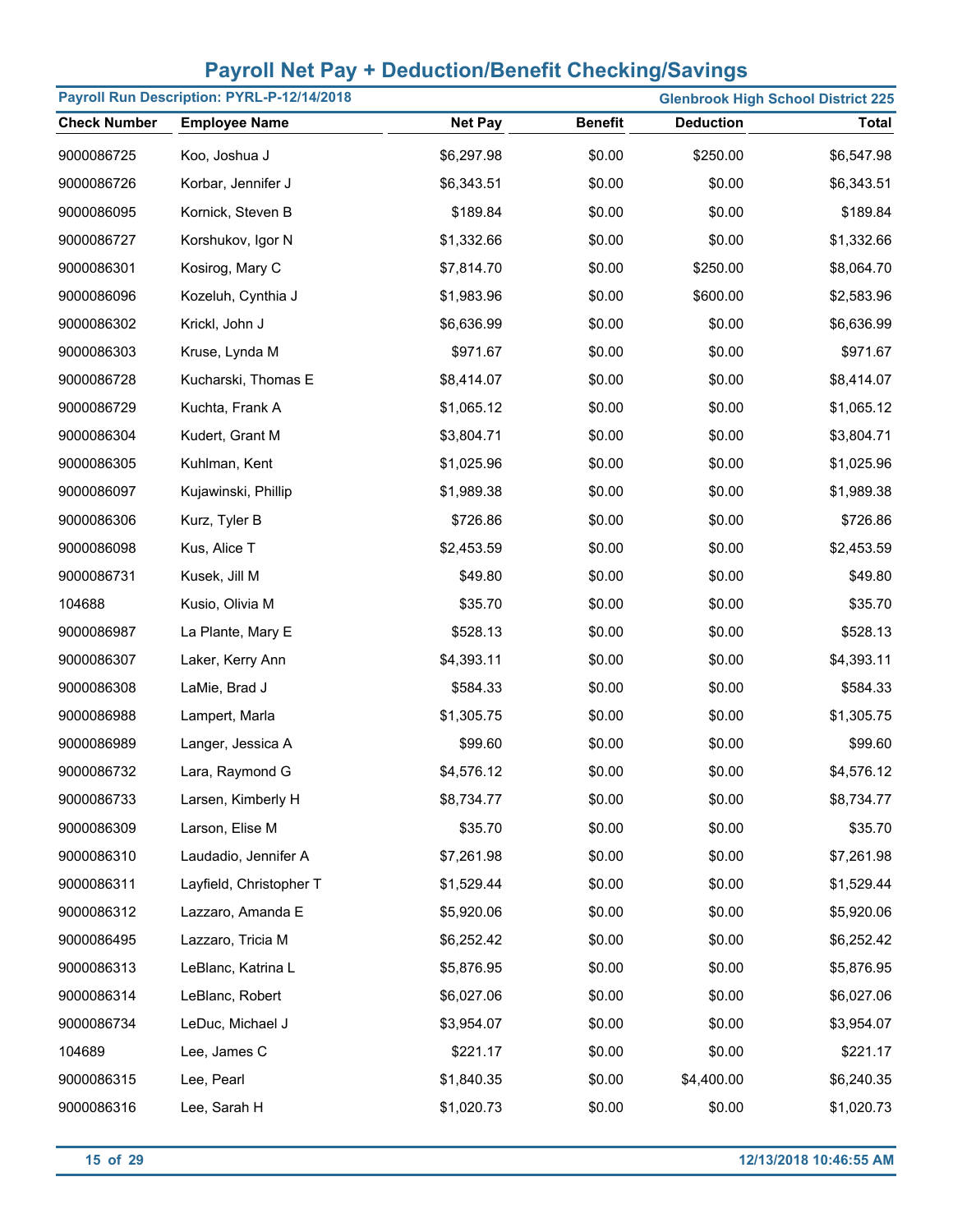# Payroll Net Pay + Deduction/Benefit Checking/Savings

**Payroll Run Description: PYRL-P-12/14/2018** — **Glenbrook High School District 225**

| Check Number | Employee Name | Net Pay | Benefit | Deduction | Total |
|---|---|---|---|---|---|
| 9000086725 | Koo, Joshua J | $6,297.98 | $0.00 | $250.00 | $6,547.98 |
| 9000086726 | Korbar, Jennifer J | $6,343.51 | $0.00 | $0.00 | $6,343.51 |
| 9000086095 | Kornick, Steven B | $189.84 | $0.00 | $0.00 | $189.84 |
| 9000086727 | Korshukov, Igor N | $1,332.66 | $0.00 | $0.00 | $1,332.66 |
| 9000086301 | Kosirog, Mary C | $7,814.70 | $0.00 | $250.00 | $8,064.70 |
| 9000086096 | Kozeluh, Cynthia J | $1,983.96 | $0.00 | $600.00 | $2,583.96 |
| 9000086302 | Krickl, John J | $6,636.99 | $0.00 | $0.00 | $6,636.99 |
| 9000086303 | Kruse, Lynda M | $971.67 | $0.00 | $0.00 | $971.67 |
| 9000086728 | Kucharski, Thomas E | $8,414.07 | $0.00 | $0.00 | $8,414.07 |
| 9000086729 | Kuchta, Frank A | $1,065.12 | $0.00 | $0.00 | $1,065.12 |
| 9000086304 | Kudert, Grant M | $3,804.71 | $0.00 | $0.00 | $3,804.71 |
| 9000086305 | Kuhlman, Kent | $1,025.96 | $0.00 | $0.00 | $1,025.96 |
| 9000086097 | Kujawinski, Phillip | $1,989.38 | $0.00 | $0.00 | $1,989.38 |
| 9000086306 | Kurz, Tyler B | $726.86 | $0.00 | $0.00 | $726.86 |
| 9000086098 | Kus, Alice T | $2,453.59 | $0.00 | $0.00 | $2,453.59 |
| 9000086731 | Kusek, Jill M | $49.80 | $0.00 | $0.00 | $49.80 |
| 104688 | Kusio, Olivia M | $35.70 | $0.00 | $0.00 | $35.70 |
| 9000086987 | La Plante, Mary E | $528.13 | $0.00 | $0.00 | $528.13 |
| 9000086307 | Laker, Kerry Ann | $4,393.11 | $0.00 | $0.00 | $4,393.11 |
| 9000086308 | LaMie, Brad J | $584.33 | $0.00 | $0.00 | $584.33 |
| 9000086988 | Lampert, Marla | $1,305.75 | $0.00 | $0.00 | $1,305.75 |
| 9000086989 | Langer, Jessica A | $99.60 | $0.00 | $0.00 | $99.60 |
| 9000086732 | Lara, Raymond G | $4,576.12 | $0.00 | $0.00 | $4,576.12 |
| 9000086733 | Larsen, Kimberly H | $8,734.77 | $0.00 | $0.00 | $8,734.77 |
| 9000086309 | Larson, Elise M | $35.70 | $0.00 | $0.00 | $35.70 |
| 9000086310 | Laudadio, Jennifer A | $7,261.98 | $0.00 | $0.00 | $7,261.98 |
| 9000086311 | Layfield, Christopher T | $1,529.44 | $0.00 | $0.00 | $1,529.44 |
| 9000086312 | Lazzaro, Amanda E | $5,920.06 | $0.00 | $0.00 | $5,920.06 |
| 9000086495 | Lazzaro, Tricia M | $6,252.42 | $0.00 | $0.00 | $6,252.42 |
| 9000086313 | LeBlanc, Katrina L | $5,876.95 | $0.00 | $0.00 | $5,876.95 |
| 9000086314 | LeBlanc, Robert | $6,027.06 | $0.00 | $0.00 | $6,027.06 |
| 9000086734 | LeDuc, Michael J | $3,954.07 | $0.00 | $0.00 | $3,954.07 |
| 104689 | Lee, James C | $221.17 | $0.00 | $0.00 | $221.17 |
| 9000086315 | Lee, Pearl | $1,840.35 | $0.00 | $4,400.00 | $6,240.35 |
| 9000086316 | Lee, Sarah H | $1,020.73 | $0.00 | $0.00 | $1,020.73 |

12/13/2018 10:46:55 AM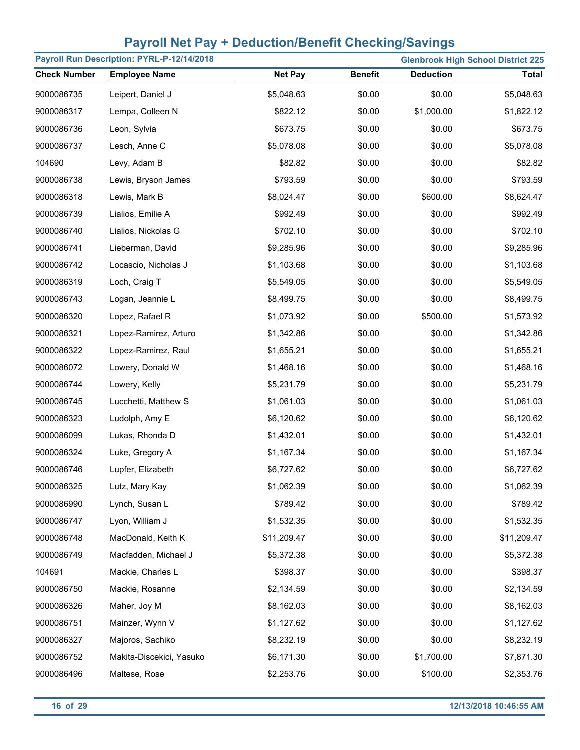# Payroll Net Pay + Deduction/Benefit Checking/Savings

**Payroll Run Description: PYRL-P-12/14/2018** | **Glenbrook High School District 225**

| Check Number | Employee Name | Net Pay | Benefit | Deduction | Total |
|---|---|---|---|---|---|
| 9000086735 | Leipert, Daniel J | $5,048.63 | $0.00 | $0.00 | $5,048.63 |
| 9000086317 | Lempa, Colleen N | $822.12 | $0.00 | $1,000.00 | $1,822.12 |
| 9000086736 | Leon, Sylvia | $673.75 | $0.00 | $0.00 | $673.75 |
| 9000086737 | Lesch, Anne C | $5,078.08 | $0.00 | $0.00 | $5,078.08 |
| 104690 | Levy, Adam B | $82.82 | $0.00 | $0.00 | $82.82 |
| 9000086738 | Lewis, Bryson James | $793.59 | $0.00 | $0.00 | $793.59 |
| 9000086318 | Lewis, Mark B | $8,024.47 | $0.00 | $600.00 | $8,624.47 |
| 9000086739 | Lialios, Emilie A | $992.49 | $0.00 | $0.00 | $992.49 |
| 9000086740 | Lialios, Nickolas G | $702.10 | $0.00 | $0.00 | $702.10 |
| 9000086741 | Lieberman, David | $9,285.96 | $0.00 | $0.00 | $9,285.96 |
| 9000086742 | Locascio, Nicholas J | $1,103.68 | $0.00 | $0.00 | $1,103.68 |
| 9000086319 | Loch, Craig T | $5,549.05 | $0.00 | $0.00 | $5,549.05 |
| 9000086743 | Logan, Jeannie L | $8,499.75 | $0.00 | $0.00 | $8,499.75 |
| 9000086320 | Lopez, Rafael R | $1,073.92 | $0.00 | $500.00 | $1,573.92 |
| 9000086321 | Lopez-Ramirez, Arturo | $1,342.86 | $0.00 | $0.00 | $1,342.86 |
| 9000086322 | Lopez-Ramirez, Raul | $1,655.21 | $0.00 | $0.00 | $1,655.21 |
| 9000086072 | Lowery, Donald W | $1,468.16 | $0.00 | $0.00 | $1,468.16 |
| 9000086744 | Lowery, Kelly | $5,231.79 | $0.00 | $0.00 | $5,231.79 |
| 9000086745 | Lucchetti, Matthew S | $1,061.03 | $0.00 | $0.00 | $1,061.03 |
| 9000086323 | Ludolph, Amy E | $6,120.62 | $0.00 | $0.00 | $6,120.62 |
| 9000086099 | Lukas, Rhonda D | $1,432.01 | $0.00 | $0.00 | $1,432.01 |
| 9000086324 | Luke, Gregory A | $1,167.34 | $0.00 | $0.00 | $1,167.34 |
| 9000086746 | Lupfer, Elizabeth | $6,727.62 | $0.00 | $0.00 | $6,727.62 |
| 9000086325 | Lutz, Mary Kay | $1,062.39 | $0.00 | $0.00 | $1,062.39 |
| 9000086990 | Lynch, Susan L | $789.42 | $0.00 | $0.00 | $789.42 |
| 9000086747 | Lyon, William J | $1,532.35 | $0.00 | $0.00 | $1,532.35 |
| 9000086748 | MacDonald, Keith K | $11,209.47 | $0.00 | $0.00 | $11,209.47 |
| 9000086749 | Macfadden, Michael J | $5,372.38 | $0.00 | $0.00 | $5,372.38 |
| 104691 | Mackie, Charles L | $398.37 | $0.00 | $0.00 | $398.37 |
| 9000086750 | Mackie, Rosanne | $2,134.59 | $0.00 | $0.00 | $2,134.59 |
| 9000086326 | Maher, Joy M | $8,162.03 | $0.00 | $0.00 | $8,162.03 |
| 9000086751 | Mainzer, Wynn V | $1,127.62 | $0.00 | $0.00 | $1,127.62 |
| 9000086327 | Majoros, Sachiko | $8,232.19 | $0.00 | $0.00 | $8,232.19 |
| 9000086752 | Makita-Discekici, Yasuko | $6,171.30 | $0.00 | $1,700.00 | $7,871.30 |
| 9000086496 | Maltese, Rose | $2,253.76 | $0.00 | $100.00 | $2,353.76 |

12/13/2018 10:46:55 AM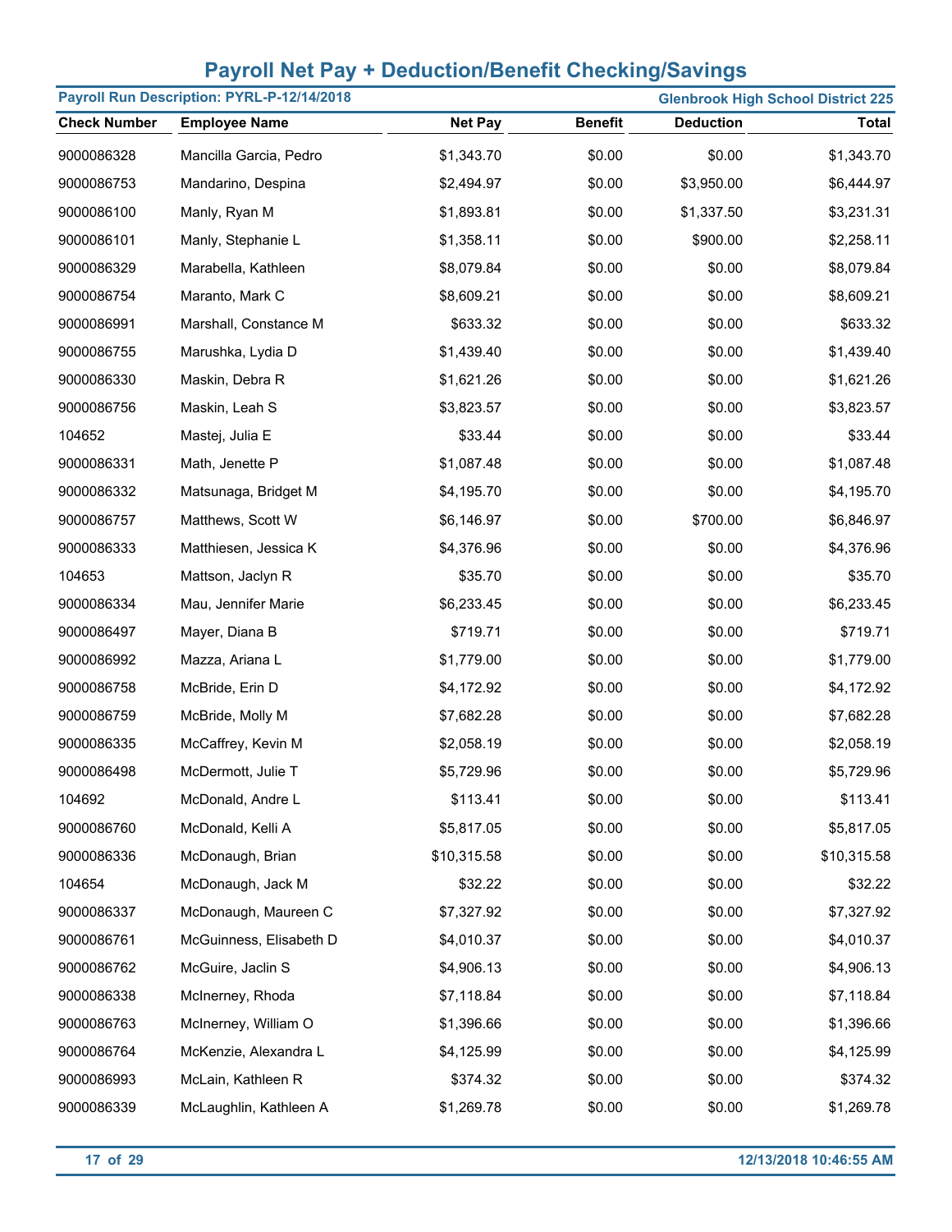# Payroll Net Pay + Deduction/Benefit Checking/Savings

**Payroll Run Description: PYRL-P-12/14/2018** | **Glenbrook High School District 225**

| Check Number | Employee Name | Net Pay | Benefit | Deduction | Total |
|---|---|---|---|---|---|
| 9000086328 | Mancilla Garcia, Pedro | $1,343.70 | $0.00 | $0.00 | $1,343.70 |
| 9000086753 | Mandarino, Despina | $2,494.97 | $0.00 | $3,950.00 | $6,444.97 |
| 9000086100 | Manly, Ryan M | $1,893.81 | $0.00 | $1,337.50 | $3,231.31 |
| 9000086101 | Manly, Stephanie L | $1,358.11 | $0.00 | $900.00 | $2,258.11 |
| 9000086329 | Marabella, Kathleen | $8,079.84 | $0.00 | $0.00 | $8,079.84 |
| 9000086754 | Maranto, Mark C | $8,609.21 | $0.00 | $0.00 | $8,609.21 |
| 9000086991 | Marshall, Constance M | $633.32 | $0.00 | $0.00 | $633.32 |
| 9000086755 | Marushka, Lydia D | $1,439.40 | $0.00 | $0.00 | $1,439.40 |
| 9000086330 | Maskin, Debra R | $1,621.26 | $0.00 | $0.00 | $1,621.26 |
| 9000086756 | Maskin, Leah S | $3,823.57 | $0.00 | $0.00 | $3,823.57 |
| 104652 | Mastej, Julia E | $33.44 | $0.00 | $0.00 | $33.44 |
| 9000086331 | Math, Jenette P | $1,087.48 | $0.00 | $0.00 | $1,087.48 |
| 9000086332 | Matsunaga, Bridget M | $4,195.70 | $0.00 | $0.00 | $4,195.70 |
| 9000086757 | Matthews, Scott W | $6,146.97 | $0.00 | $700.00 | $6,846.97 |
| 9000086333 | Matthiesen, Jessica K | $4,376.96 | $0.00 | $0.00 | $4,376.96 |
| 104653 | Mattson, Jaclyn R | $35.70 | $0.00 | $0.00 | $35.70 |
| 9000086334 | Mau, Jennifer Marie | $6,233.45 | $0.00 | $0.00 | $6,233.45 |
| 9000086497 | Mayer, Diana B | $719.71 | $0.00 | $0.00 | $719.71 |
| 9000086992 | Mazza, Ariana L | $1,779.00 | $0.00 | $0.00 | $1,779.00 |
| 9000086758 | McBride, Erin D | $4,172.92 | $0.00 | $0.00 | $4,172.92 |
| 9000086759 | McBride, Molly M | $7,682.28 | $0.00 | $0.00 | $7,682.28 |
| 9000086335 | McCaffrey, Kevin M | $2,058.19 | $0.00 | $0.00 | $2,058.19 |
| 9000086498 | McDermott, Julie T | $5,729.96 | $0.00 | $0.00 | $5,729.96 |
| 104692 | McDonald, Andre L | $113.41 | $0.00 | $0.00 | $113.41 |
| 9000086760 | McDonald, Kelli A | $5,817.05 | $0.00 | $0.00 | $5,817.05 |
| 9000086336 | McDonaugh, Brian | $10,315.58 | $0.00 | $0.00 | $10,315.58 |
| 104654 | McDonaugh, Jack M | $32.22 | $0.00 | $0.00 | $32.22 |
| 9000086337 | McDonaugh, Maureen C | $7,327.92 | $0.00 | $0.00 | $7,327.92 |
| 9000086761 | McGuinness, Elisabeth D | $4,010.37 | $0.00 | $0.00 | $4,010.37 |
| 9000086762 | McGuire, Jaclin S | $4,906.13 | $0.00 | $0.00 | $4,906.13 |
| 9000086338 | McInerney, Rhoda | $7,118.84 | $0.00 | $0.00 | $7,118.84 |
| 9000086763 | McInerney, William O | $1,396.66 | $0.00 | $0.00 | $1,396.66 |
| 9000086764 | McKenzie, Alexandra L | $4,125.99 | $0.00 | $0.00 | $4,125.99 |
| 9000086993 | McLain, Kathleen R | $374.32 | $0.00 | $0.00 | $374.32 |
| 9000086339 | McLaughlin, Kathleen A | $1,269.78 | $0.00 | $0.00 | $1,269.78 |

12/13/2018 10:46:55 AM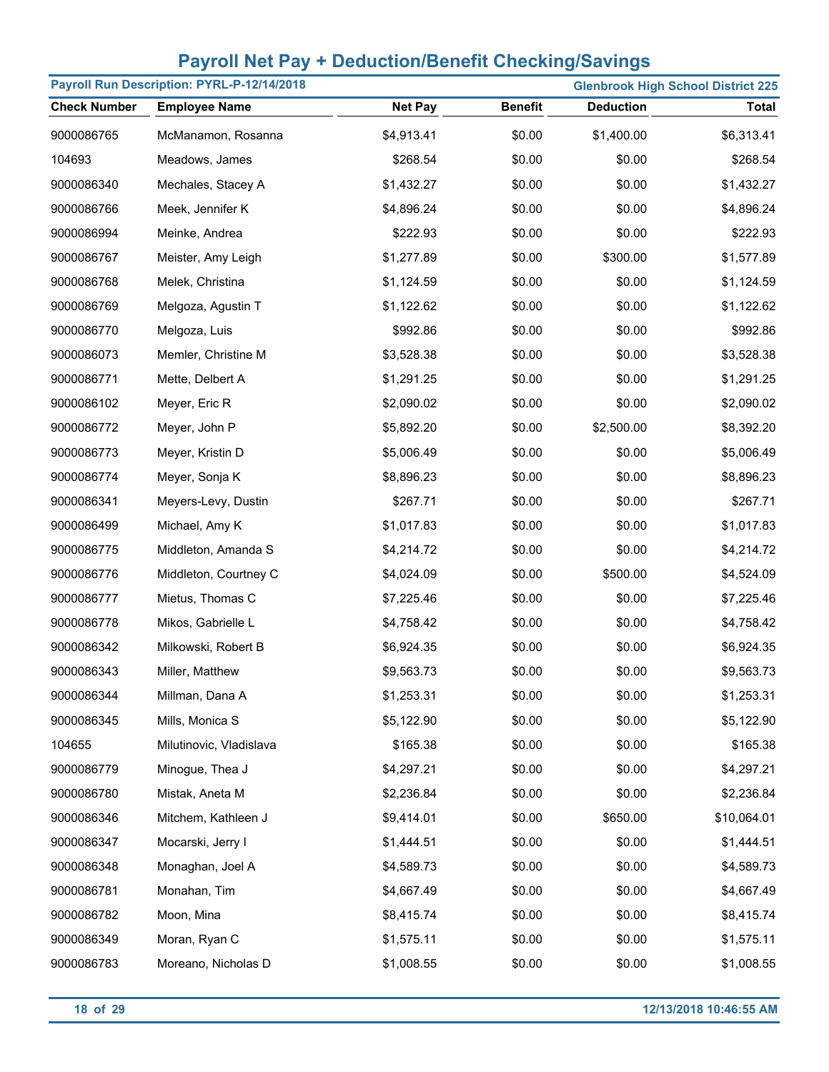# Payroll Net Pay + Deduction/Benefit Checking/Savings

**Payroll Run Description: PYRL-P-12/14/2018** | **Glenbrook High School District 225**

| Check Number | Employee Name | Net Pay | Benefit | Deduction | Total |
|---|---|---|---|---|---|
| 9000086765 | McManamon, Rosanna | $4,913.41 | $0.00 | $1,400.00 | $6,313.41 |
| 104693 | Meadows, James | $268.54 | $0.00 | $0.00 | $268.54 |
| 9000086340 | Mechales, Stacey A | $1,432.27 | $0.00 | $0.00 | $1,432.27 |
| 9000086766 | Meek, Jennifer K | $4,896.24 | $0.00 | $0.00 | $4,896.24 |
| 9000086994 | Meinke, Andrea | $222.93 | $0.00 | $0.00 | $222.93 |
| 9000086767 | Meister, Amy Leigh | $1,277.89 | $0.00 | $300.00 | $1,577.89 |
| 9000086768 | Melek, Christina | $1,124.59 | $0.00 | $0.00 | $1,124.59 |
| 9000086769 | Melgoza, Agustin T | $1,122.62 | $0.00 | $0.00 | $1,122.62 |
| 9000086770 | Melgoza, Luis | $992.86 | $0.00 | $0.00 | $992.86 |
| 9000086073 | Memler, Christine M | $3,528.38 | $0.00 | $0.00 | $3,528.38 |
| 9000086771 | Mette, Delbert A | $1,291.25 | $0.00 | $0.00 | $1,291.25 |
| 9000086102 | Meyer, Eric R | $2,090.02 | $0.00 | $0.00 | $2,090.02 |
| 9000086772 | Meyer, John P | $5,892.20 | $0.00 | $2,500.00 | $8,392.20 |
| 9000086773 | Meyer, Kristin D | $5,006.49 | $0.00 | $0.00 | $5,006.49 |
| 9000086774 | Meyer, Sonja K | $8,896.23 | $0.00 | $0.00 | $8,896.23 |
| 9000086341 | Meyers-Levy, Dustin | $267.71 | $0.00 | $0.00 | $267.71 |
| 9000086499 | Michael, Amy K | $1,017.83 | $0.00 | $0.00 | $1,017.83 |
| 9000086775 | Middleton, Amanda S | $4,214.72 | $0.00 | $0.00 | $4,214.72 |
| 9000086776 | Middleton, Courtney C | $4,024.09 | $0.00 | $500.00 | $4,524.09 |
| 9000086777 | Mietus, Thomas C | $7,225.46 | $0.00 | $0.00 | $7,225.46 |
| 9000086778 | Mikos, Gabrielle L | $4,758.42 | $0.00 | $0.00 | $4,758.42 |
| 9000086342 | Milkowski, Robert B | $6,924.35 | $0.00 | $0.00 | $6,924.35 |
| 9000086343 | Miller, Matthew | $9,563.73 | $0.00 | $0.00 | $9,563.73 |
| 9000086344 | Millman, Dana A | $1,253.31 | $0.00 | $0.00 | $1,253.31 |
| 9000086345 | Mills, Monica S | $5,122.90 | $0.00 | $0.00 | $5,122.90 |
| 104655 | Milutinovic, Vladislava | $165.38 | $0.00 | $0.00 | $165.38 |
| 9000086779 | Minogue, Thea J | $4,297.21 | $0.00 | $0.00 | $4,297.21 |
| 9000086780 | Mistak, Aneta M | $2,236.84 | $0.00 | $0.00 | $2,236.84 |
| 9000086346 | Mitchem, Kathleen J | $9,414.01 | $0.00 | $650.00 | $10,064.01 |
| 9000086347 | Mocarski, Jerry I | $1,444.51 | $0.00 | $0.00 | $1,444.51 |
| 9000086348 | Monaghan, Joel A | $4,589.73 | $0.00 | $0.00 | $4,589.73 |
| 9000086781 | Monahan, Tim | $4,667.49 | $0.00 | $0.00 | $4,667.49 |
| 9000086782 | Moon, Mina | $8,415.74 | $0.00 | $0.00 | $8,415.74 |
| 9000086349 | Moran, Ryan C | $1,575.11 | $0.00 | $0.00 | $1,575.11 |
| 9000086783 | Moreano, Nicholas D | $1,008.55 | $0.00 | $0.00 | $1,008.55 |

12/13/2018 10:46:55 AM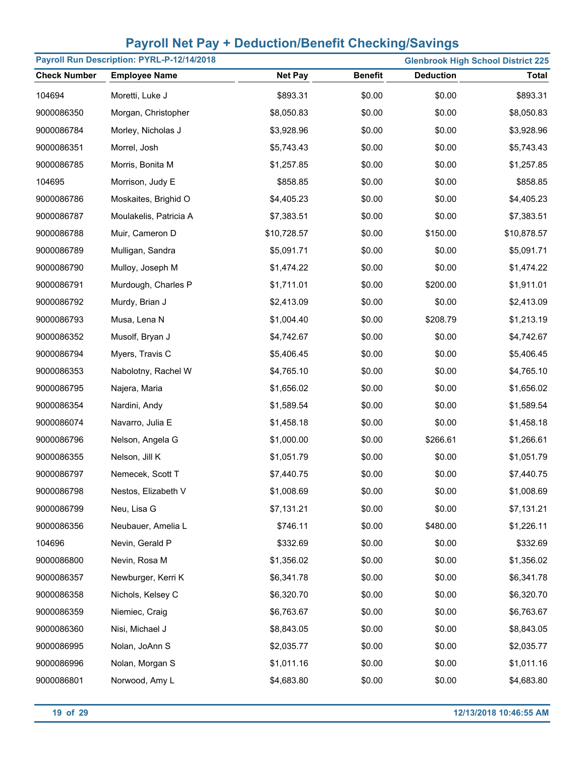# Payroll Net Pay + Deduction/Benefit Checking/Savings

**Payroll Run Description: PYRL-P-12/14/2018** | **Glenbrook High School District 225**

| Check Number | Employee Name | Net Pay | Benefit | Deduction | Total |
|---|---|---|---|---|---|
| 104694 | Moretti, Luke J | $893.31 | $0.00 | $0.00 | $893.31 |
| 9000086350 | Morgan, Christopher | $8,050.83 | $0.00 | $0.00 | $8,050.83 |
| 9000086784 | Morley, Nicholas J | $3,928.96 | $0.00 | $0.00 | $3,928.96 |
| 9000086351 | Morrel, Josh | $5,743.43 | $0.00 | $0.00 | $5,743.43 |
| 9000086785 | Morris, Bonita M | $1,257.85 | $0.00 | $0.00 | $1,257.85 |
| 104695 | Morrison, Judy E | $858.85 | $0.00 | $0.00 | $858.85 |
| 9000086786 | Moskaites, Brighid O | $4,405.23 | $0.00 | $0.00 | $4,405.23 |
| 9000086787 | Moulakelis, Patricia A | $7,383.51 | $0.00 | $0.00 | $7,383.51 |
| 9000086788 | Muir, Cameron D | $10,728.57 | $0.00 | $150.00 | $10,878.57 |
| 9000086789 | Mulligan, Sandra | $5,091.71 | $0.00 | $0.00 | $5,091.71 |
| 9000086790 | Mulloy, Joseph M | $1,474.22 | $0.00 | $0.00 | $1,474.22 |
| 9000086791 | Murdough, Charles P | $1,711.01 | $0.00 | $200.00 | $1,911.01 |
| 9000086792 | Murdy, Brian J | $2,413.09 | $0.00 | $0.00 | $2,413.09 |
| 9000086793 | Musa, Lena N | $1,004.40 | $0.00 | $208.79 | $1,213.19 |
| 9000086352 | Musolf, Bryan J | $4,742.67 | $0.00 | $0.00 | $4,742.67 |
| 9000086794 | Myers, Travis C | $5,406.45 | $0.00 | $0.00 | $5,406.45 |
| 9000086353 | Nabolotny, Rachel W | $4,765.10 | $0.00 | $0.00 | $4,765.10 |
| 9000086795 | Najera, Maria | $1,656.02 | $0.00 | $0.00 | $1,656.02 |
| 9000086354 | Nardini, Andy | $1,589.54 | $0.00 | $0.00 | $1,589.54 |
| 9000086074 | Navarro, Julia E | $1,458.18 | $0.00 | $0.00 | $1,458.18 |
| 9000086796 | Nelson, Angela G | $1,000.00 | $0.00 | $266.61 | $1,266.61 |
| 9000086355 | Nelson, Jill K | $1,051.79 | $0.00 | $0.00 | $1,051.79 |
| 9000086797 | Nemecek, Scott T | $7,440.75 | $0.00 | $0.00 | $7,440.75 |
| 9000086798 | Nestos, Elizabeth V | $1,008.69 | $0.00 | $0.00 | $1,008.69 |
| 9000086799 | Neu, Lisa G | $7,131.21 | $0.00 | $0.00 | $7,131.21 |
| 9000086356 | Neubauer, Amelia L | $746.11 | $0.00 | $480.00 | $1,226.11 |
| 104696 | Nevin, Gerald P | $332.69 | $0.00 | $0.00 | $332.69 |
| 9000086800 | Nevin, Rosa M | $1,356.02 | $0.00 | $0.00 | $1,356.02 |
| 9000086357 | Newburger, Kerri K | $6,341.78 | $0.00 | $0.00 | $6,341.78 |
| 9000086358 | Nichols, Kelsey C | $6,320.70 | $0.00 | $0.00 | $6,320.70 |
| 9000086359 | Niemiec, Craig | $6,763.67 | $0.00 | $0.00 | $6,763.67 |
| 9000086360 | Nisi, Michael J | $8,843.05 | $0.00 | $0.00 | $8,843.05 |
| 9000086995 | Nolan, JoAnn S | $2,035.77 | $0.00 | $0.00 | $2,035.77 |
| 9000086996 | Nolan, Morgan S | $1,011.16 | $0.00 | $0.00 | $1,011.16 |
| 9000086801 | Norwood, Amy L | $4,683.80 | $0.00 | $0.00 | $4,683.80 |

12/13/2018 10:46:55 AM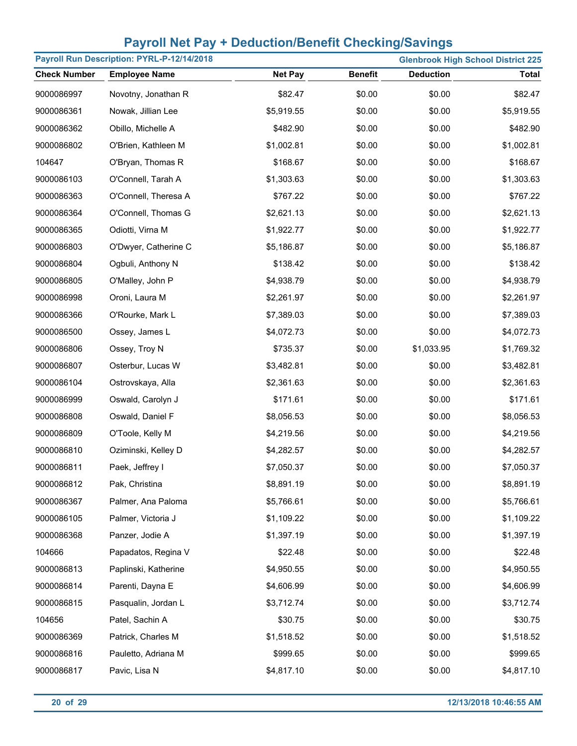# Payroll Net Pay + Deduction/Benefit Checking/Savings

**Payroll Run Description: PYRL-P-12/14/2018** — **Glenbrook High School District 225**

| Check Number | Employee Name | Net Pay | Benefit | Deduction | Total |
|---|---|---|---|---|---|
| 9000086997 | Novotny, Jonathan R | $82.47 | $0.00 | $0.00 | $82.47 |
| 9000086361 | Nowak, Jillian Lee | $5,919.55 | $0.00 | $0.00 | $5,919.55 |
| 9000086362 | Obillo, Michelle A | $482.90 | $0.00 | $0.00 | $482.90 |
| 9000086802 | O'Brien, Kathleen M | $1,002.81 | $0.00 | $0.00 | $1,002.81 |
| 104647 | O'Bryan, Thomas R | $168.67 | $0.00 | $0.00 | $168.67 |
| 9000086103 | O'Connell, Tarah A | $1,303.63 | $0.00 | $0.00 | $1,303.63 |
| 9000086363 | O'Connell, Theresa A | $767.22 | $0.00 | $0.00 | $767.22 |
| 9000086364 | O'Connell, Thomas G | $2,621.13 | $0.00 | $0.00 | $2,621.13 |
| 9000086365 | Odiotti, Virna M | $1,922.77 | $0.00 | $0.00 | $1,922.77 |
| 9000086803 | O'Dwyer, Catherine C | $5,186.87 | $0.00 | $0.00 | $5,186.87 |
| 9000086804 | Ogbuli, Anthony N | $138.42 | $0.00 | $0.00 | $138.42 |
| 9000086805 | O'Malley, John P | $4,938.79 | $0.00 | $0.00 | $4,938.79 |
| 9000086998 | Oroni, Laura M | $2,261.97 | $0.00 | $0.00 | $2,261.97 |
| 9000086366 | O'Rourke, Mark L | $7,389.03 | $0.00 | $0.00 | $7,389.03 |
| 9000086500 | Ossey, James L | $4,072.73 | $0.00 | $0.00 | $4,072.73 |
| 9000086806 | Ossey, Troy N | $735.37 | $0.00 | $1,033.95 | $1,769.32 |
| 9000086807 | Osterbur, Lucas W | $3,482.81 | $0.00 | $0.00 | $3,482.81 |
| 9000086104 | Ostrovskaya, Alla | $2,361.63 | $0.00 | $0.00 | $2,361.63 |
| 9000086999 | Oswald, Carolyn J | $171.61 | $0.00 | $0.00 | $171.61 |
| 9000086808 | Oswald, Daniel F | $8,056.53 | $0.00 | $0.00 | $8,056.53 |
| 9000086809 | O'Toole, Kelly M | $4,219.56 | $0.00 | $0.00 | $4,219.56 |
| 9000086810 | Oziminski, Kelley D | $4,282.57 | $0.00 | $0.00 | $4,282.57 |
| 9000086811 | Paek, Jeffrey I | $7,050.37 | $0.00 | $0.00 | $7,050.37 |
| 9000086812 | Pak, Christina | $8,891.19 | $0.00 | $0.00 | $8,891.19 |
| 9000086367 | Palmer, Ana Paloma | $5,766.61 | $0.00 | $0.00 | $5,766.61 |
| 9000086105 | Palmer, Victoria J | $1,109.22 | $0.00 | $0.00 | $1,109.22 |
| 9000086368 | Panzer, Jodie A | $1,397.19 | $0.00 | $0.00 | $1,397.19 |
| 104666 | Papadatos, Regina V | $22.48 | $0.00 | $0.00 | $22.48 |
| 9000086813 | Paplinski, Katherine | $4,950.55 | $0.00 | $0.00 | $4,950.55 |
| 9000086814 | Parenti, Dayna E | $4,606.99 | $0.00 | $0.00 | $4,606.99 |
| 9000086815 | Pasqualin, Jordan L | $3,712.74 | $0.00 | $0.00 | $3,712.74 |
| 104656 | Patel, Sachin A | $30.75 | $0.00 | $0.00 | $30.75 |
| 9000086369 | Patrick, Charles M | $1,518.52 | $0.00 | $0.00 | $1,518.52 |
| 9000086816 | Pauletto, Adriana M | $999.65 | $0.00 | $0.00 | $999.65 |
| 9000086817 | Pavic, Lisa N | $4,817.10 | $0.00 | $0.00 | $4,817.10 |

12/13/2018 10:46:55 AM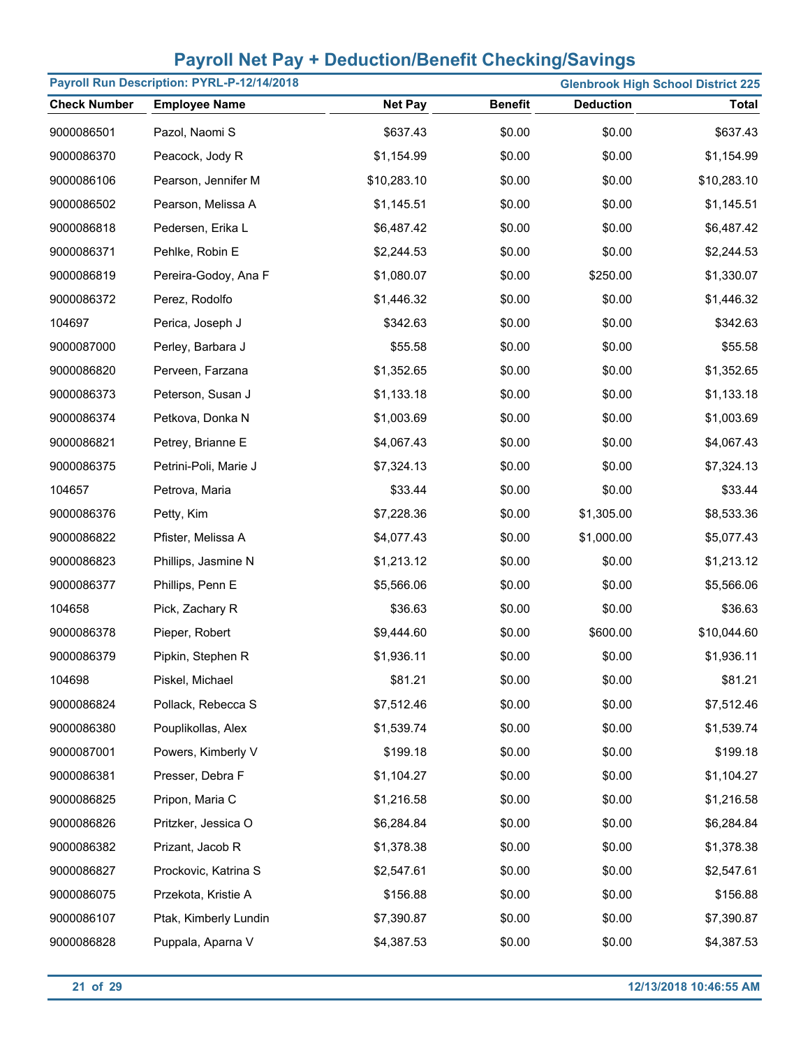# Payroll Net Pay + Deduction/Benefit Checking/Savings

**Payroll Run Description: PYRL-P-12/14/2018** | **Glenbrook High School District 225**

| Check Number | Employee Name | Net Pay | Benefit | Deduction | Total |
|---|---|---|---|---|---|
| 9000086501 | Pazol, Naomi S | $637.43 | $0.00 | $0.00 | $637.43 |
| 9000086370 | Peacock, Jody R | $1,154.99 | $0.00 | $0.00 | $1,154.99 |
| 9000086106 | Pearson, Jennifer M | $10,283.10 | $0.00 | $0.00 | $10,283.10 |
| 9000086502 | Pearson, Melissa A | $1,145.51 | $0.00 | $0.00 | $1,145.51 |
| 9000086818 | Pedersen, Erika L | $6,487.42 | $0.00 | $0.00 | $6,487.42 |
| 9000086371 | Pehlke, Robin E | $2,244.53 | $0.00 | $0.00 | $2,244.53 |
| 9000086819 | Pereira-Godoy, Ana F | $1,080.07 | $0.00 | $250.00 | $1,330.07 |
| 9000086372 | Perez, Rodolfo | $1,446.32 | $0.00 | $0.00 | $1,446.32 |
| 104697 | Perica, Joseph J | $342.63 | $0.00 | $0.00 | $342.63 |
| 9000087000 | Perley, Barbara J | $55.58 | $0.00 | $0.00 | $55.58 |
| 9000086820 | Perveen, Farzana | $1,352.65 | $0.00 | $0.00 | $1,352.65 |
| 9000086373 | Peterson, Susan J | $1,133.18 | $0.00 | $0.00 | $1,133.18 |
| 9000086374 | Petkova, Donka N | $1,003.69 | $0.00 | $0.00 | $1,003.69 |
| 9000086821 | Petrey, Brianne E | $4,067.43 | $0.00 | $0.00 | $4,067.43 |
| 9000086375 | Petrini-Poli, Marie J | $7,324.13 | $0.00 | $0.00 | $7,324.13 |
| 104657 | Petrova, Maria | $33.44 | $0.00 | $0.00 | $33.44 |
| 9000086376 | Petty, Kim | $7,228.36 | $0.00 | $1,305.00 | $8,533.36 |
| 9000086822 | Pfister, Melissa A | $4,077.43 | $0.00 | $1,000.00 | $5,077.43 |
| 9000086823 | Phillips, Jasmine N | $1,213.12 | $0.00 | $0.00 | $1,213.12 |
| 9000086377 | Phillips, Penn E | $5,566.06 | $0.00 | $0.00 | $5,566.06 |
| 104658 | Pick, Zachary R | $36.63 | $0.00 | $0.00 | $36.63 |
| 9000086378 | Pieper, Robert | $9,444.60 | $0.00 | $600.00 | $10,044.60 |
| 9000086379 | Pipkin, Stephen R | $1,936.11 | $0.00 | $0.00 | $1,936.11 |
| 104698 | Piskel, Michael | $81.21 | $0.00 | $0.00 | $81.21 |
| 9000086824 | Pollack, Rebecca S | $7,512.46 | $0.00 | $0.00 | $7,512.46 |
| 9000086380 | Pouplikollas, Alex | $1,539.74 | $0.00 | $0.00 | $1,539.74 |
| 9000087001 | Powers, Kimberly V | $199.18 | $0.00 | $0.00 | $199.18 |
| 9000086381 | Presser, Debra F | $1,104.27 | $0.00 | $0.00 | $1,104.27 |
| 9000086825 | Pripon, Maria C | $1,216.58 | $0.00 | $0.00 | $1,216.58 |
| 9000086826 | Pritzker, Jessica O | $6,284.84 | $0.00 | $0.00 | $6,284.84 |
| 9000086382 | Prizant, Jacob R | $1,378.38 | $0.00 | $0.00 | $1,378.38 |
| 9000086827 | Prockovic, Katrina S | $2,547.61 | $0.00 | $0.00 | $2,547.61 |
| 9000086075 | Przekota, Kristie A | $156.88 | $0.00 | $0.00 | $156.88 |
| 9000086107 | Ptak, Kimberly Lundin | $7,390.87 | $0.00 | $0.00 | $7,390.87 |
| 9000086828 | Puppala, Aparna V | $4,387.53 | $0.00 | $0.00 | $4,387.53 |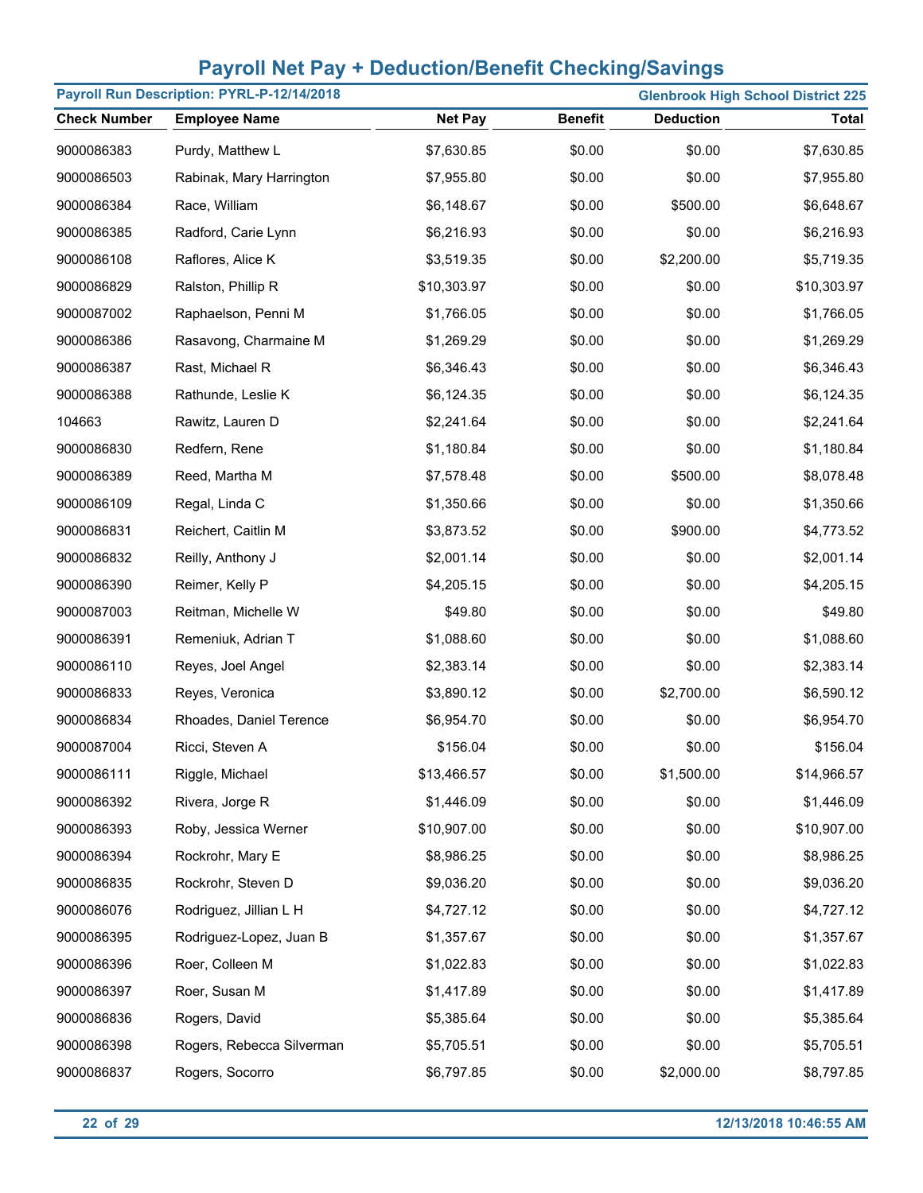# Payroll Net Pay + Deduction/Benefit Checking/Savings

**Payroll Run Description: PYRL-P-12/14/2018** | **Glenbrook High School District 225**

| Check Number | Employee Name | Net Pay | Benefit | Deduction | Total |
|---|---|---|---|---|---|
| 9000086383 | Purdy, Matthew L | $7,630.85 | $0.00 | $0.00 | $7,630.85 |
| 9000086503 | Rabinak, Mary Harrington | $7,955.80 | $0.00 | $0.00 | $7,955.80 |
| 9000086384 | Race, William | $6,148.67 | $0.00 | $500.00 | $6,648.67 |
| 9000086385 | Radford, Carie Lynn | $6,216.93 | $0.00 | $0.00 | $6,216.93 |
| 9000086108 | Raflores, Alice K | $3,519.35 | $0.00 | $2,200.00 | $5,719.35 |
| 9000086829 | Ralston, Phillip R | $10,303.97 | $0.00 | $0.00 | $10,303.97 |
| 9000087002 | Raphaelson, Penni M | $1,766.05 | $0.00 | $0.00 | $1,766.05 |
| 9000086386 | Rasavong, Charmaine M | $1,269.29 | $0.00 | $0.00 | $1,269.29 |
| 9000086387 | Rast, Michael R | $6,346.43 | $0.00 | $0.00 | $6,346.43 |
| 9000086388 | Rathunde, Leslie K | $6,124.35 | $0.00 | $0.00 | $6,124.35 |
| 104663 | Rawitz, Lauren D | $2,241.64 | $0.00 | $0.00 | $2,241.64 |
| 9000086830 | Redfern, Rene | $1,180.84 | $0.00 | $0.00 | $1,180.84 |
| 9000086389 | Reed, Martha M | $7,578.48 | $0.00 | $500.00 | $8,078.48 |
| 9000086109 | Regal, Linda C | $1,350.66 | $0.00 | $0.00 | $1,350.66 |
| 9000086831 | Reichert, Caitlin M | $3,873.52 | $0.00 | $900.00 | $4,773.52 |
| 9000086832 | Reilly, Anthony J | $2,001.14 | $0.00 | $0.00 | $2,001.14 |
| 9000086390 | Reimer, Kelly P | $4,205.15 | $0.00 | $0.00 | $4,205.15 |
| 9000087003 | Reitman, Michelle W | $49.80 | $0.00 | $0.00 | $49.80 |
| 9000086391 | Remeniuk, Adrian T | $1,088.60 | $0.00 | $0.00 | $1,088.60 |
| 9000086110 | Reyes, Joel Angel | $2,383.14 | $0.00 | $0.00 | $2,383.14 |
| 9000086833 | Reyes, Veronica | $3,890.12 | $0.00 | $2,700.00 | $6,590.12 |
| 9000086834 | Rhoades, Daniel Terence | $6,954.70 | $0.00 | $0.00 | $6,954.70 |
| 9000087004 | Ricci, Steven A | $156.04 | $0.00 | $0.00 | $156.04 |
| 9000086111 | Riggle, Michael | $13,466.57 | $0.00 | $1,500.00 | $14,966.57 |
| 9000086392 | Rivera, Jorge R | $1,446.09 | $0.00 | $0.00 | $1,446.09 |
| 9000086393 | Roby, Jessica Werner | $10,907.00 | $0.00 | $0.00 | $10,907.00 |
| 9000086394 | Rockrohr, Mary E | $8,986.25 | $0.00 | $0.00 | $8,986.25 |
| 9000086835 | Rockrohr, Steven D | $9,036.20 | $0.00 | $0.00 | $9,036.20 |
| 9000086076 | Rodriguez, Jillian L H | $4,727.12 | $0.00 | $0.00 | $4,727.12 |
| 9000086395 | Rodriguez-Lopez, Juan B | $1,357.67 | $0.00 | $0.00 | $1,357.67 |
| 9000086396 | Roer, Colleen M | $1,022.83 | $0.00 | $0.00 | $1,022.83 |
| 9000086397 | Roer, Susan M | $1,417.89 | $0.00 | $0.00 | $1,417.89 |
| 9000086836 | Rogers, David | $5,385.64 | $0.00 | $0.00 | $5,385.64 |
| 9000086398 | Rogers, Rebecca Silverman | $5,705.51 | $0.00 | $0.00 | $5,705.51 |
| 9000086837 | Rogers, Socorro | $6,797.85 | $0.00 | $2,000.00 | $8,797.85 |

12/13/2018 10:46:55 AM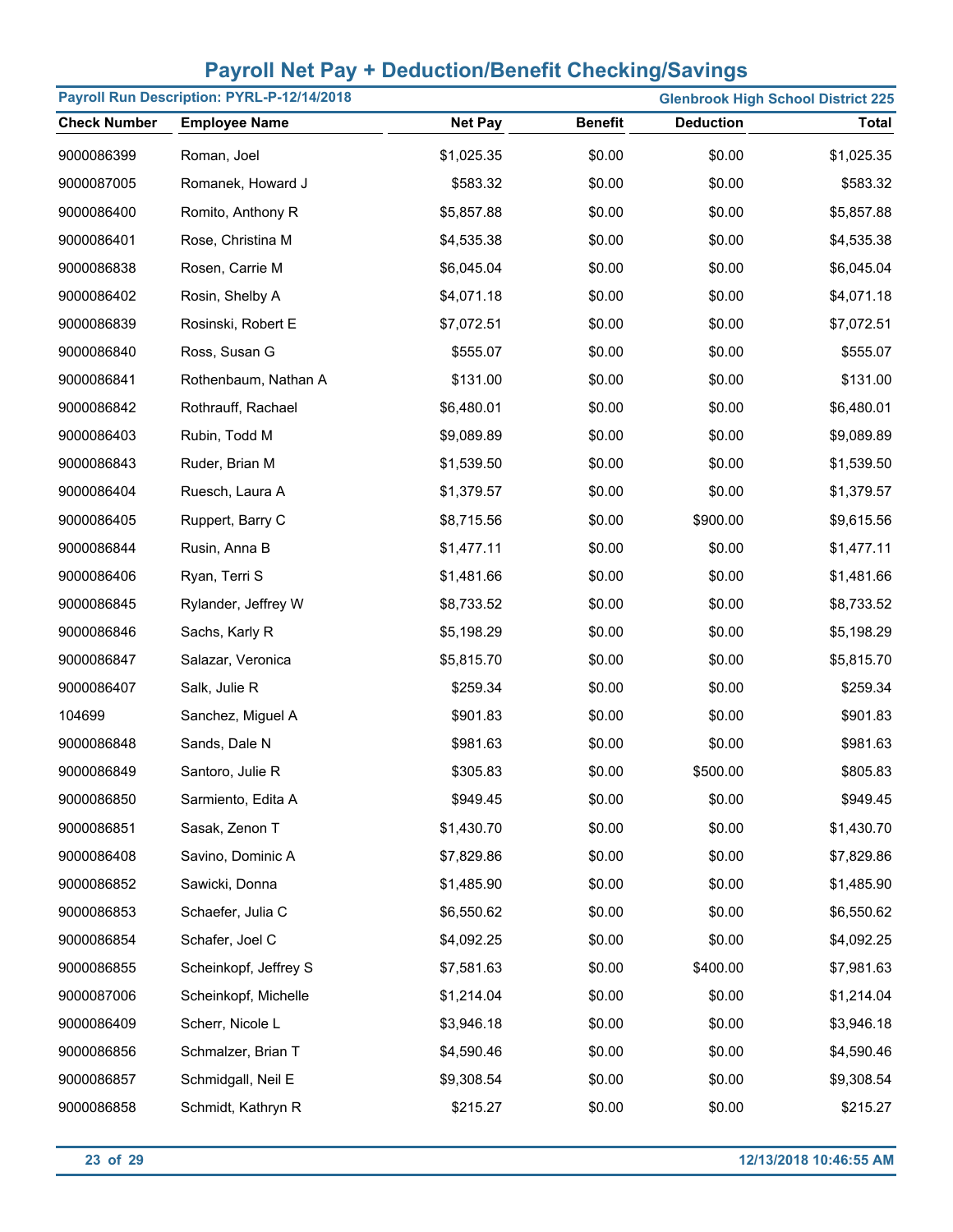# Payroll Net Pay + Deduction/Benefit Checking/Savings

**Payroll Run Description: PYRL-P-12/14/2018** | **Glenbrook High School District 225**

| Check Number | Employee Name | Net Pay | Benefit | Deduction | Total |
|---|---|---|---|---|---|
| 9000086399 | Roman, Joel | $1,025.35 | $0.00 | $0.00 | $1,025.35 |
| 9000087005 | Romanek, Howard J | $583.32 | $0.00 | $0.00 | $583.32 |
| 9000086400 | Romito, Anthony R | $5,857.88 | $0.00 | $0.00 | $5,857.88 |
| 9000086401 | Rose, Christina M | $4,535.38 | $0.00 | $0.00 | $4,535.38 |
| 9000086838 | Rosen, Carrie M | $6,045.04 | $0.00 | $0.00 | $6,045.04 |
| 9000086402 | Rosin, Shelby A | $4,071.18 | $0.00 | $0.00 | $4,071.18 |
| 9000086839 | Rosinski, Robert E | $7,072.51 | $0.00 | $0.00 | $7,072.51 |
| 9000086840 | Ross, Susan G | $555.07 | $0.00 | $0.00 | $555.07 |
| 9000086841 | Rothenbaum, Nathan A | $131.00 | $0.00 | $0.00 | $131.00 |
| 9000086842 | Rothrauff, Rachael | $6,480.01 | $0.00 | $0.00 | $6,480.01 |
| 9000086403 | Rubin, Todd M | $9,089.89 | $0.00 | $0.00 | $9,089.89 |
| 9000086843 | Ruder, Brian M | $1,539.50 | $0.00 | $0.00 | $1,539.50 |
| 9000086404 | Ruesch, Laura A | $1,379.57 | $0.00 | $0.00 | $1,379.57 |
| 9000086405 | Ruppert, Barry C | $8,715.56 | $0.00 | $900.00 | $9,615.56 |
| 9000086844 | Rusin, Anna B | $1,477.11 | $0.00 | $0.00 | $1,477.11 |
| 9000086406 | Ryan, Terri S | $1,481.66 | $0.00 | $0.00 | $1,481.66 |
| 9000086845 | Rylander, Jeffrey W | $8,733.52 | $0.00 | $0.00 | $8,733.52 |
| 9000086846 | Sachs, Karly R | $5,198.29 | $0.00 | $0.00 | $5,198.29 |
| 9000086847 | Salazar, Veronica | $5,815.70 | $0.00 | $0.00 | $5,815.70 |
| 9000086407 | Salk, Julie R | $259.34 | $0.00 | $0.00 | $259.34 |
| 104699 | Sanchez, Miguel A | $901.83 | $0.00 | $0.00 | $901.83 |
| 9000086848 | Sands, Dale N | $981.63 | $0.00 | $0.00 | $981.63 |
| 9000086849 | Santoro, Julie R | $305.83 | $0.00 | $500.00 | $805.83 |
| 9000086850 | Sarmiento, Edita A | $949.45 | $0.00 | $0.00 | $949.45 |
| 9000086851 | Sasak, Zenon T | $1,430.70 | $0.00 | $0.00 | $1,430.70 |
| 9000086408 | Savino, Dominic A | $7,829.86 | $0.00 | $0.00 | $7,829.86 |
| 9000086852 | Sawicki, Donna | $1,485.90 | $0.00 | $0.00 | $1,485.90 |
| 9000086853 | Schaefer, Julia C | $6,550.62 | $0.00 | $0.00 | $6,550.62 |
| 9000086854 | Schafer, Joel C | $4,092.25 | $0.00 | $0.00 | $4,092.25 |
| 9000086855 | Scheinkopf, Jeffrey S | $7,581.63 | $0.00 | $400.00 | $7,981.63 |
| 9000087006 | Scheinkopf, Michelle | $1,214.04 | $0.00 | $0.00 | $1,214.04 |
| 9000086409 | Scherr, Nicole L | $3,946.18 | $0.00 | $0.00 | $3,946.18 |
| 9000086856 | Schmalzer, Brian T | $4,590.46 | $0.00 | $0.00 | $4,590.46 |
| 9000086857 | Schmidgall, Neil E | $9,308.54 | $0.00 | $0.00 | $9,308.54 |
| 9000086858 | Schmidt, Kathryn R | $215.27 | $0.00 | $0.00 | $215.27 |

12/13/2018 10:46:55 AM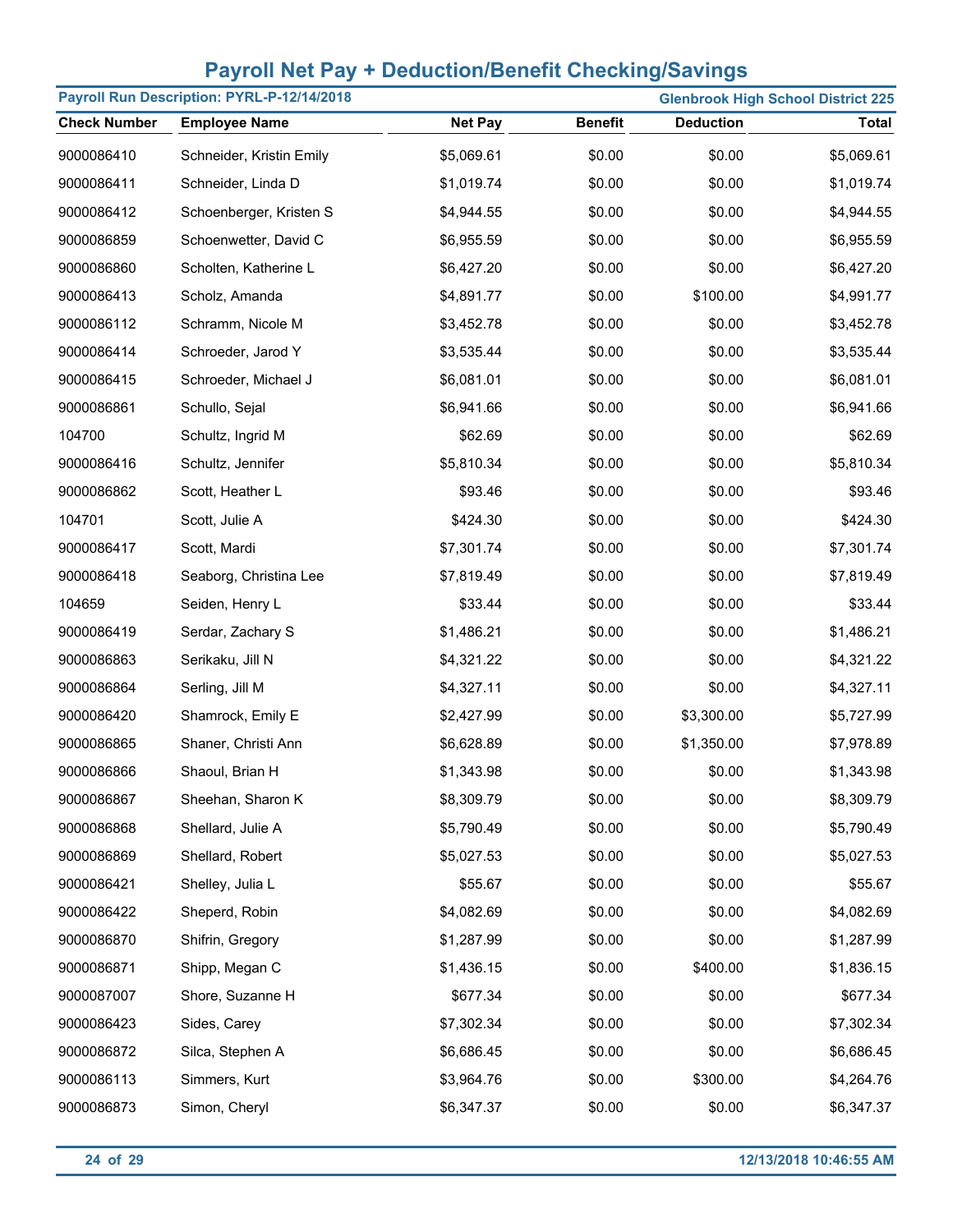# Payroll Net Pay + Deduction/Benefit Checking/Savings

**Payroll Run Description: PYRL-P-12/14/2018** | **Glenbrook High School District 225**

| Check Number | Employee Name | Net Pay | Benefit | Deduction | Total |
|---|---|---|---|---|---|
| 9000086410 | Schneider, Kristin Emily | $5,069.61 | $0.00 | $0.00 | $5,069.61 |
| 9000086411 | Schneider, Linda D | $1,019.74 | $0.00 | $0.00 | $1,019.74 |
| 9000086412 | Schoenberger, Kristen S | $4,944.55 | $0.00 | $0.00 | $4,944.55 |
| 9000086859 | Schoenwetter, David C | $6,955.59 | $0.00 | $0.00 | $6,955.59 |
| 9000086860 | Scholten, Katherine L | $6,427.20 | $0.00 | $0.00 | $6,427.20 |
| 9000086413 | Scholz, Amanda | $4,891.77 | $0.00 | $100.00 | $4,991.77 |
| 9000086112 | Schramm, Nicole M | $3,452.78 | $0.00 | $0.00 | $3,452.78 |
| 9000086414 | Schroeder, Jarod Y | $3,535.44 | $0.00 | $0.00 | $3,535.44 |
| 9000086415 | Schroeder, Michael J | $6,081.01 | $0.00 | $0.00 | $6,081.01 |
| 9000086861 | Schullo, Sejal | $6,941.66 | $0.00 | $0.00 | $6,941.66 |
| 104700 | Schultz, Ingrid M | $62.69 | $0.00 | $0.00 | $62.69 |
| 9000086416 | Schultz, Jennifer | $5,810.34 | $0.00 | $0.00 | $5,810.34 |
| 9000086862 | Scott, Heather L | $93.46 | $0.00 | $0.00 | $93.46 |
| 104701 | Scott, Julie A | $424.30 | $0.00 | $0.00 | $424.30 |
| 9000086417 | Scott, Mardi | $7,301.74 | $0.00 | $0.00 | $7,301.74 |
| 9000086418 | Seaborg, Christina Lee | $7,819.49 | $0.00 | $0.00 | $7,819.49 |
| 104659 | Seiden, Henry L | $33.44 | $0.00 | $0.00 | $33.44 |
| 9000086419 | Serdar, Zachary S | $1,486.21 | $0.00 | $0.00 | $1,486.21 |
| 9000086863 | Serikaku, Jill N | $4,321.22 | $0.00 | $0.00 | $4,321.22 |
| 9000086864 | Serling, Jill M | $4,327.11 | $0.00 | $0.00 | $4,327.11 |
| 9000086420 | Shamrock, Emily E | $2,427.99 | $0.00 | $3,300.00 | $5,727.99 |
| 9000086865 | Shaner, Christi Ann | $6,628.89 | $0.00 | $1,350.00 | $7,978.89 |
| 9000086866 | Shaoul, Brian H | $1,343.98 | $0.00 | $0.00 | $1,343.98 |
| 9000086867 | Sheehan, Sharon K | $8,309.79 | $0.00 | $0.00 | $8,309.79 |
| 9000086868 | Shellard, Julie A | $5,790.49 | $0.00 | $0.00 | $5,790.49 |
| 9000086869 | Shellard, Robert | $5,027.53 | $0.00 | $0.00 | $5,027.53 |
| 9000086421 | Shelley, Julia L | $55.67 | $0.00 | $0.00 | $55.67 |
| 9000086422 | Sheperd, Robin | $4,082.69 | $0.00 | $0.00 | $4,082.69 |
| 9000086870 | Shifrin, Gregory | $1,287.99 | $0.00 | $0.00 | $1,287.99 |
| 9000086871 | Shipp, Megan C | $1,436.15 | $0.00 | $400.00 | $1,836.15 |
| 9000087007 | Shore, Suzanne H | $677.34 | $0.00 | $0.00 | $677.34 |
| 9000086423 | Sides, Carey | $7,302.34 | $0.00 | $0.00 | $7,302.34 |
| 9000086872 | Silca, Stephen A | $6,686.45 | $0.00 | $0.00 | $6,686.45 |
| 9000086113 | Simmers, Kurt | $3,964.76 | $0.00 | $300.00 | $4,264.76 |
| 9000086873 | Simon, Cheryl | $6,347.37 | $0.00 | $0.00 | $6,347.37 |

12/13/2018 10:46:55 AM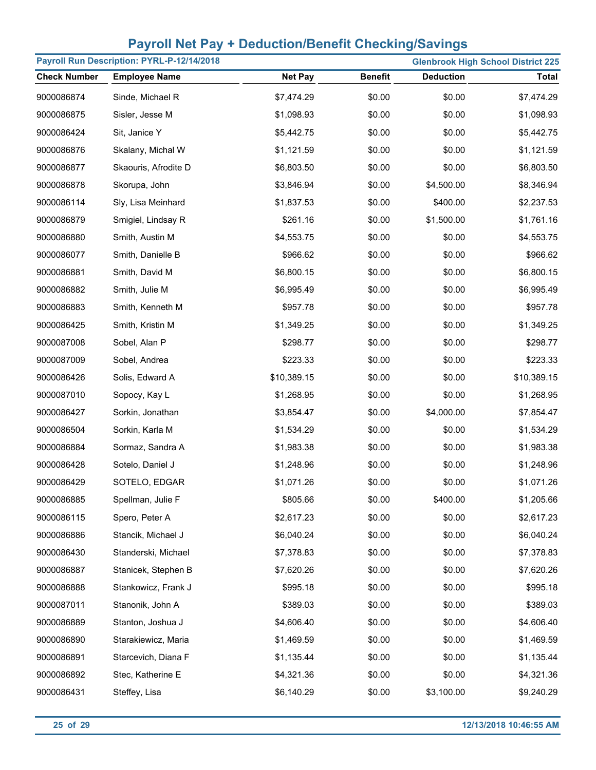# Payroll Net Pay + Deduction/Benefit Checking/Savings

**Payroll Run Description: PYRL-P-12/14/2018** | **Glenbrook High School District 225**

| Check Number | Employee Name | Net Pay | Benefit | Deduction | Total |
|---|---|---|---|---|---|
| 9000086874 | Sinde, Michael R | $7,474.29 | $0.00 | $0.00 | $7,474.29 |
| 9000086875 | Sisler, Jesse M | $1,098.93 | $0.00 | $0.00 | $1,098.93 |
| 9000086424 | Sit, Janice Y | $5,442.75 | $0.00 | $0.00 | $5,442.75 |
| 9000086876 | Skalany, Michal W | $1,121.59 | $0.00 | $0.00 | $1,121.59 |
| 9000086877 | Skaouris, Afrodite D | $6,803.50 | $0.00 | $0.00 | $6,803.50 |
| 9000086878 | Skorupa, John | $3,846.94 | $0.00 | $4,500.00 | $8,346.94 |
| 9000086114 | Sly, Lisa Meinhard | $1,837.53 | $0.00 | $400.00 | $2,237.53 |
| 9000086879 | Smigiel, Lindsay R | $261.16 | $0.00 | $1,500.00 | $1,761.16 |
| 9000086880 | Smith, Austin M | $4,553.75 | $0.00 | $0.00 | $4,553.75 |
| 9000086077 | Smith, Danielle B | $966.62 | $0.00 | $0.00 | $966.62 |
| 9000086881 | Smith, David M | $6,800.15 | $0.00 | $0.00 | $6,800.15 |
| 9000086882 | Smith, Julie M | $6,995.49 | $0.00 | $0.00 | $6,995.49 |
| 9000086883 | Smith, Kenneth M | $957.78 | $0.00 | $0.00 | $957.78 |
| 9000086425 | Smith, Kristin M | $1,349.25 | $0.00 | $0.00 | $1,349.25 |
| 9000087008 | Sobel, Alan P | $298.77 | $0.00 | $0.00 | $298.77 |
| 9000087009 | Sobel, Andrea | $223.33 | $0.00 | $0.00 | $223.33 |
| 9000086426 | Solis, Edward A | $10,389.15 | $0.00 | $0.00 | $10,389.15 |
| 9000087010 | Sopocy, Kay L | $1,268.95 | $0.00 | $0.00 | $1,268.95 |
| 9000086427 | Sorkin, Jonathan | $3,854.47 | $0.00 | $4,000.00 | $7,854.47 |
| 9000086504 | Sorkin, Karla M | $1,534.29 | $0.00 | $0.00 | $1,534.29 |
| 9000086884 | Sormaz, Sandra A | $1,983.38 | $0.00 | $0.00 | $1,983.38 |
| 9000086428 | Sotelo, Daniel J | $1,248.96 | $0.00 | $0.00 | $1,248.96 |
| 9000086429 | SOTELO, EDGAR | $1,071.26 | $0.00 | $0.00 | $1,071.26 |
| 9000086885 | Spellman, Julie F | $805.66 | $0.00 | $400.00 | $1,205.66 |
| 9000086115 | Spero, Peter A | $2,617.23 | $0.00 | $0.00 | $2,617.23 |
| 9000086886 | Stancik, Michael J | $6,040.24 | $0.00 | $0.00 | $6,040.24 |
| 9000086430 | Standerski, Michael | $7,378.83 | $0.00 | $0.00 | $7,378.83 |
| 9000086887 | Stanicek, Stephen B | $7,620.26 | $0.00 | $0.00 | $7,620.26 |
| 9000086888 | Stankowicz, Frank J | $995.18 | $0.00 | $0.00 | $995.18 |
| 9000087011 | Stanonik, John A | $389.03 | $0.00 | $0.00 | $389.03 |
| 9000086889 | Stanton, Joshua J | $4,606.40 | $0.00 | $0.00 | $4,606.40 |
| 9000086890 | Starakiewicz, Maria | $1,469.59 | $0.00 | $0.00 | $1,469.59 |
| 9000086891 | Starcevich, Diana F | $1,135.44 | $0.00 | $0.00 | $1,135.44 |
| 9000086892 | Stec, Katherine E | $4,321.36 | $0.00 | $0.00 | $4,321.36 |
| 9000086431 | Steffey, Lisa | $6,140.29 | $0.00 | $3,100.00 | $9,240.29 |

12/13/2018 10:46:55 AM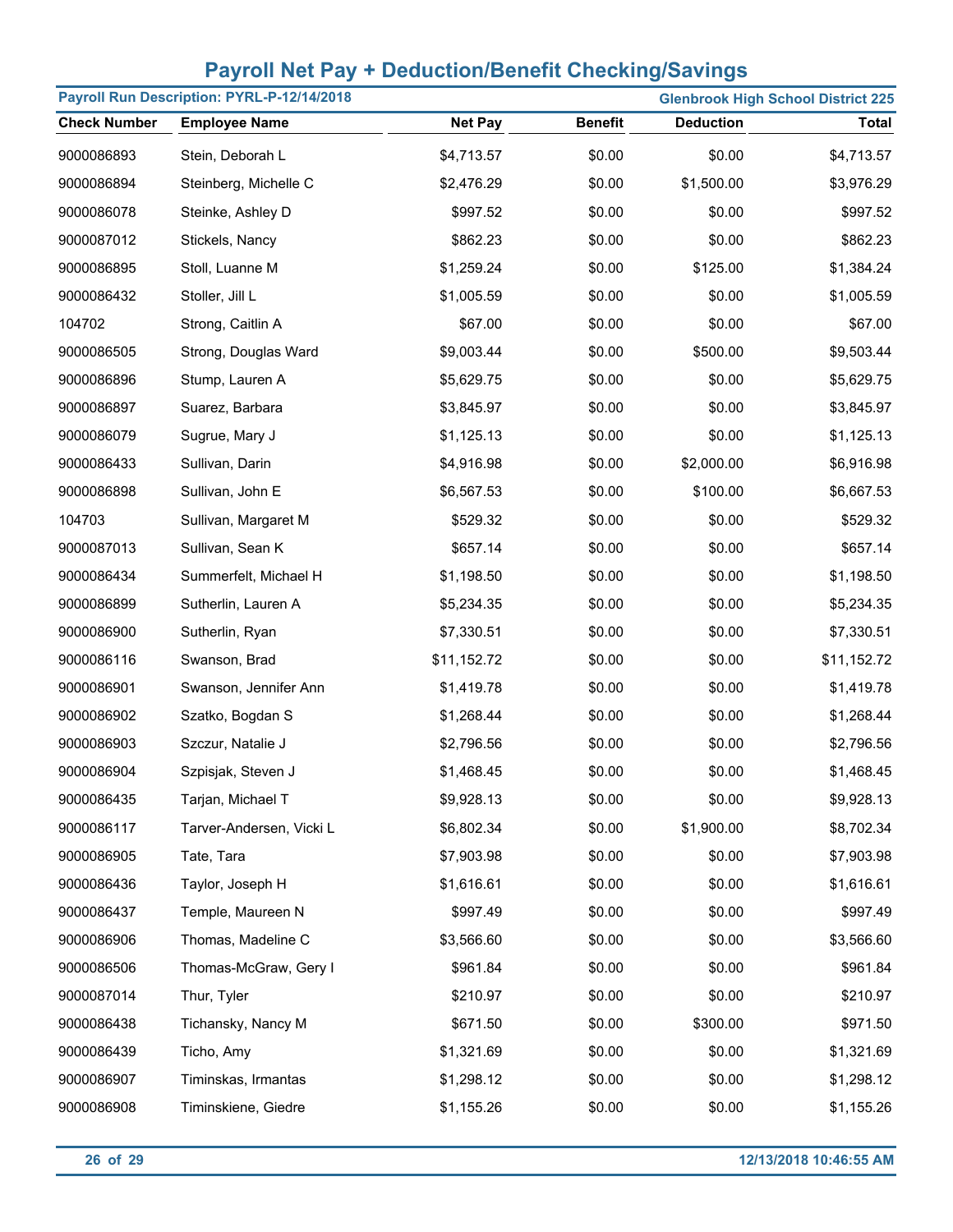# Payroll Net Pay + Deduction/Benefit Checking/Savings

**Payroll Run Description: PYRL-P-12/14/2018** — **Glenbrook High School District 225**

| Check Number | Employee Name | Net Pay | Benefit | Deduction | Total |
|---|---|---|---|---|---|
| 9000086893 | Stein, Deborah L | $4,713.57 | $0.00 | $0.00 | $4,713.57 |
| 9000086894 | Steinberg, Michelle C | $2,476.29 | $0.00 | $1,500.00 | $3,976.29 |
| 9000086078 | Steinke, Ashley D | $997.52 | $0.00 | $0.00 | $997.52 |
| 9000087012 | Stickels, Nancy | $862.23 | $0.00 | $0.00 | $862.23 |
| 9000086895 | Stoll, Luanne M | $1,259.24 | $0.00 | $125.00 | $1,384.24 |
| 9000086432 | Stoller, Jill L | $1,005.59 | $0.00 | $0.00 | $1,005.59 |
| 104702 | Strong, Caitlin A | $67.00 | $0.00 | $0.00 | $67.00 |
| 9000086505 | Strong, Douglas Ward | $9,003.44 | $0.00 | $500.00 | $9,503.44 |
| 9000086896 | Stump, Lauren A | $5,629.75 | $0.00 | $0.00 | $5,629.75 |
| 9000086897 | Suarez, Barbara | $3,845.97 | $0.00 | $0.00 | $3,845.97 |
| 9000086079 | Sugrue, Mary J | $1,125.13 | $0.00 | $0.00 | $1,125.13 |
| 9000086433 | Sullivan, Darin | $4,916.98 | $0.00 | $2,000.00 | $6,916.98 |
| 9000086898 | Sullivan, John E | $6,567.53 | $0.00 | $100.00 | $6,667.53 |
| 104703 | Sullivan, Margaret M | $529.32 | $0.00 | $0.00 | $529.32 |
| 9000087013 | Sullivan, Sean K | $657.14 | $0.00 | $0.00 | $657.14 |
| 9000086434 | Summerfelt, Michael H | $1,198.50 | $0.00 | $0.00 | $1,198.50 |
| 9000086899 | Sutherlin, Lauren A | $5,234.35 | $0.00 | $0.00 | $5,234.35 |
| 9000086900 | Sutherlin, Ryan | $7,330.51 | $0.00 | $0.00 | $7,330.51 |
| 9000086116 | Swanson, Brad | $11,152.72 | $0.00 | $0.00 | $11,152.72 |
| 9000086901 | Swanson, Jennifer Ann | $1,419.78 | $0.00 | $0.00 | $1,419.78 |
| 9000086902 | Szatko, Bogdan S | $1,268.44 | $0.00 | $0.00 | $1,268.44 |
| 9000086903 | Szczur, Natalie J | $2,796.56 | $0.00 | $0.00 | $2,796.56 |
| 9000086904 | Szpisjak, Steven J | $1,468.45 | $0.00 | $0.00 | $1,468.45 |
| 9000086435 | Tarjan, Michael T | $9,928.13 | $0.00 | $0.00 | $9,928.13 |
| 9000086117 | Tarver-Andersen, Vicki L | $6,802.34 | $0.00 | $1,900.00 | $8,702.34 |
| 9000086905 | Tate, Tara | $7,903.98 | $0.00 | $0.00 | $7,903.98 |
| 9000086436 | Taylor, Joseph H | $1,616.61 | $0.00 | $0.00 | $1,616.61 |
| 9000086437 | Temple, Maureen N | $997.49 | $0.00 | $0.00 | $997.49 |
| 9000086906 | Thomas, Madeline C | $3,566.60 | $0.00 | $0.00 | $3,566.60 |
| 9000086506 | Thomas-McGraw, Gery I | $961.84 | $0.00 | $0.00 | $961.84 |
| 9000087014 | Thur, Tyler | $210.97 | $0.00 | $0.00 | $210.97 |
| 9000086438 | Tichansky, Nancy M | $671.50 | $0.00 | $300.00 | $971.50 |
| 9000086439 | Ticho, Amy | $1,321.69 | $0.00 | $0.00 | $1,321.69 |
| 9000086907 | Timinskas, Irmantas | $1,298.12 | $0.00 | $0.00 | $1,298.12 |
| 9000086908 | Timinskiene, Giedre | $1,155.26 | $0.00 | $0.00 | $1,155.26 |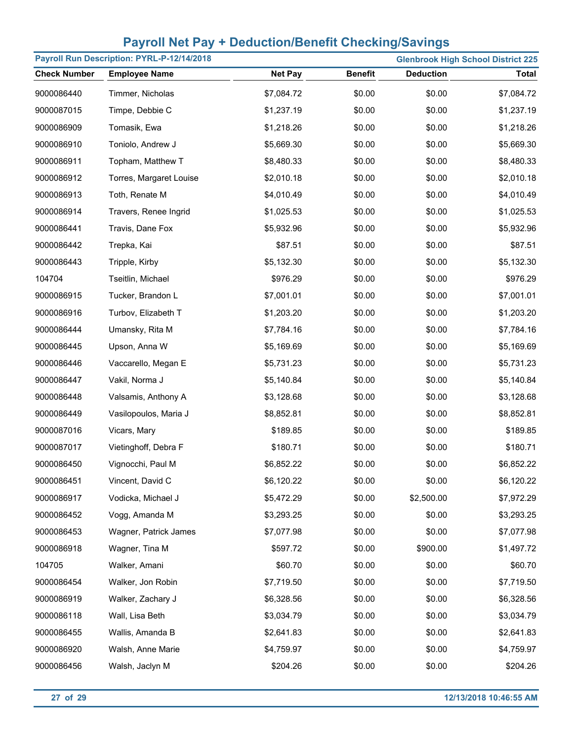# Payroll Net Pay + Deduction/Benefit Checking/Savings

**Payroll Run Description: PYRL-P-12/14/2018** — **Glenbrook High School District 225**

| Check Number | Employee Name | Net Pay | Benefit | Deduction | Total |
|---|---|---|---|---|---|
| 9000086440 | Timmer, Nicholas | $7,084.72 | $0.00 | $0.00 | $7,084.72 |
| 9000087015 | Timpe, Debbie C | $1,237.19 | $0.00 | $0.00 | $1,237.19 |
| 9000086909 | Tomasik, Ewa | $1,218.26 | $0.00 | $0.00 | $1,218.26 |
| 9000086910 | Toniolo, Andrew J | $5,669.30 | $0.00 | $0.00 | $5,669.30 |
| 9000086911 | Topham, Matthew T | $8,480.33 | $0.00 | $0.00 | $8,480.33 |
| 9000086912 | Torres, Margaret Louise | $2,010.18 | $0.00 | $0.00 | $2,010.18 |
| 9000086913 | Toth, Renate M | $4,010.49 | $0.00 | $0.00 | $4,010.49 |
| 9000086914 | Travers, Renee Ingrid | $1,025.53 | $0.00 | $0.00 | $1,025.53 |
| 9000086441 | Travis, Dane Fox | $5,932.96 | $0.00 | $0.00 | $5,932.96 |
| 9000086442 | Trepka, Kai | $87.51 | $0.00 | $0.00 | $87.51 |
| 9000086443 | Tripple, Kirby | $5,132.30 | $0.00 | $0.00 | $5,132.30 |
| 104704 | Tseitlin, Michael | $976.29 | $0.00 | $0.00 | $976.29 |
| 9000086915 | Tucker, Brandon L | $7,001.01 | $0.00 | $0.00 | $7,001.01 |
| 9000086916 | Turbov, Elizabeth T | $1,203.20 | $0.00 | $0.00 | $1,203.20 |
| 9000086444 | Umansky, Rita M | $7,784.16 | $0.00 | $0.00 | $7,784.16 |
| 9000086445 | Upson, Anna W | $5,169.69 | $0.00 | $0.00 | $5,169.69 |
| 9000086446 | Vaccarello, Megan E | $5,731.23 | $0.00 | $0.00 | $5,731.23 |
| 9000086447 | Vakil, Norma J | $5,140.84 | $0.00 | $0.00 | $5,140.84 |
| 9000086448 | Valsamis, Anthony A | $3,128.68 | $0.00 | $0.00 | $3,128.68 |
| 9000086449 | Vasilopoulos, Maria J | $8,852.81 | $0.00 | $0.00 | $8,852.81 |
| 9000087016 | Vicars, Mary | $189.85 | $0.00 | $0.00 | $189.85 |
| 9000087017 | Vietinghoff, Debra F | $180.71 | $0.00 | $0.00 | $180.71 |
| 9000086450 | Vignocchi, Paul M | $6,852.22 | $0.00 | $0.00 | $6,852.22 |
| 9000086451 | Vincent, David C | $6,120.22 | $0.00 | $0.00 | $6,120.22 |
| 9000086917 | Vodicka, Michael J | $5,472.29 | $0.00 | $2,500.00 | $7,972.29 |
| 9000086452 | Vogg, Amanda M | $3,293.25 | $0.00 | $0.00 | $3,293.25 |
| 9000086453 | Wagner, Patrick James | $7,077.98 | $0.00 | $0.00 | $7,077.98 |
| 9000086918 | Wagner, Tina M | $597.72 | $0.00 | $900.00 | $1,497.72 |
| 104705 | Walker, Amani | $60.70 | $0.00 | $0.00 | $60.70 |
| 9000086454 | Walker, Jon Robin | $7,719.50 | $0.00 | $0.00 | $7,719.50 |
| 9000086919 | Walker, Zachary J | $6,328.56 | $0.00 | $0.00 | $6,328.56 |
| 9000086118 | Wall, Lisa Beth | $3,034.79 | $0.00 | $0.00 | $3,034.79 |
| 9000086455 | Wallis, Amanda B | $2,641.83 | $0.00 | $0.00 | $2,641.83 |
| 9000086920 | Walsh, Anne Marie | $4,759.97 | $0.00 | $0.00 | $4,759.97 |
| 9000086456 | Walsh, Jaclyn M | $204.26 | $0.00 | $0.00 | $204.26 |

12/13/2018 10:46:55 AM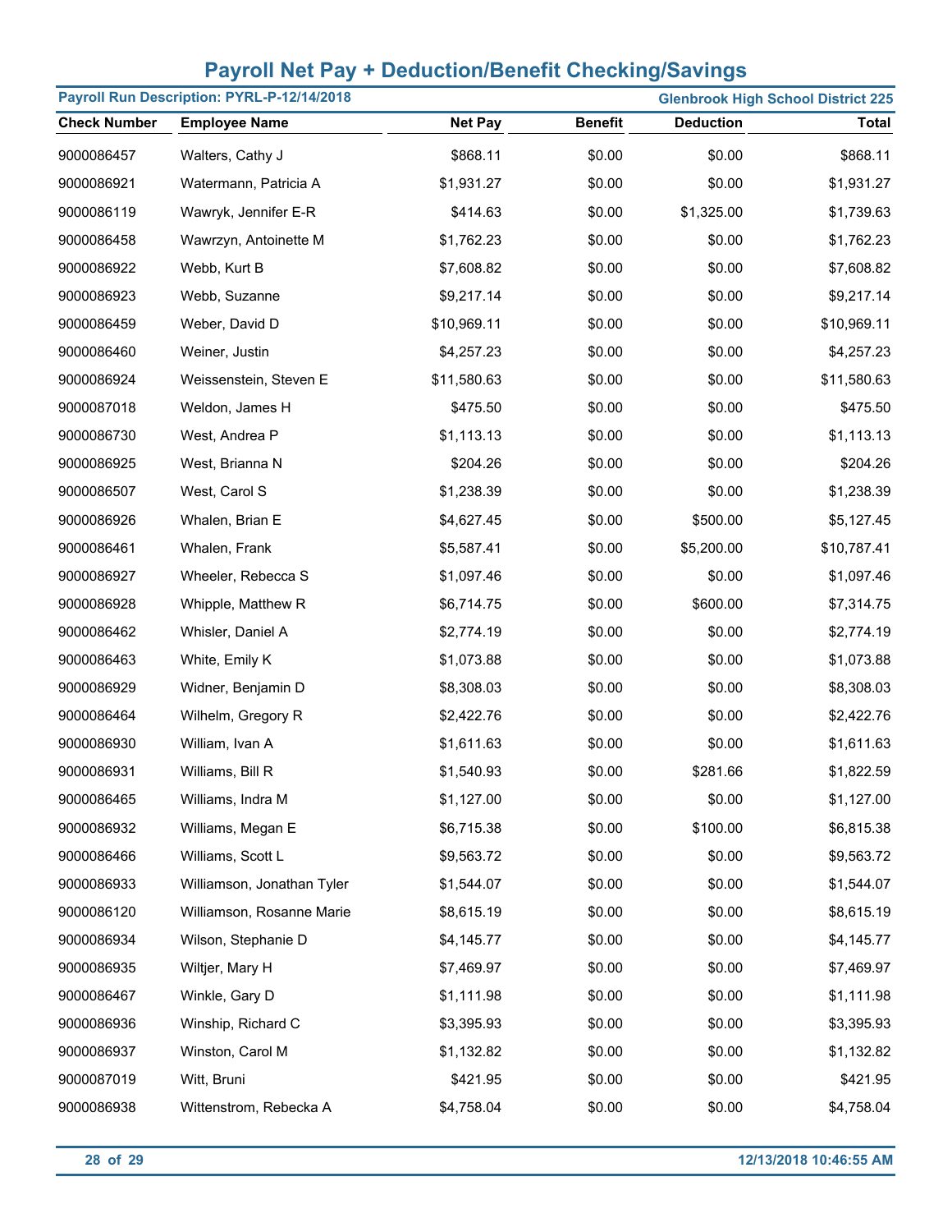# Payroll Net Pay + Deduction/Benefit Checking/Savings

**Payroll Run Description: PYRL-P-12/14/2018** | **Glenbrook High School District 225**

| Check Number | Employee Name | Net Pay | Benefit | Deduction | Total |
|---|---|---|---|---|---|
| 9000086457 | Walters, Cathy J | $868.11 | $0.00 | $0.00 | $868.11 |
| 9000086921 | Watermann, Patricia A | $1,931.27 | $0.00 | $0.00 | $1,931.27 |
| 9000086119 | Wawryk, Jennifer E-R | $414.63 | $0.00 | $1,325.00 | $1,739.63 |
| 9000086458 | Wawrzyn, Antoinette M | $1,762.23 | $0.00 | $0.00 | $1,762.23 |
| 9000086922 | Webb, Kurt B | $7,608.82 | $0.00 | $0.00 | $7,608.82 |
| 9000086923 | Webb, Suzanne | $9,217.14 | $0.00 | $0.00 | $9,217.14 |
| 9000086459 | Weber, David D | $10,969.11 | $0.00 | $0.00 | $10,969.11 |
| 9000086460 | Weiner, Justin | $4,257.23 | $0.00 | $0.00 | $4,257.23 |
| 9000086924 | Weissenstein, Steven E | $11,580.63 | $0.00 | $0.00 | $11,580.63 |
| 9000087018 | Weldon, James H | $475.50 | $0.00 | $0.00 | $475.50 |
| 9000086730 | West, Andrea P | $1,113.13 | $0.00 | $0.00 | $1,113.13 |
| 9000086925 | West, Brianna N | $204.26 | $0.00 | $0.00 | $204.26 |
| 9000086507 | West, Carol S | $1,238.39 | $0.00 | $0.00 | $1,238.39 |
| 9000086926 | Whalen, Brian E | $4,627.45 | $0.00 | $500.00 | $5,127.45 |
| 9000086461 | Whalen, Frank | $5,587.41 | $0.00 | $5,200.00 | $10,787.41 |
| 9000086927 | Wheeler, Rebecca S | $1,097.46 | $0.00 | $0.00 | $1,097.46 |
| 9000086928 | Whipple, Matthew R | $6,714.75 | $0.00 | $600.00 | $7,314.75 |
| 9000086462 | Whisler, Daniel A | $2,774.19 | $0.00 | $0.00 | $2,774.19 |
| 9000086463 | White, Emily K | $1,073.88 | $0.00 | $0.00 | $1,073.88 |
| 9000086929 | Widner, Benjamin D | $8,308.03 | $0.00 | $0.00 | $8,308.03 |
| 9000086464 | Wilhelm, Gregory R | $2,422.76 | $0.00 | $0.00 | $2,422.76 |
| 9000086930 | William, Ivan A | $1,611.63 | $0.00 | $0.00 | $1,611.63 |
| 9000086931 | Williams, Bill R | $1,540.93 | $0.00 | $281.66 | $1,822.59 |
| 9000086465 | Williams, Indra M | $1,127.00 | $0.00 | $0.00 | $1,127.00 |
| 9000086932 | Williams, Megan E | $6,715.38 | $0.00 | $100.00 | $6,815.38 |
| 9000086466 | Williams, Scott L | $9,563.72 | $0.00 | $0.00 | $9,563.72 |
| 9000086933 | Williamson, Jonathan Tyler | $1,544.07 | $0.00 | $0.00 | $1,544.07 |
| 9000086120 | Williamson, Rosanne Marie | $8,615.19 | $0.00 | $0.00 | $8,615.19 |
| 9000086934 | Wilson, Stephanie D | $4,145.77 | $0.00 | $0.00 | $4,145.77 |
| 9000086935 | Wiltjer, Mary H | $7,469.97 | $0.00 | $0.00 | $7,469.97 |
| 9000086467 | Winkle, Gary D | $1,111.98 | $0.00 | $0.00 | $1,111.98 |
| 9000086936 | Winship, Richard C | $3,395.93 | $0.00 | $0.00 | $3,395.93 |
| 9000086937 | Winston, Carol M | $1,132.82 | $0.00 | $0.00 | $1,132.82 |
| 9000087019 | Witt, Bruni | $421.95 | $0.00 | $0.00 | $421.95 |
| 9000086938 | Wittenstrom, Rebecka A | $4,758.04 | $0.00 | $0.00 | $4,758.04 |

12/13/2018 10:46:55 AM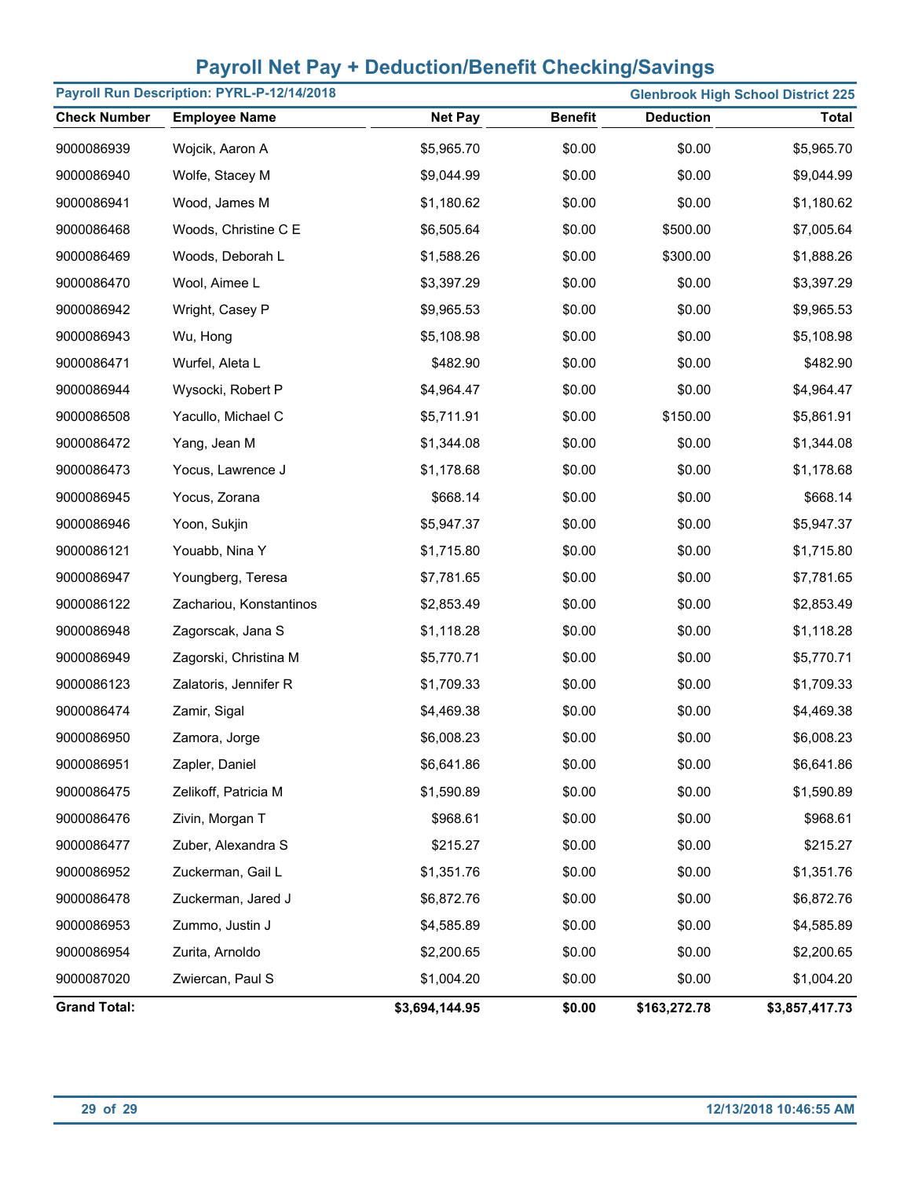# Payroll Net Pay + Deduction/Benefit Checking/Savings

**Payroll Run Description: PYRL-P-12/14/2018** | **Glenbrook High School District 225**

| Check Number | Employee Name | Net Pay | Benefit | Deduction | Total |
|---|---|---|---|---|---|
| 9000086939 | Wojcik, Aaron A | $5,965.70 | $0.00 | $0.00 | $5,965.70 |
| 9000086940 | Wolfe, Stacey M | $9,044.99 | $0.00 | $0.00 | $9,044.99 |
| 9000086941 | Wood, James M | $1,180.62 | $0.00 | $0.00 | $1,180.62 |
| 9000086468 | Woods, Christine C E | $6,505.64 | $0.00 | $500.00 | $7,005.64 |
| 9000086469 | Woods, Deborah L | $1,588.26 | $0.00 | $300.00 | $1,888.26 |
| 9000086470 | Wool, Aimee L | $3,397.29 | $0.00 | $0.00 | $3,397.29 |
| 9000086942 | Wright, Casey P | $9,965.53 | $0.00 | $0.00 | $9,965.53 |
| 9000086943 | Wu, Hong | $5,108.98 | $0.00 | $0.00 | $5,108.98 |
| 9000086471 | Wurfel, Aleta L | $482.90 | $0.00 | $0.00 | $482.90 |
| 9000086944 | Wysocki, Robert P | $4,964.47 | $0.00 | $0.00 | $4,964.47 |
| 9000086508 | Yacullo, Michael C | $5,711.91 | $0.00 | $150.00 | $5,861.91 |
| 9000086472 | Yang, Jean M | $1,344.08 | $0.00 | $0.00 | $1,344.08 |
| 9000086473 | Yocus, Lawrence J | $1,178.68 | $0.00 | $0.00 | $1,178.68 |
| 9000086945 | Yocus, Zorana | $668.14 | $0.00 | $0.00 | $668.14 |
| 9000086946 | Yoon, Sukjin | $5,947.37 | $0.00 | $0.00 | $5,947.37 |
| 9000086121 | Youabb, Nina Y | $1,715.80 | $0.00 | $0.00 | $1,715.80 |
| 9000086947 | Youngberg, Teresa | $7,781.65 | $0.00 | $0.00 | $7,781.65 |
| 9000086122 | Zachariou, Konstantinos | $2,853.49 | $0.00 | $0.00 | $2,853.49 |
| 9000086948 | Zagorscak, Jana S | $1,118.28 | $0.00 | $0.00 | $1,118.28 |
| 9000086949 | Zagorski, Christina M | $5,770.71 | $0.00 | $0.00 | $5,770.71 |
| 9000086123 | Zalatoris, Jennifer R | $1,709.33 | $0.00 | $0.00 | $1,709.33 |
| 9000086474 | Zamir, Sigal | $4,469.38 | $0.00 | $0.00 | $4,469.38 |
| 9000086950 | Zamora, Jorge | $6,008.23 | $0.00 | $0.00 | $6,008.23 |
| 9000086951 | Zapler, Daniel | $6,641.86 | $0.00 | $0.00 | $6,641.86 |
| 9000086475 | Zelikoff, Patricia M | $1,590.89 | $0.00 | $0.00 | $1,590.89 |
| 9000086476 | Zivin, Morgan T | $968.61 | $0.00 | $0.00 | $968.61 |
| 9000086477 | Zuber, Alexandra S | $215.27 | $0.00 | $0.00 | $215.27 |
| 9000086952 | Zuckerman, Gail L | $1,351.76 | $0.00 | $0.00 | $1,351.76 |
| 9000086478 | Zuckerman, Jared J | $6,872.76 | $0.00 | $0.00 | $6,872.76 |
| 9000086953 | Zummo, Justin J | $4,585.89 | $0.00 | $0.00 | $4,585.89 |
| 9000086954 | Zurita, Arnoldo | $2,200.65 | $0.00 | $0.00 | $2,200.65 |
| 9000087020 | Zwiercan, Paul S | $1,004.20 | $0.00 | $0.00 | $1,004.20 |
| **Grand Total:** | | **$3,694,144.95** | **$0.00** | **$163,272.78** | **$3,857,417.73** |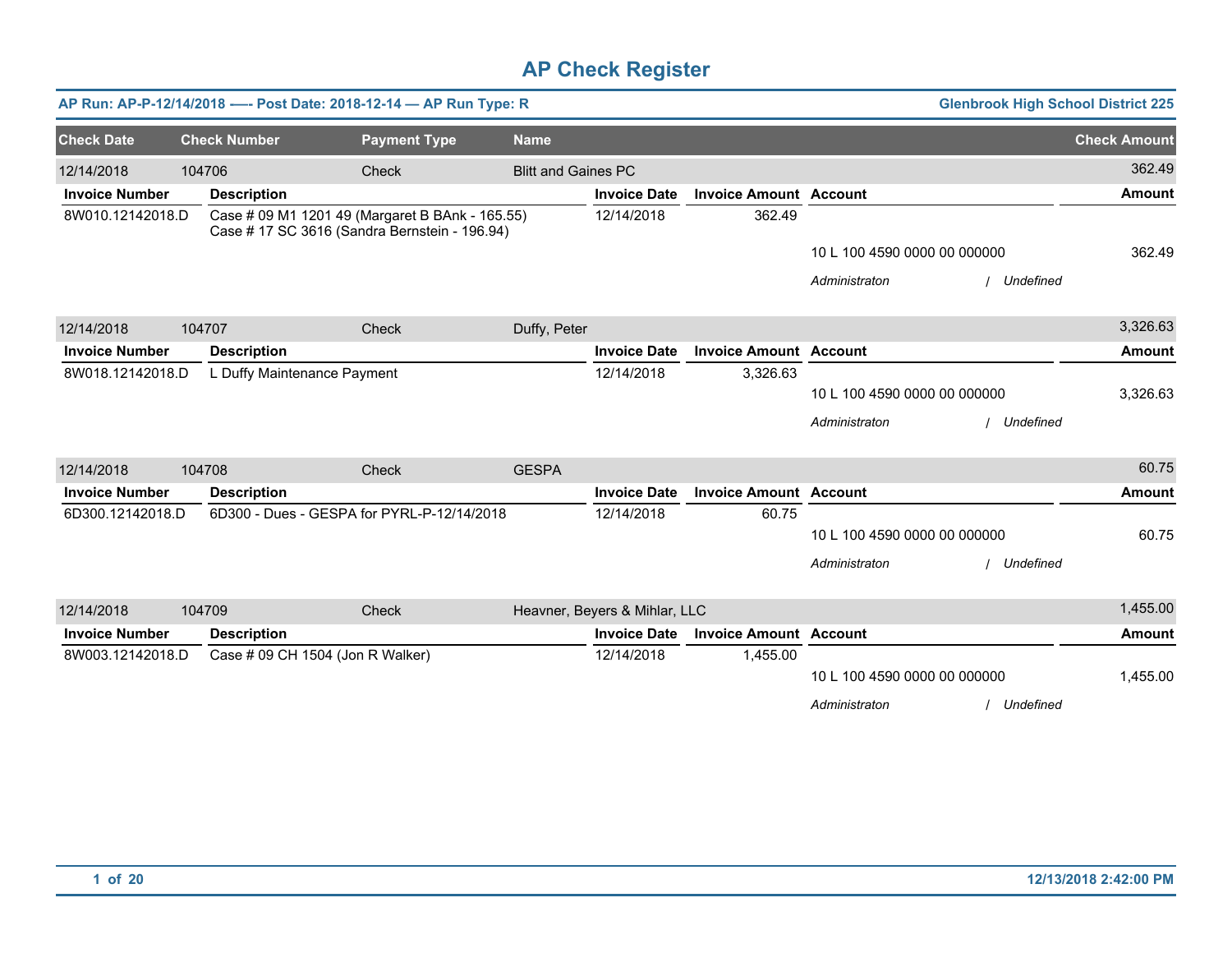# AP Check Register

**AP Run: AP-P-12/14/2018 —- Post Date: 2018-12-14 — AP Run Type: R** | **Glenbrook High School District 225**

| Check Date | Check Number | Payment Type | Name | | | | Check Amount |
|---|---|---|---|---|---|---|---|
| 12/14/2018 | 104706 | Check | Blitt and Gaines PC | | | | 362.49 |

| Invoice Number | Description | Invoice Date | Invoice Amount | Account | Amount |
|---|---|---|---|---|---|
| 8W010.12142018.D | Case # 09 M1 1201 49 (Margaret B BAnk - 165.55) Case # 17 SC 3616 (Sandra Bernstein - 196.94) | 12/14/2018 | 362.49 | | |
| | | | | 10 L 100 4590 0000 00 000000 | 362.49 |
| | | | | *Administraton / Undefined* | |

| Check Date | Check Number | Payment Type | Name | | | | Check Amount |
|---|---|---|---|---|---|---|---|
| 12/14/2018 | 104707 | Check | Duffy, Peter | | | | 3,326.63 |

| Invoice Number | Description | Invoice Date | Invoice Amount | Account | Amount |
|---|---|---|---|---|---|
| 8W018.12142018.D | L Duffy Maintenance Payment | 12/14/2018 | 3,326.63 | | |
| | | | | 10 L 100 4590 0000 00 000000 | 3,326.63 |
| | | | | *Administraton / Undefined* | |

| Check Date | Check Number | Payment Type | Name | | | | Check Amount |
|---|---|---|---|---|---|---|---|
| 12/14/2018 | 104708 | Check | GESPA | | | | 60.75 |

| Invoice Number | Description | Invoice Date | Invoice Amount | Account | Amount |
|---|---|---|---|---|---|
| 6D300.12142018.D | 6D300 - Dues - GESPA for PYRL-P-12/14/2018 | 12/14/2018 | 60.75 | | |
| | | | | 10 L 100 4590 0000 00 000000 | 60.75 |
| | | | | *Administraton / Undefined* | |

| Check Date | Check Number | Payment Type | Name | | | | Check Amount |
|---|---|---|---|---|---|---|---|
| 12/14/2018 | 104709 | Check | Heavner, Beyers & Mihlar, LLC | | | | 1,455.00 |

| Invoice Number | Description | Invoice Date | Invoice Amount | Account | Amount |
|---|---|---|---|---|---|
| 8W003.12142018.D | Case # 09 CH 1504 (Jon R Walker) | 12/14/2018 | 1,455.00 | | |
| | | | | 10 L 100 4590 0000 00 000000 | 1,455.00 |
| | | | | *Administraton / Undefined* | |

12/13/2018 2:42:00 PM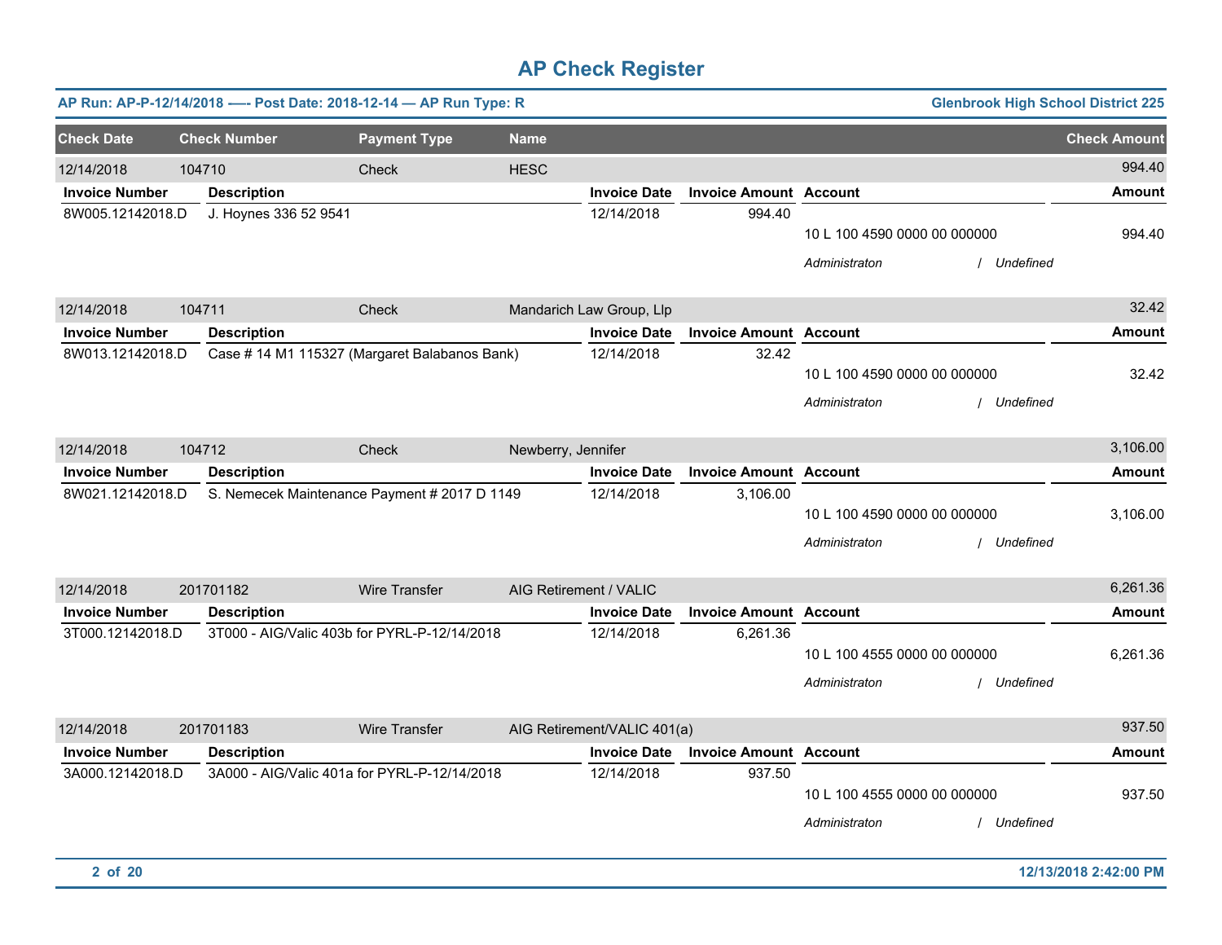# AP Check Register

**AP Run: AP-P-12/14/2018 —- Post Date: 2018-12-14 — AP Run Type: R** | **Glenbrook High School District 225**

| Check Date | Check Number | Payment Type | Name | Check Amount |
|---|---|---|---|---|
| 12/14/2018 | 104710 | Check | HESC | 994.40 |

| Invoice Number | Description | Invoice Date | Invoice Amount | Account | Amount |
|---|---|---|---|---|---|
| 8W005.12142018.D | J. Hoynes 336 52 9541 | 12/14/2018 | 994.40 | 10 L 100 4590 0000 00 000000 | 994.40 |
| | | | | *Administraton / Undefined* | |

| Check Date | Check Number | Payment Type | Name | Check Amount |
|---|---|---|---|---|
| 12/14/2018 | 104711 | Check | Mandarich Law Group, Llp | 32.42 |

| Invoice Number | Description | Invoice Date | Invoice Amount | Account | Amount |
|---|---|---|---|---|---|
| 8W013.12142018.D | Case # 14 M1 115327 (Margaret Balabanos Bank) | 12/14/2018 | 32.42 | 10 L 100 4590 0000 00 000000 | 32.42 |
| | | | | *Administraton / Undefined* | |

| Check Date | Check Number | Payment Type | Name | Check Amount |
|---|---|---|---|---|
| 12/14/2018 | 104712 | Check | Newberry, Jennifer | 3,106.00 |

| Invoice Number | Description | Invoice Date | Invoice Amount | Account | Amount |
|---|---|---|---|---|---|
| 8W021.12142018.D | S. Nemecek Maintenance Payment # 2017 D 1149 | 12/14/2018 | 3,106.00 | 10 L 100 4590 0000 00 000000 | 3,106.00 |
| | | | | *Administraton / Undefined* | |

| Check Date | Check Number | Payment Type | Name | Check Amount |
|---|---|---|---|---|
| 12/14/2018 | 201701182 | Wire Transfer | AIG Retirement / VALIC | 6,261.36 |

| Invoice Number | Description | Invoice Date | Invoice Amount | Account | Amount |
|---|---|---|---|---|---|
| 3T000.12142018.D | 3T000 - AIG/Valic 403b for PYRL-P-12/14/2018 | 12/14/2018 | 6,261.36 | 10 L 100 4555 0000 00 000000 | 6,261.36 |
| | | | | *Administraton / Undefined* | |

| Check Date | Check Number | Payment Type | Name | Check Amount |
|---|---|---|---|---|
| 12/14/2018 | 201701183 | Wire Transfer | AIG Retirement/VALIC 401(a) | 937.50 |

| Invoice Number | Description | Invoice Date | Invoice Amount | Account | Amount |
|---|---|---|---|---|---|
| 3A000.12142018.D | 3A000 - AIG/Valic 401a for PYRL-P-12/14/2018 | 12/14/2018 | 937.50 | 10 L 100 4555 0000 00 000000 | 937.50 |
| | | | | *Administraton / Undefined* | |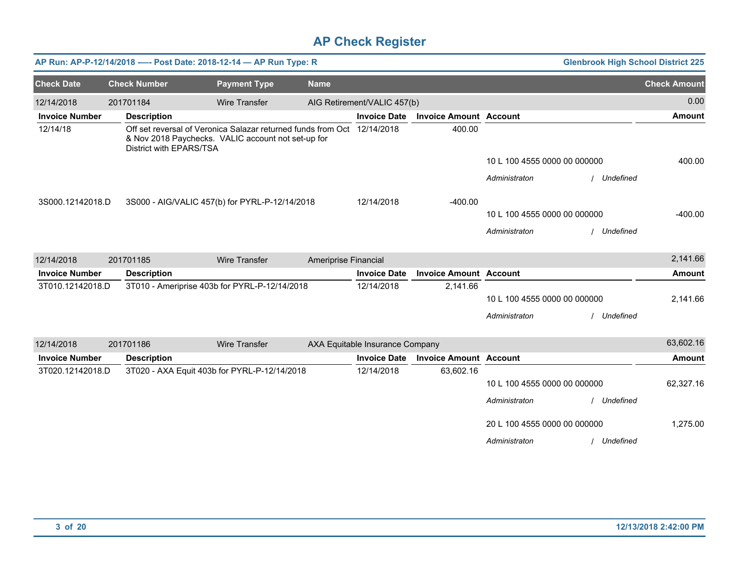# AP Check Register

**AP Run: AP-P-12/14/2018 —- Post Date: 2018-12-14 — AP Run Type: R** | **Glenbrook High School District 225**

| Check Date | Check Number | Payment Type | Name | Check Amount |
|---|---|---|---|---|
| 12/14/2018 | 201701184 | Wire Transfer | AIG Retirement/VALIC 457(b) | 0.00 |

| Invoice Number | Description | Invoice Date | Invoice Amount | Account | Amount |
|---|---|---|---|---|---|
| 12/14/18 | Off set reversal of Veronica Salazar returned funds from Oct & Nov 2018 Paychecks. VALIC account not set-up for District with EPARS/TSA | 12/14/2018 | 400.00 | | |
| | | | | 10 L 100 4555 0000 00 000000 | 400.00 |
| | | | | *Administraton / Undefined* | |
| 3S000.12142018.D | 3S000 - AIG/VALIC 457(b) for PYRL-P-12/14/2018 | 12/14/2018 | -400.00 | | |
| | | | | 10 L 100 4555 0000 00 000000 | -400.00 |
| | | | | *Administraton / Undefined* | |

| Check Date | Check Number | Payment Type | Name | Check Amount |
|---|---|---|---|---|
| 12/14/2018 | 201701185 | Wire Transfer | Ameriprise Financial | 2,141.66 |

| Invoice Number | Description | Invoice Date | Invoice Amount | Account | Amount |
|---|---|---|---|---|---|
| 3T010.12142018.D | 3T010 - Ameriprise 403b for PYRL-P-12/14/2018 | 12/14/2018 | 2,141.66 | | |
| | | | | 10 L 100 4555 0000 00 000000 | 2,141.66 |
| | | | | *Administraton / Undefined* | |

| Check Date | Check Number | Payment Type | Name | Check Amount |
|---|---|---|---|---|
| 12/14/2018 | 201701186 | Wire Transfer | AXA Equitable Insurance Company | 63,602.16 |

| Invoice Number | Description | Invoice Date | Invoice Amount | Account | Amount |
|---|---|---|---|---|---|
| 3T020.12142018.D | 3T020 - AXA Equit 403b for PYRL-P-12/14/2018 | 12/14/2018 | 63,602.16 | | |
| | | | | 10 L 100 4555 0000 00 000000 | 62,327.16 |
| | | | | *Administraton / Undefined* | |
| | | | | 20 L 100 4555 0000 00 000000 | 1,275.00 |
| | | | | *Administraton / Undefined* | |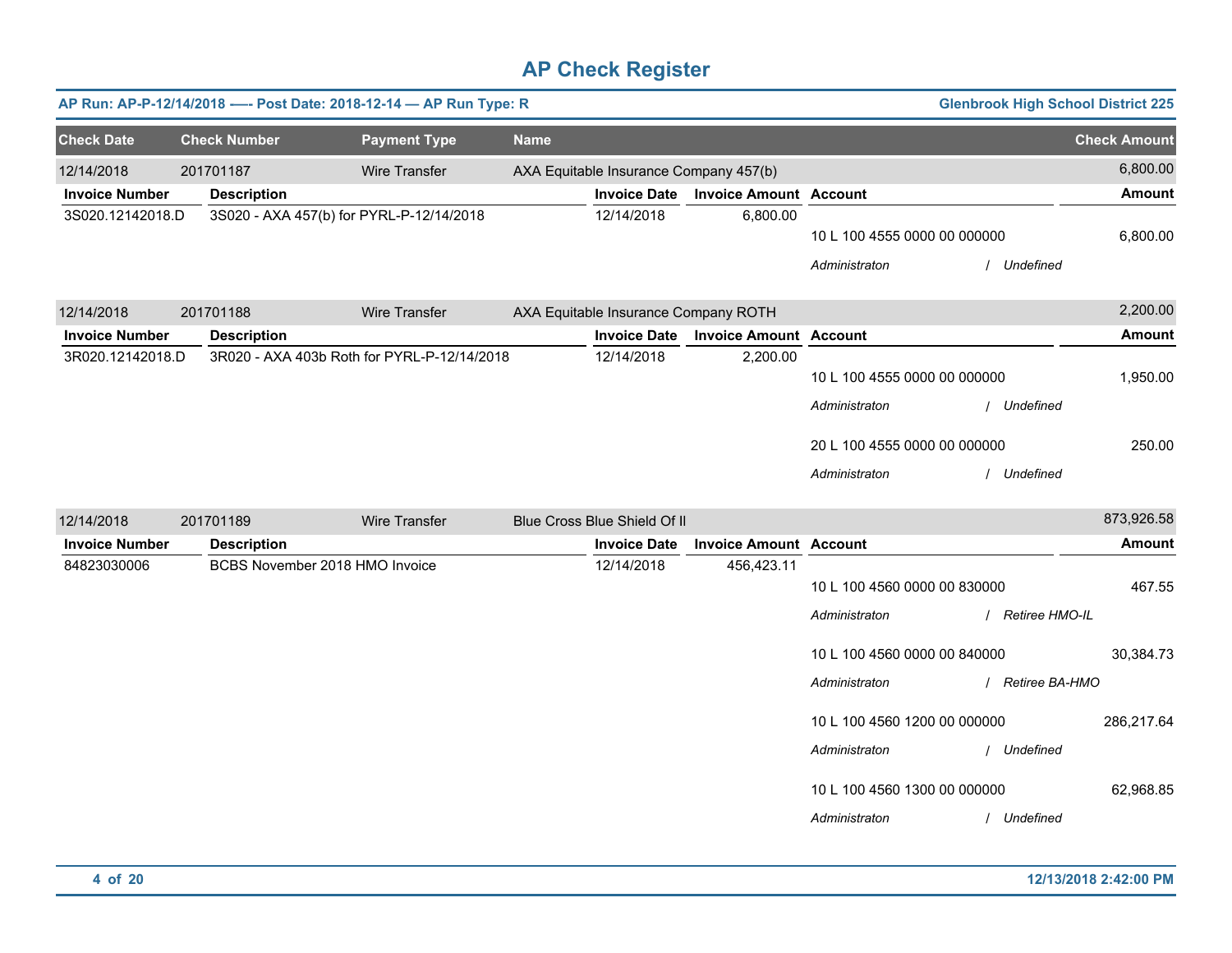# AP Check Register

**AP Run: AP-P-12/14/2018 —- Post Date: 2018-12-14 — AP Run Type: R** | **Glenbrook High School District 225**

| Check Date | Check Number | Payment Type | Name | Check Amount |
|---|---|---|---|---|
| 12/14/2018 | 201701187 | Wire Transfer | AXA Equitable Insurance Company 457(b) | 6,800.00 |

| Invoice Number | Description | Invoice Date | Invoice Amount | Account | Amount |
|---|---|---|---|---|---|
| 3S020.12142018.D | 3S020 - AXA 457(b) for PYRL-P-12/14/2018 | 12/14/2018 | 6,800.00 | | |
| | | | | 10 L 100 4555 0000 00 000000 | 6,800.00 |
| | | | | *Administraton / Undefined* | |

| Check Date | Check Number | Payment Type | Name | Check Amount |
|---|---|---|---|---|
| 12/14/2018 | 201701188 | Wire Transfer | AXA Equitable Insurance Company ROTH | 2,200.00 |

| Invoice Number | Description | Invoice Date | Invoice Amount | Account | Amount |
|---|---|---|---|---|---|
| 3R020.12142018.D | 3R020 - AXA 403b Roth for PYRL-P-12/14/2018 | 12/14/2018 | 2,200.00 | | |
| | | | | 10 L 100 4555 0000 00 000000 | 1,950.00 |
| | | | | *Administraton / Undefined* | |
| | | | | 20 L 100 4555 0000 00 000000 | 250.00 |
| | | | | *Administraton / Undefined* | |

| Check Date | Check Number | Payment Type | Name | Check Amount |
|---|---|---|---|---|
| 12/14/2018 | 201701189 | Wire Transfer | Blue Cross Blue Shield Of Il | 873,926.58 |

| Invoice Number | Description | Invoice Date | Invoice Amount | Account | Amount |
|---|---|---|---|---|---|
| 84823030006 | BCBS November 2018 HMO Invoice | 12/14/2018 | 456,423.11 | | |
| | | | | 10 L 100 4560 0000 00 830000 | 467.55 |
| | | | | *Administraton / Retiree HMO-IL* | |
| | | | | 10 L 100 4560 0000 00 840000 | 30,384.73 |
| | | | | *Administraton / Retiree BA-HMO* | |
| | | | | 10 L 100 4560 1200 00 000000 | 286,217.64 |
| | | | | *Administraton / Undefined* | |
| | | | | 10 L 100 4560 1300 00 000000 | 62,968.85 |
| | | | | *Administraton / Undefined* | |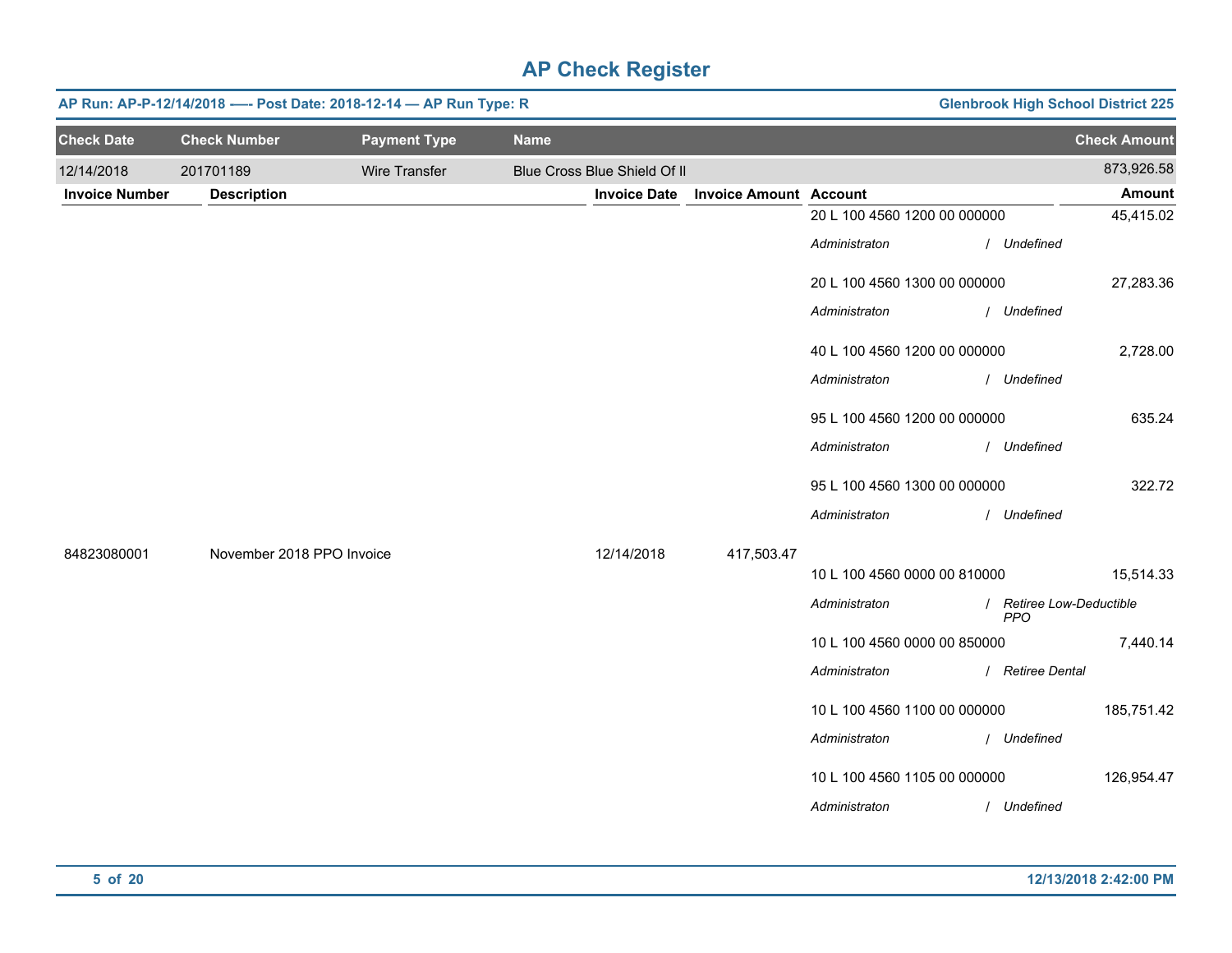# AP Check Register

**AP Run: AP-P-12/14/2018 -—- Post Date: 2018-12-14 — AP Run Type: R** | **Glenbrook High School District 225**

| Check Date | Check Number | Payment Type | Name | Check Amount |
|---|---|---|---|---|
| 12/14/2018 | 201701189 | Wire Transfer | Blue Cross Blue Shield Of Il | 873,926.58 |

| Invoice Number | Description | Invoice Date | Invoice Amount | Account | Amount |
|---|---|---|---|---|---|
| | | | | 20 L 100 4560 1200 00 000000<br>*Administraton / Undefined* | 45,415.02 |
| | | | | 20 L 100 4560 1300 00 000000<br>*Administraton / Undefined* | 27,283.36 |
| | | | | 40 L 100 4560 1200 00 000000<br>*Administraton / Undefined* | 2,728.00 |
| | | | | 95 L 100 4560 1200 00 000000<br>*Administraton / Undefined* | 635.24 |
| | | | | 95 L 100 4560 1300 00 000000<br>*Administraton / Undefined* | 322.72 |
| 84823080001 | November 2018 PPO Invoice | 12/14/2018 | 417,503.47 | | |
| | | | | 10 L 100 4560 0000 00 810000<br>*Administraton / Retiree Low-Deductible PPO* | 15,514.33 |
| | | | | 10 L 100 4560 0000 00 850000<br>*Administraton / Retiree Dental* | 7,440.14 |
| | | | | 10 L 100 4560 1100 00 000000<br>*Administraton / Undefined* | 185,751.42 |
| | | | | 10 L 100 4560 1105 00 000000<br>*Administraton / Undefined* | 126,954.47 |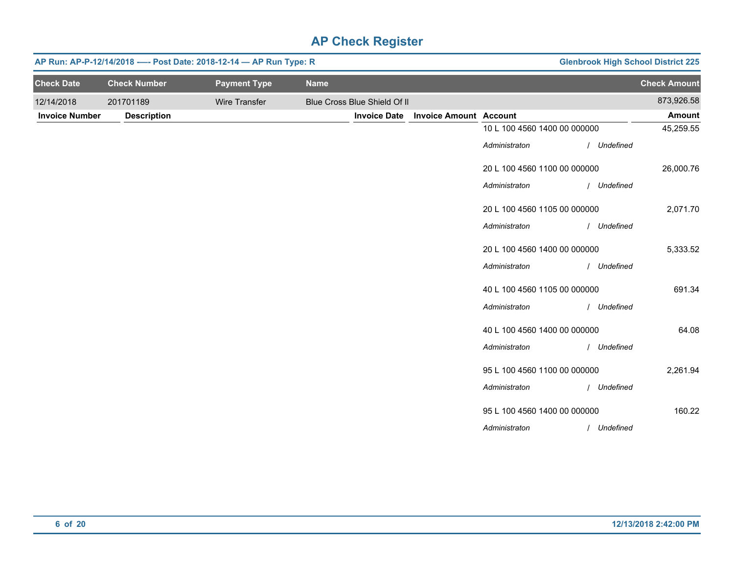# AP Check Register

**AP Run: AP-P-12/14/2018 -—- Post Date: 2018-12-14 — AP Run Type: R** | **Glenbrook High School District 225**

| Check Date | Check Number | Payment Type | Name | Check Amount |
|---|---|---|---|---|
| 12/14/2018 | 201701189 | Wire Transfer | Blue Cross Blue Shield Of Il | 873,926.58 |

| Invoice Number | Description | Invoice Date | Invoice Amount | Account | Amount |
|---|---|---|---|---|---|
| | | | | 10 L 100 4560 1400 00 000000 | 45,259.55 |
| | | | | *Administraton / Undefined* | |
| | | | | 20 L 100 4560 1100 00 000000 | 26,000.76 |
| | | | | *Administraton / Undefined* | |
| | | | | 20 L 100 4560 1105 00 000000 | 2,071.70 |
| | | | | *Administraton / Undefined* | |
| | | | | 20 L 100 4560 1400 00 000000 | 5,333.52 |
| | | | | *Administraton / Undefined* | |
| | | | | 40 L 100 4560 1105 00 000000 | 691.34 |
| | | | | *Administraton / Undefined* | |
| | | | | 40 L 100 4560 1400 00 000000 | 64.08 |
| | | | | *Administraton / Undefined* | |
| | | | | 95 L 100 4560 1100 00 000000 | 2,261.94 |
| | | | | *Administraton / Undefined* | |
| | | | | 95 L 100 4560 1400 00 000000 | 160.22 |
| | | | | *Administraton / Undefined* | |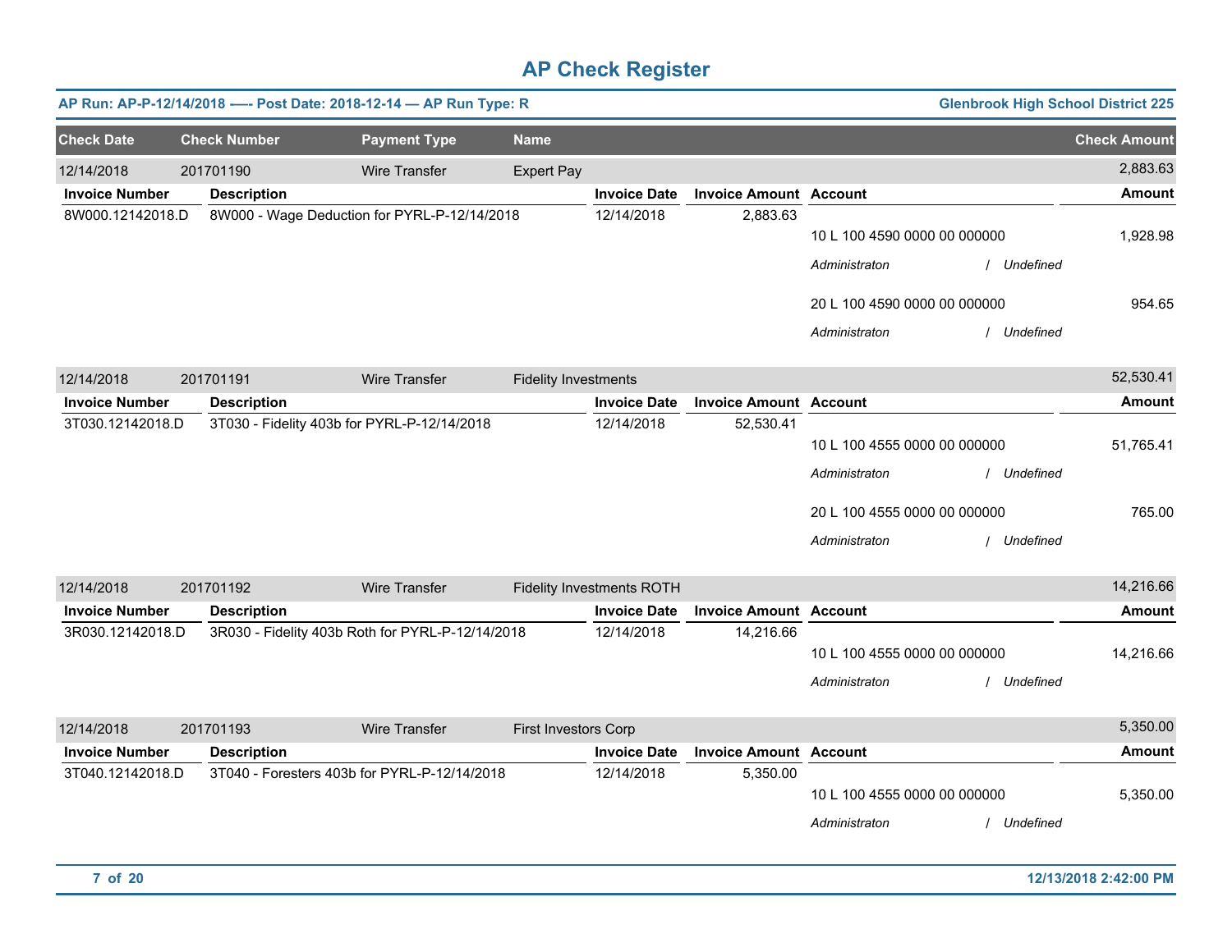# AP Check Register

**AP Run: AP-P-12/14/2018 —- Post Date: 2018-12-14 — AP Run Type: R** — **Glenbrook High School District 225**

| Check Date | Check Number | Payment Type | Name | Check Amount |
|---|---|---|---|---|
| 12/14/2018 | 201701190 | Wire Transfer | Expert Pay | 2,883.63 |

| Invoice Number | Description | Invoice Date | Invoice Amount | Account | Amount |
|---|---|---|---|---|---|
| 8W000.12142018.D | 8W000 - Wage Deduction for PYRL-P-12/14/2018 | 12/14/2018 | 2,883.63 | | |
| | | | | 10 L 100 4590 0000 00 000000 | 1,928.98 |
| | | | | *Administraton / Undefined* | |
| | | | | 20 L 100 4590 0000 00 000000 | 954.65 |
| | | | | *Administraton / Undefined* | |

| Check Date | Check Number | Payment Type | Name | Check Amount |
|---|---|---|---|---|
| 12/14/2018 | 201701191 | Wire Transfer | Fidelity Investments | 52,530.41 |

| Invoice Number | Description | Invoice Date | Invoice Amount | Account | Amount |
|---|---|---|---|---|---|
| 3T030.12142018.D | 3T030 - Fidelity 403b for PYRL-P-12/14/2018 | 12/14/2018 | 52,530.41 | | |
| | | | | 10 L 100 4555 0000 00 000000 | 51,765.41 |
| | | | | *Administraton / Undefined* | |
| | | | | 20 L 100 4555 0000 00 000000 | 765.00 |
| | | | | *Administraton / Undefined* | |

| Check Date | Check Number | Payment Type | Name | Check Amount |
|---|---|---|---|---|
| 12/14/2018 | 201701192 | Wire Transfer | Fidelity Investments ROTH | 14,216.66 |

| Invoice Number | Description | Invoice Date | Invoice Amount | Account | Amount |
|---|---|---|---|---|---|
| 3R030.12142018.D | 3R030 - Fidelity 403b Roth for PYRL-P-12/14/2018 | 12/14/2018 | 14,216.66 | | |
| | | | | 10 L 100 4555 0000 00 000000 | 14,216.66 |
| | | | | *Administraton / Undefined* | |

| Check Date | Check Number | Payment Type | Name | Check Amount |
|---|---|---|---|---|
| 12/14/2018 | 201701193 | Wire Transfer | First Investors Corp | 5,350.00 |

| Invoice Number | Description | Invoice Date | Invoice Amount | Account | Amount |
|---|---|---|---|---|---|
| 3T040.12142018.D | 3T040 - Foresters 403b for PYRL-P-12/14/2018 | 12/14/2018 | 5,350.00 | | |
| | | | | 10 L 100 4555 0000 00 000000 | 5,350.00 |
| | | | | *Administraton / Undefined* | |

12/13/2018 2:42:00 PM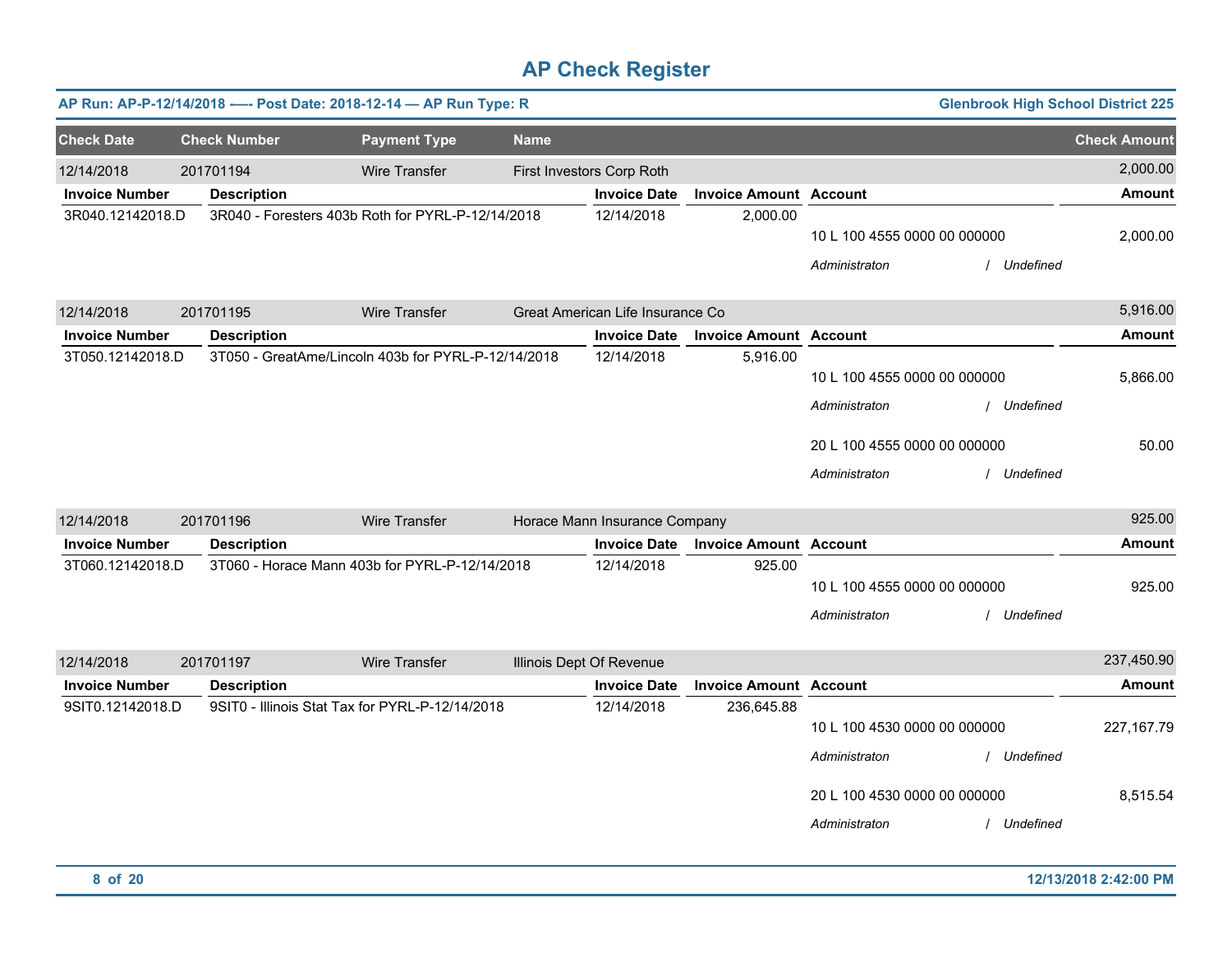# AP Check Register

**AP Run: AP-P-12/14/2018 —- Post Date: 2018-12-14 — AP Run Type: R** | **Glenbrook High School District 225**

| Check Date | Check Number | Payment Type | Name | Check Amount |
|---|---|---|---|---|
| 12/14/2018 | 201701194 | Wire Transfer | First Investors Corp Roth | 2,000.00 |

| Invoice Number | Description | Invoice Date | Invoice Amount | Account | Amount |
|---|---|---|---|---|---|
| 3R040.12142018.D | 3R040 - Foresters 403b Roth for PYRL-P-12/14/2018 | 12/14/2018 | 2,000.00 | | |
| | | | | 10 L 100 4555 0000 00 000000 | 2,000.00 |
| | | | | *Administraton / Undefined* | |

| Check Date | Check Number | Payment Type | Name | Check Amount |
|---|---|---|---|---|
| 12/14/2018 | 201701195 | Wire Transfer | Great American Life Insurance Co | 5,916.00 |

| Invoice Number | Description | Invoice Date | Invoice Amount | Account | Amount |
|---|---|---|---|---|---|
| 3T050.12142018.D | 3T050 - GreatAme/Lincoln 403b for PYRL-P-12/14/2018 | 12/14/2018 | 5,916.00 | | |
| | | | | 10 L 100 4555 0000 00 000000 | 5,866.00 |
| | | | | *Administraton / Undefined* | |
| | | | | 20 L 100 4555 0000 00 000000 | 50.00 |
| | | | | *Administraton / Undefined* | |

| Check Date | Check Number | Payment Type | Name | Check Amount |
|---|---|---|---|---|
| 12/14/2018 | 201701196 | Wire Transfer | Horace Mann Insurance Company | 925.00 |

| Invoice Number | Description | Invoice Date | Invoice Amount | Account | Amount |
|---|---|---|---|---|---|
| 3T060.12142018.D | 3T060 - Horace Mann 403b for PYRL-P-12/14/2018 | 12/14/2018 | 925.00 | | |
| | | | | 10 L 100 4555 0000 00 000000 | 925.00 |
| | | | | *Administraton / Undefined* | |

| Check Date | Check Number | Payment Type | Name | Check Amount |
|---|---|---|---|---|
| 12/14/2018 | 201701197 | Wire Transfer | Illinois Dept Of Revenue | 237,450.90 |

| Invoice Number | Description | Invoice Date | Invoice Amount | Account | Amount |
|---|---|---|---|---|---|
| 9SIT0.12142018.D | 9SIT0 - Illinois Stat Tax for PYRL-P-12/14/2018 | 12/14/2018 | 236,645.88 | | |
| | | | | 10 L 100 4530 0000 00 000000 | 227,167.79 |
| | | | | *Administraton / Undefined* | |
| | | | | 20 L 100 4530 0000 00 000000 | 8,515.54 |
| | | | | *Administraton / Undefined* | |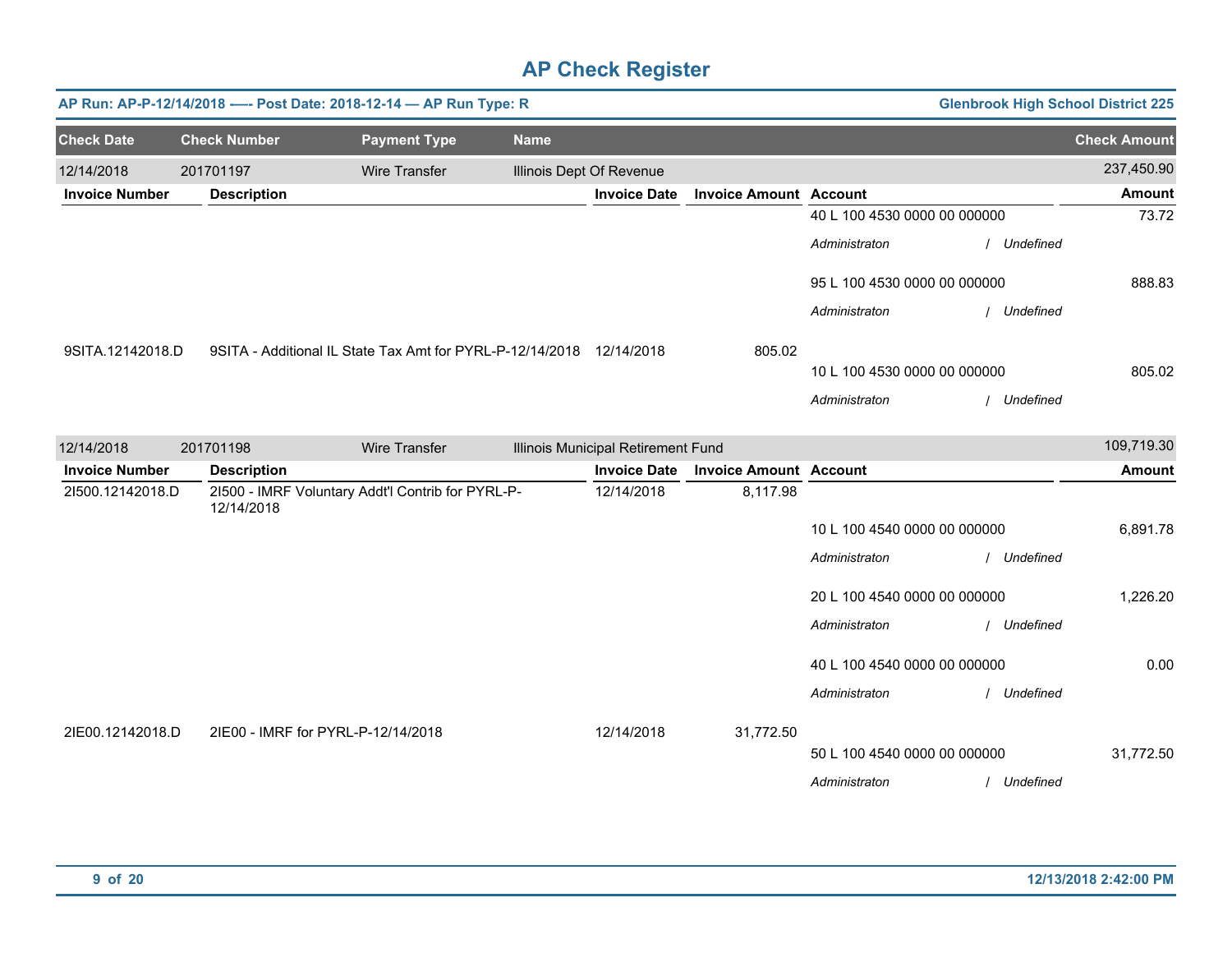# AP Check Register

**AP Run: AP-P-12/14/2018 —- Post Date: 2018-12-14 — AP Run Type: R** | **Glenbrook High School District 225**

| Check Date | Check Number | Payment Type | Name | Check Amount |
|---|---|---|---|---|
| 12/14/2018 | 201701197 | Wire Transfer | Illinois Dept Of Revenue | 237,450.90 |

| Invoice Number | Description | Invoice Date | Invoice Amount | Account | Amount |
|---|---|---|---|---|---|
| | | | | 40 L 100 4530 0000 00 000000 | 73.72 |
| | | | | *Administraton / Undefined* | |
| | | | | 95 L 100 4530 0000 00 000000 | 888.83 |
| | | | | *Administraton / Undefined* | |
| 9SITA.12142018.D | 9SITA - Additional IL State Tax Amt for PYRL-P-12/14/2018 | 12/14/2018 | 805.02 | | |
| | | | | 10 L 100 4530 0000 00 000000 | 805.02 |
| | | | | *Administraton / Undefined* | |

| Check Date | Check Number | Payment Type | Name | Check Amount |
|---|---|---|---|---|
| 12/14/2018 | 201701198 | Wire Transfer | Illinois Municipal Retirement Fund | 109,719.30 |

| Invoice Number | Description | Invoice Date | Invoice Amount | Account | Amount |
|---|---|---|---|---|---|
| 2I500.12142018.D | 2I500 - IMRF Voluntary Addt'l Contrib for PYRL-P-12/14/2018 | 12/14/2018 | 8,117.98 | | |
| | | | | 10 L 100 4540 0000 00 000000 | 6,891.78 |
| | | | | *Administraton / Undefined* | |
| | | | | 20 L 100 4540 0000 00 000000 | 1,226.20 |
| | | | | *Administraton / Undefined* | |
| | | | | 40 L 100 4540 0000 00 000000 | 0.00 |
| | | | | *Administraton / Undefined* | |
| 2IE00.12142018.D | 2IE00 - IMRF for PYRL-P-12/14/2018 | 12/14/2018 | 31,772.50 | | |
| | | | | 50 L 100 4540 0000 00 000000 | 31,772.50 |
| | | | | *Administraton / Undefined* | |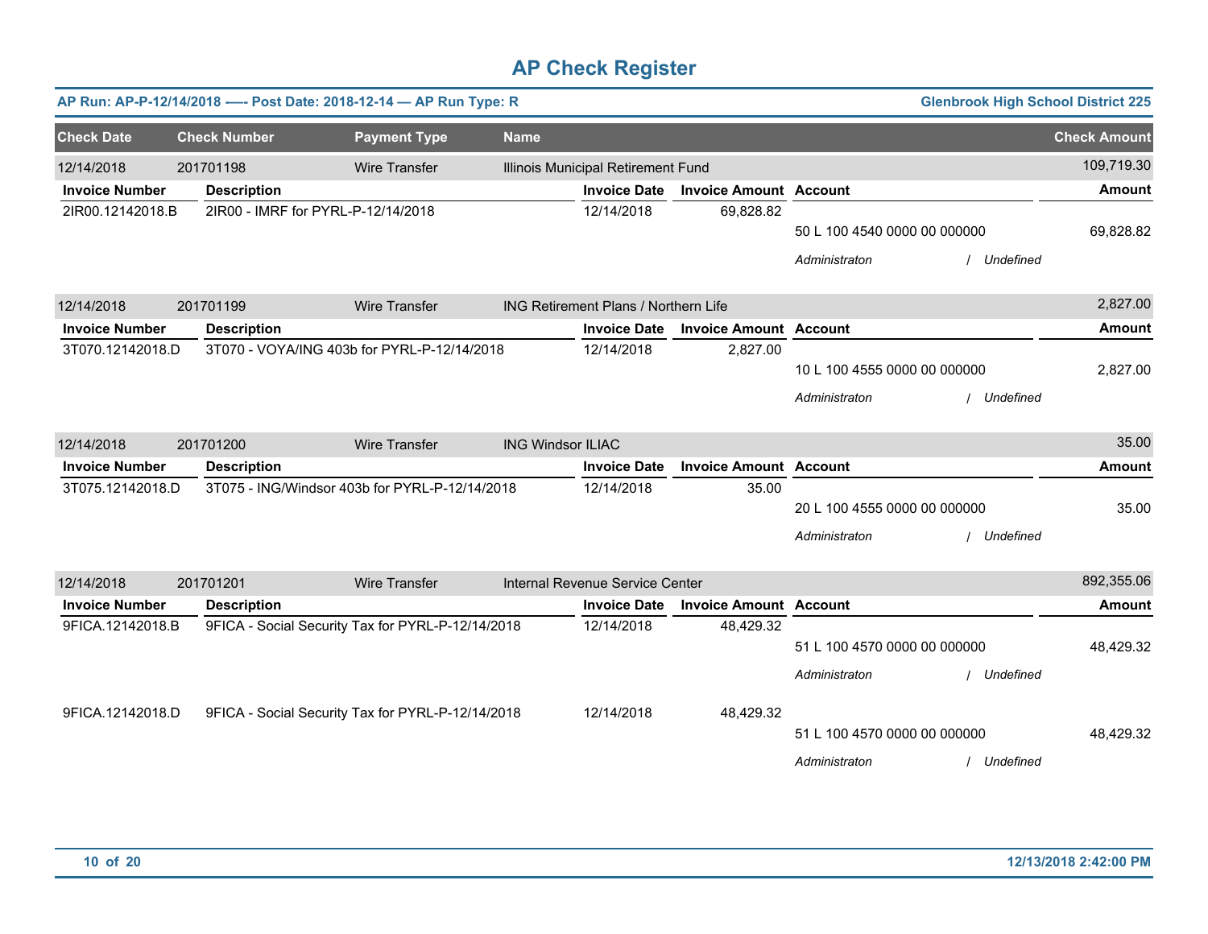# AP Check Register

**AP Run: AP-P-12/14/2018 —- Post Date: 2018-12-14 — AP Run Type: R** | **Glenbrook High School District 225**

| Check Date | Check Number | Payment Type | Name | Check Amount |
|---|---|---|---|---|
| 12/14/2018 | 201701198 | Wire Transfer | Illinois Municipal Retirement Fund | 109,719.30 |

| Invoice Number | Description | Invoice Date | Invoice Amount | Account | Amount |
|---|---|---|---|---|---|
| 2IR00.12142018.B | 2IR00 - IMRF for PYRL-P-12/14/2018 | 12/14/2018 | 69,828.82 | 50 L 100 4540 0000 00 000000 | 69,828.82 |
| | | | | *Administraton / Undefined* | |

| Check Date | Check Number | Payment Type | Name | Check Amount |
|---|---|---|---|---|
| 12/14/2018 | 201701199 | Wire Transfer | ING Retirement Plans / Northern Life | 2,827.00 |

| Invoice Number | Description | Invoice Date | Invoice Amount | Account | Amount |
|---|---|---|---|---|---|
| 3T070.12142018.D | 3T070 - VOYA/ING 403b for PYRL-P-12/14/2018 | 12/14/2018 | 2,827.00 | 10 L 100 4555 0000 00 000000 | 2,827.00 |
| | | | | *Administraton / Undefined* | |

| Check Date | Check Number | Payment Type | Name | Check Amount |
|---|---|---|---|---|
| 12/14/2018 | 201701200 | Wire Transfer | ING Windsor ILIAC | 35.00 |

| Invoice Number | Description | Invoice Date | Invoice Amount | Account | Amount |
|---|---|---|---|---|---|
| 3T075.12142018.D | 3T075 - ING/Windsor 403b for PYRL-P-12/14/2018 | 12/14/2018 | 35.00 | 20 L 100 4555 0000 00 000000 | 35.00 |
| | | | | *Administraton / Undefined* | |

| Check Date | Check Number | Payment Type | Name | Check Amount |
|---|---|---|---|---|
| 12/14/2018 | 201701201 | Wire Transfer | Internal Revenue Service Center | 892,355.06 |

| Invoice Number | Description | Invoice Date | Invoice Amount | Account | Amount |
|---|---|---|---|---|---|
| 9FICA.12142018.B | 9FICA - Social Security Tax for PYRL-P-12/14/2018 | 12/14/2018 | 48,429.32 | 51 L 100 4570 0000 00 000000 | 48,429.32 |
| | | | | *Administraton / Undefined* | |
| 9FICA.12142018.D | 9FICA - Social Security Tax for PYRL-P-12/14/2018 | 12/14/2018 | 48,429.32 | 51 L 100 4570 0000 00 000000 | 48,429.32 |
| | | | | *Administraton / Undefined* | |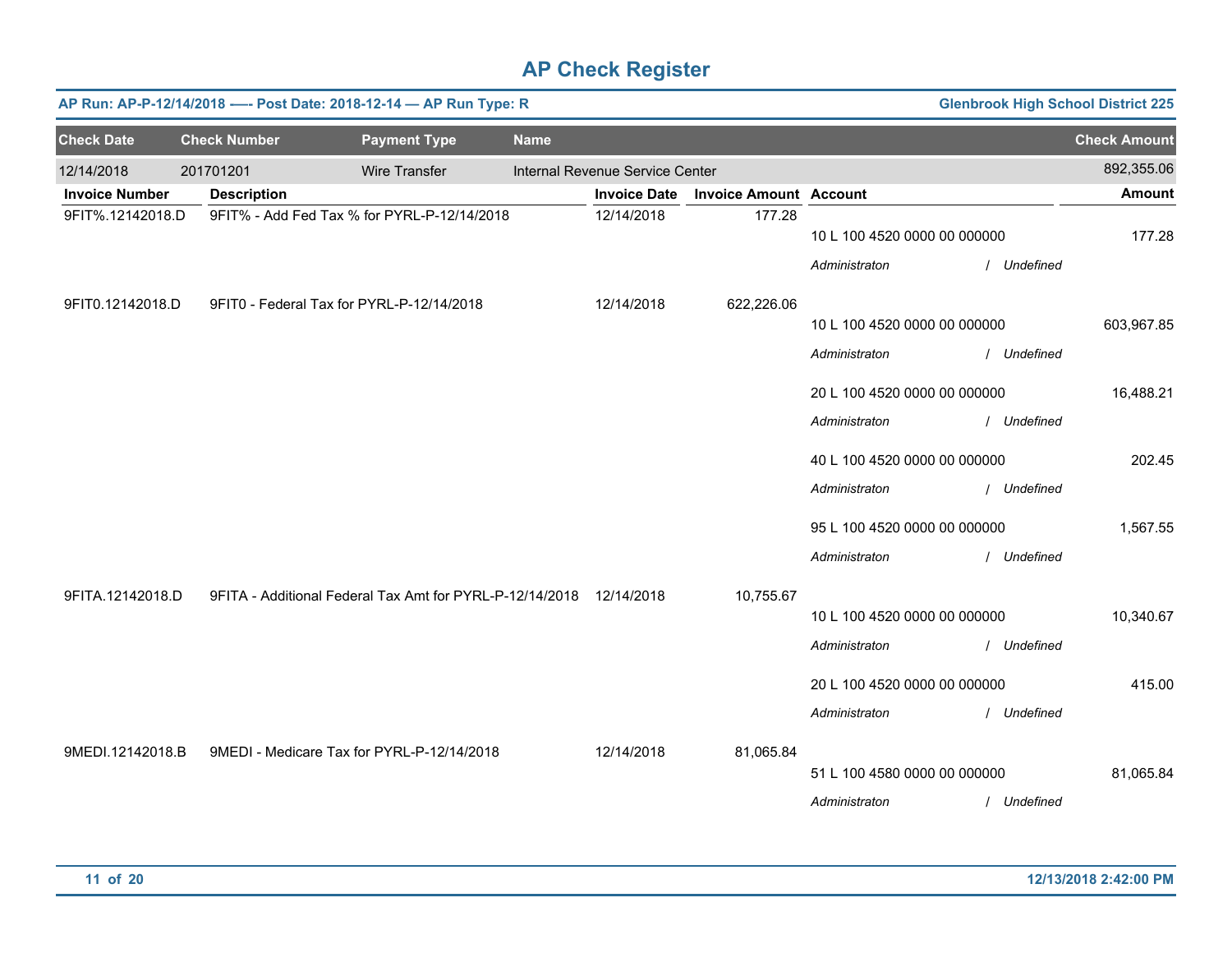# AP Check Register

**AP Run: AP-P-12/14/2018 —- Post Date: 2018-12-14 — AP Run Type: R** | **Glenbrook High School District 225**

| Check Date | Check Number | Payment Type | Name | Check Amount |
|---|---|---|---|---|
| 12/14/2018 | 201701201 | Wire Transfer | Internal Revenue Service Center | 892,355.06 |

| Invoice Number | Description | Invoice Date | Invoice Amount | Account | Amount |
|---|---|---|---|---|---|
| 9FIT%.12142018.D | 9FIT% - Add Fed Tax % for PYRL-P-12/14/2018 | 12/14/2018 | 177.28 | 10 L 100 4520 0000 00 000000 | 177.28 |
| | | | | *Administraton / Undefined* | |
| 9FIT0.12142018.D | 9FIT0 - Federal Tax for PYRL-P-12/14/2018 | 12/14/2018 | 622,226.06 | 10 L 100 4520 0000 00 000000 | 603,967.85 |
| | | | | *Administraton / Undefined* | |
| | | | | 20 L 100 4520 0000 00 000000 | 16,488.21 |
| | | | | *Administraton / Undefined* | |
| | | | | 40 L 100 4520 0000 00 000000 | 202.45 |
| | | | | *Administraton / Undefined* | |
| | | | | 95 L 100 4520 0000 00 000000 | 1,567.55 |
| | | | | *Administraton / Undefined* | |
| 9FITA.12142018.D | 9FITA - Additional Federal Tax Amt for PYRL-P-12/14/2018 | 12/14/2018 | 10,755.67 | 10 L 100 4520 0000 00 000000 | 10,340.67 |
| | | | | *Administraton / Undefined* | |
| | | | | 20 L 100 4520 0000 00 000000 | 415.00 |
| | | | | *Administraton / Undefined* | |
| 9MEDI.12142018.B | 9MEDI - Medicare Tax for PYRL-P-12/14/2018 | 12/14/2018 | 81,065.84 | 51 L 100 4580 0000 00 000000 | 81,065.84 |
| | | | | *Administraton / Undefined* | |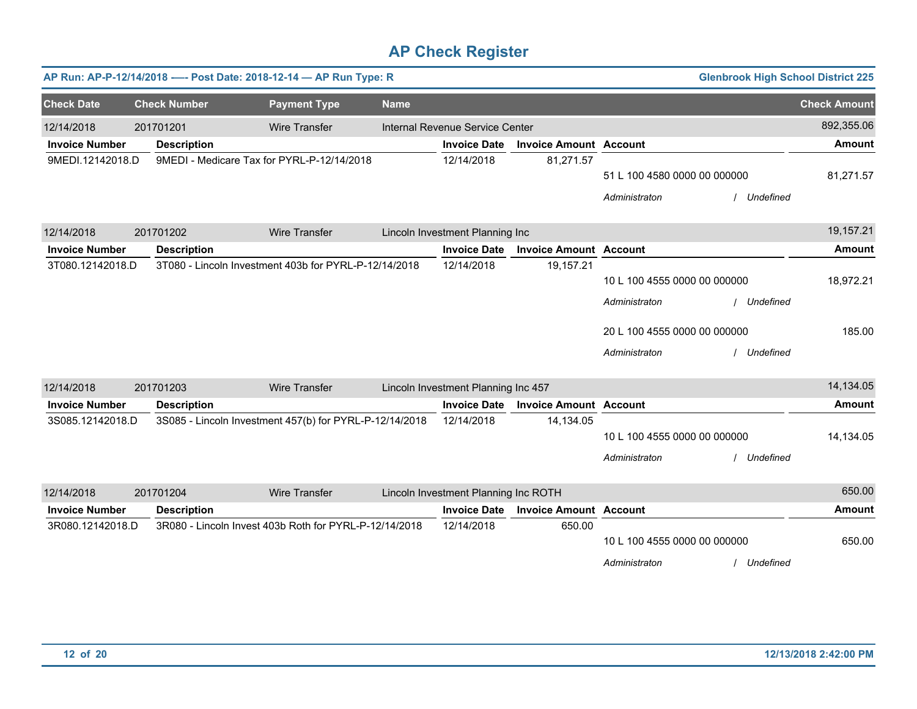# AP Check Register

**AP Run: AP-P-12/14/2018 -—- Post Date: 2018-12-14 — AP Run Type: R** — **Glenbrook High School District 225**

| Check Date | Check Number | Payment Type | Name | Check Amount |
|---|---|---|---|---|
| 12/14/2018 | 201701201 | Wire Transfer | Internal Revenue Service Center | 892,355.06 |

| Invoice Number | Description | Invoice Date | Invoice Amount | Account | Amount |
|---|---|---|---|---|---|
| 9MEDI.12142018.D | 9MEDI - Medicare Tax for PYRL-P-12/14/2018 | 12/14/2018 | 81,271.57 | | |
| | | | | 51 L 100 4580 0000 00 000000 | 81,271.57 |
| | | | | *Administraton / Undefined* | |

| Check Date | Check Number | Payment Type | Name | Check Amount |
|---|---|---|---|---|
| 12/14/2018 | 201701202 | Wire Transfer | Lincoln Investment Planning Inc | 19,157.21 |

| Invoice Number | Description | Invoice Date | Invoice Amount | Account | Amount |
|---|---|---|---|---|---|
| 3T080.12142018.D | 3T080 - Lincoln Investment 403b for PYRL-P-12/14/2018 | 12/14/2018 | 19,157.21 | | |
| | | | | 10 L 100 4555 0000 00 000000 | 18,972.21 |
| | | | | *Administraton / Undefined* | |
| | | | | 20 L 100 4555 0000 00 000000 | 185.00 |
| | | | | *Administraton / Undefined* | |

| Check Date | Check Number | Payment Type | Name | Check Amount |
|---|---|---|---|---|
| 12/14/2018 | 201701203 | Wire Transfer | Lincoln Investment Planning Inc 457 | 14,134.05 |

| Invoice Number | Description | Invoice Date | Invoice Amount | Account | Amount |
|---|---|---|---|---|---|
| 3S085.12142018.D | 3S085 - Lincoln Investment 457(b) for PYRL-P-12/14/2018 | 12/14/2018 | 14,134.05 | | |
| | | | | 10 L 100 4555 0000 00 000000 | 14,134.05 |
| | | | | *Administraton / Undefined* | |

| Check Date | Check Number | Payment Type | Name | Check Amount |
|---|---|---|---|---|
| 12/14/2018 | 201701204 | Wire Transfer | Lincoln Investment Planning Inc ROTH | 650.00 |

| Invoice Number | Description | Invoice Date | Invoice Amount | Account | Amount |
|---|---|---|---|---|---|
| 3R080.12142018.D | 3R080 - Lincoln Invest 403b Roth for PYRL-P-12/14/2018 | 12/14/2018 | 650.00 | | |
| | | | | 10 L 100 4555 0000 00 000000 | 650.00 |
| | | | | *Administraton / Undefined* | |

12/13/2018 2:42:00 PM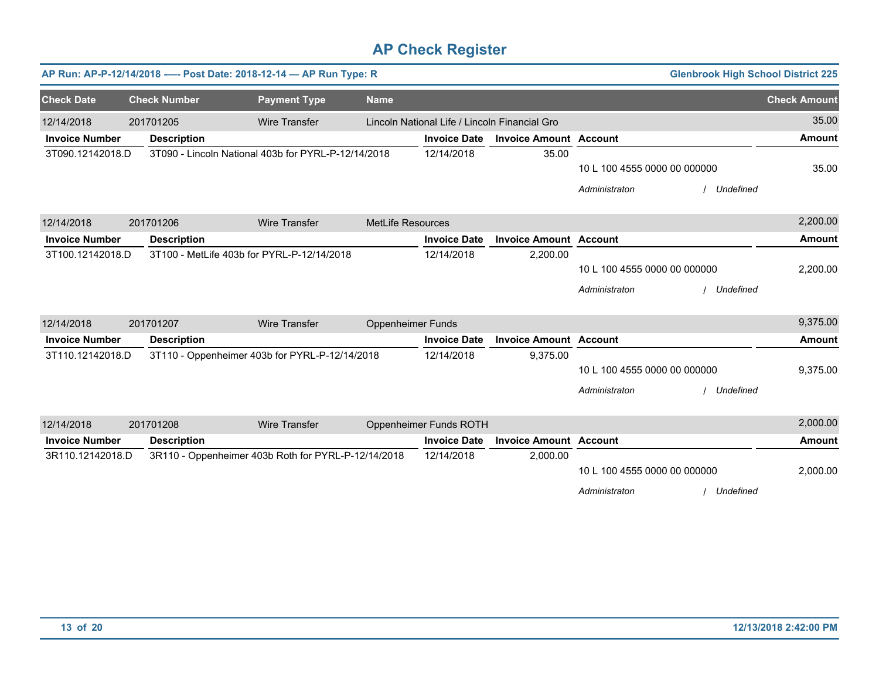# AP Check Register

**AP Run: AP-P-12/14/2018 —-- Post Date: 2018-12-14 — AP Run Type: R** | **Glenbrook High School District 225**

| Check Date | Check Number | Payment Type | Name | Check Amount |
|---|---|---|---|---|
| 12/14/2018 | 201701205 | Wire Transfer | Lincoln National Life / Lincoln Financial Gro | 35.00 |

| Invoice Number | Description | Invoice Date | Invoice Amount | Account | Amount |
|---|---|---|---|---|---|
| 3T090.12142018.D | 3T090 - Lincoln National 403b for PYRL-P-12/14/2018 | 12/14/2018 | 35.00 | | |
| | | | | 10 L 100 4555 0000 00 000000 | 35.00 |
| | | | | *Administraton / Undefined* | |

| Check Date | Check Number | Payment Type | Name | Check Amount |
|---|---|---|---|---|
| 12/14/2018 | 201701206 | Wire Transfer | MetLife Resources | 2,200.00 |

| Invoice Number | Description | Invoice Date | Invoice Amount | Account | Amount |
|---|---|---|---|---|---|
| 3T100.12142018.D | 3T100 - MetLife 403b for PYRL-P-12/14/2018 | 12/14/2018 | 2,200.00 | | |
| | | | | 10 L 100 4555 0000 00 000000 | 2,200.00 |
| | | | | *Administraton / Undefined* | |

| Check Date | Check Number | Payment Type | Name | Check Amount |
|---|---|---|---|---|
| 12/14/2018 | 201701207 | Wire Transfer | Oppenheimer Funds | 9,375.00 |

| Invoice Number | Description | Invoice Date | Invoice Amount | Account | Amount |
|---|---|---|---|---|---|
| 3T110.12142018.D | 3T110 - Oppenheimer 403b for PYRL-P-12/14/2018 | 12/14/2018 | 9,375.00 | | |
| | | | | 10 L 100 4555 0000 00 000000 | 9,375.00 |
| | | | | *Administraton / Undefined* | |

| Check Date | Check Number | Payment Type | Name | Check Amount |
|---|---|---|---|---|
| 12/14/2018 | 201701208 | Wire Transfer | Oppenheimer Funds ROTH | 2,000.00 |

| Invoice Number | Description | Invoice Date | Invoice Amount | Account | Amount |
|---|---|---|---|---|---|
| 3R110.12142018.D | 3R110 - Oppenheimer 403b Roth for PYRL-P-12/14/2018 | 12/14/2018 | 2,000.00 | | |
| | | | | 10 L 100 4555 0000 00 000000 | 2,000.00 |
| | | | | *Administraton / Undefined* | |

12/13/2018 2:42:00 PM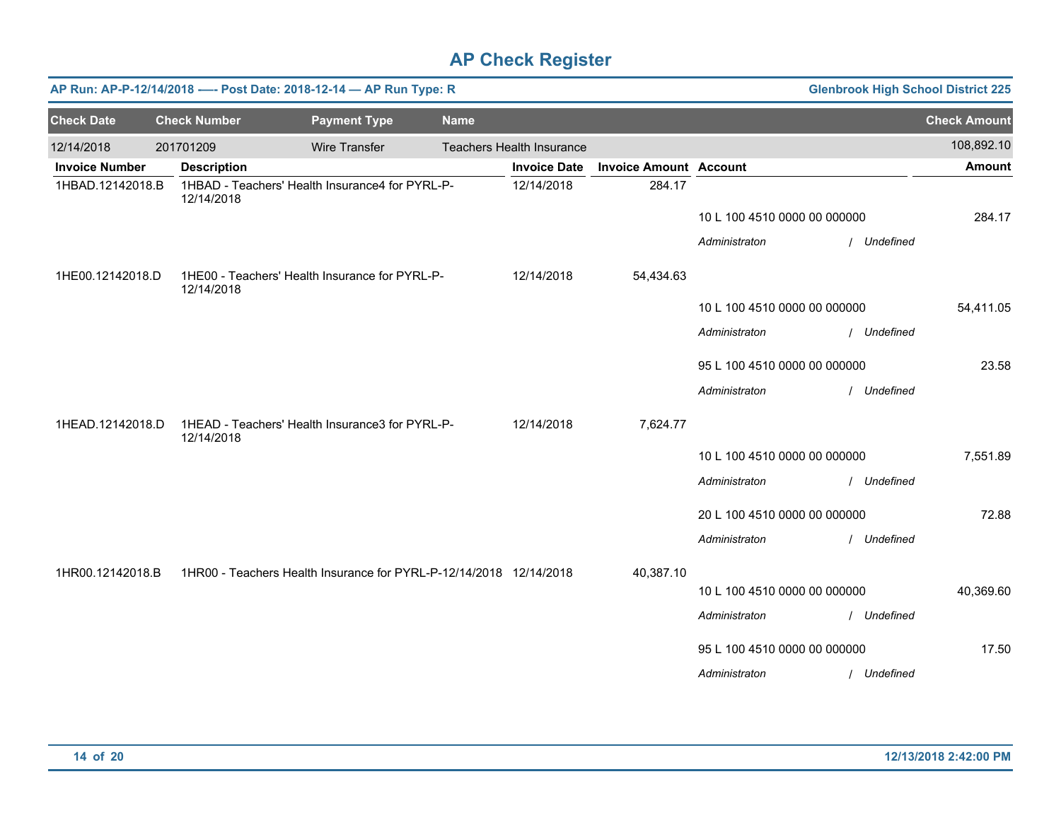# AP Check Register

**AP Run: AP-P-12/14/2018 -—- Post Date: 2018-12-14 — AP Run Type: R** — **Glenbrook High School District 225**

| Check Date | Check Number | Payment Type | Name | Check Amount |
|---|---|---|---|---|
| 12/14/2018 | 201701209 | Wire Transfer | Teachers Health Insurance | 108,892.10 |

| Invoice Number | Description | Invoice Date | Invoice Amount | Account | Amount |
|---|---|---|---|---|---|
| 1HBAD.12142018.B | 1HBAD - Teachers' Health Insurance4 for PYRL-P-12/14/2018 | 12/14/2018 | 284.17 | | |
| | | | | 10 L 100 4510 0000 00 000000 | 284.17 |
| | | | | *Administraton / Undefined* | |
| 1HE00.12142018.D | 1HE00 - Teachers' Health Insurance for PYRL-P-12/14/2018 | 12/14/2018 | 54,434.63 | | |
| | | | | 10 L 100 4510 0000 00 000000 | 54,411.05 |
| | | | | *Administraton / Undefined* | |
| | | | | 95 L 100 4510 0000 00 000000 | 23.58 |
| | | | | *Administraton / Undefined* | |
| 1HEAD.12142018.D | 1HEAD - Teachers' Health Insurance3 for PYRL-P-12/14/2018 | 12/14/2018 | 7,624.77 | | |
| | | | | 10 L 100 4510 0000 00 000000 | 7,551.89 |
| | | | | *Administraton / Undefined* | |
| | | | | 20 L 100 4510 0000 00 000000 | 72.88 |
| | | | | *Administraton / Undefined* | |
| 1HR00.12142018.B | 1HR00 - Teachers Health Insurance for PYRL-P-12/14/2018 | 12/14/2018 | 40,387.10 | | |
| | | | | 10 L 100 4510 0000 00 000000 | 40,369.60 |
| | | | | *Administraton / Undefined* | |
| | | | | 95 L 100 4510 0000 00 000000 | 17.50 |
| | | | | *Administraton / Undefined* | |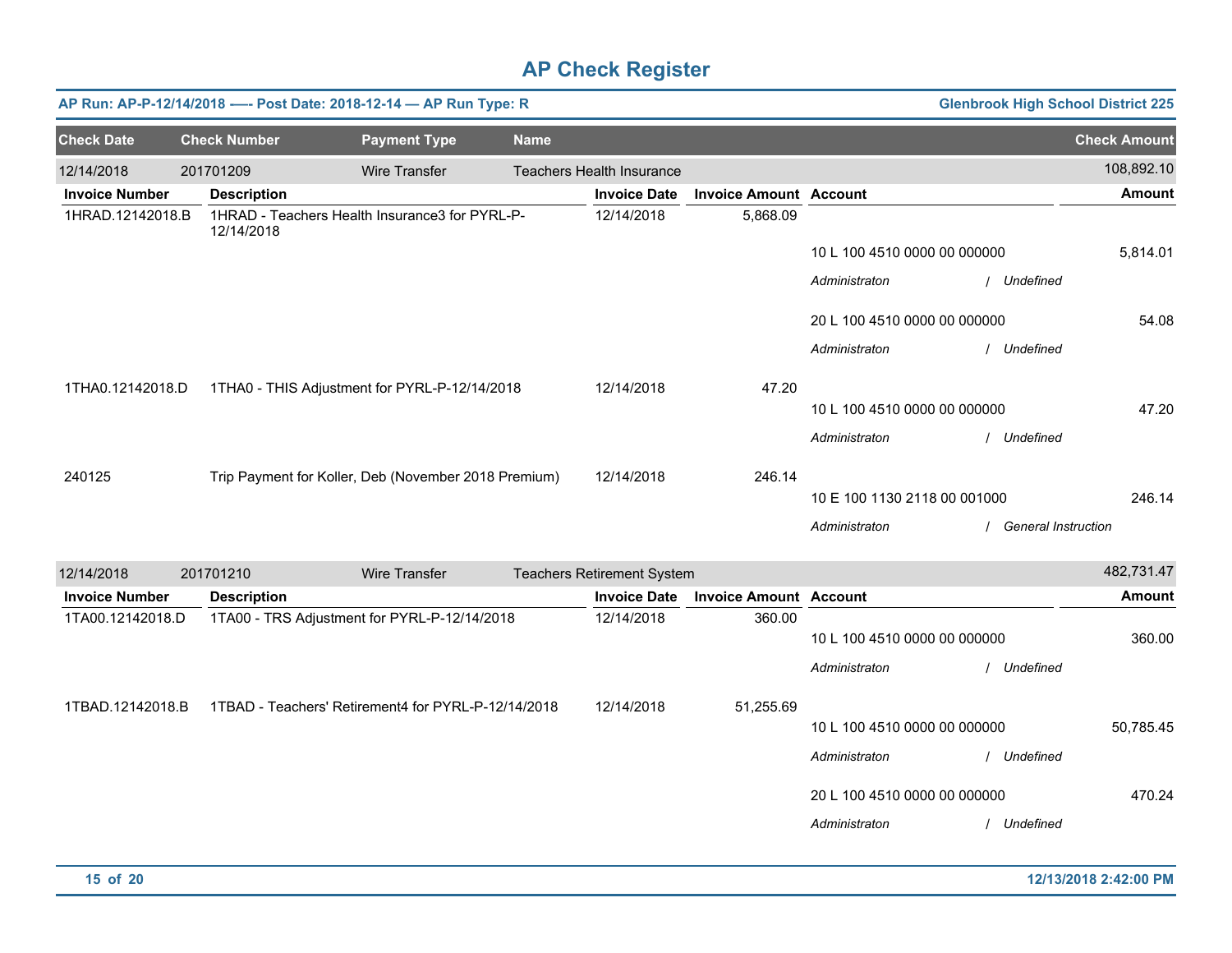# AP Check Register

**AP Run: AP-P-12/14/2018 -—- Post Date: 2018-12-14 — AP Run Type: R** | **Glenbrook High School District 225**

| Check Date | Check Number | Payment Type | Name | | | Check Amount |
|---|---|---|---|---|---|---|
| 12/14/2018 | 201701209 | Wire Transfer | Teachers Health Insurance | | | 108,892.10 |
| **Invoice Number** | **Description** | | **Invoice Date** | **Invoice Amount** | **Account** | **Amount** |
| 1HRAD.12142018.B | 1HRAD - Teachers Health Insurance3 for PYRL-P-12/14/2018 | | 12/14/2018 | 5,868.09 | | |
| | | | | | 10 L 100 4510 0000 00 000000 | 5,814.01 |
| | | | | | *Administraton / Undefined* | |
| | | | | | 20 L 100 4510 0000 00 000000 | 54.08 |
| | | | | | *Administraton / Undefined* | |
| 1THA0.12142018.D | 1THA0 - THIS Adjustment for PYRL-P-12/14/2018 | | 12/14/2018 | 47.20 | | |
| | | | | | 10 L 100 4510 0000 00 000000 | 47.20 |
| | | | | | *Administraton / Undefined* | |
| 240125 | Trip Payment for Koller, Deb (November 2018 Premium) | | 12/14/2018 | 246.14 | | |
| | | | | | 10 E 100 1130 2118 00 001000 | 246.14 |
| | | | | | *Administraton / General Instruction* | |
| 12/14/2018 | 201701210 | Wire Transfer | Teachers Retirement System | | | 482,731.47 |
| **Invoice Number** | **Description** | | **Invoice Date** | **Invoice Amount** | **Account** | **Amount** |
| 1TA00.12142018.D | 1TA00 - TRS Adjustment for PYRL-P-12/14/2018 | | 12/14/2018 | 360.00 | | |
| | | | | | 10 L 100 4510 0000 00 000000 | 360.00 |
| | | | | | *Administraton / Undefined* | |
| 1TBAD.12142018.B | 1TBAD - Teachers' Retirement4 for PYRL-P-12/14/2018 | | 12/14/2018 | 51,255.69 | | |
| | | | | | 10 L 100 4510 0000 00 000000 | 50,785.45 |
| | | | | | *Administraton / Undefined* | |
| | | | | | 20 L 100 4510 0000 00 000000 | 470.24 |
| | | | | | *Administraton / Undefined* | |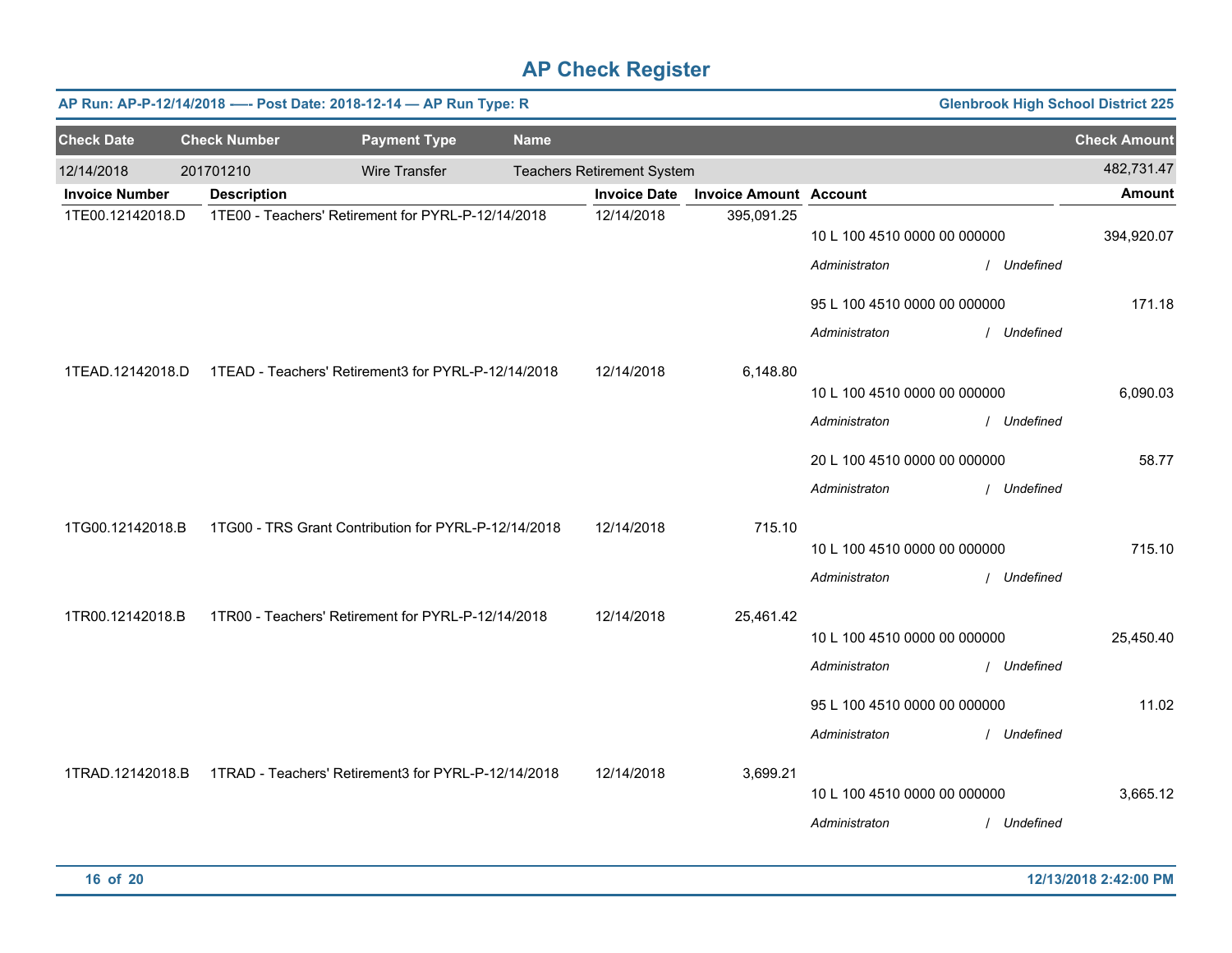# AP Check Register

**AP Run: AP-P-12/14/2018 -—- Post Date: 2018-12-14 — AP Run Type: R** | **Glenbrook High School District 225**

| Check Date | Check Number | Payment Type | Name | Check Amount |
|---|---|---|---|---|
| 12/14/2018 | 201701210 | Wire Transfer | Teachers Retirement System | 482,731.47 |

| Invoice Number | Description | Invoice Date | Invoice Amount | Account | Amount |
|---|---|---|---|---|---|
| 1TE00.12142018.D | 1TE00 - Teachers' Retirement for PYRL-P-12/14/2018 | 12/14/2018 | 395,091.25 | | |
| | | | | 10 L 100 4510 0000 00 000000 | 394,920.07 |
| | | | | *Administraton / Undefined* | |
| | | | | 95 L 100 4510 0000 00 000000 | 171.18 |
| | | | | *Administraton / Undefined* | |
| 1TEAD.12142018.D | 1TEAD - Teachers' Retirement3 for PYRL-P-12/14/2018 | 12/14/2018 | 6,148.80 | | |
| | | | | 10 L 100 4510 0000 00 000000 | 6,090.03 |
| | | | | *Administraton / Undefined* | |
| | | | | 20 L 100 4510 0000 00 000000 | 58.77 |
| | | | | *Administraton / Undefined* | |
| 1TG00.12142018.B | 1TG00 - TRS Grant Contribution for PYRL-P-12/14/2018 | 12/14/2018 | 715.10 | | |
| | | | | 10 L 100 4510 0000 00 000000 | 715.10 |
| | | | | *Administraton / Undefined* | |
| 1TR00.12142018.B | 1TR00 - Teachers' Retirement for PYRL-P-12/14/2018 | 12/14/2018 | 25,461.42 | | |
| | | | | 10 L 100 4510 0000 00 000000 | 25,450.40 |
| | | | | *Administraton / Undefined* | |
| | | | | 95 L 100 4510 0000 00 000000 | 11.02 |
| | | | | *Administraton / Undefined* | |
| 1TRAD.12142018.B | 1TRAD - Teachers' Retirement3 for PYRL-P-12/14/2018 | 12/14/2018 | 3,699.21 | | |
| | | | | 10 L 100 4510 0000 00 000000 | 3,665.12 |
| | | | | *Administraton / Undefined* | |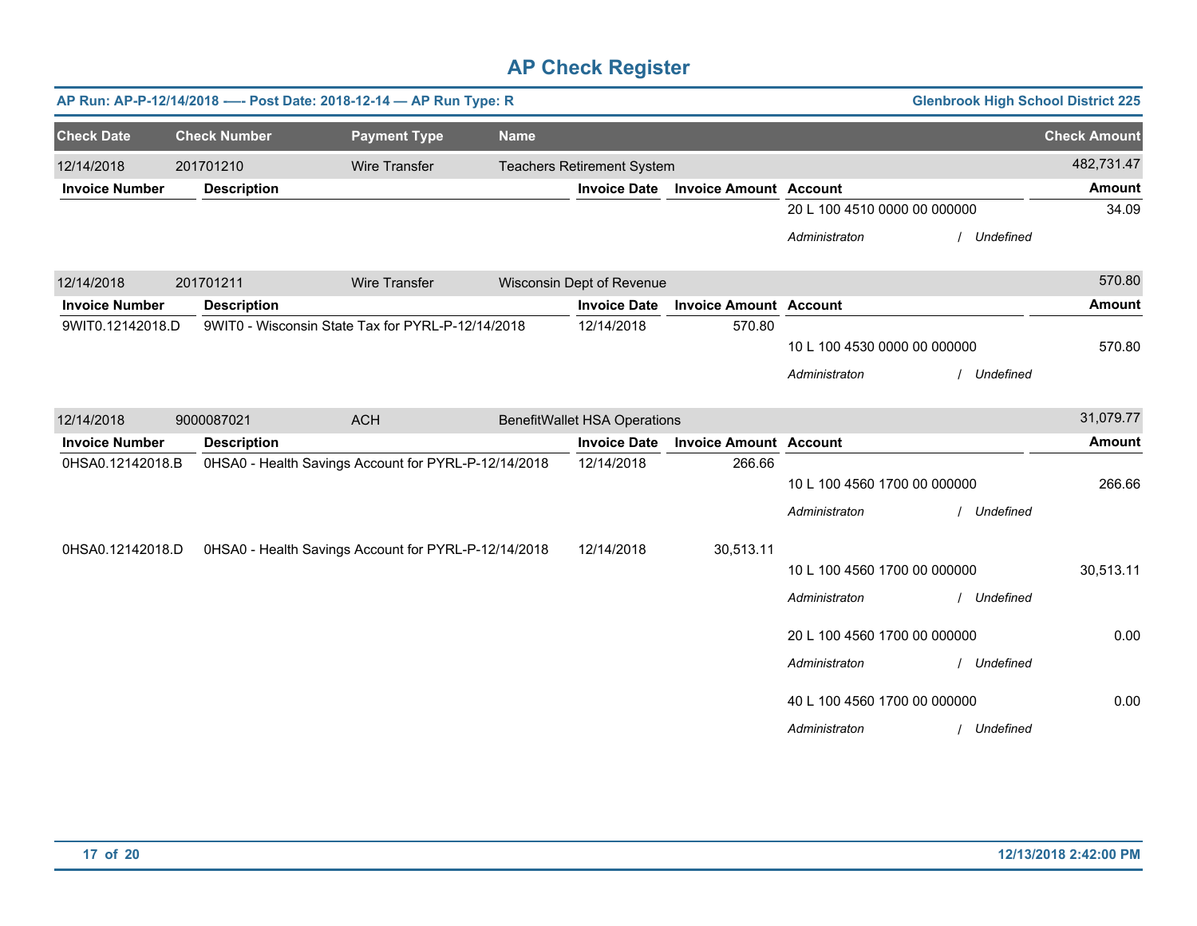# AP Check Register

**AP Run: AP-P-12/14/2018 -—- Post Date: 2018-12-14 — AP Run Type: R** | **Glenbrook High School District 225**

| Check Date | Check Number | Payment Type | Name | Check Amount |
|---|---|---|---|---|
| 12/14/2018 | 201701210 | Wire Transfer | Teachers Retirement System | 482,731.47 |

| Invoice Number | Description | Invoice Date | Invoice Amount | Account | Amount |
|---|---|---|---|---|---|
| | | | | 20 L 100 4510 0000 00 000000 | 34.09 |
| | | | | *Administraton / Undefined* | |

| Check Date | Check Number | Payment Type | Name | Check Amount |
|---|---|---|---|---|
| 12/14/2018 | 201701211 | Wire Transfer | Wisconsin Dept of Revenue | 570.80 |

| Invoice Number | Description | Invoice Date | Invoice Amount | Account | Amount |
|---|---|---|---|---|---|
| 9WIT0.12142018.D | 9WIT0 - Wisconsin State Tax for PYRL-P-12/14/2018 | 12/14/2018 | 570.80 | | |
| | | | | 10 L 100 4530 0000 00 000000 | 570.80 |
| | | | | *Administraton / Undefined* | |

| Check Date | Check Number | Payment Type | Name | Check Amount |
|---|---|---|---|---|
| 12/14/2018 | 9000087021 | ACH | BenefitWallet HSA Operations | 31,079.77 |

| Invoice Number | Description | Invoice Date | Invoice Amount | Account | Amount |
|---|---|---|---|---|---|
| 0HSA0.12142018.B | 0HSA0 - Health Savings Account for PYRL-P-12/14/2018 | 12/14/2018 | 266.66 | | |
| | | | | 10 L 100 4560 1700 00 000000 | 266.66 |
| | | | | *Administraton / Undefined* | |
| 0HSA0.12142018.D | 0HSA0 - Health Savings Account for PYRL-P-12/14/2018 | 12/14/2018 | 30,513.11 | | |
| | | | | 10 L 100 4560 1700 00 000000 | 30,513.11 |
| | | | | *Administraton / Undefined* | |
| | | | | 20 L 100 4560 1700 00 000000 | 0.00 |
| | | | | *Administraton / Undefined* | |
| | | | | 40 L 100 4560 1700 00 000000 | 0.00 |
| | | | | *Administraton / Undefined* | |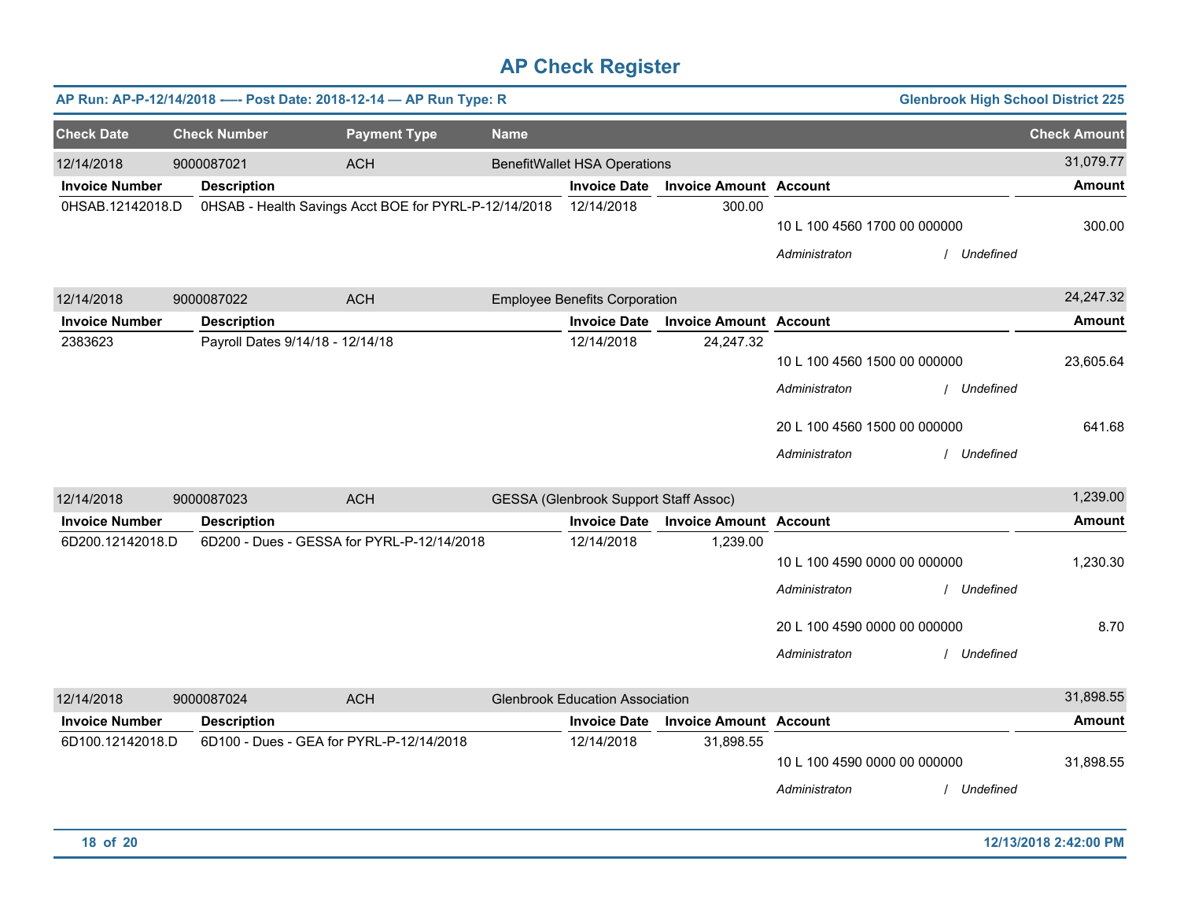# AP Check Register

**AP Run: AP-P-12/14/2018 -—- Post Date: 2018-12-14 — AP Run Type: R** | **Glenbrook High School District 225**

| Check Date | Check Number | Payment Type | Name | Check Amount |
|---|---|---|---|---|
| 12/14/2018 | 9000087021 | ACH | BenefitWallet HSA Operations | 31,079.77 |

| Invoice Number | Description | Invoice Date | Invoice Amount | Account | Amount |
|---|---|---|---|---|---|
| 0HSAB.12142018.D | 0HSAB - Health Savings Acct BOE for PYRL-P-12/14/2018 | 12/14/2018 | 300.00 | | |
| | | | | 10 L 100 4560 1700 00 000000 | 300.00 |
| | | | | *Administraton / Undefined* | |

| Check Date | Check Number | Payment Type | Name | Check Amount |
|---|---|---|---|---|
| 12/14/2018 | 9000087022 | ACH | Employee Benefits Corporation | 24,247.32 |

| Invoice Number | Description | Invoice Date | Invoice Amount | Account | Amount |
|---|---|---|---|---|---|
| 2383623 | Payroll Dates 9/14/18 - 12/14/18 | 12/14/2018 | 24,247.32 | | |
| | | | | 10 L 100 4560 1500 00 000000 | 23,605.64 |
| | | | | *Administraton / Undefined* | |
| | | | | 20 L 100 4560 1500 00 000000 | 641.68 |
| | | | | *Administraton / Undefined* | |

| Check Date | Check Number | Payment Type | Name | Check Amount |
|---|---|---|---|---|
| 12/14/2018 | 9000087023 | ACH | GESSA (Glenbrook Support Staff Assoc) | 1,239.00 |

| Invoice Number | Description | Invoice Date | Invoice Amount | Account | Amount |
|---|---|---|---|---|---|
| 6D200.12142018.D | 6D200 - Dues - GESSA for PYRL-P-12/14/2018 | 12/14/2018 | 1,239.00 | | |
| | | | | 10 L 100 4590 0000 00 000000 | 1,230.30 |
| | | | | *Administraton / Undefined* | |
| | | | | 20 L 100 4590 0000 00 000000 | 8.70 |
| | | | | *Administraton / Undefined* | |

| Check Date | Check Number | Payment Type | Name | Check Amount |
|---|---|---|---|---|
| 12/14/2018 | 9000087024 | ACH | Glenbrook Education Association | 31,898.55 |

| Invoice Number | Description | Invoice Date | Invoice Amount | Account | Amount |
|---|---|---|---|---|---|
| 6D100.12142018.D | 6D100 - Dues - GEA for PYRL-P-12/14/2018 | 12/14/2018 | 31,898.55 | | |
| | | | | 10 L 100 4590 0000 00 000000 | 31,898.55 |
| | | | | *Administraton / Undefined* | |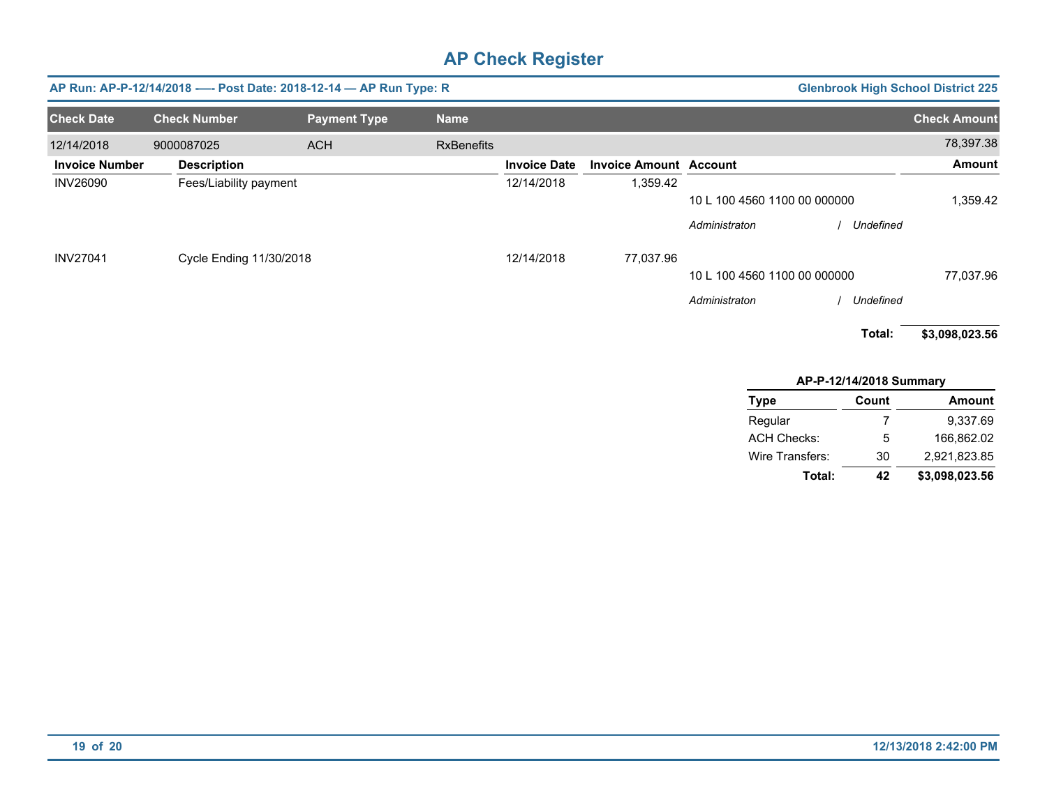# AP Check Register

**AP Run: AP-P-12/14/2018 -—- Post Date: 2018-12-14 — AP Run Type: R** — **Glenbrook High School District 225**

| Check Date | Check Number | Payment Type | Name | Check Amount |
|---|---|---|---|---|
| 12/14/2018 | 9000087025 | ACH | RxBenefits | 78,397.38 |

| Invoice Number | Description | Invoice Date | Invoice Amount | Account | Amount |
|---|---|---|---|---|---|
| INV26090 | Fees/Liability payment | 12/14/2018 | 1,359.42 | | |
| | | | | 10 L 100 4560 1100 00 000000 | 1,359.42 |
| | | | | *Administraton / Undefined* | |
| INV27041 | Cycle Ending 11/30/2018 | 12/14/2018 | 77,037.96 | | |
| | | | | 10 L 100 4560 1100 00 000000 | 77,037.96 |
| | | | | *Administraton / Undefined* | |
| | | | | **Total:** | **$3,098,023.56** |

**AP-P-12/14/2018 Summary**

| Type | Count | Amount |
|---|---|---|
| Regular | 7 | 9,337.69 |
| ACH Checks: | 5 | 166,862.02 |
| Wire Transfers: | 30 | 2,921,823.85 |
| **Total:** | **42** | **$3,098,023.56** |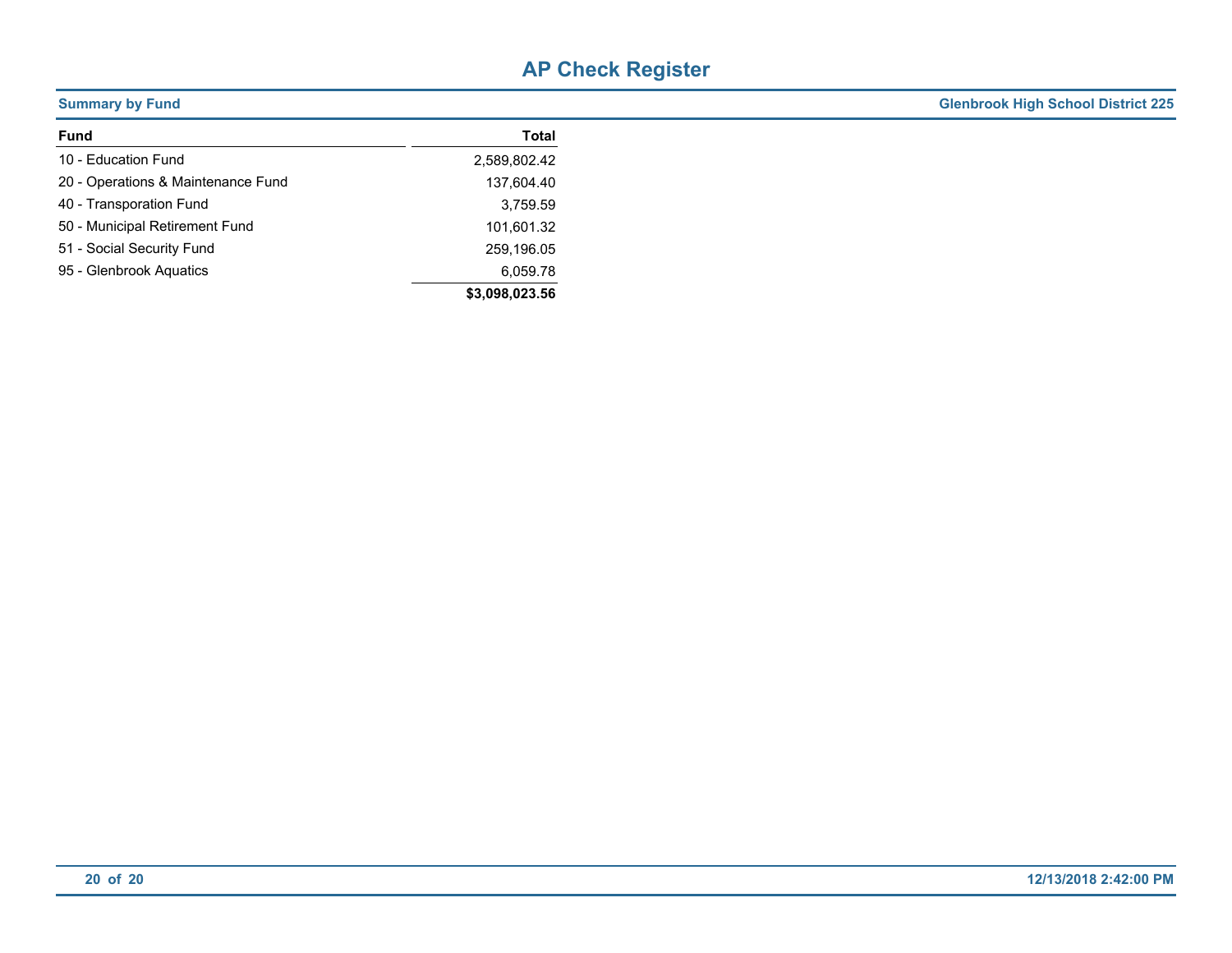# AP Check Register

**Summary by Fund** — **Glenbrook High School District 225**

| Fund | Total |
|---|---:|
| 10 - Education Fund | 2,589,802.42 |
| 20 - Operations & Maintenance Fund | 137,604.40 |
| 40 - Transporation Fund | 3,759.59 |
| 50 - Municipal Retirement Fund | 101,601.32 |
| 51 - Social Security Fund | 259,196.05 |
| 95 - Glenbrook Aquatics | 6,059.78 |
| | **$3,098,023.56** |

12/13/2018 2:42:00 PM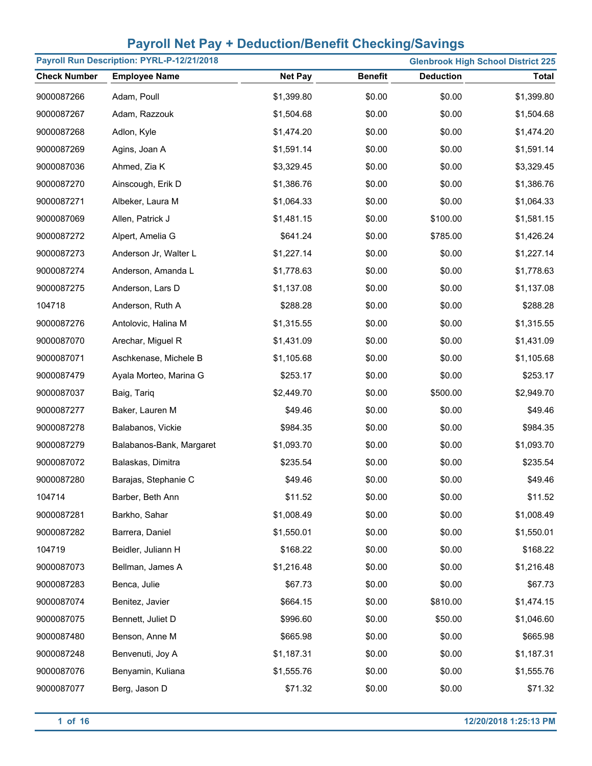# Payroll Net Pay + Deduction/Benefit Checking/Savings

**Payroll Run Description: PYRL-P-12/21/2018** | **Glenbrook High School District 225**

| Check Number | Employee Name | Net Pay | Benefit | Deduction | Total |
|---|---|---|---|---|---|
| 9000087266 | Adam, Poull | $1,399.80 | $0.00 | $0.00 | $1,399.80 |
| 9000087267 | Adam, Razzouk | $1,504.68 | $0.00 | $0.00 | $1,504.68 |
| 9000087268 | Adlon, Kyle | $1,474.20 | $0.00 | $0.00 | $1,474.20 |
| 9000087269 | Agins, Joan A | $1,591.14 | $0.00 | $0.00 | $1,591.14 |
| 9000087036 | Ahmed, Zia K | $3,329.45 | $0.00 | $0.00 | $3,329.45 |
| 9000087270 | Ainscough, Erik D | $1,386.76 | $0.00 | $0.00 | $1,386.76 |
| 9000087271 | Albeker, Laura M | $1,064.33 | $0.00 | $0.00 | $1,064.33 |
| 9000087069 | Allen, Patrick J | $1,481.15 | $0.00 | $100.00 | $1,581.15 |
| 9000087272 | Alpert, Amelia G | $641.24 | $0.00 | $785.00 | $1,426.24 |
| 9000087273 | Anderson Jr, Walter L | $1,227.14 | $0.00 | $0.00 | $1,227.14 |
| 9000087274 | Anderson, Amanda L | $1,778.63 | $0.00 | $0.00 | $1,778.63 |
| 9000087275 | Anderson, Lars D | $1,137.08 | $0.00 | $0.00 | $1,137.08 |
| 104718 | Anderson, Ruth A | $288.28 | $0.00 | $0.00 | $288.28 |
| 9000087276 | Antolovic, Halina M | $1,315.55 | $0.00 | $0.00 | $1,315.55 |
| 9000087070 | Arechar, Miguel R | $1,431.09 | $0.00 | $0.00 | $1,431.09 |
| 9000087071 | Aschkenase, Michele B | $1,105.68 | $0.00 | $0.00 | $1,105.68 |
| 9000087479 | Ayala Morteo, Marina G | $253.17 | $0.00 | $0.00 | $253.17 |
| 9000087037 | Baig, Tariq | $2,449.70 | $0.00 | $500.00 | $2,949.70 |
| 9000087277 | Baker, Lauren M | $49.46 | $0.00 | $0.00 | $49.46 |
| 9000087278 | Balabanos, Vickie | $984.35 | $0.00 | $0.00 | $984.35 |
| 9000087279 | Balabanos-Bank, Margaret | $1,093.70 | $0.00 | $0.00 | $1,093.70 |
| 9000087072 | Balaskas, Dimitra | $235.54 | $0.00 | $0.00 | $235.54 |
| 9000087280 | Barajas, Stephanie C | $49.46 | $0.00 | $0.00 | $49.46 |
| 104714 | Barber, Beth Ann | $11.52 | $0.00 | $0.00 | $11.52 |
| 9000087281 | Barkho, Sahar | $1,008.49 | $0.00 | $0.00 | $1,008.49 |
| 9000087282 | Barrera, Daniel | $1,550.01 | $0.00 | $0.00 | $1,550.01 |
| 104719 | Beidler, Juliann H | $168.22 | $0.00 | $0.00 | $168.22 |
| 9000087073 | Bellman, James A | $1,216.48 | $0.00 | $0.00 | $1,216.48 |
| 9000087283 | Benca, Julie | $67.73 | $0.00 | $0.00 | $67.73 |
| 9000087074 | Benitez, Javier | $664.15 | $0.00 | $810.00 | $1,474.15 |
| 9000087075 | Bennett, Juliet D | $996.60 | $0.00 | $50.00 | $1,046.60 |
| 9000087480 | Benson, Anne M | $665.98 | $0.00 | $0.00 | $665.98 |
| 9000087248 | Benvenuti, Joy A | $1,187.31 | $0.00 | $0.00 | $1,187.31 |
| 9000087076 | Benyamin, Kuliana | $1,555.76 | $0.00 | $0.00 | $1,555.76 |
| 9000087077 | Berg, Jason D | $71.32 | $0.00 | $0.00 | $71.32 |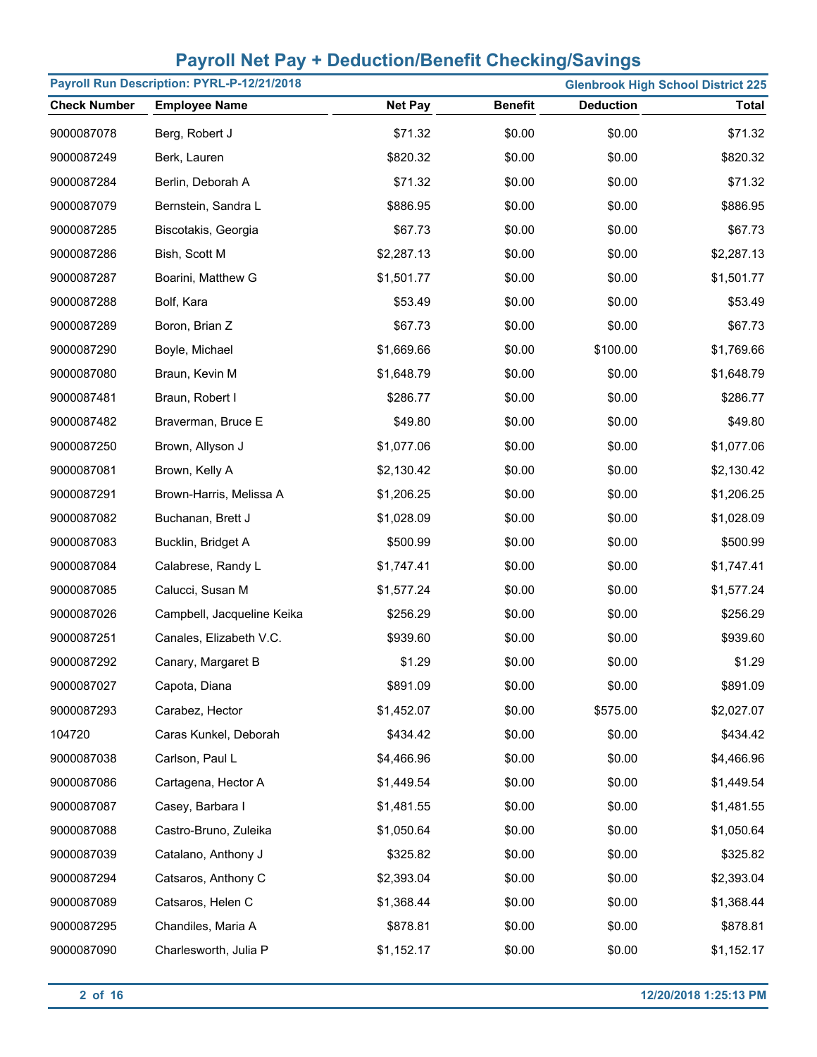# Payroll Net Pay + Deduction/Benefit Checking/Savings

**Payroll Run Description: PYRL-P-12/21/2018** | **Glenbrook High School District 225**

| Check Number | Employee Name | Net Pay | Benefit | Deduction | Total |
|---|---|---|---|---|---|
| 9000087078 | Berg, Robert J | $71.32 | $0.00 | $0.00 | $71.32 |
| 9000087249 | Berk, Lauren | $820.32 | $0.00 | $0.00 | $820.32 |
| 9000087284 | Berlin, Deborah A | $71.32 | $0.00 | $0.00 | $71.32 |
| 9000087079 | Bernstein, Sandra L | $886.95 | $0.00 | $0.00 | $886.95 |
| 9000087285 | Biscotakis, Georgia | $67.73 | $0.00 | $0.00 | $67.73 |
| 9000087286 | Bish, Scott M | $2,287.13 | $0.00 | $0.00 | $2,287.13 |
| 9000087287 | Boarini, Matthew G | $1,501.77 | $0.00 | $0.00 | $1,501.77 |
| 9000087288 | Bolf, Kara | $53.49 | $0.00 | $0.00 | $53.49 |
| 9000087289 | Boron, Brian Z | $67.73 | $0.00 | $0.00 | $67.73 |
| 9000087290 | Boyle, Michael | $1,669.66 | $0.00 | $100.00 | $1,769.66 |
| 9000087080 | Braun, Kevin M | $1,648.79 | $0.00 | $0.00 | $1,648.79 |
| 9000087481 | Braun, Robert I | $286.77 | $0.00 | $0.00 | $286.77 |
| 9000087482 | Braverman, Bruce E | $49.80 | $0.00 | $0.00 | $49.80 |
| 9000087250 | Brown, Allyson J | $1,077.06 | $0.00 | $0.00 | $1,077.06 |
| 9000087081 | Brown, Kelly A | $2,130.42 | $0.00 | $0.00 | $2,130.42 |
| 9000087291 | Brown-Harris, Melissa A | $1,206.25 | $0.00 | $0.00 | $1,206.25 |
| 9000087082 | Buchanan, Brett J | $1,028.09 | $0.00 | $0.00 | $1,028.09 |
| 9000087083 | Bucklin, Bridget A | $500.99 | $0.00 | $0.00 | $500.99 |
| 9000087084 | Calabrese, Randy L | $1,747.41 | $0.00 | $0.00 | $1,747.41 |
| 9000087085 | Calucci, Susan M | $1,577.24 | $0.00 | $0.00 | $1,577.24 |
| 9000087026 | Campbell, Jacqueline Keika | $256.29 | $0.00 | $0.00 | $256.29 |
| 9000087251 | Canales, Elizabeth V.C. | $939.60 | $0.00 | $0.00 | $939.60 |
| 9000087292 | Canary, Margaret B | $1.29 | $0.00 | $0.00 | $1.29 |
| 9000087027 | Capota, Diana | $891.09 | $0.00 | $0.00 | $891.09 |
| 9000087293 | Carabez, Hector | $1,452.07 | $0.00 | $575.00 | $2,027.07 |
| 104720 | Caras Kunkel, Deborah | $434.42 | $0.00 | $0.00 | $434.42 |
| 9000087038 | Carlson, Paul L | $4,466.96 | $0.00 | $0.00 | $4,466.96 |
| 9000087086 | Cartagena, Hector A | $1,449.54 | $0.00 | $0.00 | $1,449.54 |
| 9000087087 | Casey, Barbara I | $1,481.55 | $0.00 | $0.00 | $1,481.55 |
| 9000087088 | Castro-Bruno, Zuleika | $1,050.64 | $0.00 | $0.00 | $1,050.64 |
| 9000087039 | Catalano, Anthony J | $325.82 | $0.00 | $0.00 | $325.82 |
| 9000087294 | Catsaros, Anthony C | $2,393.04 | $0.00 | $0.00 | $2,393.04 |
| 9000087089 | Catsaros, Helen C | $1,368.44 | $0.00 | $0.00 | $1,368.44 |
| 9000087295 | Chandiles, Maria A | $878.81 | $0.00 | $0.00 | $878.81 |
| 9000087090 | Charlesworth, Julia P | $1,152.17 | $0.00 | $0.00 | $1,152.17 |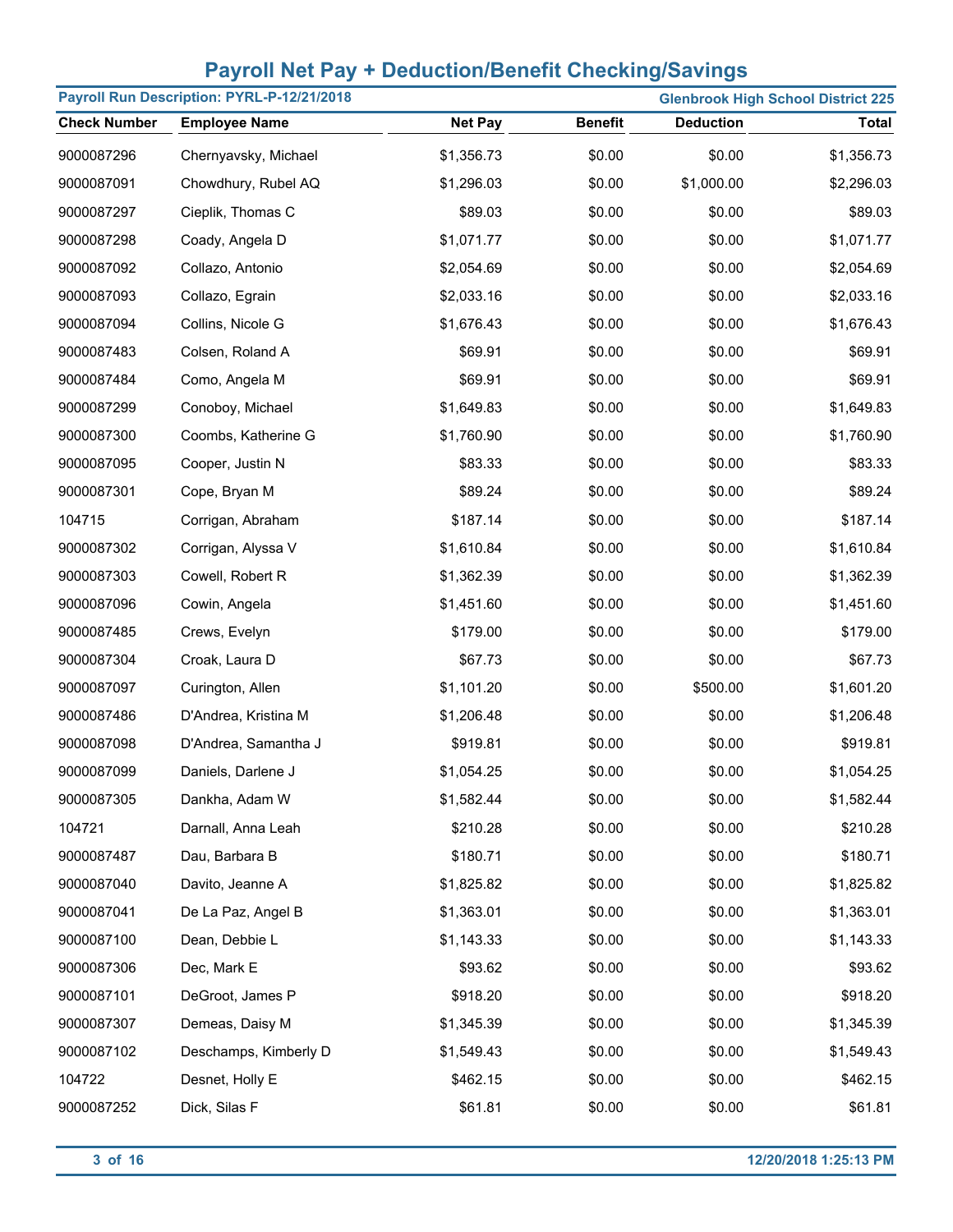# Payroll Net Pay + Deduction/Benefit Checking/Savings

**Payroll Run Description: PYRL-P-12/21/2018** | **Glenbrook High School District 225**

| Check Number | Employee Name | Net Pay | Benefit | Deduction | Total |
|---|---|---|---|---|---|
| 9000087296 | Chernyavsky, Michael | $1,356.73 | $0.00 | $0.00 | $1,356.73 |
| 9000087091 | Chowdhury, Rubel AQ | $1,296.03 | $0.00 | $1,000.00 | $2,296.03 |
| 9000087297 | Cieplik, Thomas C | $89.03 | $0.00 | $0.00 | $89.03 |
| 9000087298 | Coady, Angela D | $1,071.77 | $0.00 | $0.00 | $1,071.77 |
| 9000087092 | Collazo, Antonio | $2,054.69 | $0.00 | $0.00 | $2,054.69 |
| 9000087093 | Collazo, Egrain | $2,033.16 | $0.00 | $0.00 | $2,033.16 |
| 9000087094 | Collins, Nicole G | $1,676.43 | $0.00 | $0.00 | $1,676.43 |
| 9000087483 | Colsen, Roland A | $69.91 | $0.00 | $0.00 | $69.91 |
| 9000087484 | Como, Angela M | $69.91 | $0.00 | $0.00 | $69.91 |
| 9000087299 | Conoboy, Michael | $1,649.83 | $0.00 | $0.00 | $1,649.83 |
| 9000087300 | Coombs, Katherine G | $1,760.90 | $0.00 | $0.00 | $1,760.90 |
| 9000087095 | Cooper, Justin N | $83.33 | $0.00 | $0.00 | $83.33 |
| 9000087301 | Cope, Bryan M | $89.24 | $0.00 | $0.00 | $89.24 |
| 104715 | Corrigan, Abraham | $187.14 | $0.00 | $0.00 | $187.14 |
| 9000087302 | Corrigan, Alyssa V | $1,610.84 | $0.00 | $0.00 | $1,610.84 |
| 9000087303 | Cowell, Robert R | $1,362.39 | $0.00 | $0.00 | $1,362.39 |
| 9000087096 | Cowin, Angela | $1,451.60 | $0.00 | $0.00 | $1,451.60 |
| 9000087485 | Crews, Evelyn | $179.00 | $0.00 | $0.00 | $179.00 |
| 9000087304 | Croak, Laura D | $67.73 | $0.00 | $0.00 | $67.73 |
| 9000087097 | Curington, Allen | $1,101.20 | $0.00 | $500.00 | $1,601.20 |
| 9000087486 | D'Andrea, Kristina M | $1,206.48 | $0.00 | $0.00 | $1,206.48 |
| 9000087098 | D'Andrea, Samantha J | $919.81 | $0.00 | $0.00 | $919.81 |
| 9000087099 | Daniels, Darlene J | $1,054.25 | $0.00 | $0.00 | $1,054.25 |
| 9000087305 | Dankha, Adam W | $1,582.44 | $0.00 | $0.00 | $1,582.44 |
| 104721 | Darnall, Anna Leah | $210.28 | $0.00 | $0.00 | $210.28 |
| 9000087487 | Dau, Barbara B | $180.71 | $0.00 | $0.00 | $180.71 |
| 9000087040 | Davito, Jeanne A | $1,825.82 | $0.00 | $0.00 | $1,825.82 |
| 9000087041 | De La Paz, Angel B | $1,363.01 | $0.00 | $0.00 | $1,363.01 |
| 9000087100 | Dean, Debbie L | $1,143.33 | $0.00 | $0.00 | $1,143.33 |
| 9000087306 | Dec, Mark E | $93.62 | $0.00 | $0.00 | $93.62 |
| 9000087101 | DeGroot, James P | $918.20 | $0.00 | $0.00 | $918.20 |
| 9000087307 | Demeas, Daisy M | $1,345.39 | $0.00 | $0.00 | $1,345.39 |
| 9000087102 | Deschamps, Kimberly D | $1,549.43 | $0.00 | $0.00 | $1,549.43 |
| 104722 | Desnet, Holly E | $462.15 | $0.00 | $0.00 | $462.15 |
| 9000087252 | Dick, Silas F | $61.81 | $0.00 | $0.00 | $61.81 |

12/20/2018 1:25:13 PM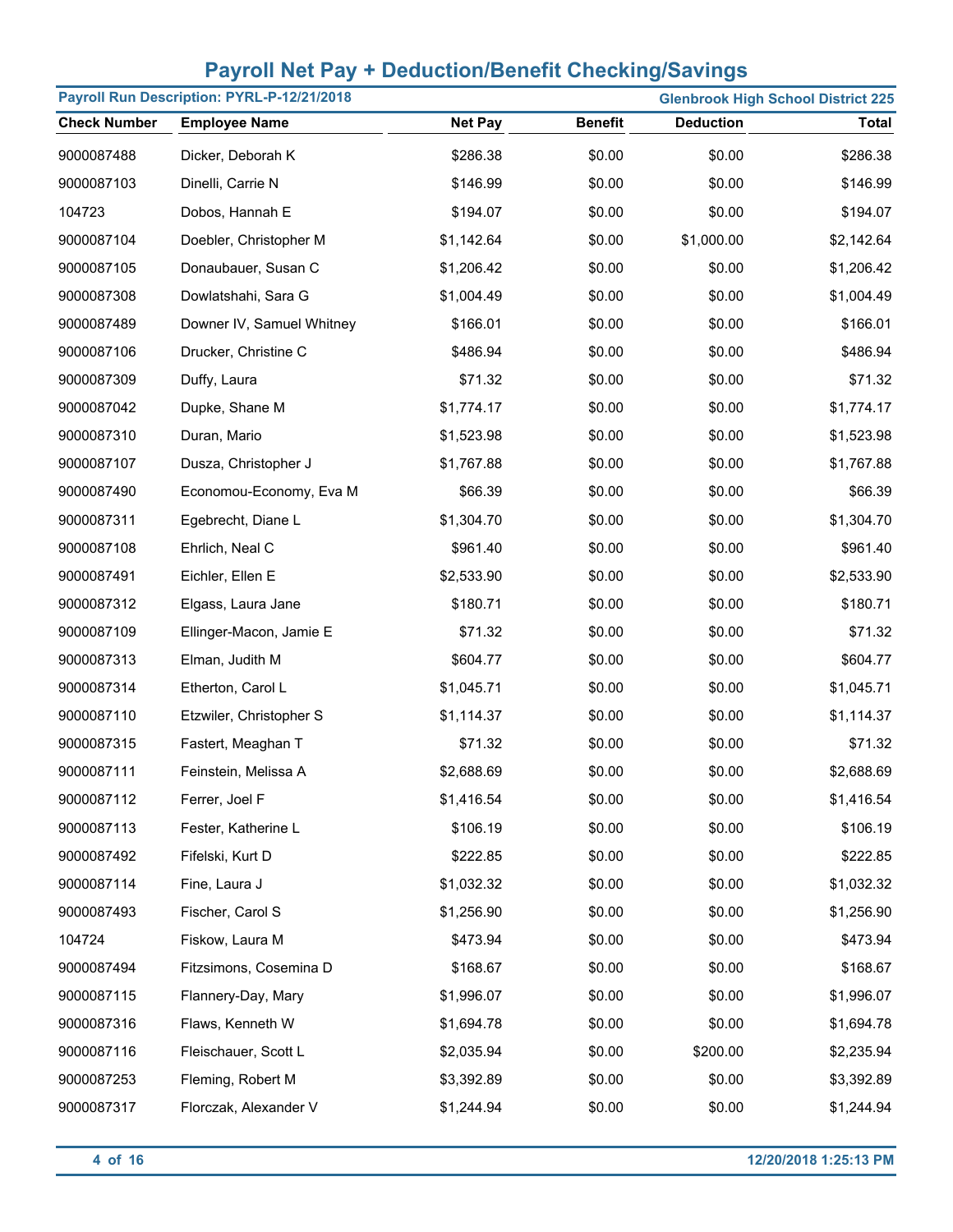# Payroll Net Pay + Deduction/Benefit Checking/Savings

**Payroll Run Description: PYRL-P-12/21/2018** | **Glenbrook High School District 225**

| Check Number | Employee Name | Net Pay | Benefit | Deduction | Total |
|---|---|---|---|---|---|
| 9000087488 | Dicker, Deborah K | $286.38 | $0.00 | $0.00 | $286.38 |
| 9000087103 | Dinelli, Carrie N | $146.99 | $0.00 | $0.00 | $146.99 |
| 104723 | Dobos, Hannah E | $194.07 | $0.00 | $0.00 | $194.07 |
| 9000087104 | Doebler, Christopher M | $1,142.64 | $0.00 | $1,000.00 | $2,142.64 |
| 9000087105 | Donaubauer, Susan C | $1,206.42 | $0.00 | $0.00 | $1,206.42 |
| 9000087308 | Dowlatshahi, Sara G | $1,004.49 | $0.00 | $0.00 | $1,004.49 |
| 9000087489 | Downer IV, Samuel Whitney | $166.01 | $0.00 | $0.00 | $166.01 |
| 9000087106 | Drucker, Christine C | $486.94 | $0.00 | $0.00 | $486.94 |
| 9000087309 | Duffy, Laura | $71.32 | $0.00 | $0.00 | $71.32 |
| 9000087042 | Dupke, Shane M | $1,774.17 | $0.00 | $0.00 | $1,774.17 |
| 9000087310 | Duran, Mario | $1,523.98 | $0.00 | $0.00 | $1,523.98 |
| 9000087107 | Dusza, Christopher J | $1,767.88 | $0.00 | $0.00 | $1,767.88 |
| 9000087490 | Economou-Economy, Eva M | $66.39 | $0.00 | $0.00 | $66.39 |
| 9000087311 | Egebrecht, Diane L | $1,304.70 | $0.00 | $0.00 | $1,304.70 |
| 9000087108 | Ehrlich, Neal C | $961.40 | $0.00 | $0.00 | $961.40 |
| 9000087491 | Eichler, Ellen E | $2,533.90 | $0.00 | $0.00 | $2,533.90 |
| 9000087312 | Elgass, Laura Jane | $180.71 | $0.00 | $0.00 | $180.71 |
| 9000087109 | Ellinger-Macon, Jamie E | $71.32 | $0.00 | $0.00 | $71.32 |
| 9000087313 | Elman, Judith M | $604.77 | $0.00 | $0.00 | $604.77 |
| 9000087314 | Etherton, Carol L | $1,045.71 | $0.00 | $0.00 | $1,045.71 |
| 9000087110 | Etzwiler, Christopher S | $1,114.37 | $0.00 | $0.00 | $1,114.37 |
| 9000087315 | Fastert, Meaghan T | $71.32 | $0.00 | $0.00 | $71.32 |
| 9000087111 | Feinstein, Melissa A | $2,688.69 | $0.00 | $0.00 | $2,688.69 |
| 9000087112 | Ferrer, Joel F | $1,416.54 | $0.00 | $0.00 | $1,416.54 |
| 9000087113 | Fester, Katherine L | $106.19 | $0.00 | $0.00 | $106.19 |
| 9000087492 | Fifelski, Kurt D | $222.85 | $0.00 | $0.00 | $222.85 |
| 9000087114 | Fine, Laura J | $1,032.32 | $0.00 | $0.00 | $1,032.32 |
| 9000087493 | Fischer, Carol S | $1,256.90 | $0.00 | $0.00 | $1,256.90 |
| 104724 | Fiskow, Laura M | $473.94 | $0.00 | $0.00 | $473.94 |
| 9000087494 | Fitzsimons, Cosemina D | $168.67 | $0.00 | $0.00 | $168.67 |
| 9000087115 | Flannery-Day, Mary | $1,996.07 | $0.00 | $0.00 | $1,996.07 |
| 9000087316 | Flaws, Kenneth W | $1,694.78 | $0.00 | $0.00 | $1,694.78 |
| 9000087116 | Fleischauer, Scott L | $2,035.94 | $0.00 | $200.00 | $2,235.94 |
| 9000087253 | Fleming, Robert M | $3,392.89 | $0.00 | $0.00 | $3,392.89 |
| 9000087317 | Florczak, Alexander V | $1,244.94 | $0.00 | $0.00 | $1,244.94 |

12/20/2018 1:25:13 PM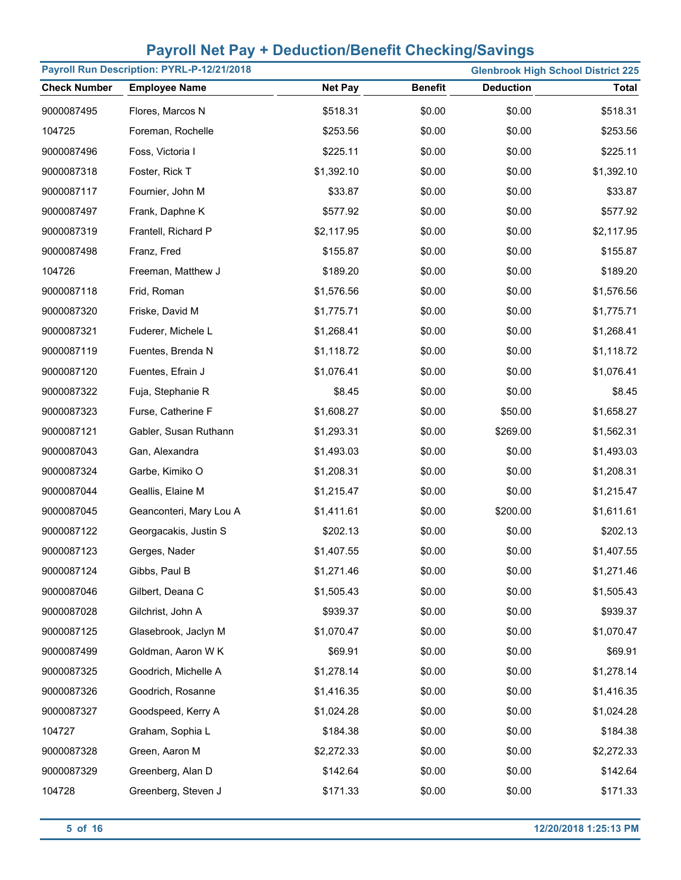# Payroll Net Pay + Deduction/Benefit Checking/Savings

**Payroll Run Description: PYRL-P-12/21/2018** | **Glenbrook High School District 225**

| Check Number | Employee Name | Net Pay | Benefit | Deduction | Total |
|---|---|---|---|---|---|
| 9000087495 | Flores, Marcos N | $518.31 | $0.00 | $0.00 | $518.31 |
| 104725 | Foreman, Rochelle | $253.56 | $0.00 | $0.00 | $253.56 |
| 9000087496 | Foss, Victoria I | $225.11 | $0.00 | $0.00 | $225.11 |
| 9000087318 | Foster, Rick T | $1,392.10 | $0.00 | $0.00 | $1,392.10 |
| 9000087117 | Fournier, John M | $33.87 | $0.00 | $0.00 | $33.87 |
| 9000087497 | Frank, Daphne K | $577.92 | $0.00 | $0.00 | $577.92 |
| 9000087319 | Frantell, Richard P | $2,117.95 | $0.00 | $0.00 | $2,117.95 |
| 9000087498 | Franz, Fred | $155.87 | $0.00 | $0.00 | $155.87 |
| 104726 | Freeman, Matthew J | $189.20 | $0.00 | $0.00 | $189.20 |
| 9000087118 | Frid, Roman | $1,576.56 | $0.00 | $0.00 | $1,576.56 |
| 9000087320 | Friske, David M | $1,775.71 | $0.00 | $0.00 | $1,775.71 |
| 9000087321 | Fuderer, Michele L | $1,268.41 | $0.00 | $0.00 | $1,268.41 |
| 9000087119 | Fuentes, Brenda N | $1,118.72 | $0.00 | $0.00 | $1,118.72 |
| 9000087120 | Fuentes, Efrain J | $1,076.41 | $0.00 | $0.00 | $1,076.41 |
| 9000087322 | Fuja, Stephanie R | $8.45 | $0.00 | $0.00 | $8.45 |
| 9000087323 | Furse, Catherine F | $1,608.27 | $0.00 | $50.00 | $1,658.27 |
| 9000087121 | Gabler, Susan Ruthann | $1,293.31 | $0.00 | $269.00 | $1,562.31 |
| 9000087043 | Gan, Alexandra | $1,493.03 | $0.00 | $0.00 | $1,493.03 |
| 9000087324 | Garbe, Kimiko O | $1,208.31 | $0.00 | $0.00 | $1,208.31 |
| 9000087044 | Geallis, Elaine M | $1,215.47 | $0.00 | $0.00 | $1,215.47 |
| 9000087045 | Geanconteri, Mary Lou A | $1,411.61 | $0.00 | $200.00 | $1,611.61 |
| 9000087122 | Georgacakis, Justin S | $202.13 | $0.00 | $0.00 | $202.13 |
| 9000087123 | Gerges, Nader | $1,407.55 | $0.00 | $0.00 | $1,407.55 |
| 9000087124 | Gibbs, Paul B | $1,271.46 | $0.00 | $0.00 | $1,271.46 |
| 9000087046 | Gilbert, Deana C | $1,505.43 | $0.00 | $0.00 | $1,505.43 |
| 9000087028 | Gilchrist, John A | $939.37 | $0.00 | $0.00 | $939.37 |
| 9000087125 | Glasebrook, Jaclyn M | $1,070.47 | $0.00 | $0.00 | $1,070.47 |
| 9000087499 | Goldman, Aaron W K | $69.91 | $0.00 | $0.00 | $69.91 |
| 9000087325 | Goodrich, Michelle A | $1,278.14 | $0.00 | $0.00 | $1,278.14 |
| 9000087326 | Goodrich, Rosanne | $1,416.35 | $0.00 | $0.00 | $1,416.35 |
| 9000087327 | Goodspeed, Kerry A | $1,024.28 | $0.00 | $0.00 | $1,024.28 |
| 104727 | Graham, Sophia L | $184.38 | $0.00 | $0.00 | $184.38 |
| 9000087328 | Green, Aaron M | $2,272.33 | $0.00 | $0.00 | $2,272.33 |
| 9000087329 | Greenberg, Alan D | $142.64 | $0.00 | $0.00 | $142.64 |
| 104728 | Greenberg, Steven J | $171.33 | $0.00 | $0.00 | $171.33 |

12/20/2018 1:25:13 PM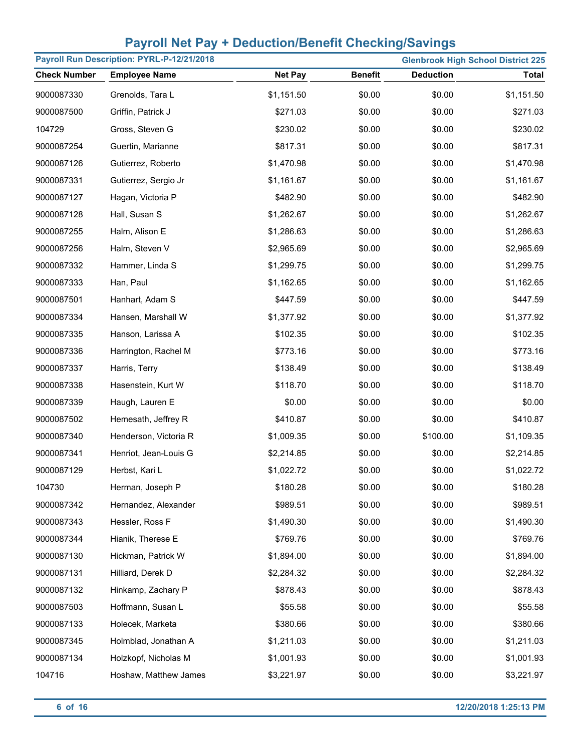# Payroll Net Pay + Deduction/Benefit Checking/Savings

**Payroll Run Description: PYRL-P-12/21/2018** | **Glenbrook High School District 225**

| Check Number | Employee Name | Net Pay | Benefit | Deduction | Total |
|---|---|---|---|---|---|
| 9000087330 | Grenolds, Tara L | $1,151.50 | $0.00 | $0.00 | $1,151.50 |
| 9000087500 | Griffin, Patrick J | $271.03 | $0.00 | $0.00 | $271.03 |
| 104729 | Gross, Steven G | $230.02 | $0.00 | $0.00 | $230.02 |
| 9000087254 | Guertin, Marianne | $817.31 | $0.00 | $0.00 | $817.31 |
| 9000087126 | Gutierrez, Roberto | $1,470.98 | $0.00 | $0.00 | $1,470.98 |
| 9000087331 | Gutierrez, Sergio Jr | $1,161.67 | $0.00 | $0.00 | $1,161.67 |
| 9000087127 | Hagan, Victoria P | $482.90 | $0.00 | $0.00 | $482.90 |
| 9000087128 | Hall, Susan S | $1,262.67 | $0.00 | $0.00 | $1,262.67 |
| 9000087255 | Halm, Alison E | $1,286.63 | $0.00 | $0.00 | $1,286.63 |
| 9000087256 | Halm, Steven V | $2,965.69 | $0.00 | $0.00 | $2,965.69 |
| 9000087332 | Hammer, Linda S | $1,299.75 | $0.00 | $0.00 | $1,299.75 |
| 9000087333 | Han, Paul | $1,162.65 | $0.00 | $0.00 | $1,162.65 |
| 9000087501 | Hanhart, Adam S | $447.59 | $0.00 | $0.00 | $447.59 |
| 9000087334 | Hansen, Marshall W | $1,377.92 | $0.00 | $0.00 | $1,377.92 |
| 9000087335 | Hanson, Larissa A | $102.35 | $0.00 | $0.00 | $102.35 |
| 9000087336 | Harrington, Rachel M | $773.16 | $0.00 | $0.00 | $773.16 |
| 9000087337 | Harris, Terry | $138.49 | $0.00 | $0.00 | $138.49 |
| 9000087338 | Hasenstein, Kurt W | $118.70 | $0.00 | $0.00 | $118.70 |
| 9000087339 | Haugh, Lauren E | $0.00 | $0.00 | $0.00 | $0.00 |
| 9000087502 | Hemesath, Jeffrey R | $410.87 | $0.00 | $0.00 | $410.87 |
| 9000087340 | Henderson, Victoria R | $1,009.35 | $0.00 | $100.00 | $1,109.35 |
| 9000087341 | Henriot, Jean-Louis G | $2,214.85 | $0.00 | $0.00 | $2,214.85 |
| 9000087129 | Herbst, Kari L | $1,022.72 | $0.00 | $0.00 | $1,022.72 |
| 104730 | Herman, Joseph P | $180.28 | $0.00 | $0.00 | $180.28 |
| 9000087342 | Hernandez, Alexander | $989.51 | $0.00 | $0.00 | $989.51 |
| 9000087343 | Hessler, Ross F | $1,490.30 | $0.00 | $0.00 | $1,490.30 |
| 9000087344 | Hianik, Therese E | $769.76 | $0.00 | $0.00 | $769.76 |
| 9000087130 | Hickman, Patrick W | $1,894.00 | $0.00 | $0.00 | $1,894.00 |
| 9000087131 | Hilliard, Derek D | $2,284.32 | $0.00 | $0.00 | $2,284.32 |
| 9000087132 | Hinkamp, Zachary P | $878.43 | $0.00 | $0.00 | $878.43 |
| 9000087503 | Hoffmann, Susan L | $55.58 | $0.00 | $0.00 | $55.58 |
| 9000087133 | Holecek, Marketa | $380.66 | $0.00 | $0.00 | $380.66 |
| 9000087345 | Holmblad, Jonathan A | $1,211.03 | $0.00 | $0.00 | $1,211.03 |
| 9000087134 | Holzkopf, Nicholas M | $1,001.93 | $0.00 | $0.00 | $1,001.93 |
| 104716 | Hoshaw, Matthew James | $3,221.97 | $0.00 | $0.00 | $3,221.97 |

12/20/2018 1:25:13 PM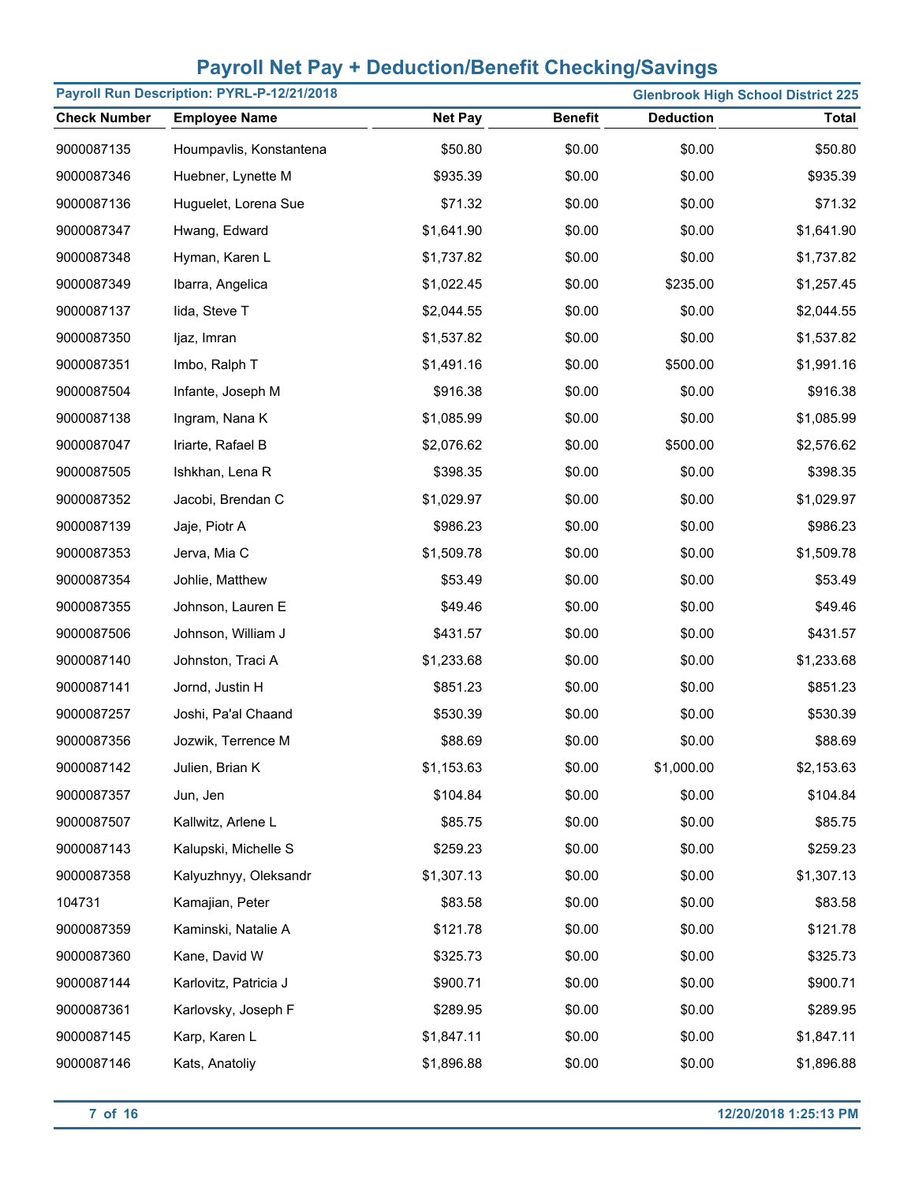# Payroll Net Pay + Deduction/Benefit Checking/Savings

**Payroll Run Description: PYRL-P-12/21/2018** | **Glenbrook High School District 225**

| Check Number | Employee Name | Net Pay | Benefit | Deduction | Total |
|---|---|---|---|---|---|
| 9000087135 | Houmpavlis, Konstantena | $50.80 | $0.00 | $0.00 | $50.80 |
| 9000087346 | Huebner, Lynette M | $935.39 | $0.00 | $0.00 | $935.39 |
| 9000087136 | Huguelet, Lorena Sue | $71.32 | $0.00 | $0.00 | $71.32 |
| 9000087347 | Hwang, Edward | $1,641.90 | $0.00 | $0.00 | $1,641.90 |
| 9000087348 | Hyman, Karen L | $1,737.82 | $0.00 | $0.00 | $1,737.82 |
| 9000087349 | Ibarra, Angelica | $1,022.45 | $0.00 | $235.00 | $1,257.45 |
| 9000087137 | Iida, Steve T | $2,044.55 | $0.00 | $0.00 | $2,044.55 |
| 9000087350 | Ijaz, Imran | $1,537.82 | $0.00 | $0.00 | $1,537.82 |
| 9000087351 | Imbo, Ralph T | $1,491.16 | $0.00 | $500.00 | $1,991.16 |
| 9000087504 | Infante, Joseph M | $916.38 | $0.00 | $0.00 | $916.38 |
| 9000087138 | Ingram, Nana K | $1,085.99 | $0.00 | $0.00 | $1,085.99 |
| 9000087047 | Iriarte, Rafael B | $2,076.62 | $0.00 | $500.00 | $2,576.62 |
| 9000087505 | Ishkhan, Lena R | $398.35 | $0.00 | $0.00 | $398.35 |
| 9000087352 | Jacobi, Brendan C | $1,029.97 | $0.00 | $0.00 | $1,029.97 |
| 9000087139 | Jaje, Piotr A | $986.23 | $0.00 | $0.00 | $986.23 |
| 9000087353 | Jerva, Mia C | $1,509.78 | $0.00 | $0.00 | $1,509.78 |
| 9000087354 | Johlie, Matthew | $53.49 | $0.00 | $0.00 | $53.49 |
| 9000087355 | Johnson, Lauren E | $49.46 | $0.00 | $0.00 | $49.46 |
| 9000087506 | Johnson, William J | $431.57 | $0.00 | $0.00 | $431.57 |
| 9000087140 | Johnston, Traci A | $1,233.68 | $0.00 | $0.00 | $1,233.68 |
| 9000087141 | Jornd, Justin H | $851.23 | $0.00 | $0.00 | $851.23 |
| 9000087257 | Joshi, Pa'al Chaand | $530.39 | $0.00 | $0.00 | $530.39 |
| 9000087356 | Jozwik, Terrence M | $88.69 | $0.00 | $0.00 | $88.69 |
| 9000087142 | Julien, Brian K | $1,153.63 | $0.00 | $1,000.00 | $2,153.63 |
| 9000087357 | Jun, Jen | $104.84 | $0.00 | $0.00 | $104.84 |
| 9000087507 | Kallwitz, Arlene L | $85.75 | $0.00 | $0.00 | $85.75 |
| 9000087143 | Kalupski, Michelle S | $259.23 | $0.00 | $0.00 | $259.23 |
| 9000087358 | Kalyuzhnyy, Oleksandr | $1,307.13 | $0.00 | $0.00 | $1,307.13 |
| 104731 | Kamajian, Peter | $83.58 | $0.00 | $0.00 | $83.58 |
| 9000087359 | Kaminski, Natalie A | $121.78 | $0.00 | $0.00 | $121.78 |
| 9000087360 | Kane, David W | $325.73 | $0.00 | $0.00 | $325.73 |
| 9000087144 | Karlovitz, Patricia J | $900.71 | $0.00 | $0.00 | $900.71 |
| 9000087361 | Karlovsky, Joseph F | $289.95 | $0.00 | $0.00 | $289.95 |
| 9000087145 | Karp, Karen L | $1,847.11 | $0.00 | $0.00 | $1,847.11 |
| 9000087146 | Kats, Anatoliy | $1,896.88 | $0.00 | $0.00 | $1,896.88 |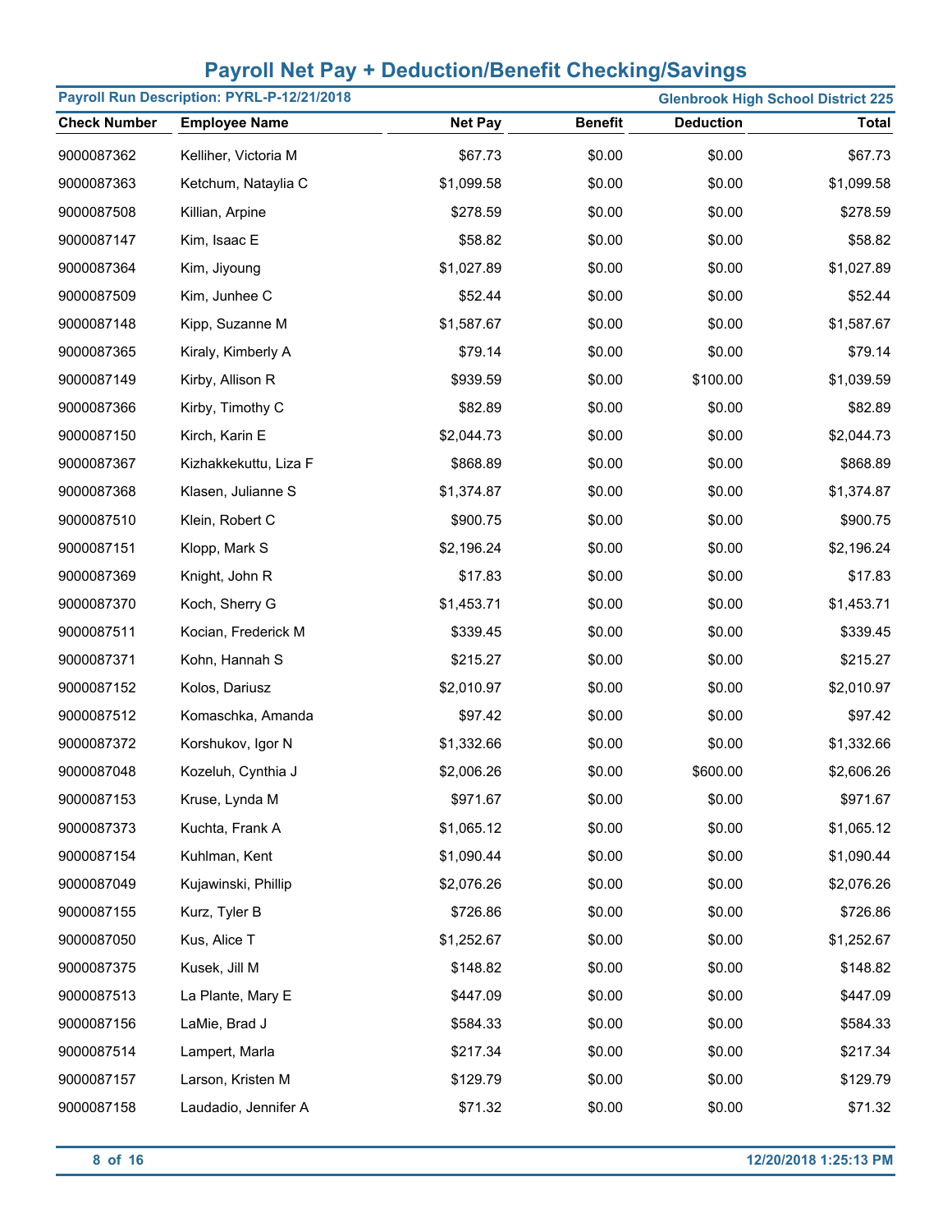# Payroll Net Pay + Deduction/Benefit Checking/Savings

**Payroll Run Description: PYRL-P-12/21/2018** | **Glenbrook High School District 225**

| Check Number | Employee Name | Net Pay | Benefit | Deduction | Total |
|---|---|---|---|---|---|
| 9000087362 | Kelliher, Victoria M | $67.73 | $0.00 | $0.00 | $67.73 |
| 9000087363 | Ketchum, Nataylia C | $1,099.58 | $0.00 | $0.00 | $1,099.58 |
| 9000087508 | Killian, Arpine | $278.59 | $0.00 | $0.00 | $278.59 |
| 9000087147 | Kim, Isaac E | $58.82 | $0.00 | $0.00 | $58.82 |
| 9000087364 | Kim, Jiyoung | $1,027.89 | $0.00 | $0.00 | $1,027.89 |
| 9000087509 | Kim, Junhee C | $52.44 | $0.00 | $0.00 | $52.44 |
| 9000087148 | Kipp, Suzanne M | $1,587.67 | $0.00 | $0.00 | $1,587.67 |
| 9000087365 | Kiraly, Kimberly A | $79.14 | $0.00 | $0.00 | $79.14 |
| 9000087149 | Kirby, Allison R | $939.59 | $0.00 | $100.00 | $1,039.59 |
| 9000087366 | Kirby, Timothy C | $82.89 | $0.00 | $0.00 | $82.89 |
| 9000087150 | Kirch, Karin E | $2,044.73 | $0.00 | $0.00 | $2,044.73 |
| 9000087367 | Kizhakkekuttu, Liza F | $868.89 | $0.00 | $0.00 | $868.89 |
| 9000087368 | Klasen, Julianne S | $1,374.87 | $0.00 | $0.00 | $1,374.87 |
| 9000087510 | Klein, Robert C | $900.75 | $0.00 | $0.00 | $900.75 |
| 9000087151 | Klopp, Mark S | $2,196.24 | $0.00 | $0.00 | $2,196.24 |
| 9000087369 | Knight, John R | $17.83 | $0.00 | $0.00 | $17.83 |
| 9000087370 | Koch, Sherry G | $1,453.71 | $0.00 | $0.00 | $1,453.71 |
| 9000087511 | Kocian, Frederick M | $339.45 | $0.00 | $0.00 | $339.45 |
| 9000087371 | Kohn, Hannah S | $215.27 | $0.00 | $0.00 | $215.27 |
| 9000087152 | Kolos, Dariusz | $2,010.97 | $0.00 | $0.00 | $2,010.97 |
| 9000087512 | Komaschka, Amanda | $97.42 | $0.00 | $0.00 | $97.42 |
| 9000087372 | Korshukov, Igor N | $1,332.66 | $0.00 | $0.00 | $1,332.66 |
| 9000087048 | Kozeluh, Cynthia J | $2,006.26 | $0.00 | $600.00 | $2,606.26 |
| 9000087153 | Kruse, Lynda M | $971.67 | $0.00 | $0.00 | $971.67 |
| 9000087373 | Kuchta, Frank A | $1,065.12 | $0.00 | $0.00 | $1,065.12 |
| 9000087154 | Kuhlman, Kent | $1,090.44 | $0.00 | $0.00 | $1,090.44 |
| 9000087049 | Kujawinski, Phillip | $2,076.26 | $0.00 | $0.00 | $2,076.26 |
| 9000087155 | Kurz, Tyler B | $726.86 | $0.00 | $0.00 | $726.86 |
| 9000087050 | Kus, Alice T | $1,252.67 | $0.00 | $0.00 | $1,252.67 |
| 9000087375 | Kusek, Jill M | $148.82 | $0.00 | $0.00 | $148.82 |
| 9000087513 | La Plante, Mary E | $447.09 | $0.00 | $0.00 | $447.09 |
| 9000087156 | LaMie, Brad J | $584.33 | $0.00 | $0.00 | $584.33 |
| 9000087514 | Lampert, Marla | $217.34 | $0.00 | $0.00 | $217.34 |
| 9000087157 | Larson, Kristen M | $129.79 | $0.00 | $0.00 | $129.79 |
| 9000087158 | Laudadio, Jennifer A | $71.32 | $0.00 | $0.00 | $71.32 |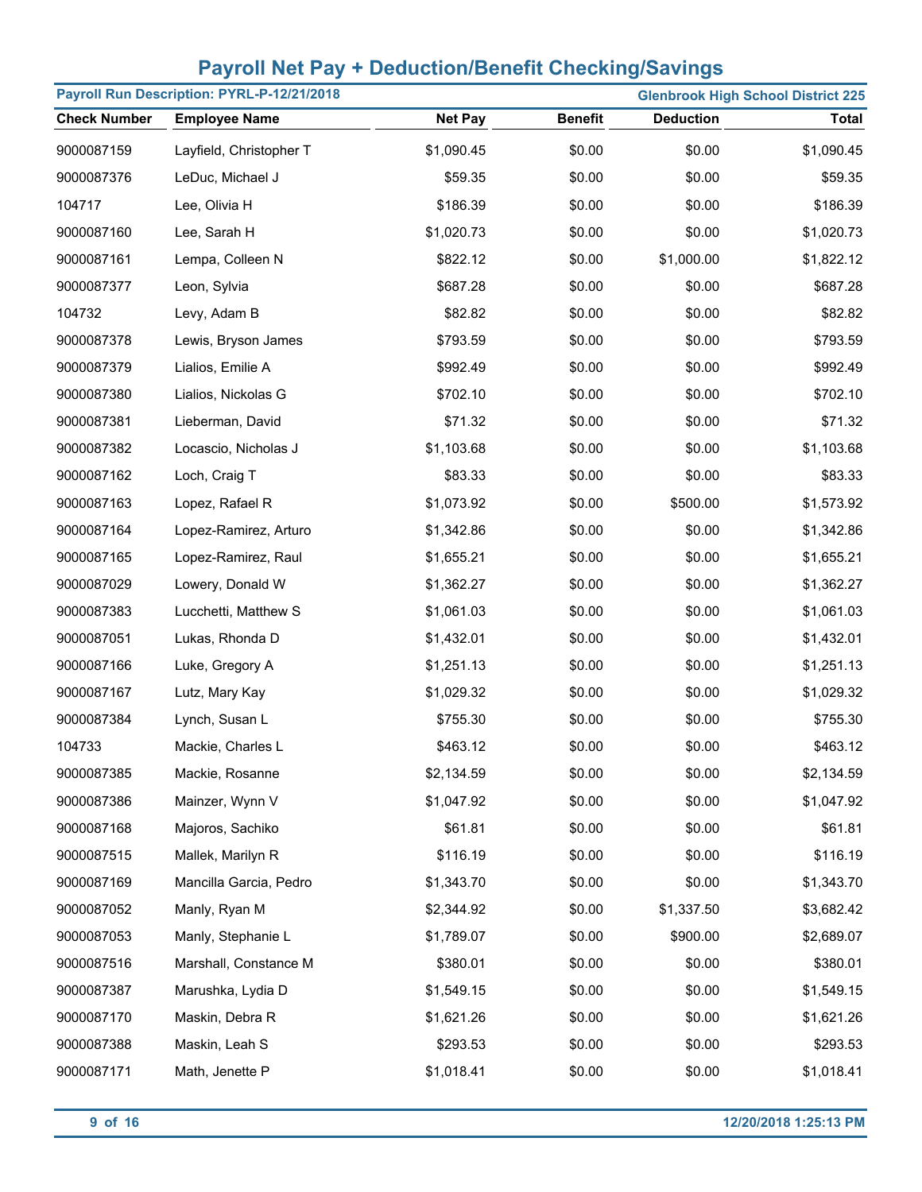# Payroll Net Pay + Deduction/Benefit Checking/Savings

**Payroll Run Description: PYRL-P-12/21/2018** — **Glenbrook High School District 225**

| Check Number | Employee Name | Net Pay | Benefit | Deduction | Total |
|---|---|---|---|---|---|
| 9000087159 | Layfield, Christopher T | $1,090.45 | $0.00 | $0.00 | $1,090.45 |
| 9000087376 | LeDuc, Michael J | $59.35 | $0.00 | $0.00 | $59.35 |
| 104717 | Lee, Olivia H | $186.39 | $0.00 | $0.00 | $186.39 |
| 9000087160 | Lee, Sarah H | $1,020.73 | $0.00 | $0.00 | $1,020.73 |
| 9000087161 | Lempa, Colleen N | $822.12 | $0.00 | $1,000.00 | $1,822.12 |
| 9000087377 | Leon, Sylvia | $687.28 | $0.00 | $0.00 | $687.28 |
| 104732 | Levy, Adam B | $82.82 | $0.00 | $0.00 | $82.82 |
| 9000087378 | Lewis, Bryson James | $793.59 | $0.00 | $0.00 | $793.59 |
| 9000087379 | Lialios, Emilie A | $992.49 | $0.00 | $0.00 | $992.49 |
| 9000087380 | Lialios, Nickolas G | $702.10 | $0.00 | $0.00 | $702.10 |
| 9000087381 | Lieberman, David | $71.32 | $0.00 | $0.00 | $71.32 |
| 9000087382 | Locascio, Nicholas J | $1,103.68 | $0.00 | $0.00 | $1,103.68 |
| 9000087162 | Loch, Craig T | $83.33 | $0.00 | $0.00 | $83.33 |
| 9000087163 | Lopez, Rafael R | $1,073.92 | $0.00 | $500.00 | $1,573.92 |
| 9000087164 | Lopez-Ramirez, Arturo | $1,342.86 | $0.00 | $0.00 | $1,342.86 |
| 9000087165 | Lopez-Ramirez, Raul | $1,655.21 | $0.00 | $0.00 | $1,655.21 |
| 9000087029 | Lowery, Donald W | $1,362.27 | $0.00 | $0.00 | $1,362.27 |
| 9000087383 | Lucchetti, Matthew S | $1,061.03 | $0.00 | $0.00 | $1,061.03 |
| 9000087051 | Lukas, Rhonda D | $1,432.01 | $0.00 | $0.00 | $1,432.01 |
| 9000087166 | Luke, Gregory A | $1,251.13 | $0.00 | $0.00 | $1,251.13 |
| 9000087167 | Lutz, Mary Kay | $1,029.32 | $0.00 | $0.00 | $1,029.32 |
| 9000087384 | Lynch, Susan L | $755.30 | $0.00 | $0.00 | $755.30 |
| 104733 | Mackie, Charles L | $463.12 | $0.00 | $0.00 | $463.12 |
| 9000087385 | Mackie, Rosanne | $2,134.59 | $0.00 | $0.00 | $2,134.59 |
| 9000087386 | Mainzer, Wynn V | $1,047.92 | $0.00 | $0.00 | $1,047.92 |
| 9000087168 | Majoros, Sachiko | $61.81 | $0.00 | $0.00 | $61.81 |
| 9000087515 | Mallek, Marilyn R | $116.19 | $0.00 | $0.00 | $116.19 |
| 9000087169 | Mancilla Garcia, Pedro | $1,343.70 | $0.00 | $0.00 | $1,343.70 |
| 9000087052 | Manly, Ryan M | $2,344.92 | $0.00 | $1,337.50 | $3,682.42 |
| 9000087053 | Manly, Stephanie L | $1,789.07 | $0.00 | $900.00 | $2,689.07 |
| 9000087516 | Marshall, Constance M | $380.01 | $0.00 | $0.00 | $380.01 |
| 9000087387 | Marushka, Lydia D | $1,549.15 | $0.00 | $0.00 | $1,549.15 |
| 9000087170 | Maskin, Debra R | $1,621.26 | $0.00 | $0.00 | $1,621.26 |
| 9000087388 | Maskin, Leah S | $293.53 | $0.00 | $0.00 | $293.53 |
| 9000087171 | Math, Jenette P | $1,018.41 | $0.00 | $0.00 | $1,018.41 |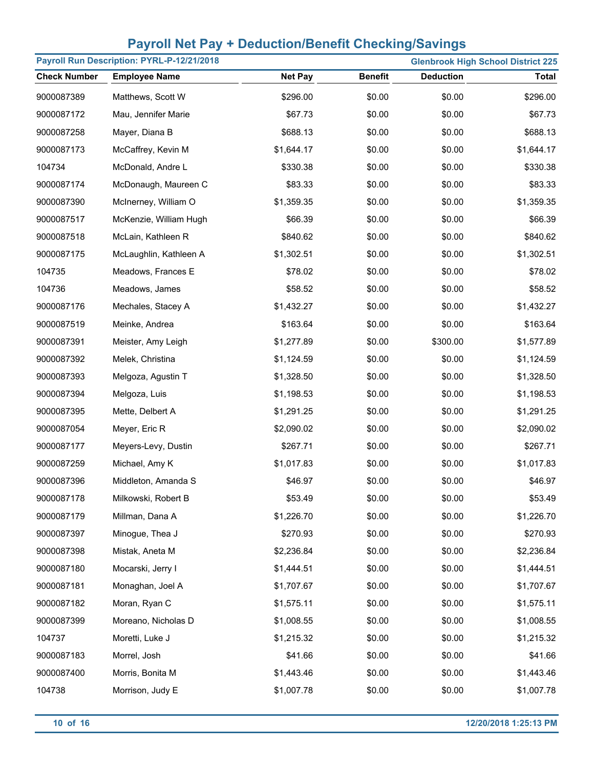# Payroll Net Pay + Deduction/Benefit Checking/Savings

**Payroll Run Description: PYRL-P-12/21/2018** — **Glenbrook High School District 225**

| Check Number | Employee Name | Net Pay | Benefit | Deduction | Total |
|---|---|---|---|---|---|
| 9000087389 | Matthews, Scott W | $296.00 | $0.00 | $0.00 | $296.00 |
| 9000087172 | Mau, Jennifer Marie | $67.73 | $0.00 | $0.00 | $67.73 |
| 9000087258 | Mayer, Diana B | $688.13 | $0.00 | $0.00 | $688.13 |
| 9000087173 | McCaffrey, Kevin M | $1,644.17 | $0.00 | $0.00 | $1,644.17 |
| 104734 | McDonald, Andre L | $330.38 | $0.00 | $0.00 | $330.38 |
| 9000087174 | McDonaugh, Maureen C | $83.33 | $0.00 | $0.00 | $83.33 |
| 9000087390 | McInerney, William O | $1,359.35 | $0.00 | $0.00 | $1,359.35 |
| 9000087517 | McKenzie, William Hugh | $66.39 | $0.00 | $0.00 | $66.39 |
| 9000087518 | McLain, Kathleen R | $840.62 | $0.00 | $0.00 | $840.62 |
| 9000087175 | McLaughlin, Kathleen A | $1,302.51 | $0.00 | $0.00 | $1,302.51 |
| 104735 | Meadows, Frances E | $78.02 | $0.00 | $0.00 | $78.02 |
| 104736 | Meadows, James | $58.52 | $0.00 | $0.00 | $58.52 |
| 9000087176 | Mechales, Stacey A | $1,432.27 | $0.00 | $0.00 | $1,432.27 |
| 9000087519 | Meinke, Andrea | $163.64 | $0.00 | $0.00 | $163.64 |
| 9000087391 | Meister, Amy Leigh | $1,277.89 | $0.00 | $300.00 | $1,577.89 |
| 9000087392 | Melek, Christina | $1,124.59 | $0.00 | $0.00 | $1,124.59 |
| 9000087393 | Melgoza, Agustin T | $1,328.50 | $0.00 | $0.00 | $1,328.50 |
| 9000087394 | Melgoza, Luis | $1,198.53 | $0.00 | $0.00 | $1,198.53 |
| 9000087395 | Mette, Delbert A | $1,291.25 | $0.00 | $0.00 | $1,291.25 |
| 9000087054 | Meyer, Eric R | $2,090.02 | $0.00 | $0.00 | $2,090.02 |
| 9000087177 | Meyers-Levy, Dustin | $267.71 | $0.00 | $0.00 | $267.71 |
| 9000087259 | Michael, Amy K | $1,017.83 | $0.00 | $0.00 | $1,017.83 |
| 9000087396 | Middleton, Amanda S | $46.97 | $0.00 | $0.00 | $46.97 |
| 9000087178 | Milkowski, Robert B | $53.49 | $0.00 | $0.00 | $53.49 |
| 9000087179 | Millman, Dana A | $1,226.70 | $0.00 | $0.00 | $1,226.70 |
| 9000087397 | Minogue, Thea J | $270.93 | $0.00 | $0.00 | $270.93 |
| 9000087398 | Mistak, Aneta M | $2,236.84 | $0.00 | $0.00 | $2,236.84 |
| 9000087180 | Mocarski, Jerry I | $1,444.51 | $0.00 | $0.00 | $1,444.51 |
| 9000087181 | Monaghan, Joel A | $1,707.67 | $0.00 | $0.00 | $1,707.67 |
| 9000087182 | Moran, Ryan C | $1,575.11 | $0.00 | $0.00 | $1,575.11 |
| 9000087399 | Moreano, Nicholas D | $1,008.55 | $0.00 | $0.00 | $1,008.55 |
| 104737 | Moretti, Luke J | $1,215.32 | $0.00 | $0.00 | $1,215.32 |
| 9000087183 | Morrel, Josh | $41.66 | $0.00 | $0.00 | $41.66 |
| 9000087400 | Morris, Bonita M | $1,443.46 | $0.00 | $0.00 | $1,443.46 |
| 104738 | Morrison, Judy E | $1,007.78 | $0.00 | $0.00 | $1,007.78 |

12/20/2018 1:25:13 PM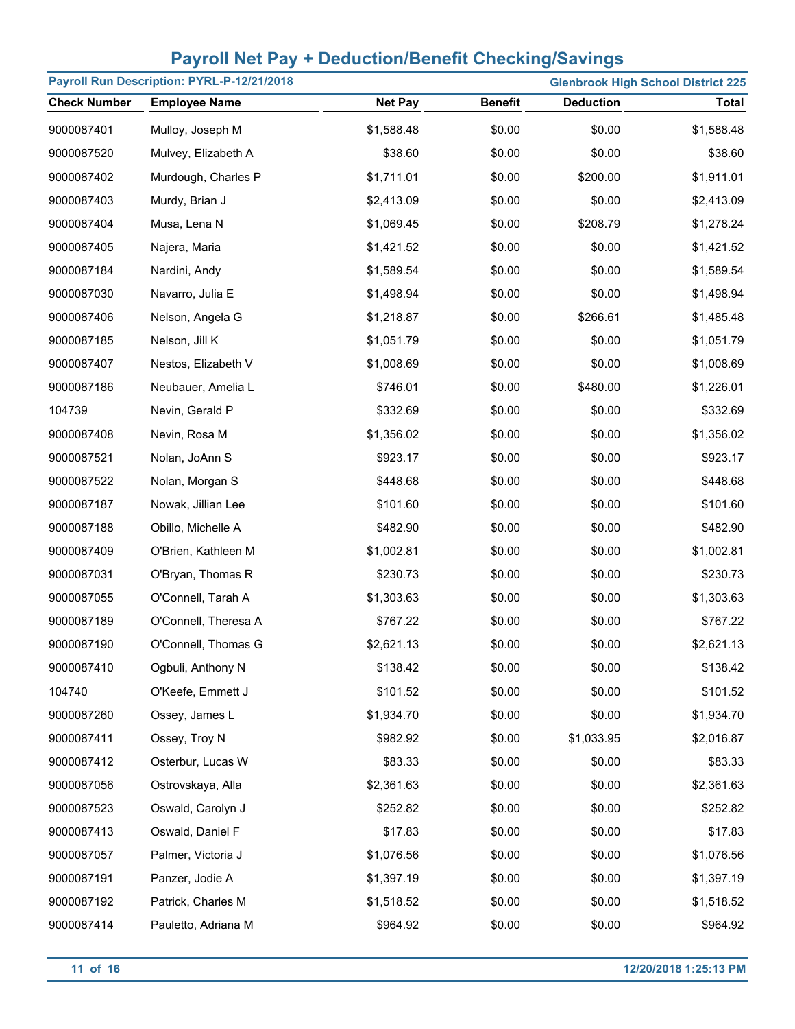# Payroll Net Pay + Deduction/Benefit Checking/Savings

**Payroll Run Description: PYRL-P-12/21/2018** | **Glenbrook High School District 225**

| Check Number | Employee Name | Net Pay | Benefit | Deduction | Total |
|---|---|---|---|---|---|
| 9000087401 | Mulloy, Joseph M | $1,588.48 | $0.00 | $0.00 | $1,588.48 |
| 9000087520 | Mulvey, Elizabeth A | $38.60 | $0.00 | $0.00 | $38.60 |
| 9000087402 | Murdough, Charles P | $1,711.01 | $0.00 | $200.00 | $1,911.01 |
| 9000087403 | Murdy, Brian J | $2,413.09 | $0.00 | $0.00 | $2,413.09 |
| 9000087404 | Musa, Lena N | $1,069.45 | $0.00 | $208.79 | $1,278.24 |
| 9000087405 | Najera, Maria | $1,421.52 | $0.00 | $0.00 | $1,421.52 |
| 9000087184 | Nardini, Andy | $1,589.54 | $0.00 | $0.00 | $1,589.54 |
| 9000087030 | Navarro, Julia E | $1,498.94 | $0.00 | $0.00 | $1,498.94 |
| 9000087406 | Nelson, Angela G | $1,218.87 | $0.00 | $266.61 | $1,485.48 |
| 9000087185 | Nelson, Jill K | $1,051.79 | $0.00 | $0.00 | $1,051.79 |
| 9000087407 | Nestos, Elizabeth V | $1,008.69 | $0.00 | $0.00 | $1,008.69 |
| 9000087186 | Neubauer, Amelia L | $746.01 | $0.00 | $480.00 | $1,226.01 |
| 104739 | Nevin, Gerald P | $332.69 | $0.00 | $0.00 | $332.69 |
| 9000087408 | Nevin, Rosa M | $1,356.02 | $0.00 | $0.00 | $1,356.02 |
| 9000087521 | Nolan, JoAnn S | $923.17 | $0.00 | $0.00 | $923.17 |
| 9000087522 | Nolan, Morgan S | $448.68 | $0.00 | $0.00 | $448.68 |
| 9000087187 | Nowak, Jillian Lee | $101.60 | $0.00 | $0.00 | $101.60 |
| 9000087188 | Obillo, Michelle A | $482.90 | $0.00 | $0.00 | $482.90 |
| 9000087409 | O'Brien, Kathleen M | $1,002.81 | $0.00 | $0.00 | $1,002.81 |
| 9000087031 | O'Bryan, Thomas R | $230.73 | $0.00 | $0.00 | $230.73 |
| 9000087055 | O'Connell, Tarah A | $1,303.63 | $0.00 | $0.00 | $1,303.63 |
| 9000087189 | O'Connell, Theresa A | $767.22 | $0.00 | $0.00 | $767.22 |
| 9000087190 | O'Connell, Thomas G | $2,621.13 | $0.00 | $0.00 | $2,621.13 |
| 9000087410 | Ogbuli, Anthony N | $138.42 | $0.00 | $0.00 | $138.42 |
| 104740 | O'Keefe, Emmett J | $101.52 | $0.00 | $0.00 | $101.52 |
| 9000087260 | Ossey, James L | $1,934.70 | $0.00 | $0.00 | $1,934.70 |
| 9000087411 | Ossey, Troy N | $982.92 | $0.00 | $1,033.95 | $2,016.87 |
| 9000087412 | Osterbur, Lucas W | $83.33 | $0.00 | $0.00 | $83.33 |
| 9000087056 | Ostrovskaya, Alla | $2,361.63 | $0.00 | $0.00 | $2,361.63 |
| 9000087523 | Oswald, Carolyn J | $252.82 | $0.00 | $0.00 | $252.82 |
| 9000087413 | Oswald, Daniel F | $17.83 | $0.00 | $0.00 | $17.83 |
| 9000087057 | Palmer, Victoria J | $1,076.56 | $0.00 | $0.00 | $1,076.56 |
| 9000087191 | Panzer, Jodie A | $1,397.19 | $0.00 | $0.00 | $1,397.19 |
| 9000087192 | Patrick, Charles M | $1,518.52 | $0.00 | $0.00 | $1,518.52 |
| 9000087414 | Pauletto, Adriana M | $964.92 | $0.00 | $0.00 | $964.92 |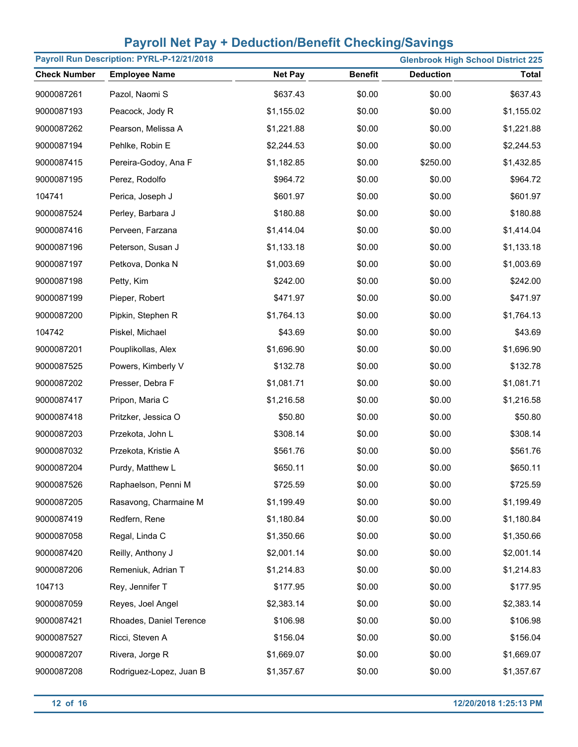# Payroll Net Pay + Deduction/Benefit Checking/Savings

**Payroll Run Description: PYRL-P-12/21/2018** | **Glenbrook High School District 225**

| Check Number | Employee Name | Net Pay | Benefit | Deduction | Total |
|---|---|---|---|---|---|
| 9000087261 | Pazol, Naomi S | $637.43 | $0.00 | $0.00 | $637.43 |
| 9000087193 | Peacock, Jody R | $1,155.02 | $0.00 | $0.00 | $1,155.02 |
| 9000087262 | Pearson, Melissa A | $1,221.88 | $0.00 | $0.00 | $1,221.88 |
| 9000087194 | Pehlke, Robin E | $2,244.53 | $0.00 | $0.00 | $2,244.53 |
| 9000087415 | Pereira-Godoy, Ana F | $1,182.85 | $0.00 | $250.00 | $1,432.85 |
| 9000087195 | Perez, Rodolfo | $964.72 | $0.00 | $0.00 | $964.72 |
| 104741 | Perica, Joseph J | $601.97 | $0.00 | $0.00 | $601.97 |
| 9000087524 | Perley, Barbara J | $180.88 | $0.00 | $0.00 | $180.88 |
| 9000087416 | Perveen, Farzana | $1,414.04 | $0.00 | $0.00 | $1,414.04 |
| 9000087196 | Peterson, Susan J | $1,133.18 | $0.00 | $0.00 | $1,133.18 |
| 9000087197 | Petkova, Donka N | $1,003.69 | $0.00 | $0.00 | $1,003.69 |
| 9000087198 | Petty, Kim | $242.00 | $0.00 | $0.00 | $242.00 |
| 9000087199 | Pieper, Robert | $471.97 | $0.00 | $0.00 | $471.97 |
| 9000087200 | Pipkin, Stephen R | $1,764.13 | $0.00 | $0.00 | $1,764.13 |
| 104742 | Piskel, Michael | $43.69 | $0.00 | $0.00 | $43.69 |
| 9000087201 | Pouplikollas, Alex | $1,696.90 | $0.00 | $0.00 | $1,696.90 |
| 9000087525 | Powers, Kimberly V | $132.78 | $0.00 | $0.00 | $132.78 |
| 9000087202 | Presser, Debra F | $1,081.71 | $0.00 | $0.00 | $1,081.71 |
| 9000087417 | Pripon, Maria C | $1,216.58 | $0.00 | $0.00 | $1,216.58 |
| 9000087418 | Pritzker, Jessica O | $50.80 | $0.00 | $0.00 | $50.80 |
| 9000087203 | Przekota, John L | $308.14 | $0.00 | $0.00 | $308.14 |
| 9000087032 | Przekota, Kristie A | $561.76 | $0.00 | $0.00 | $561.76 |
| 9000087204 | Purdy, Matthew L | $650.11 | $0.00 | $0.00 | $650.11 |
| 9000087526 | Raphaelson, Penni M | $725.59 | $0.00 | $0.00 | $725.59 |
| 9000087205 | Rasavong, Charmaine M | $1,199.49 | $0.00 | $0.00 | $1,199.49 |
| 9000087419 | Redfern, Rene | $1,180.84 | $0.00 | $0.00 | $1,180.84 |
| 9000087058 | Regal, Linda C | $1,350.66 | $0.00 | $0.00 | $1,350.66 |
| 9000087420 | Reilly, Anthony J | $2,001.14 | $0.00 | $0.00 | $2,001.14 |
| 9000087206 | Remeniuk, Adrian T | $1,214.83 | $0.00 | $0.00 | $1,214.83 |
| 104713 | Rey, Jennifer T | $177.95 | $0.00 | $0.00 | $177.95 |
| 9000087059 | Reyes, Joel Angel | $2,383.14 | $0.00 | $0.00 | $2,383.14 |
| 9000087421 | Rhoades, Daniel Terence | $106.98 | $0.00 | $0.00 | $106.98 |
| 9000087527 | Ricci, Steven A | $156.04 | $0.00 | $0.00 | $156.04 |
| 9000087207 | Rivera, Jorge R | $1,669.07 | $0.00 | $0.00 | $1,669.07 |
| 9000087208 | Rodriguez-Lopez, Juan B | $1,357.67 | $0.00 | $0.00 | $1,357.67 |

12/20/2018 1:25:13 PM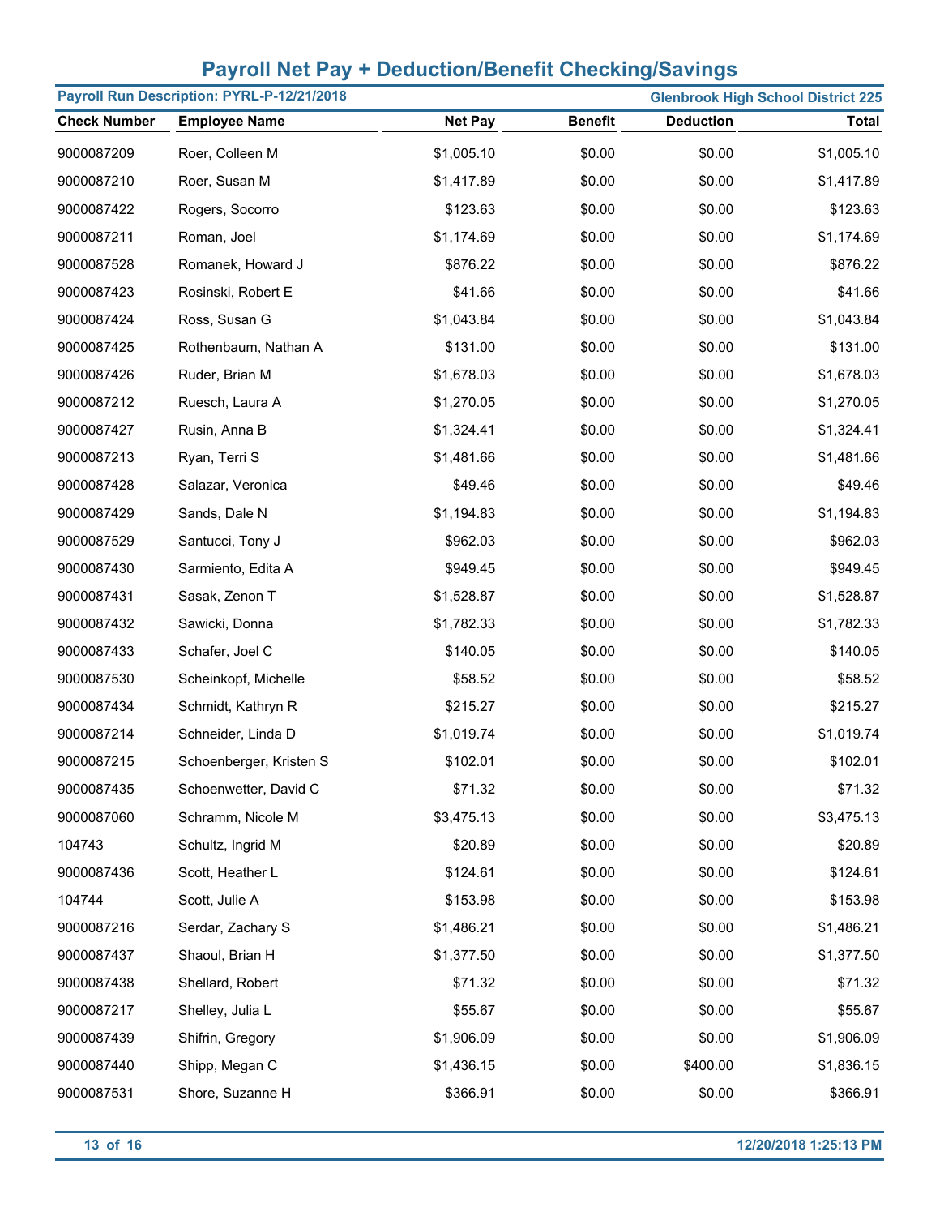# Payroll Net Pay + Deduction/Benefit Checking/Savings

**Payroll Run Description: PYRL-P-12/21/2018** — **Glenbrook High School District 225**

| Check Number | Employee Name | Net Pay | Benefit | Deduction | Total |
|---|---|---|---|---|---|
| 9000087209 | Roer, Colleen M | $1,005.10 | $0.00 | $0.00 | $1,005.10 |
| 9000087210 | Roer, Susan M | $1,417.89 | $0.00 | $0.00 | $1,417.89 |
| 9000087422 | Rogers, Socorro | $123.63 | $0.00 | $0.00 | $123.63 |
| 9000087211 | Roman, Joel | $1,174.69 | $0.00 | $0.00 | $1,174.69 |
| 9000087528 | Romanek, Howard J | $876.22 | $0.00 | $0.00 | $876.22 |
| 9000087423 | Rosinski, Robert E | $41.66 | $0.00 | $0.00 | $41.66 |
| 9000087424 | Ross, Susan G | $1,043.84 | $0.00 | $0.00 | $1,043.84 |
| 9000087425 | Rothenbaum, Nathan A | $131.00 | $0.00 | $0.00 | $131.00 |
| 9000087426 | Ruder, Brian M | $1,678.03 | $0.00 | $0.00 | $1,678.03 |
| 9000087212 | Ruesch, Laura A | $1,270.05 | $0.00 | $0.00 | $1,270.05 |
| 9000087427 | Rusin, Anna B | $1,324.41 | $0.00 | $0.00 | $1,324.41 |
| 9000087213 | Ryan, Terri S | $1,481.66 | $0.00 | $0.00 | $1,481.66 |
| 9000087428 | Salazar, Veronica | $49.46 | $0.00 | $0.00 | $49.46 |
| 9000087429 | Sands, Dale N | $1,194.83 | $0.00 | $0.00 | $1,194.83 |
| 9000087529 | Santucci, Tony J | $962.03 | $0.00 | $0.00 | $962.03 |
| 9000087430 | Sarmiento, Edita A | $949.45 | $0.00 | $0.00 | $949.45 |
| 9000087431 | Sasak, Zenon T | $1,528.87 | $0.00 | $0.00 | $1,528.87 |
| 9000087432 | Sawicki, Donna | $1,782.33 | $0.00 | $0.00 | $1,782.33 |
| 9000087433 | Schafer, Joel C | $140.05 | $0.00 | $0.00 | $140.05 |
| 9000087530 | Scheinkopf, Michelle | $58.52 | $0.00 | $0.00 | $58.52 |
| 9000087434 | Schmidt, Kathryn R | $215.27 | $0.00 | $0.00 | $215.27 |
| 9000087214 | Schneider, Linda D | $1,019.74 | $0.00 | $0.00 | $1,019.74 |
| 9000087215 | Schoenberger, Kristen S | $102.01 | $0.00 | $0.00 | $102.01 |
| 9000087435 | Schoenwetter, David C | $71.32 | $0.00 | $0.00 | $71.32 |
| 9000087060 | Schramm, Nicole M | $3,475.13 | $0.00 | $0.00 | $3,475.13 |
| 104743 | Schultz, Ingrid M | $20.89 | $0.00 | $0.00 | $20.89 |
| 9000087436 | Scott, Heather L | $124.61 | $0.00 | $0.00 | $124.61 |
| 104744 | Scott, Julie A | $153.98 | $0.00 | $0.00 | $153.98 |
| 9000087216 | Serdar, Zachary S | $1,486.21 | $0.00 | $0.00 | $1,486.21 |
| 9000087437 | Shaoul, Brian H | $1,377.50 | $0.00 | $0.00 | $1,377.50 |
| 9000087438 | Shellard, Robert | $71.32 | $0.00 | $0.00 | $71.32 |
| 9000087217 | Shelley, Julia L | $55.67 | $0.00 | $0.00 | $55.67 |
| 9000087439 | Shifrin, Gregory | $1,906.09 | $0.00 | $0.00 | $1,906.09 |
| 9000087440 | Shipp, Megan C | $1,436.15 | $0.00 | $400.00 | $1,836.15 |
| 9000087531 | Shore, Suzanne H | $366.91 | $0.00 | $0.00 | $366.91 |

12/20/2018 1:25:13 PM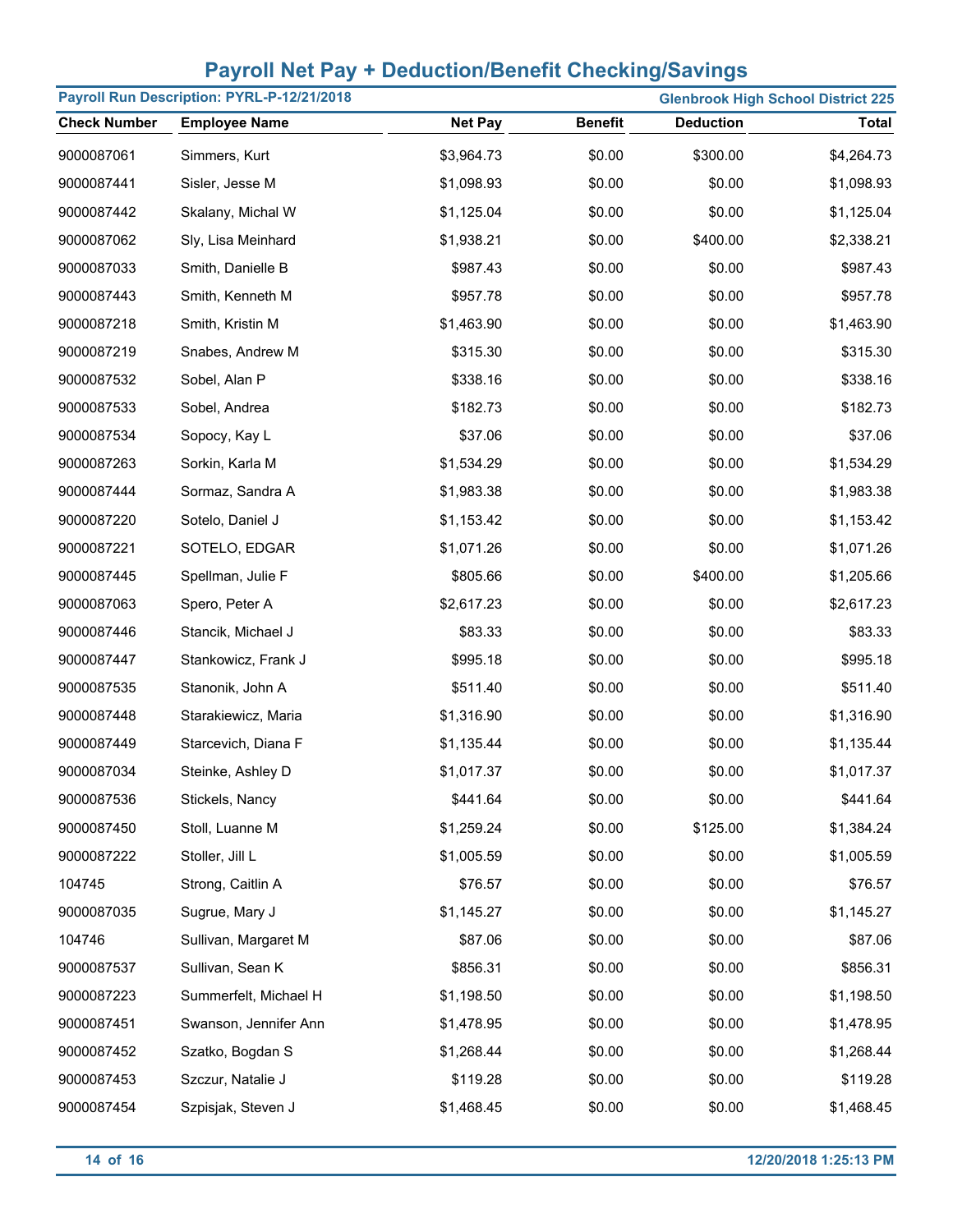# Payroll Net Pay + Deduction/Benefit Checking/Savings

**Payroll Run Description: PYRL-P-12/21/2018** | **Glenbrook High School District 225**

| Check Number | Employee Name | Net Pay | Benefit | Deduction | Total |
|---|---|---|---|---|---|
| 9000087061 | Simmers, Kurt | $3,964.73 | $0.00 | $300.00 | $4,264.73 |
| 9000087441 | Sisler, Jesse M | $1,098.93 | $0.00 | $0.00 | $1,098.93 |
| 9000087442 | Skalany, Michal W | $1,125.04 | $0.00 | $0.00 | $1,125.04 |
| 9000087062 | Sly, Lisa Meinhard | $1,938.21 | $0.00 | $400.00 | $2,338.21 |
| 9000087033 | Smith, Danielle B | $987.43 | $0.00 | $0.00 | $987.43 |
| 9000087443 | Smith, Kenneth M | $957.78 | $0.00 | $0.00 | $957.78 |
| 9000087218 | Smith, Kristin M | $1,463.90 | $0.00 | $0.00 | $1,463.90 |
| 9000087219 | Snabes, Andrew M | $315.30 | $0.00 | $0.00 | $315.30 |
| 9000087532 | Sobel, Alan P | $338.16 | $0.00 | $0.00 | $338.16 |
| 9000087533 | Sobel, Andrea | $182.73 | $0.00 | $0.00 | $182.73 |
| 9000087534 | Sopocy, Kay L | $37.06 | $0.00 | $0.00 | $37.06 |
| 9000087263 | Sorkin, Karla M | $1,534.29 | $0.00 | $0.00 | $1,534.29 |
| 9000087444 | Sormaz, Sandra A | $1,983.38 | $0.00 | $0.00 | $1,983.38 |
| 9000087220 | Sotelo, Daniel J | $1,153.42 | $0.00 | $0.00 | $1,153.42 |
| 9000087221 | SOTELO, EDGAR | $1,071.26 | $0.00 | $0.00 | $1,071.26 |
| 9000087445 | Spellman, Julie F | $805.66 | $0.00 | $400.00 | $1,205.66 |
| 9000087063 | Spero, Peter A | $2,617.23 | $0.00 | $0.00 | $2,617.23 |
| 9000087446 | Stancik, Michael J | $83.33 | $0.00 | $0.00 | $83.33 |
| 9000087447 | Stankowicz, Frank J | $995.18 | $0.00 | $0.00 | $995.18 |
| 9000087535 | Stanonik, John A | $511.40 | $0.00 | $0.00 | $511.40 |
| 9000087448 | Starakiewicz, Maria | $1,316.90 | $0.00 | $0.00 | $1,316.90 |
| 9000087449 | Starcevich, Diana F | $1,135.44 | $0.00 | $0.00 | $1,135.44 |
| 9000087034 | Steinke, Ashley D | $1,017.37 | $0.00 | $0.00 | $1,017.37 |
| 9000087536 | Stickels, Nancy | $441.64 | $0.00 | $0.00 | $441.64 |
| 9000087450 | Stoll, Luanne M | $1,259.24 | $0.00 | $125.00 | $1,384.24 |
| 9000087222 | Stoller, Jill L | $1,005.59 | $0.00 | $0.00 | $1,005.59 |
| 104745 | Strong, Caitlin A | $76.57 | $0.00 | $0.00 | $76.57 |
| 9000087035 | Sugrue, Mary J | $1,145.27 | $0.00 | $0.00 | $1,145.27 |
| 104746 | Sullivan, Margaret M | $87.06 | $0.00 | $0.00 | $87.06 |
| 9000087537 | Sullivan, Sean K | $856.31 | $0.00 | $0.00 | $856.31 |
| 9000087223 | Summerfelt, Michael H | $1,198.50 | $0.00 | $0.00 | $1,198.50 |
| 9000087451 | Swanson, Jennifer Ann | $1,478.95 | $0.00 | $0.00 | $1,478.95 |
| 9000087452 | Szatko, Bogdan S | $1,268.44 | $0.00 | $0.00 | $1,268.44 |
| 9000087453 | Szczur, Natalie J | $119.28 | $0.00 | $0.00 | $119.28 |
| 9000087454 | Szpisjak, Steven J | $1,468.45 | $0.00 | $0.00 | $1,468.45 |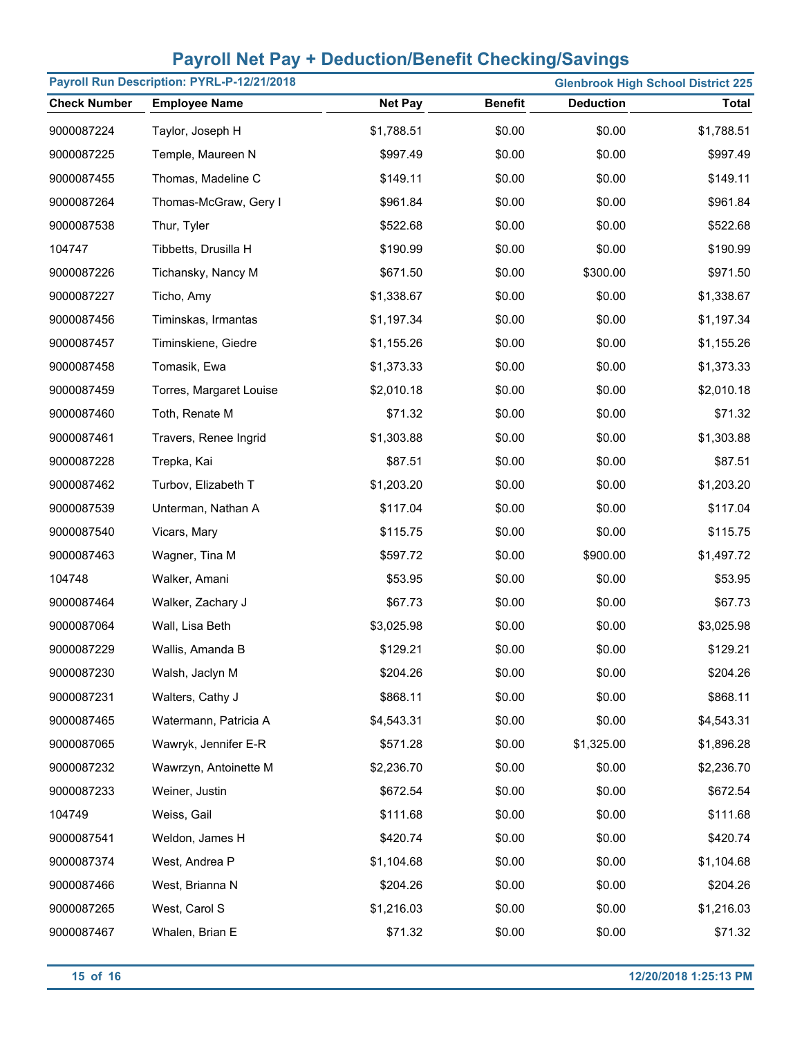# Payroll Net Pay + Deduction/Benefit Checking/Savings

**Payroll Run Description: PYRL-P-12/21/2018** | **Glenbrook High School District 225**

| Check Number | Employee Name | Net Pay | Benefit | Deduction | Total |
|---|---|---|---|---|---|
| 9000087224 | Taylor, Joseph H | $1,788.51 | $0.00 | $0.00 | $1,788.51 |
| 9000087225 | Temple, Maureen N | $997.49 | $0.00 | $0.00 | $997.49 |
| 9000087455 | Thomas, Madeline C | $149.11 | $0.00 | $0.00 | $149.11 |
| 9000087264 | Thomas-McGraw, Gery I | $961.84 | $0.00 | $0.00 | $961.84 |
| 9000087538 | Thur, Tyler | $522.68 | $0.00 | $0.00 | $522.68 |
| 104747 | Tibbetts, Drusilla H | $190.99 | $0.00 | $0.00 | $190.99 |
| 9000087226 | Tichansky, Nancy M | $671.50 | $0.00 | $300.00 | $971.50 |
| 9000087227 | Ticho, Amy | $1,338.67 | $0.00 | $0.00 | $1,338.67 |
| 9000087456 | Timinskas, Irmantas | $1,197.34 | $0.00 | $0.00 | $1,197.34 |
| 9000087457 | Timinskiene, Giedre | $1,155.26 | $0.00 | $0.00 | $1,155.26 |
| 9000087458 | Tomasik, Ewa | $1,373.33 | $0.00 | $0.00 | $1,373.33 |
| 9000087459 | Torres, Margaret Louise | $2,010.18 | $0.00 | $0.00 | $2,010.18 |
| 9000087460 | Toth, Renate M | $71.32 | $0.00 | $0.00 | $71.32 |
| 9000087461 | Travers, Renee Ingrid | $1,303.88 | $0.00 | $0.00 | $1,303.88 |
| 9000087228 | Trepka, Kai | $87.51 | $0.00 | $0.00 | $87.51 |
| 9000087462 | Turbov, Elizabeth T | $1,203.20 | $0.00 | $0.00 | $1,203.20 |
| 9000087539 | Unterman, Nathan A | $117.04 | $0.00 | $0.00 | $117.04 |
| 9000087540 | Vicars, Mary | $115.75 | $0.00 | $0.00 | $115.75 |
| 9000087463 | Wagner, Tina M | $597.72 | $0.00 | $900.00 | $1,497.72 |
| 104748 | Walker, Amani | $53.95 | $0.00 | $0.00 | $53.95 |
| 9000087464 | Walker, Zachary J | $67.73 | $0.00 | $0.00 | $67.73 |
| 9000087064 | Wall, Lisa Beth | $3,025.98 | $0.00 | $0.00 | $3,025.98 |
| 9000087229 | Wallis, Amanda B | $129.21 | $0.00 | $0.00 | $129.21 |
| 9000087230 | Walsh, Jaclyn M | $204.26 | $0.00 | $0.00 | $204.26 |
| 9000087231 | Walters, Cathy J | $868.11 | $0.00 | $0.00 | $868.11 |
| 9000087465 | Watermann, Patricia A | $4,543.31 | $0.00 | $0.00 | $4,543.31 |
| 9000087065 | Wawryk, Jennifer E-R | $571.28 | $0.00 | $1,325.00 | $1,896.28 |
| 9000087232 | Wawrzyn, Antoinette M | $2,236.70 | $0.00 | $0.00 | $2,236.70 |
| 9000087233 | Weiner, Justin | $672.54 | $0.00 | $0.00 | $672.54 |
| 104749 | Weiss, Gail | $111.68 | $0.00 | $0.00 | $111.68 |
| 9000087541 | Weldon, James H | $420.74 | $0.00 | $0.00 | $420.74 |
| 9000087374 | West, Andrea P | $1,104.68 | $0.00 | $0.00 | $1,104.68 |
| 9000087466 | West, Brianna N | $204.26 | $0.00 | $0.00 | $204.26 |
| 9000087265 | West, Carol S | $1,216.03 | $0.00 | $0.00 | $1,216.03 |
| 9000087467 | Whalen, Brian E | $71.32 | $0.00 | $0.00 | $71.32 |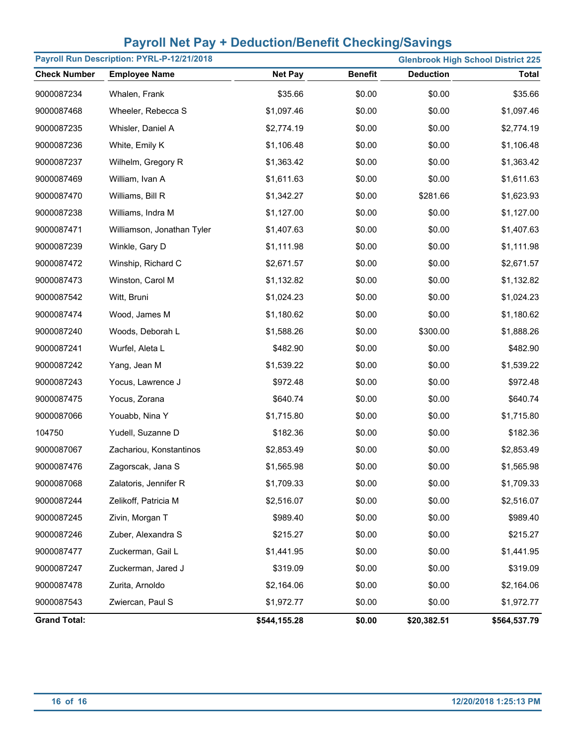## Payroll Net Pay + Deduction/Benefit Checking/Savings

**Payroll Run Description: PYRL-P-12/21/2018** | **Glenbrook High School District 225**

| Check Number | Employee Name | Net Pay | Benefit | Deduction | Total |
|---|---|---|---|---|---|
| 9000087234 | Whalen, Frank | $35.66 | $0.00 | $0.00 | $35.66 |
| 9000087468 | Wheeler, Rebecca S | $1,097.46 | $0.00 | $0.00 | $1,097.46 |
| 9000087235 | Whisler, Daniel A | $2,774.19 | $0.00 | $0.00 | $2,774.19 |
| 9000087236 | White, Emily K | $1,106.48 | $0.00 | $0.00 | $1,106.48 |
| 9000087237 | Wilhelm, Gregory R | $1,363.42 | $0.00 | $0.00 | $1,363.42 |
| 9000087469 | William, Ivan A | $1,611.63 | $0.00 | $0.00 | $1,611.63 |
| 9000087470 | Williams, Bill R | $1,342.27 | $0.00 | $281.66 | $1,623.93 |
| 9000087238 | Williams, Indra M | $1,127.00 | $0.00 | $0.00 | $1,127.00 |
| 9000087471 | Williamson, Jonathan Tyler | $1,407.63 | $0.00 | $0.00 | $1,407.63 |
| 9000087239 | Winkle, Gary D | $1,111.98 | $0.00 | $0.00 | $1,111.98 |
| 9000087472 | Winship, Richard C | $2,671.57 | $0.00 | $0.00 | $2,671.57 |
| 9000087473 | Winston, Carol M | $1,132.82 | $0.00 | $0.00 | $1,132.82 |
| 9000087542 | Witt, Bruni | $1,024.23 | $0.00 | $0.00 | $1,024.23 |
| 9000087474 | Wood, James M | $1,180.62 | $0.00 | $0.00 | $1,180.62 |
| 9000087240 | Woods, Deborah L | $1,588.26 | $0.00 | $300.00 | $1,888.26 |
| 9000087241 | Wurfel, Aleta L | $482.90 | $0.00 | $0.00 | $482.90 |
| 9000087242 | Yang, Jean M | $1,539.22 | $0.00 | $0.00 | $1,539.22 |
| 9000087243 | Yocus, Lawrence J | $972.48 | $0.00 | $0.00 | $972.48 |
| 9000087475 | Yocus, Zorana | $640.74 | $0.00 | $0.00 | $640.74 |
| 9000087066 | Youabb, Nina Y | $1,715.80 | $0.00 | $0.00 | $1,715.80 |
| 104750 | Yudell, Suzanne D | $182.36 | $0.00 | $0.00 | $182.36 |
| 9000087067 | Zachariou, Konstantinos | $2,853.49 | $0.00 | $0.00 | $2,853.49 |
| 9000087476 | Zagorscak, Jana S | $1,565.98 | $0.00 | $0.00 | $1,565.98 |
| 9000087068 | Zalatoris, Jennifer R | $1,709.33 | $0.00 | $0.00 | $1,709.33 |
| 9000087244 | Zelikoff, Patricia M | $2,516.07 | $0.00 | $0.00 | $2,516.07 |
| 9000087245 | Zivin, Morgan T | $989.40 | $0.00 | $0.00 | $989.40 |
| 9000087246 | Zuber, Alexandra S | $215.27 | $0.00 | $0.00 | $215.27 |
| 9000087477 | Zuckerman, Gail L | $1,441.95 | $0.00 | $0.00 | $1,441.95 |
| 9000087247 | Zuckerman, Jared J | $319.09 | $0.00 | $0.00 | $319.09 |
| 9000087478 | Zurita, Arnoldo | $2,164.06 | $0.00 | $0.00 | $2,164.06 |
| 9000087543 | Zwiercan, Paul S | $1,972.77 | $0.00 | $0.00 | $1,972.77 |
| **Grand Total:** | | **$544,155.28** | **$0.00** | **$20,382.51** | **$564,537.79** |

12/20/2018 1:25:13 PM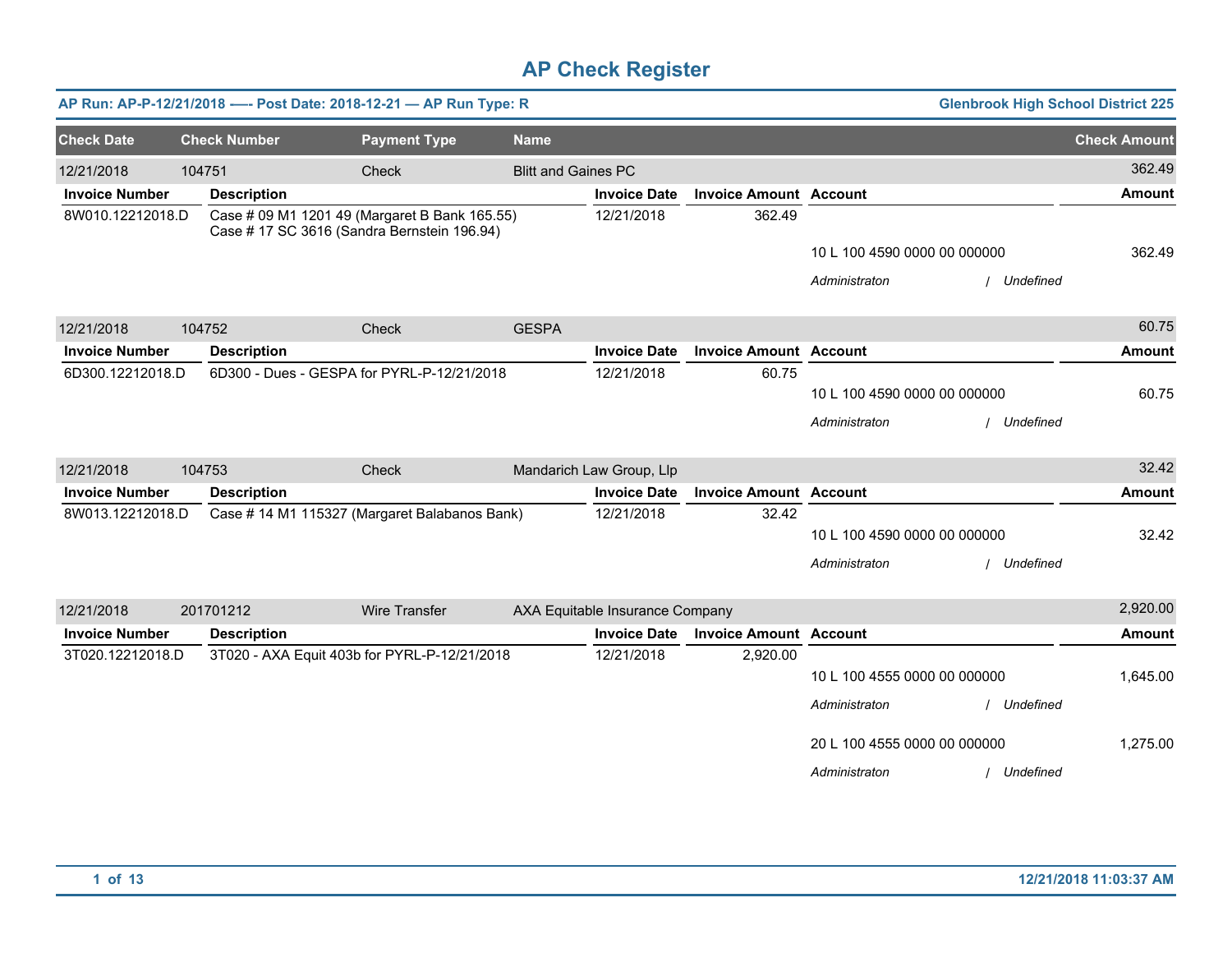# AP Check Register

**AP Run: AP-P-12/21/2018 -—- Post Date: 2018-12-21 — AP Run Type: R** | **Glenbrook High School District 225**

| Check Date | Check Number | Payment Type | Name | Check Amount |
|---|---|---|---|---|
| 12/21/2018 | 104751 | Check | Blitt and Gaines PC | 362.49 |

| Invoice Number | Description | Invoice Date | Invoice Amount | Account | Amount |
|---|---|---|---|---|---|
| 8W010.12212018.D | Case # 09 M1 1201 49 (Margaret B Bank 165.55) Case # 17 SC 3616 (Sandra Bernstein 196.94) | 12/21/2018 | 362.49 | | |
| | | | | 10 L 100 4590 0000 00 000000 | 362.49 |
| | | | | *Administraton / Undefined* | |

| Check Date | Check Number | Payment Type | Name | Check Amount |
|---|---|---|---|---|
| 12/21/2018 | 104752 | Check | GESPA | 60.75 |

| Invoice Number | Description | Invoice Date | Invoice Amount | Account | Amount |
|---|---|---|---|---|---|
| 6D300.12212018.D | 6D300 - Dues - GESPA for PYRL-P-12/21/2018 | 12/21/2018 | 60.75 | | |
| | | | | 10 L 100 4590 0000 00 000000 | 60.75 |
| | | | | *Administraton / Undefined* | |

| Check Date | Check Number | Payment Type | Name | Check Amount |
|---|---|---|---|---|
| 12/21/2018 | 104753 | Check | Mandarich Law Group, Llp | 32.42 |

| Invoice Number | Description | Invoice Date | Invoice Amount | Account | Amount |
|---|---|---|---|---|---|
| 8W013.12212018.D | Case # 14 M1 115327 (Margaret Balabanos Bank) | 12/21/2018 | 32.42 | | |
| | | | | 10 L 100 4590 0000 00 000000 | 32.42 |
| | | | | *Administraton / Undefined* | |

| Check Date | Check Number | Payment Type | Name | Check Amount |
|---|---|---|---|---|
| 12/21/2018 | 201701212 | Wire Transfer | AXA Equitable Insurance Company | 2,920.00 |

| Invoice Number | Description | Invoice Date | Invoice Amount | Account | Amount |
|---|---|---|---|---|---|
| 3T020.12212018.D | 3T020 - AXA Equit 403b for PYRL-P-12/21/2018 | 12/21/2018 | 2,920.00 | | |
| | | | | 10 L 100 4555 0000 00 000000 | 1,645.00 |
| | | | | *Administraton / Undefined* | |
| | | | | 20 L 100 4555 0000 00 000000 | 1,275.00 |
| | | | | *Administraton / Undefined* | |

12/21/2018 11:03:37 AM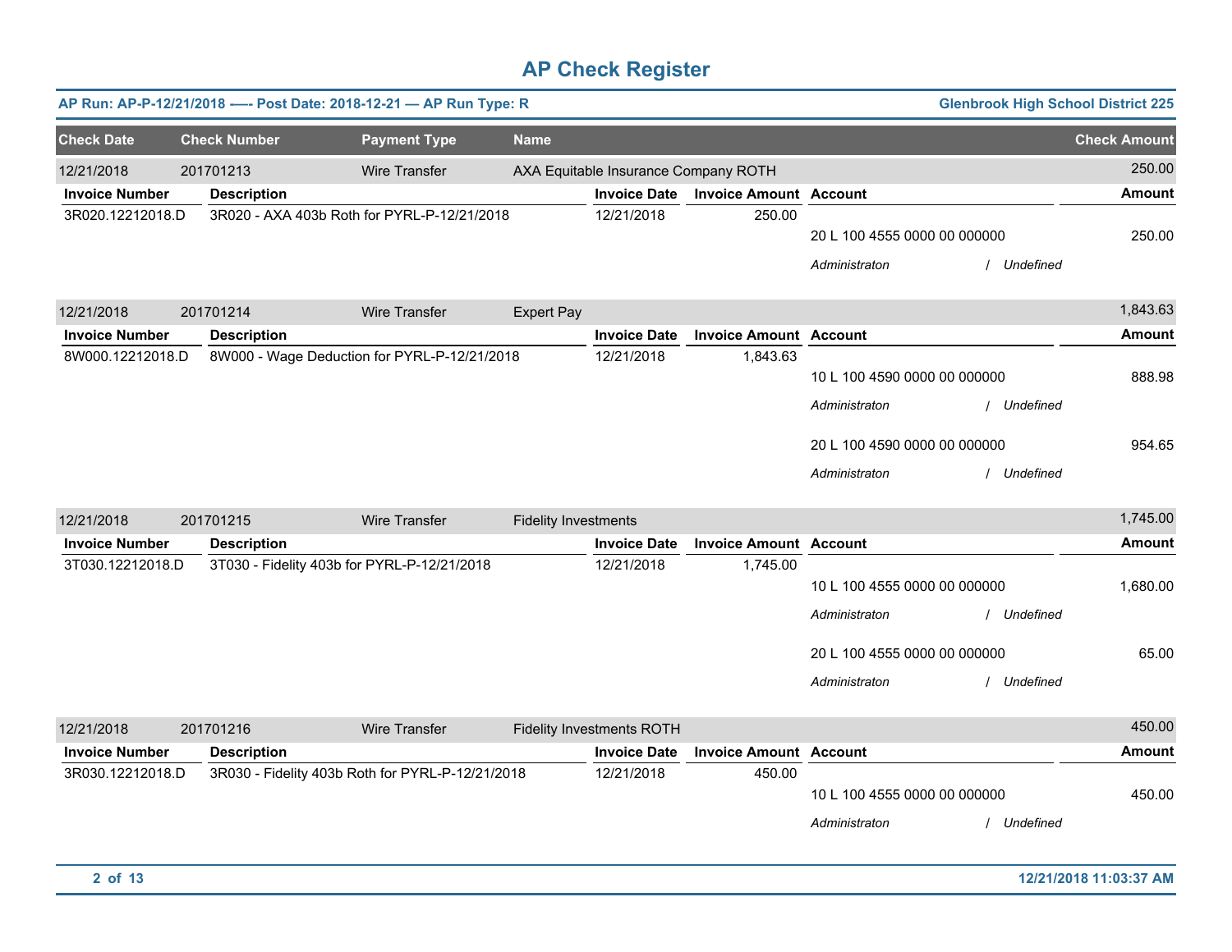# AP Check Register

**AP Run: AP-P-12/21/2018 -—- Post Date: 2018-12-21 — AP Run Type: R** | **Glenbrook High School District 225**

| Check Date | Check Number | Payment Type | Name | Check Amount |
|---|---|---|---|---|
| 12/21/2018 | 201701213 | Wire Transfer | AXA Equitable Insurance Company ROTH | 250.00 |

| Invoice Number | Description | Invoice Date | Invoice Amount | Account | Amount |
|---|---|---|---|---|---|
| 3R020.12212018.D | 3R020 - AXA 403b Roth for PYRL-P-12/21/2018 | 12/21/2018 | 250.00 | | |
| | | | | 20 L 100 4555 0000 00 000000 | 250.00 |
| | | | | *Administraton / Undefined* | |

| Check Date | Check Number | Payment Type | Name | Check Amount |
|---|---|---|---|---|
| 12/21/2018 | 201701214 | Wire Transfer | Expert Pay | 1,843.63 |

| Invoice Number | Description | Invoice Date | Invoice Amount | Account | Amount |
|---|---|---|---|---|---|
| 8W000.12212018.D | 8W000 - Wage Deduction for PYRL-P-12/21/2018 | 12/21/2018 | 1,843.63 | | |
| | | | | 10 L 100 4590 0000 00 000000 | 888.98 |
| | | | | *Administraton / Undefined* | |
| | | | | 20 L 100 4590 0000 00 000000 | 954.65 |
| | | | | *Administraton / Undefined* | |

| Check Date | Check Number | Payment Type | Name | Check Amount |
|---|---|---|---|---|
| 12/21/2018 | 201701215 | Wire Transfer | Fidelity Investments | 1,745.00 |

| Invoice Number | Description | Invoice Date | Invoice Amount | Account | Amount |
|---|---|---|---|---|---|
| 3T030.12212018.D | 3T030 - Fidelity 403b for PYRL-P-12/21/2018 | 12/21/2018 | 1,745.00 | | |
| | | | | 10 L 100 4555 0000 00 000000 | 1,680.00 |
| | | | | *Administraton / Undefined* | |
| | | | | 20 L 100 4555 0000 00 000000 | 65.00 |
| | | | | *Administraton / Undefined* | |

| Check Date | Check Number | Payment Type | Name | Check Amount |
|---|---|---|---|---|
| 12/21/2018 | 201701216 | Wire Transfer | Fidelity Investments ROTH | 450.00 |

| Invoice Number | Description | Invoice Date | Invoice Amount | Account | Amount |
|---|---|---|---|---|---|
| 3R030.12212018.D | 3R030 - Fidelity 403b Roth for PYRL-P-12/21/2018 | 12/21/2018 | 450.00 | | |
| | | | | 10 L 100 4555 0000 00 000000 | 450.00 |
| | | | | *Administraton / Undefined* | |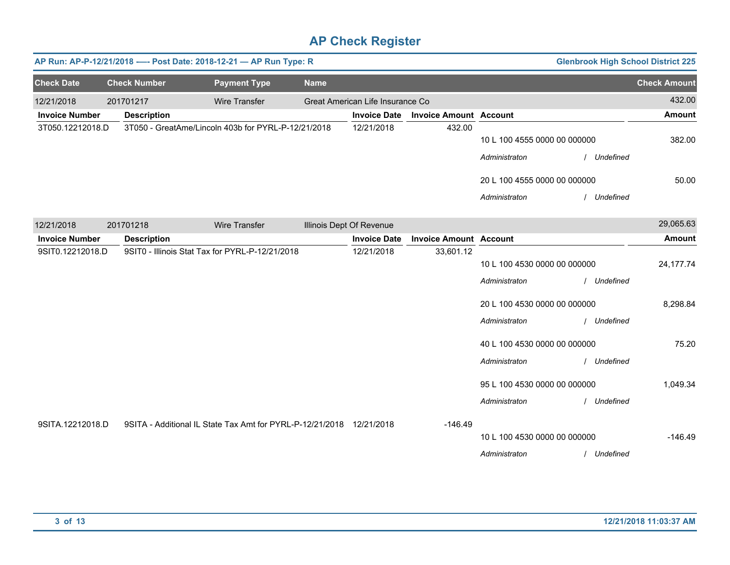# AP Check Register

**AP Run: AP-P-12/21/2018 -—- Post Date: 2018-12-21 — AP Run Type: R** | **Glenbrook High School District 225**

| Check Date | Check Number | Payment Type | Name | Check Amount |
|---|---|---|---|---|
| 12/21/2018 | 201701217 | Wire Transfer | Great American Life Insurance Co | 432.00 |

| Invoice Number | Description | Invoice Date | Invoice Amount | Account | Amount |
|---|---|---|---|---|---|
| 3T050.12212018.D | 3T050 - GreatAme/Lincoln 403b for PYRL-P-12/21/2018 | 12/21/2018 | 432.00 | | |
| | | | | 10 L 100 4555 0000 00 000000 | 382.00 |
| | | | | *Administraton / Undefined* | |
| | | | | 20 L 100 4555 0000 00 000000 | 50.00 |
| | | | | *Administraton / Undefined* | |

| Check Date | Check Number | Payment Type | Name | Check Amount |
|---|---|---|---|---|
| 12/21/2018 | 201701218 | Wire Transfer | Illinois Dept Of Revenue | 29,065.63 |

| Invoice Number | Description | Invoice Date | Invoice Amount | Account | Amount |
|---|---|---|---|---|---|
| 9SIT0.12212018.D | 9SIT0 - Illinois Stat Tax for PYRL-P-12/21/2018 | 12/21/2018 | 33,601.12 | | |
| | | | | 10 L 100 4530 0000 00 000000 | 24,177.74 |
| | | | | *Administraton / Undefined* | |
| | | | | 20 L 100 4530 0000 00 000000 | 8,298.84 |
| | | | | *Administraton / Undefined* | |
| | | | | 40 L 100 4530 0000 00 000000 | 75.20 |
| | | | | *Administraton / Undefined* | |
| | | | | 95 L 100 4530 0000 00 000000 | 1,049.34 |
| | | | | *Administraton / Undefined* | |
| 9SITA.12212018.D | 9SITA - Additional IL State Tax Amt for PYRL-P-12/21/2018 | 12/21/2018 | -146.49 | | |
| | | | | 10 L 100 4530 0000 00 000000 | -146.49 |
| | | | | *Administraton / Undefined* | |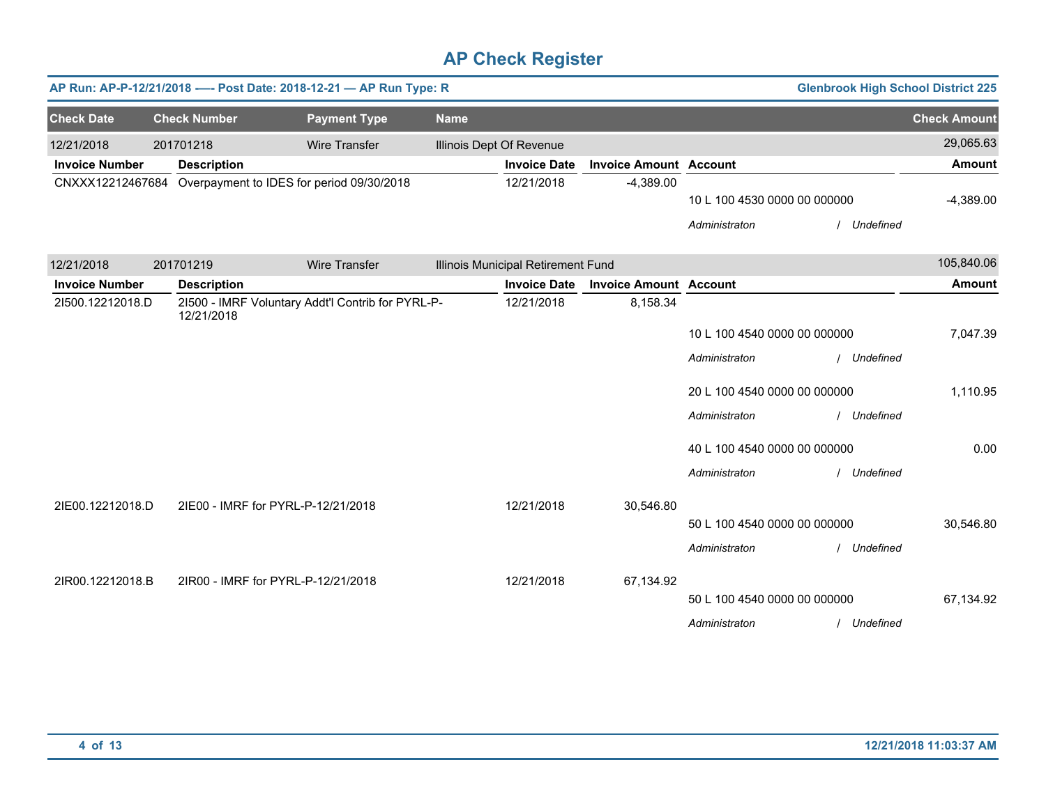# AP Check Register

**AP Run: AP-P-12/21/2018 -—- Post Date: 2018-12-21 — AP Run Type: R** | **Glenbrook High School District 225**

| Check Date | Check Number | Payment Type | Name | Check Amount |
|---|---|---|---|---|
| 12/21/2018 | 201701218 | Wire Transfer | Illinois Dept Of Revenue | 29,065.63 |

| Invoice Number | Description | Invoice Date | Invoice Amount | Account | Amount |
|---|---|---|---|---|---|
| CNXXX12212467684 | Overpayment to IDES for period 09/30/2018 | 12/21/2018 | -4,389.00 | | |
| | | | | 10 L 100 4530 0000 00 000000 | -4,389.00 |
| | | | | *Administraton / Undefined* | |

| Check Date | Check Number | Payment Type | Name | Check Amount |
|---|---|---|---|---|
| 12/21/2018 | 201701219 | Wire Transfer | Illinois Municipal Retirement Fund | 105,840.06 |

| Invoice Number | Description | Invoice Date | Invoice Amount | Account | Amount |
|---|---|---|---|---|---|
| 2I500.12212018.D | 2I500 - IMRF Voluntary Addt'l Contrib for PYRL-P-12/21/2018 | 12/21/2018 | 8,158.34 | | |
| | | | | 10 L 100 4540 0000 00 000000 | 7,047.39 |
| | | | | *Administraton / Undefined* | |
| | | | | 20 L 100 4540 0000 00 000000 | 1,110.95 |
| | | | | *Administraton / Undefined* | |
| | | | | 40 L 100 4540 0000 00 000000 | 0.00 |
| | | | | *Administraton / Undefined* | |
| 2IE00.12212018.D | 2IE00 - IMRF for PYRL-P-12/21/2018 | 12/21/2018 | 30,546.80 | | |
| | | | | 50 L 100 4540 0000 00 000000 | 30,546.80 |
| | | | | *Administraton / Undefined* | |
| 2IR00.12212018.B | 2IR00 - IMRF for PYRL-P-12/21/2018 | 12/21/2018 | 67,134.92 | | |
| | | | | 50 L 100 4540 0000 00 000000 | 67,134.92 |
| | | | | *Administraton / Undefined* | |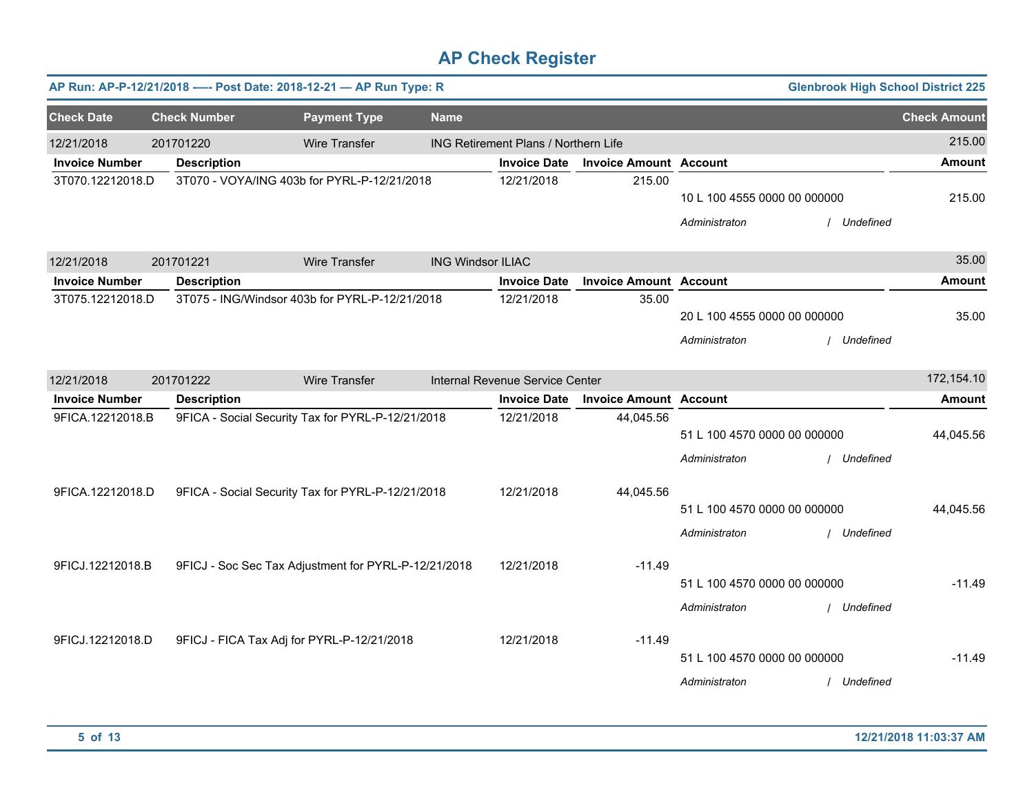# AP Check Register

**AP Run: AP-P-12/21/2018 -—- Post Date: 2018-12-21 — AP Run Type: R** | **Glenbrook High School District 225**

| Check Date | Check Number | Payment Type | Name | Check Amount |
|---|---|---|---|---|
| 12/21/2018 | 201701220 | Wire Transfer | ING Retirement Plans / Northern Life | 215.00 |

| Invoice Number | Description | Invoice Date | Invoice Amount | Account | Amount |
|---|---|---|---|---|---|
| 3T070.12212018.D | 3T070 - VOYA/ING 403b for PYRL-P-12/21/2018 | 12/21/2018 | 215.00 | 10 L 100 4555 0000 00 000000 | 215.00 |
| | | | | *Administraton / Undefined* | |

| Check Date | Check Number | Payment Type | Name | Check Amount |
|---|---|---|---|---|
| 12/21/2018 | 201701221 | Wire Transfer | ING Windsor ILIAC | 35.00 |

| Invoice Number | Description | Invoice Date | Invoice Amount | Account | Amount |
|---|---|---|---|---|---|
| 3T075.12212018.D | 3T075 - ING/Windsor 403b for PYRL-P-12/21/2018 | 12/21/2018 | 35.00 | 20 L 100 4555 0000 00 000000 | 35.00 |
| | | | | *Administraton / Undefined* | |

| Check Date | Check Number | Payment Type | Name | Check Amount |
|---|---|---|---|---|
| 12/21/2018 | 201701222 | Wire Transfer | Internal Revenue Service Center | 172,154.10 |

| Invoice Number | Description | Invoice Date | Invoice Amount | Account | Amount |
|---|---|---|---|---|---|
| 9FICA.12212018.B | 9FICA - Social Security Tax for PYRL-P-12/21/2018 | 12/21/2018 | 44,045.56 | 51 L 100 4570 0000 00 000000 | 44,045.56 |
| | | | | *Administraton / Undefined* | |
| 9FICA.12212018.D | 9FICA - Social Security Tax for PYRL-P-12/21/2018 | 12/21/2018 | 44,045.56 | 51 L 100 4570 0000 00 000000 | 44,045.56 |
| | | | | *Administraton / Undefined* | |
| 9FICJ.12212018.B | 9FICJ - Soc Sec Tax Adjustment for PYRL-P-12/21/2018 | 12/21/2018 | -11.49 | 51 L 100 4570 0000 00 000000 | -11.49 |
| | | | | *Administraton / Undefined* | |
| 9FICJ.12212018.D | 9FICJ - FICA Tax Adj for PYRL-P-12/21/2018 | 12/21/2018 | -11.49 | 51 L 100 4570 0000 00 000000 | -11.49 |
| | | | | *Administraton / Undefined* | |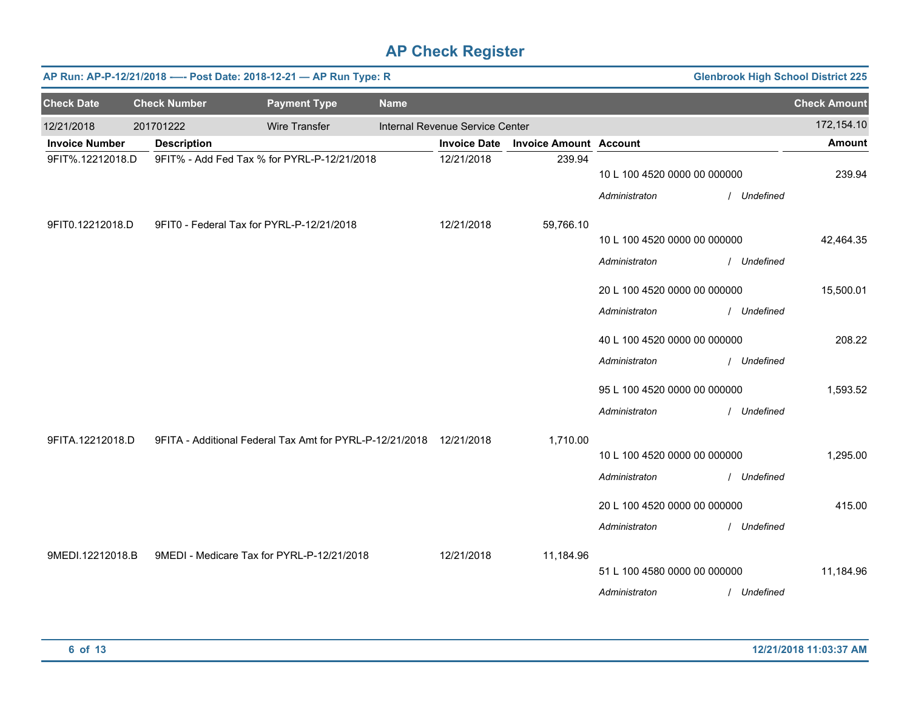# AP Check Register

**AP Run: AP-P-12/21/2018 -—- Post Date: 2018-12-21 — AP Run Type: R** | **Glenbrook High School District 225**

| Check Date | Check Number | Payment Type | Name | Check Amount |
|---|---|---|---|---|
| 12/21/2018 | 201701222 | Wire Transfer | Internal Revenue Service Center | 172,154.10 |

| Invoice Number | Description | Invoice Date | Invoice Amount | Account | Amount |
|---|---|---|---|---|---|
| 9FIT%.12212018.D | 9FIT% - Add Fed Tax % for PYRL-P-12/21/2018 | 12/21/2018 | 239.94 | | |
| | | | | 10 L 100 4520 0000 00 000000 | 239.94 |
| | | | | *Administraton / Undefined* | |
| 9FIT0.12212018.D | 9FIT0 - Federal Tax for PYRL-P-12/21/2018 | 12/21/2018 | 59,766.10 | | |
| | | | | 10 L 100 4520 0000 00 000000 | 42,464.35 |
| | | | | *Administraton / Undefined* | |
| | | | | 20 L 100 4520 0000 00 000000 | 15,500.01 |
| | | | | *Administraton / Undefined* | |
| | | | | 40 L 100 4520 0000 00 000000 | 208.22 |
| | | | | *Administraton / Undefined* | |
| | | | | 95 L 100 4520 0000 00 000000 | 1,593.52 |
| | | | | *Administraton / Undefined* | |
| 9FITA.12212018.D | 9FITA - Additional Federal Tax Amt for PYRL-P-12/21/2018 | 12/21/2018 | 1,710.00 | | |
| | | | | 10 L 100 4520 0000 00 000000 | 1,295.00 |
| | | | | *Administraton / Undefined* | |
| | | | | 20 L 100 4520 0000 00 000000 | 415.00 |
| | | | | *Administraton / Undefined* | |
| 9MEDI.12212018.B | 9MEDI - Medicare Tax for PYRL-P-12/21/2018 | 12/21/2018 | 11,184.96 | | |
| | | | | 51 L 100 4580 0000 00 000000 | 11,184.96 |
| | | | | *Administraton / Undefined* | |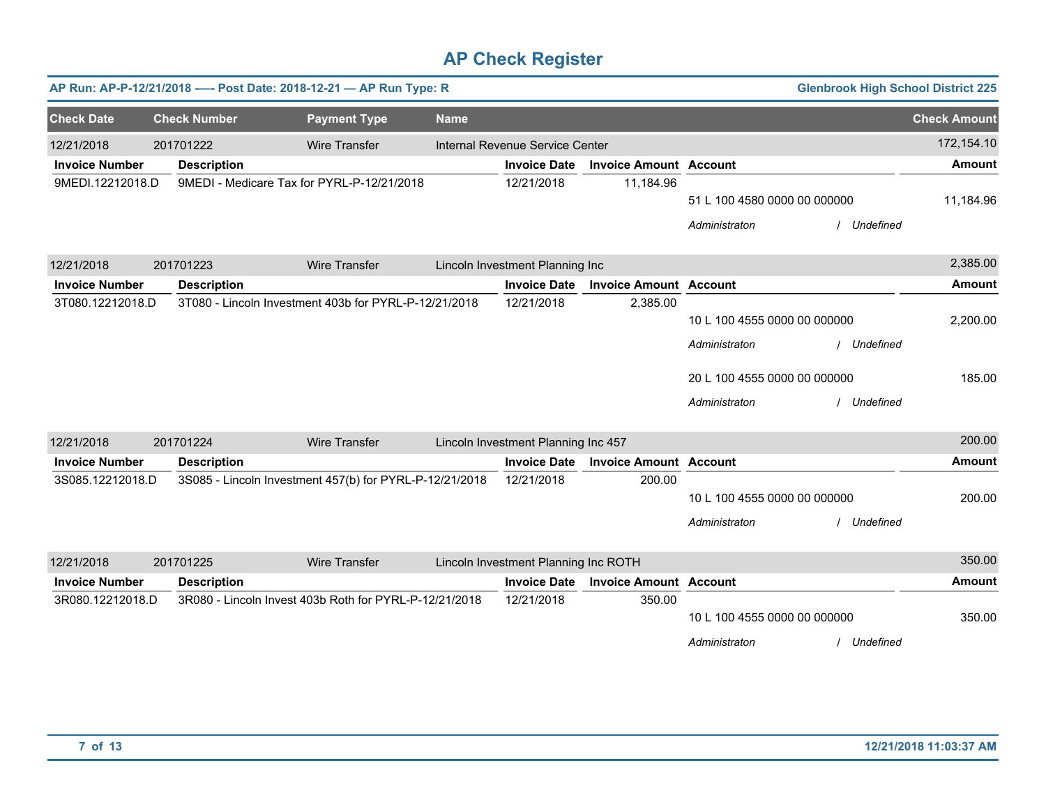# AP Check Register

**AP Run: AP-P-12/21/2018 —- Post Date: 2018-12-21 — AP Run Type: R** | **Glenbrook High School District 225**

| Check Date | Check Number | Payment Type | Name | Check Amount |
|---|---|---|---|---|
| 12/21/2018 | 201701222 | Wire Transfer | Internal Revenue Service Center | 172,154.10 |

| Invoice Number | Description | Invoice Date | Invoice Amount | Account | Amount |
|---|---|---|---|---|---|
| 9MEDI.12212018.D | 9MEDI - Medicare Tax for PYRL-P-12/21/2018 | 12/21/2018 | 11,184.96 | | |
| | | | | 51 L 100 4580 0000 00 000000 | 11,184.96 |
| | | | | *Administraton / Undefined* | |

| Check Date | Check Number | Payment Type | Name | Check Amount |
|---|---|---|---|---|
| 12/21/2018 | 201701223 | Wire Transfer | Lincoln Investment Planning Inc | 2,385.00 |

| Invoice Number | Description | Invoice Date | Invoice Amount | Account | Amount |
|---|---|---|---|---|---|
| 3T080.12212018.D | 3T080 - Lincoln Investment 403b for PYRL-P-12/21/2018 | 12/21/2018 | 2,385.00 | | |
| | | | | 10 L 100 4555 0000 00 000000 | 2,200.00 |
| | | | | *Administraton / Undefined* | |
| | | | | 20 L 100 4555 0000 00 000000 | 185.00 |
| | | | | *Administraton / Undefined* | |

| Check Date | Check Number | Payment Type | Name | Check Amount |
|---|---|---|---|---|
| 12/21/2018 | 201701224 | Wire Transfer | Lincoln Investment Planning Inc 457 | 200.00 |

| Invoice Number | Description | Invoice Date | Invoice Amount | Account | Amount |
|---|---|---|---|---|---|
| 3S085.12212018.D | 3S085 - Lincoln Investment 457(b) for PYRL-P-12/21/2018 | 12/21/2018 | 200.00 | | |
| | | | | 10 L 100 4555 0000 00 000000 | 200.00 |
| | | | | *Administraton / Undefined* | |

| Check Date | Check Number | Payment Type | Name | Check Amount |
|---|---|---|---|---|
| 12/21/2018 | 201701225 | Wire Transfer | Lincoln Investment Planning Inc ROTH | 350.00 |

| Invoice Number | Description | Invoice Date | Invoice Amount | Account | Amount |
|---|---|---|---|---|---|
| 3R080.12212018.D | 3R080 - Lincoln Invest 403b Roth for PYRL-P-12/21/2018 | 12/21/2018 | 350.00 | | |
| | | | | 10 L 100 4555 0000 00 000000 | 350.00 |
| | | | | *Administraton / Undefined* | |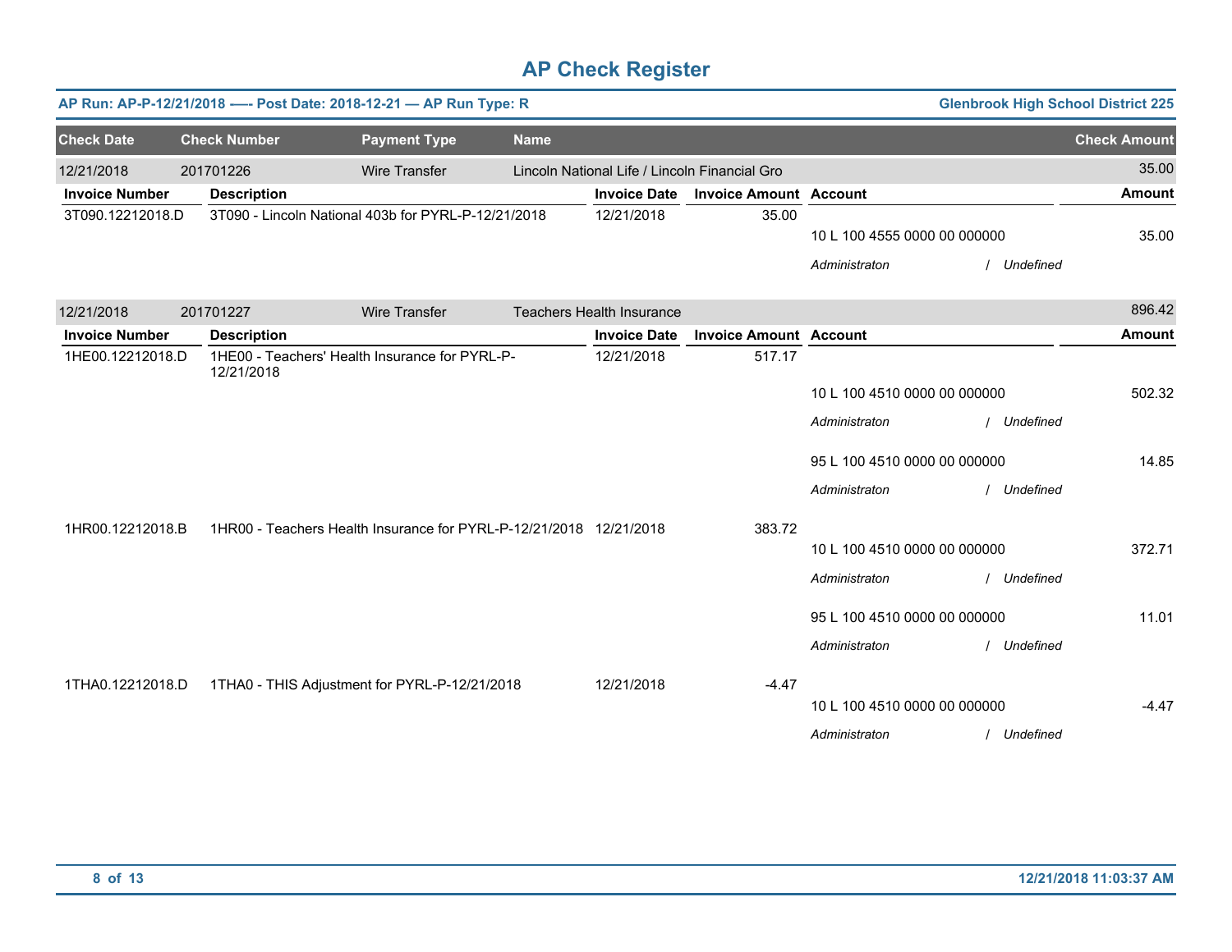# AP Check Register

**AP Run: AP-P-12/21/2018 —- Post Date: 2018-12-21 — AP Run Type: R** | **Glenbrook High School District 225**

| Check Date | Check Number | Payment Type | Name | Check Amount |
|---|---|---|---|---|
| 12/21/2018 | 201701226 | Wire Transfer | Lincoln National Life / Lincoln Financial Gro | 35.00 |

| Invoice Number | Description | Invoice Date | Invoice Amount | Account | Amount |
|---|---|---|---|---|---|
| 3T090.12212018.D | 3T090 - Lincoln National 403b for PYRL-P-12/21/2018 | 12/21/2018 | 35.00 | | |
| | | | | 10 L 100 4555 0000 00 000000 | 35.00 |
| | | | | *Administraton / Undefined* | |

| Check Date | Check Number | Payment Type | Name | Check Amount |
|---|---|---|---|---|
| 12/21/2018 | 201701227 | Wire Transfer | Teachers Health Insurance | 896.42 |

| Invoice Number | Description | Invoice Date | Invoice Amount | Account | Amount |
|---|---|---|---|---|---|
| 1HE00.12212018.D | 1HE00 - Teachers' Health Insurance for PYRL-P-12/21/2018 | 12/21/2018 | 517.17 | | |
| | | | | 10 L 100 4510 0000 00 000000 | 502.32 |
| | | | | *Administraton / Undefined* | |
| | | | | 95 L 100 4510 0000 00 000000 | 14.85 |
| | | | | *Administraton / Undefined* | |
| 1HR00.12212018.B | 1HR00 - Teachers Health Insurance for PYRL-P-12/21/2018 | 12/21/2018 | 383.72 | | |
| | | | | 10 L 100 4510 0000 00 000000 | 372.71 |
| | | | | *Administraton / Undefined* | |
| | | | | 95 L 100 4510 0000 00 000000 | 11.01 |
| | | | | *Administraton / Undefined* | |
| 1THA0.12212018.D | 1THA0 - THIS Adjustment for PYRL-P-12/21/2018 | 12/21/2018 | -4.47 | | |
| | | | | 10 L 100 4510 0000 00 000000 | -4.47 |
| | | | | *Administraton / Undefined* | |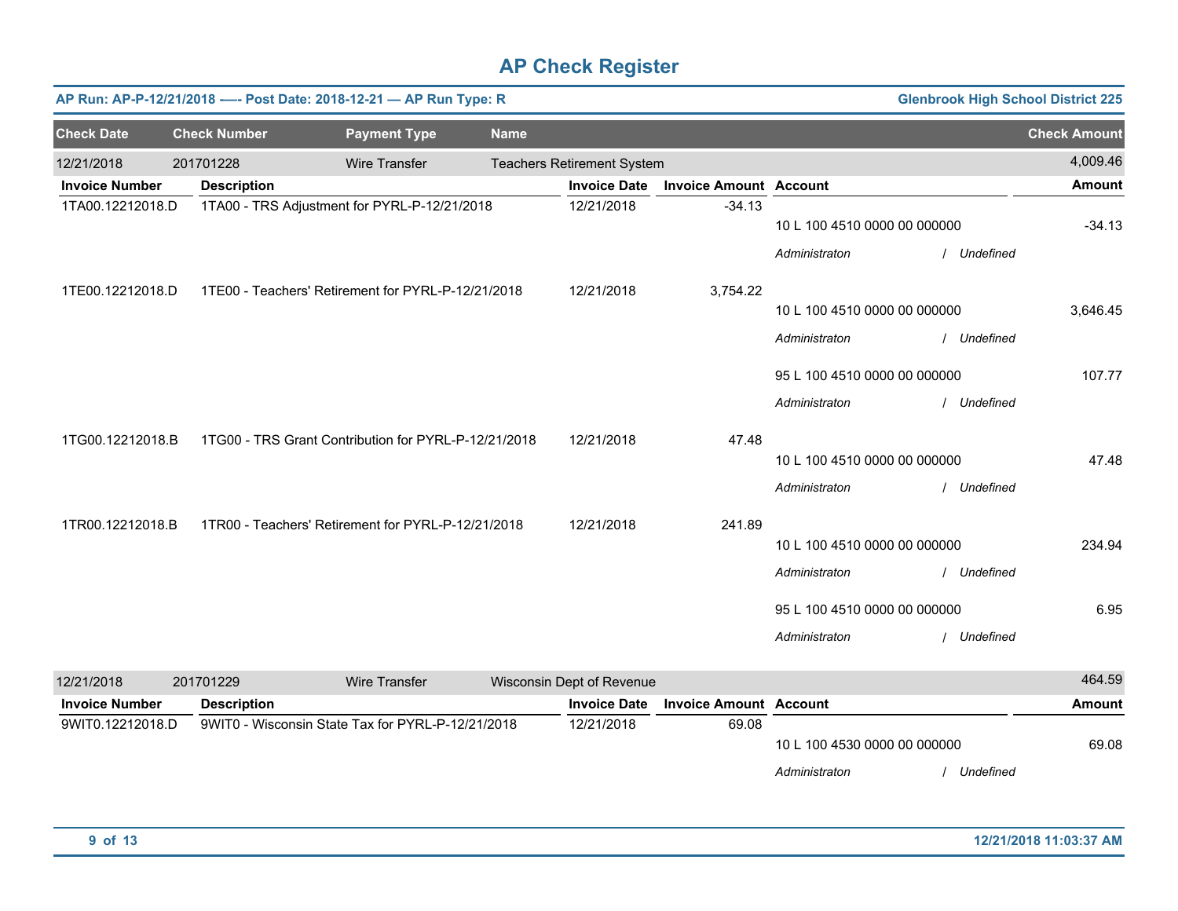# AP Check Register

**AP Run: AP-P-12/21/2018 —- Post Date: 2018-12-21 — AP Run Type: R** | **Glenbrook High School District 225**

| Check Date | Check Number | Payment Type | Name | Check Amount |
|---|---|---|---|---|
| 12/21/2018 | 201701228 | Wire Transfer | Teachers Retirement System | 4,009.46 |

| Invoice Number | Description | Invoice Date | Invoice Amount | Account | Amount |
|---|---|---|---|---|---|
| 1TA00.12212018.D | 1TA00 - TRS Adjustment for PYRL-P-12/21/2018 | 12/21/2018 | -34.13 | | |
| | | | | 10 L 100 4510 0000 00 000000 | -34.13 |
| | | | | *Administraton / Undefined* | |
| 1TE00.12212018.D | 1TE00 - Teachers' Retirement for PYRL-P-12/21/2018 | 12/21/2018 | 3,754.22 | | |
| | | | | 10 L 100 4510 0000 00 000000 | 3,646.45 |
| | | | | *Administraton / Undefined* | |
| | | | | 95 L 100 4510 0000 00 000000 | 107.77 |
| | | | | *Administraton / Undefined* | |
| 1TG00.12212018.B | 1TG00 - TRS Grant Contribution for PYRL-P-12/21/2018 | 12/21/2018 | 47.48 | | |
| | | | | 10 L 100 4510 0000 00 000000 | 47.48 |
| | | | | *Administraton / Undefined* | |
| 1TR00.12212018.B | 1TR00 - Teachers' Retirement for PYRL-P-12/21/2018 | 12/21/2018 | 241.89 | | |
| | | | | 10 L 100 4510 0000 00 000000 | 234.94 |
| | | | | *Administraton / Undefined* | |
| | | | | 95 L 100 4510 0000 00 000000 | 6.95 |
| | | | | *Administraton / Undefined* | |

| Check Date | Check Number | Payment Type | Name | Check Amount |
|---|---|---|---|---|
| 12/21/2018 | 201701229 | Wire Transfer | Wisconsin Dept of Revenue | 464.59 |

| Invoice Number | Description | Invoice Date | Invoice Amount | Account | Amount |
|---|---|---|---|---|---|
| 9WIT0.12212018.D | 9WIT0 - Wisconsin State Tax for PYRL-P-12/21/2018 | 12/21/2018 | 69.08 | | |
| | | | | 10 L 100 4530 0000 00 000000 | 69.08 |
| | | | | *Administraton / Undefined* | |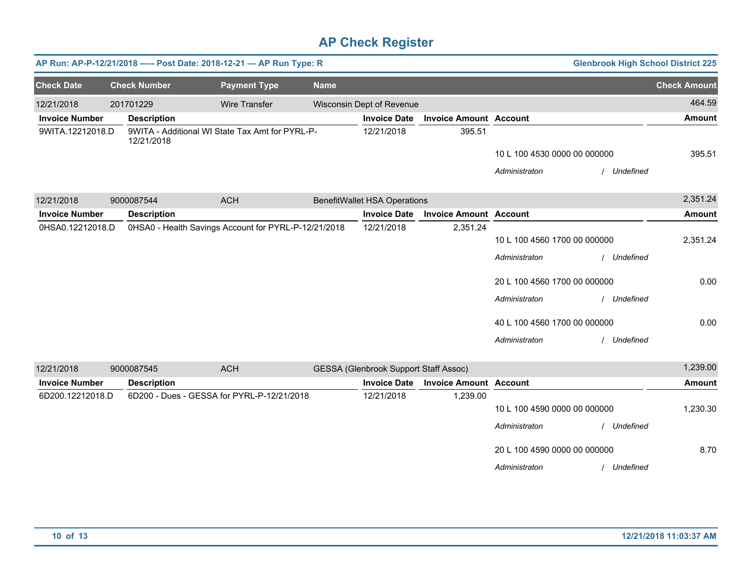# AP Check Register

**AP Run: AP-P-12/21/2018 -—- Post Date: 2018-12-21 — AP Run Type: R** — **Glenbrook High School District 225**

| Check Date | Check Number | Payment Type | Name | Check Amount |
|---|---|---|---|---|
| 12/21/2018 | 201701229 | Wire Transfer | Wisconsin Dept of Revenue | 464.59 |

| Invoice Number | Description | Invoice Date | Invoice Amount | Account | Amount |
|---|---|---|---|---|---|
| 9WITA.12212018.D | 9WITA - Additional WI State Tax Amt for PYRL-P-12/21/2018 | 12/21/2018 | 395.51 | | |
| | | | | 10 L 100 4530 0000 00 000000 | 395.51 |
| | | | | *Administraton / Undefined* | |

| Check Date | Check Number | Payment Type | Name | Check Amount |
|---|---|---|---|---|
| 12/21/2018 | 9000087544 | ACH | BenefitWallet HSA Operations | 2,351.24 |

| Invoice Number | Description | Invoice Date | Invoice Amount | Account | Amount |
|---|---|---|---|---|---|
| 0HSA0.12212018.D | 0HSA0 - Health Savings Account for PYRL-P-12/21/2018 | 12/21/2018 | 2,351.24 | | |
| | | | | 10 L 100 4560 1700 00 000000 | 2,351.24 |
| | | | | *Administraton / Undefined* | |
| | | | | 20 L 100 4560 1700 00 000000 | 0.00 |
| | | | | *Administraton / Undefined* | |
| | | | | 40 L 100 4560 1700 00 000000 | 0.00 |
| | | | | *Administraton / Undefined* | |

| Check Date | Check Number | Payment Type | Name | Check Amount |
|---|---|---|---|---|
| 12/21/2018 | 9000087545 | ACH | GESSA (Glenbrook Support Staff Assoc) | 1,239.00 |

| Invoice Number | Description | Invoice Date | Invoice Amount | Account | Amount |
|---|---|---|---|---|---|
| 6D200.12212018.D | 6D200 - Dues - GESSA for PYRL-P-12/21/2018 | 12/21/2018 | 1,239.00 | | |
| | | | | 10 L 100 4590 0000 00 000000 | 1,230.30 |
| | | | | *Administraton / Undefined* | |
| | | | | 20 L 100 4590 0000 00 000000 | 8.70 |
| | | | | *Administraton / Undefined* | |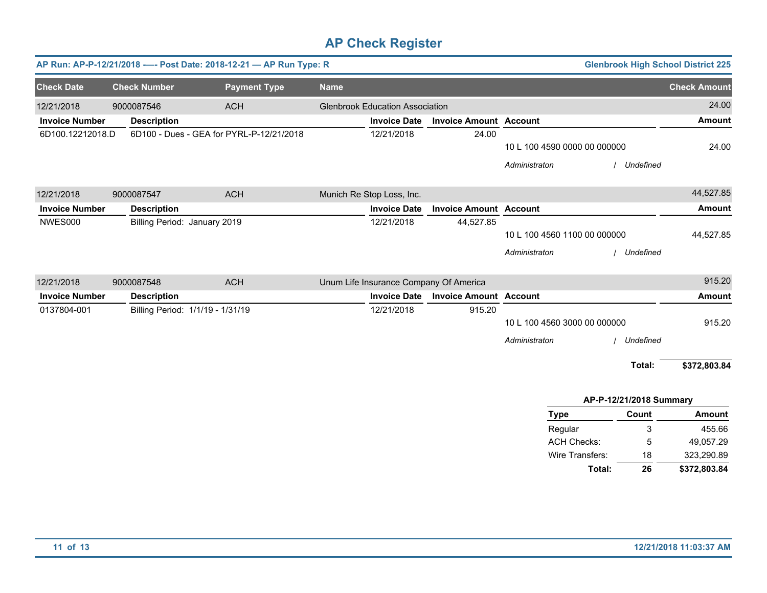# AP Check Register

**AP Run: AP-P-12/21/2018 —- Post Date: 2018-12-21 — AP Run Type: R** | **Glenbrook High School District 225**

| Check Date | Check Number | Payment Type | Name | Check Amount |
|---|---|---|---|---|
| 12/21/2018 | 9000087546 | ACH | Glenbrook Education Association | 24.00 |

| Invoice Number | Description | Invoice Date | Invoice Amount | Account | Amount |
|---|---|---|---|---|---|
| 6D100.12212018.D | 6D100 - Dues - GEA for PYRL-P-12/21/2018 | 12/21/2018 | 24.00 | 10 L 100 4590 0000 00 000000 | 24.00 |
| | | | | *Administraton / Undefined* | |

| Check Date | Check Number | Payment Type | Name | Check Amount |
|---|---|---|---|---|
| 12/21/2018 | 9000087547 | ACH | Munich Re Stop Loss, Inc. | 44,527.85 |

| Invoice Number | Description | Invoice Date | Invoice Amount | Account | Amount |
|---|---|---|---|---|---|
| NWES000 | Billing Period: January 2019 | 12/21/2018 | 44,527.85 | 10 L 100 4560 1100 00 000000 | 44,527.85 |
| | | | | *Administraton / Undefined* | |

| Check Date | Check Number | Payment Type | Name | Check Amount |
|---|---|---|---|---|
| 12/21/2018 | 9000087548 | ACH | Unum Life Insurance Company Of America | 915.20 |

| Invoice Number | Description | Invoice Date | Invoice Amount | Account | Amount |
|---|---|---|---|---|---|
| 0137804-001 | Billing Period: 1/1/19 - 1/31/19 | 12/21/2018 | 915.20 | 10 L 100 4560 3000 00 000000 | 915.20 |
| | | | | *Administraton / Undefined* | |

**Total: $372,803.84**

**AP-P-12/21/2018 Summary**

| Type | Count | Amount |
|---|---|---|
| Regular | 3 | 455.66 |
| ACH Checks: | 5 | 49,057.29 |
| Wire Transfers: | 18 | 323,290.89 |
| **Total:** | **26** | **$372,803.84** |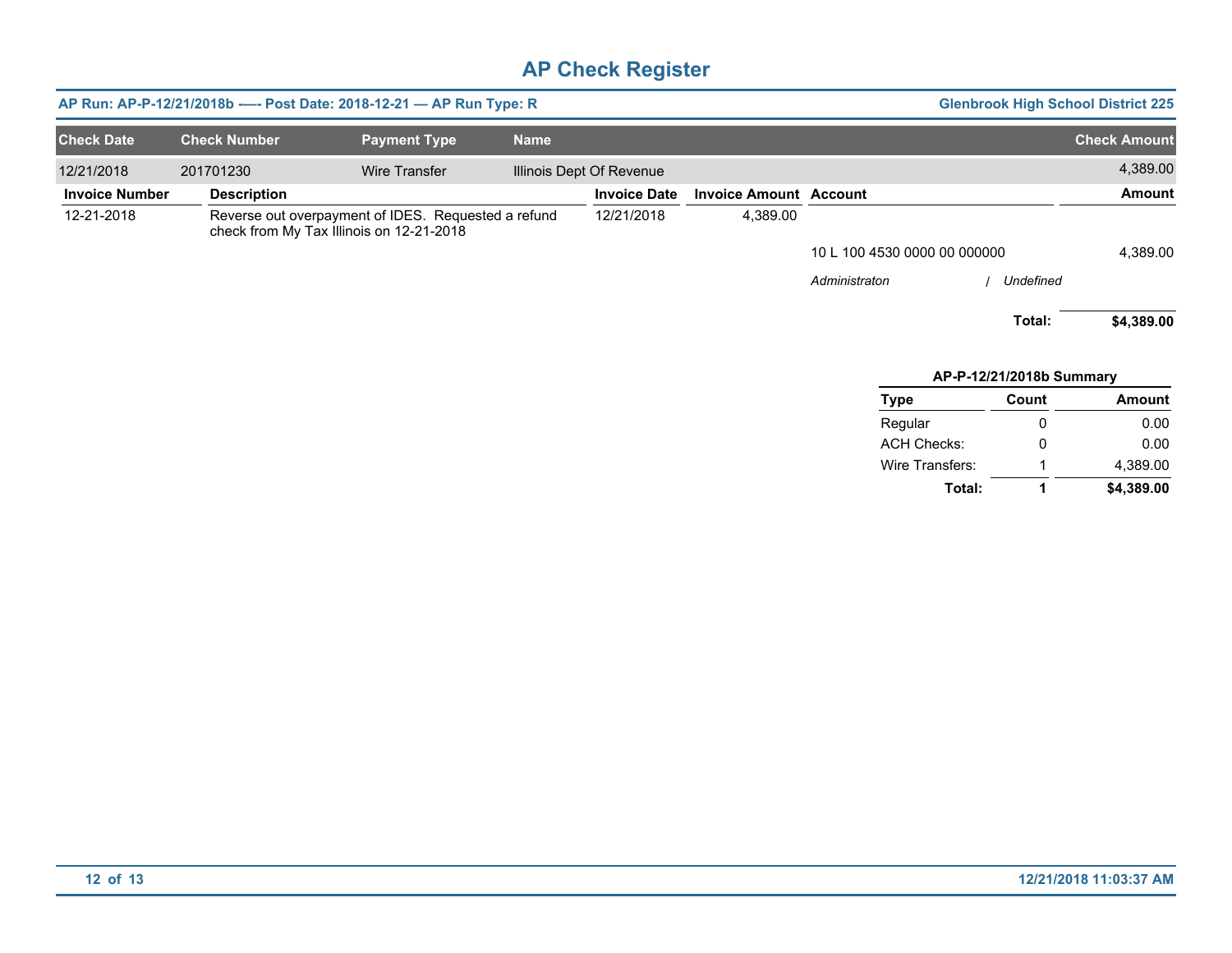# AP Check Register

**AP Run: AP-P-12/21/2018b ---- Post Date: 2018-12-21 — AP Run Type: R** | **Glenbrook High School District 225**

| Check Date | Check Number | Payment Type | Name | Check Amount |
|---|---|---|---|---|
| 12/21/2018 | 201701230 | Wire Transfer | Illinois Dept Of Revenue | 4,389.00 |

| Invoice Number | Description | Invoice Date | Invoice Amount | Account | Amount |
|---|---|---|---|---|---|
| 12-21-2018 | Reverse out overpayment of IDES. Requested a refund check from My Tax Illinois on 12-21-2018 | 12/21/2018 | 4,389.00 | | |
| | | | | 10 L 100 4530 0000 00 000000 | 4,389.00 |
| | | | | *Administraton / Undefined* | |
| | | | | **Total:** | **$4,389.00** |

**AP-P-12/21/2018b Summary**

| Type | Count | Amount |
|---|---|---|
| Regular | 0 | 0.00 |
| ACH Checks: | 0 | 0.00 |
| Wire Transfers: | 1 | 4,389.00 |
| **Total:** | **1** | **$4,389.00** |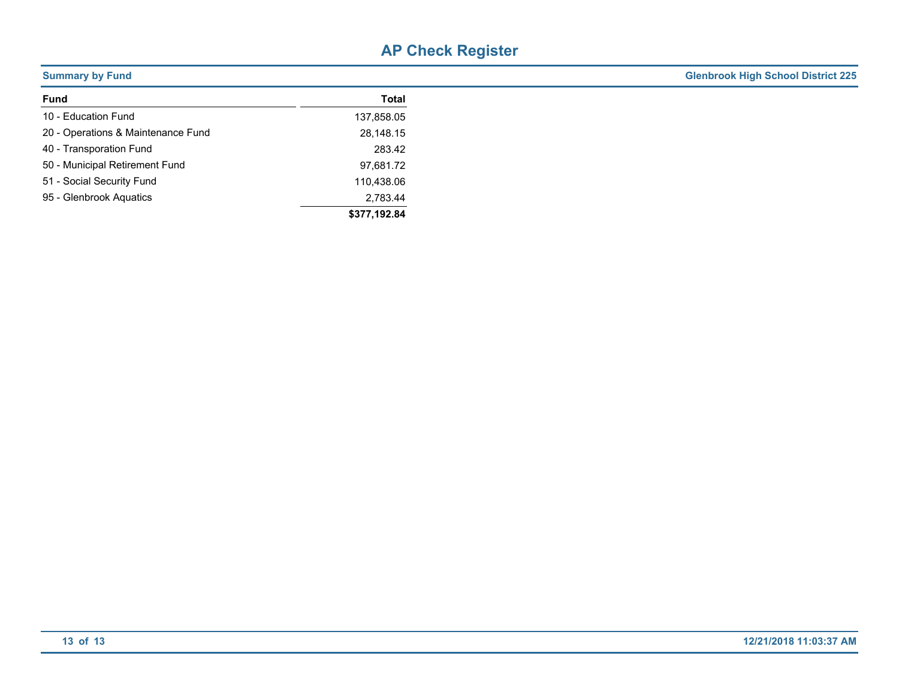# AP Check Register

**Summary by Fund** — **Glenbrook High School District 225**

| Fund | Total |
|---|---|
| 10 - Education Fund | 137,858.05 |
| 20 - Operations & Maintenance Fund | 28,148.15 |
| 40 - Transporation Fund | 283.42 |
| 50 - Municipal Retirement Fund | 97,681.72 |
| 51 - Social Security Fund | 110,438.06 |
| 95 - Glenbrook Aquatics | 2,783.44 |
| | **$377,192.84** |

**12/21/2018 11:03:37 AM**